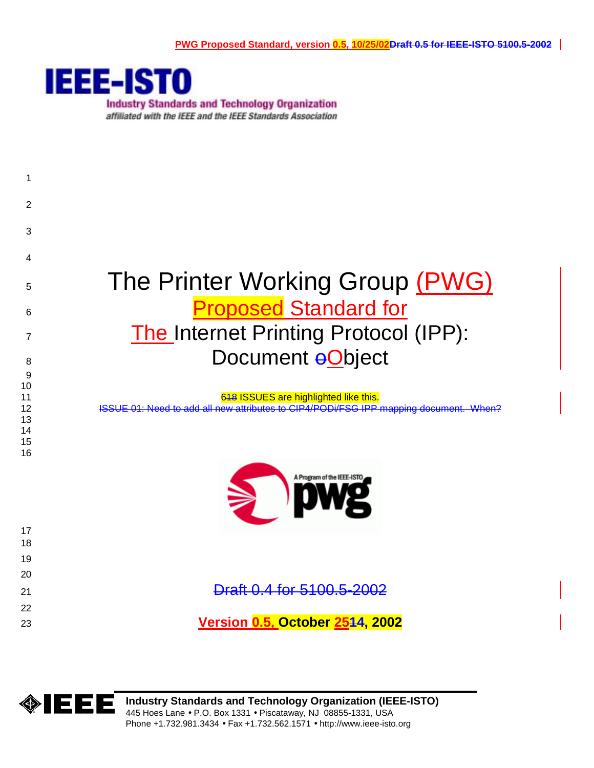# The Printer Working Group (PWG) Proposed Standard for The Internet Printing Protocol (IPP): Document oObject

618 ISSUES are highlighted like this.

ISSUE 01: Need to add all new attributes to CIP4/PODi/FSG IPP mapping document. When?

Draft 0.4 for 5100.5-2002

**Version 0.5, October 2514, 2002**

**Industry Standards and Technology Organization (IEEE-ISTO)**
445 Hoes Lane • P.O. Box 1331 • Piscataway, NJ 08855-1331, USA
Phone +1.732.981.3434 • Fax +1.732.562.1571 • http://www.ieee-isto.org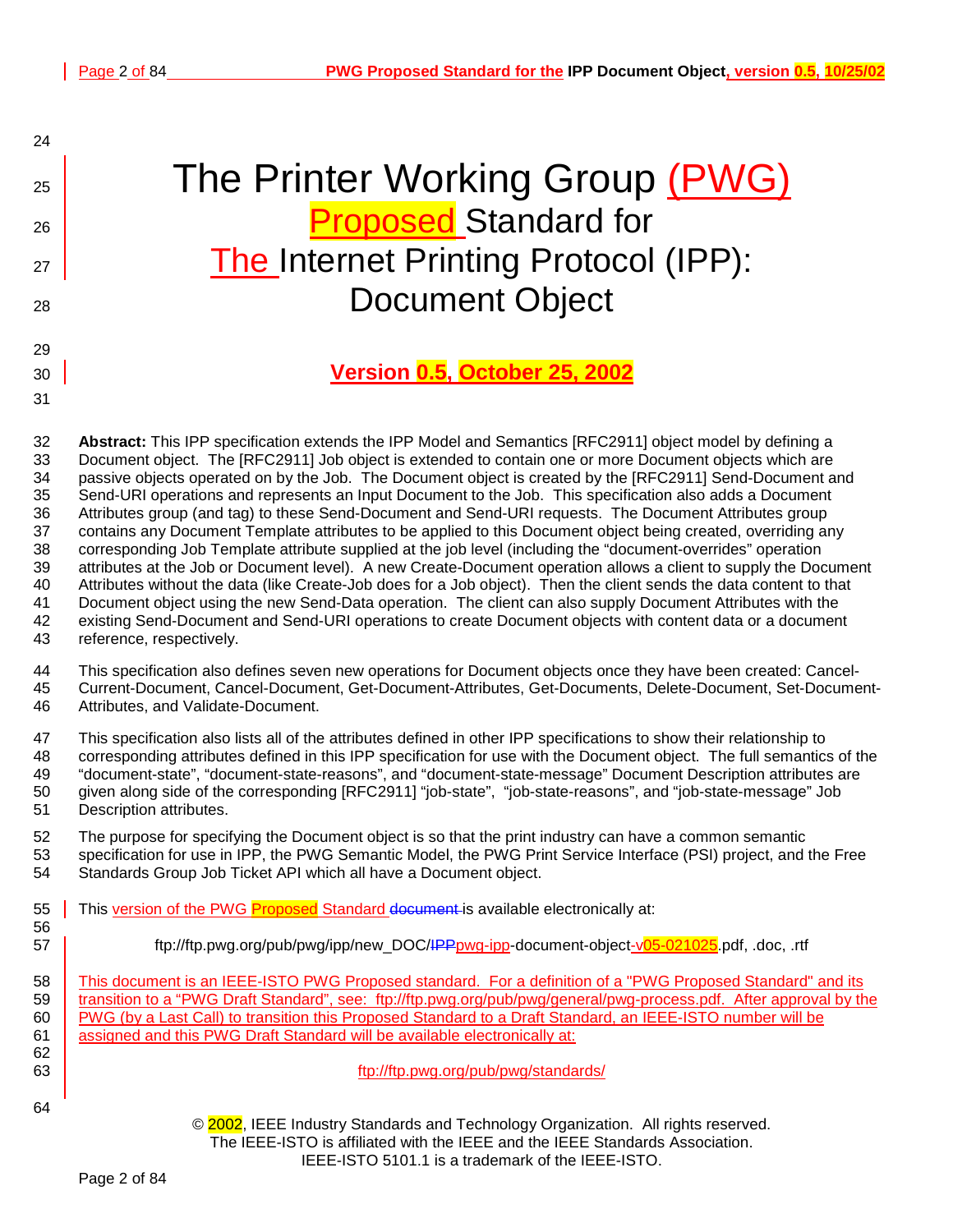# The Printer Working Group (PWG) Proposed Standard for The Internet Printing Protocol (IPP): Document Object

**Version 0.5, October 25, 2002**

**Abstract:** This IPP specification extends the IPP Model and Semantics [RFC2911] object model by defining a Document object. The [RFC2911] Job object is extended to contain one or more Document objects which are passive objects operated on by the Job. The Document object is created by the [RFC2911] Send-Document and Send-URI operations and represents an Input Document to the Job. This specification also adds a Document Attributes group (and tag) to these Send-Document and Send-URI requests. The Document Attributes group contains any Document Template attributes to be applied to this Document object being created, overriding any corresponding Job Template attribute supplied at the job level (including the "document-overrides" operation attributes at the Job or Document level). A new Create-Document operation allows a client to supply the Document Attributes without the data (like Create-Job does for a Job object). Then the client sends the data content to that Document object using the new Send-Data operation. The client can also supply Document Attributes with the existing Send-Document and Send-URI operations to create Document objects with content data or a document reference, respectively.

This specification also defines seven new operations for Document objects once they have been created: Cancel-Current-Document, Cancel-Document, Get-Document-Attributes, Get-Documents, Delete-Document, Set-Document-Attributes, and Validate-Document.

This specification also lists all of the attributes defined in other IPP specifications to show their relationship to corresponding attributes defined in this IPP specification for use with the Document object. The full semantics of the "document-state", "document-state-reasons", and "document-state-message" Document Description attributes are given along side of the corresponding [RFC2911] "job-state", "job-state-reasons", and "job-state-message" Job Description attributes.

The purpose for specifying the Document object is so that the print industry can have a common semantic specification for use in IPP, the PWG Semantic Model, the PWG Print Service Interface (PSI) project, and the Free Standards Group Job Ticket API which all have a Document object.

This version of the PWG Proposed Standard document is available electronically at:

ftp://ftp.pwg.org/pub/pwg/ipp/new_DOC/IPPpwg-ipp-document-object-v05-021025.pdf, .doc, .rtf

This document is an IEEE-ISTO PWG Proposed standard. For a definition of a "PWG Proposed Standard" and its transition to a "PWG Draft Standard", see: ftp://ftp.pwg.org/pub/pwg/general/pwg-process.pdf. After approval by the PWG (by a Last Call) to transition this Proposed Standard to a Draft Standard, an IEEE-ISTO number will be assigned and this PWG Draft Standard will be available electronically at:

ftp://ftp.pwg.org/pub/pwg/standards/

© 2002, IEEE Industry Standards and Technology Organization. All rights reserved.
The IEEE-ISTO is affiliated with the IEEE and the IEEE Standards Association.
IEEE-ISTO 5101.1 is a trademark of the IEEE-ISTO.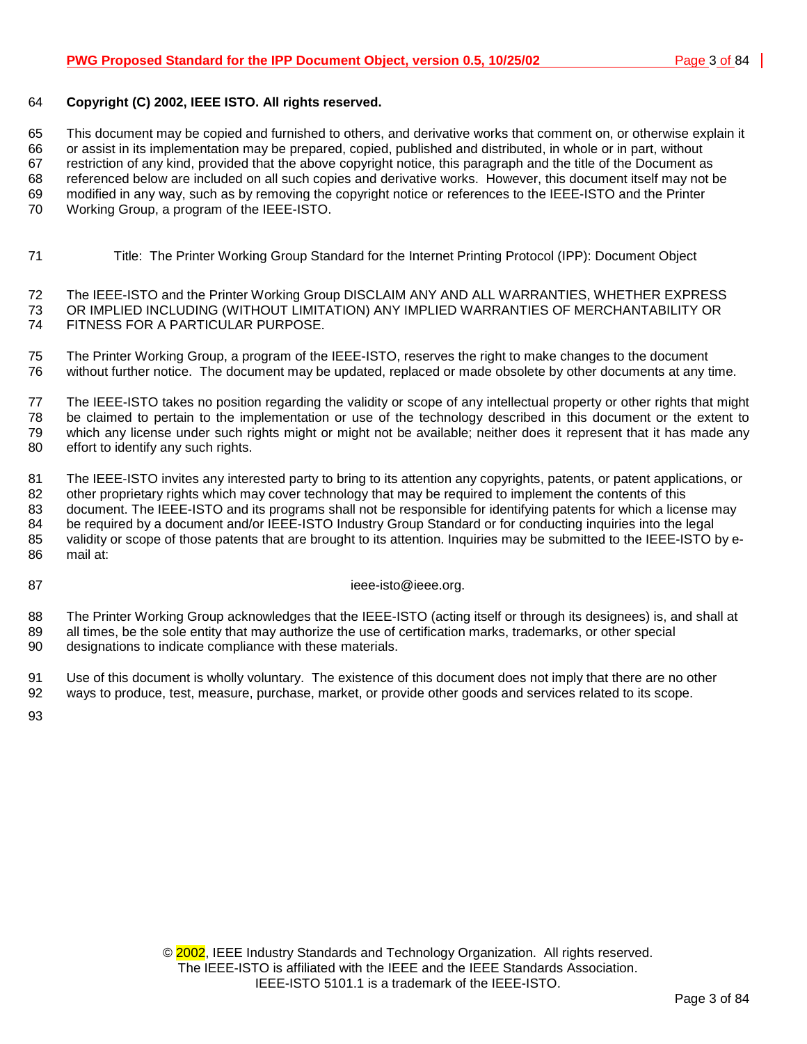**Copyright (C) 2002, IEEE ISTO. All rights reserved.**

This document may be copied and furnished to others, and derivative works that comment on, or otherwise explain it or assist in its implementation may be prepared, copied, published and distributed, in whole or in part, without restriction of any kind, provided that the above copyright notice, this paragraph and the title of the Document as referenced below are included on all such copies and derivative works. However, this document itself may not be modified in any way, such as by removing the copyright notice or references to the IEEE-ISTO and the Printer Working Group, a program of the IEEE-ISTO.

Title: The Printer Working Group Standard for the Internet Printing Protocol (IPP): Document Object

The IEEE-ISTO and the Printer Working Group DISCLAIM ANY AND ALL WARRANTIES, WHETHER EXPRESS OR IMPLIED INCLUDING (WITHOUT LIMITATION) ANY IMPLIED WARRANTIES OF MERCHANTABILITY OR FITNESS FOR A PARTICULAR PURPOSE.

The Printer Working Group, a program of the IEEE-ISTO, reserves the right to make changes to the document without further notice. The document may be updated, replaced or made obsolete by other documents at any time.

The IEEE-ISTO takes no position regarding the validity or scope of any intellectual property or other rights that might be claimed to pertain to the implementation or use of the technology described in this document or the extent to which any license under such rights might or might not be available; neither does it represent that it has made any effort to identify any such rights.

The IEEE-ISTO invites any interested party to bring to its attention any copyrights, patents, or patent applications, or other proprietary rights which may cover technology that may be required to implement the contents of this document. The IEEE-ISTO and its programs shall not be responsible for identifying patents for which a license may be required by a document and/or IEEE-ISTO Industry Group Standard or for conducting inquiries into the legal validity or scope of those patents that are brought to its attention. Inquiries may be submitted to the IEEE-ISTO by e-mail at:

ieee-isto@ieee.org.

The Printer Working Group acknowledges that the IEEE-ISTO (acting itself or through its designees) is, and shall at all times, be the sole entity that may authorize the use of certification marks, trademarks, or other special designations to indicate compliance with these materials.

Use of this document is wholly voluntary. The existence of this document does not imply that there are no other ways to produce, test, measure, purchase, market, or provide other goods and services related to its scope.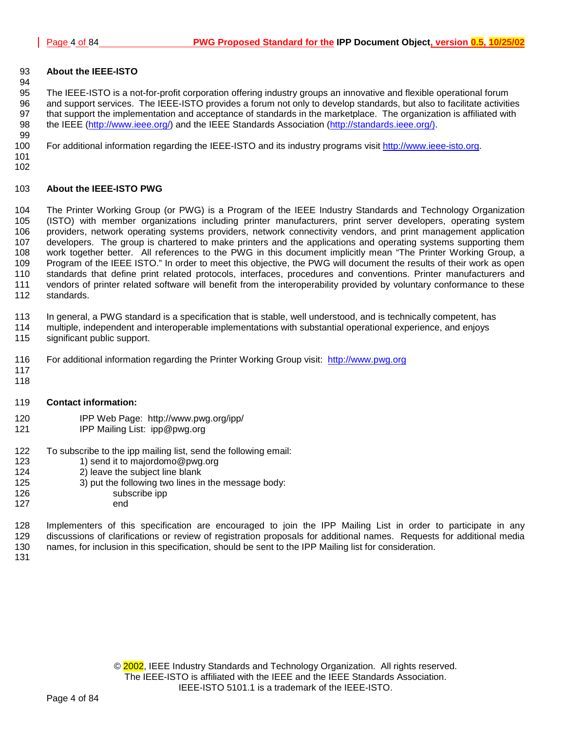## About the IEEE-ISTO

The IEEE-ISTO is a not-for-profit corporation offering industry groups an innovative and flexible operational forum and support services. The IEEE-ISTO provides a forum not only to develop standards, but also to facilitate activities that support the implementation and acceptance of standards in the marketplace. The organization is affiliated with the IEEE (http://www.ieee.org/) and the IEEE Standards Association (http://standards.ieee.org/).

For additional information regarding the IEEE-ISTO and its industry programs visit http://www.ieee-isto.org.

## About the IEEE-ISTO PWG

The Printer Working Group (or PWG) is a Program of the IEEE Industry Standards and Technology Organization (ISTO) with member organizations including printer manufacturers, print server developers, operating system providers, network operating systems providers, network connectivity vendors, and print management application developers. The group is chartered to make printers and the applications and operating systems supporting them work together better. All references to the PWG in this document implicitly mean "The Printer Working Group, a Program of the IEEE ISTO." In order to meet this objective, the PWG will document the results of their work as open standards that define print related protocols, interfaces, procedures and conventions. Printer manufacturers and vendors of printer related software will benefit from the interoperability provided by voluntary conformance to these standards.

In general, a PWG standard is a specification that is stable, well understood, and is technically competent, has multiple, independent and interoperable implementations with substantial operational experience, and enjoys significant public support.

For additional information regarding the Printer Working Group visit: http://www.pwg.org

**Contact information:**

IPP Web Page: http://www.pwg.org/ipp/
IPP Mailing List: ipp@pwg.org

To subscribe to the ipp mailing list, send the following email:

1) send it to majordomo@pwg.org
2) leave the subject line blank
3) put the following two lines in the message body:
   subscribe ipp
   end

Implementers of this specification are encouraged to join the IPP Mailing List in order to participate in any discussions of clarifications or review of registration proposals for additional names. Requests for additional media names, for inclusion in this specification, should be sent to the IPP Mailing list for consideration.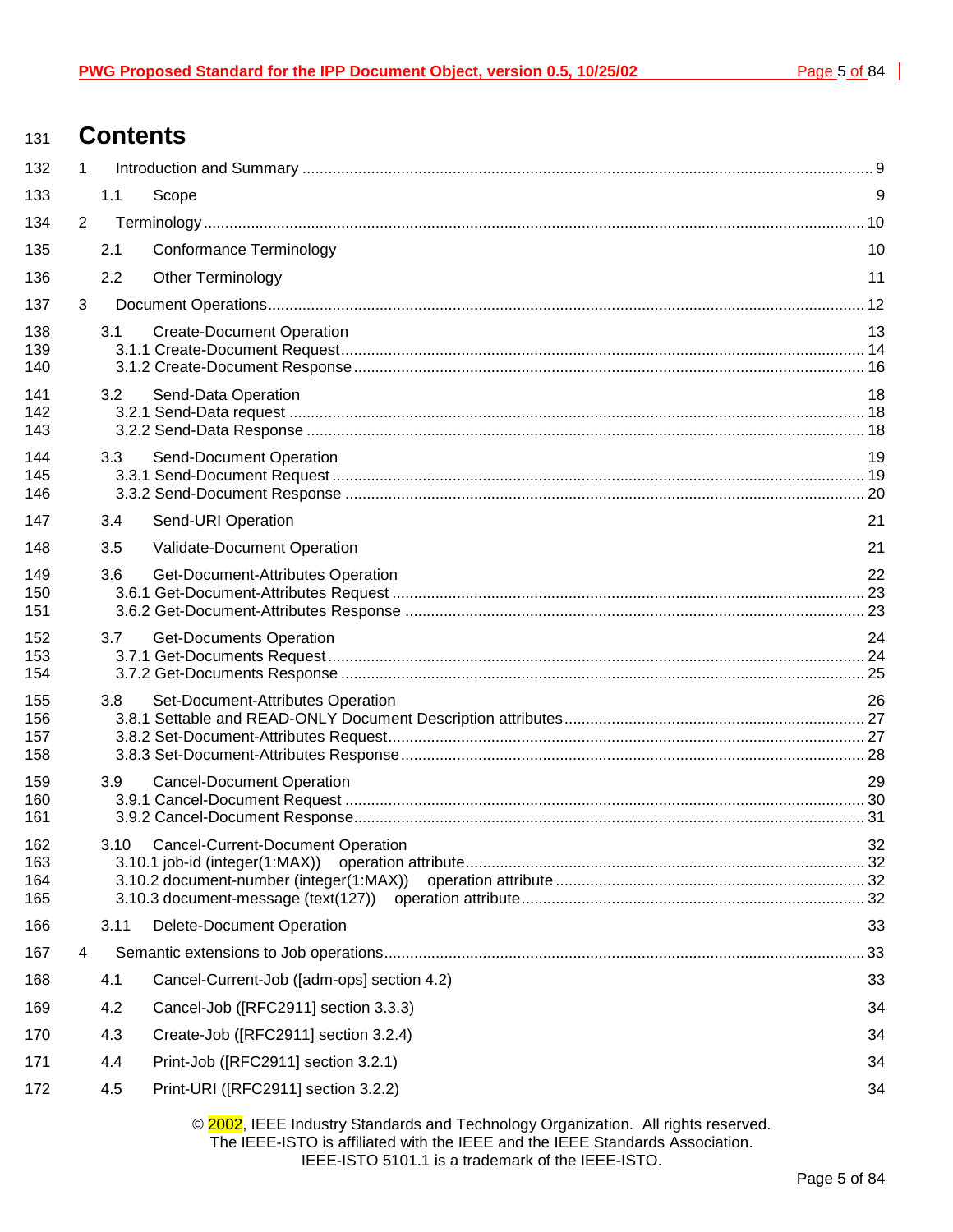# Contents

1 Introduction and Summary .......... 9

1.1 Scope 9

2 Terminology .......... 10

2.1 Conformance Terminology 10

2.2 Other Terminology 11

3 Document Operations .......... 12

3.1 Create-Document Operation 13
3.1.1 Create-Document Request .......... 14
3.1.2 Create-Document Response .......... 16

3.2 Send-Data Operation 18
3.2.1 Send-Data request .......... 18
3.2.2 Send-Data Response .......... 18

3.3 Send-Document Operation 19
3.3.1 Send-Document Request .......... 19
3.3.2 Send-Document Response .......... 20

3.4 Send-URI Operation 21

3.5 Validate-Document Operation 21

3.6 Get-Document-Attributes Operation 22
3.6.1 Get-Document-Attributes Request .......... 23
3.6.2 Get-Document-Attributes Response .......... 23

3.7 Get-Documents Operation 24
3.7.1 Get-Documents Request .......... 24
3.7.2 Get-Documents Response .......... 25

3.8 Set-Document-Attributes Operation 26
3.8.1 Settable and READ-ONLY Document Description attributes .......... 27
3.8.2 Set-Document-Attributes Request .......... 27
3.8.3 Set-Document-Attributes Response .......... 28

3.9 Cancel-Document Operation 29
3.9.1 Cancel-Document Request .......... 30
3.9.2 Cancel-Document Response .......... 31

3.10 Cancel-Current-Document Operation 32
3.10.1 job-id (integer(1:MAX)) operation attribute .......... 32
3.10.2 document-number (integer(1:MAX)) operation attribute .......... 32
3.10.3 document-message (text(127)) operation attribute .......... 32

3.11 Delete-Document Operation 33

4 Semantic extensions to Job operations .......... 33

4.1 Cancel-Current-Job ([adm-ops] section 4.2) 33

4.2 Cancel-Job ([RFC2911] section 3.3.3) 34

4.3 Create-Job ([RFC2911] section 3.2.4) 34

4.4 Print-Job ([RFC2911] section 3.2.1) 34

4.5 Print-URI ([RFC2911] section 3.2.2) 34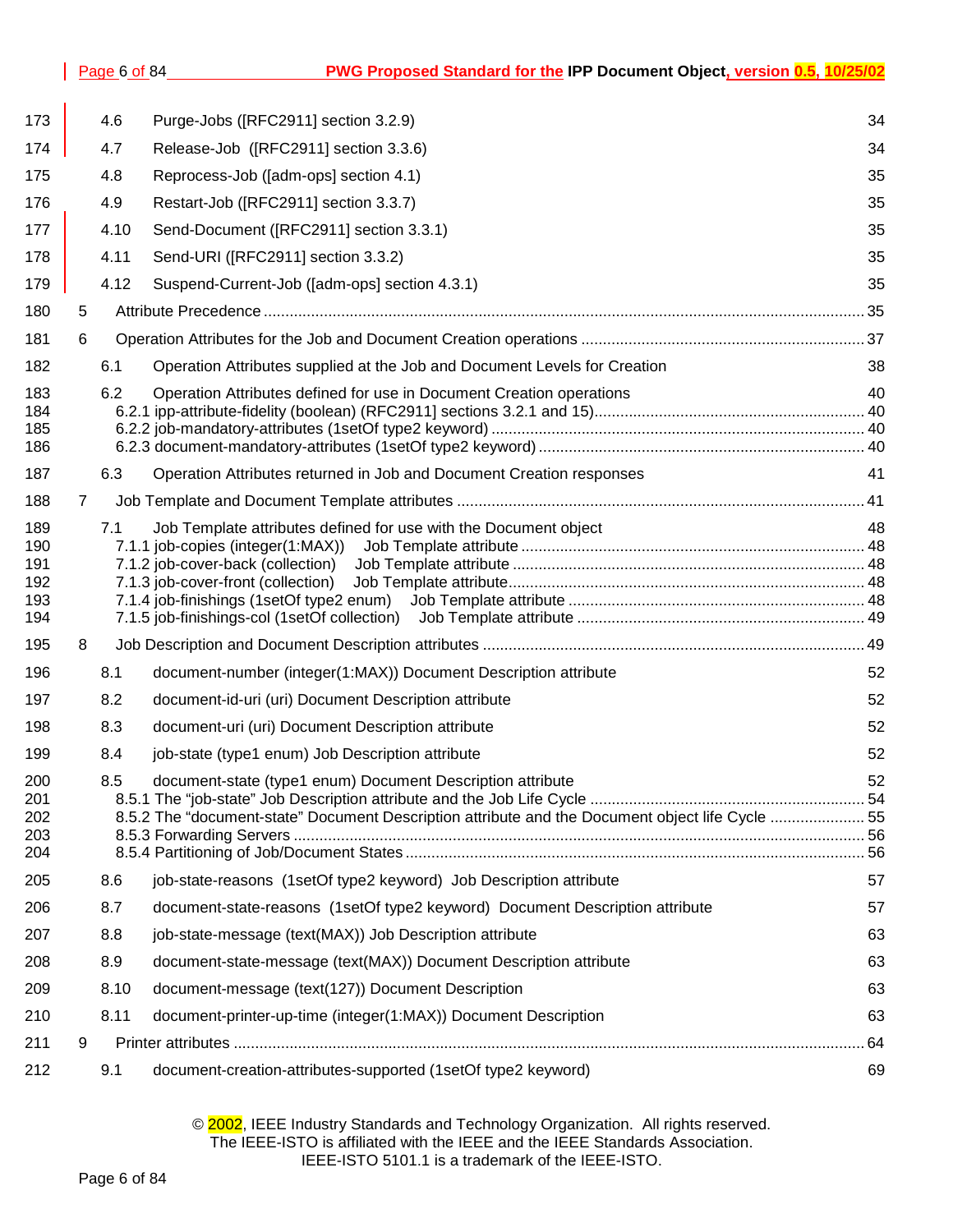173 4.6 Purge-Jobs ([RFC2911] section 3.2.9) 34

174 4.7 Release-Job ([RFC2911] section 3.3.6) 34

175 4.8 Reprocess-Job ([adm-ops] section 4.1) 35

176 4.9 Restart-Job ([RFC2911] section 3.3.7) 35

177 4.10 Send-Document ([RFC2911] section 3.3.1) 35

178 4.11 Send-URI ([RFC2911] section 3.3.2) 35

179 4.12 Suspend-Current-Job ([adm-ops] section 4.3.1) 35

180 5 Attribute Precedence ........................................................................................................................ 35

181 6 Operation Attributes for the Job and Document Creation operations ................................................ 37

182 6.1 Operation Attributes supplied at the Job and Document Levels for Creation 38

183 6.2 Operation Attributes defined for use in Document Creation operations 40
184 6.2.1 ipp-attribute-fidelity (boolean) (RFC2911] sections 3.2.1 and 15)........................................... 40
185 6.2.2 job-mandatory-attributes (1setOf type2 keyword) ...................................................................... 40
186 6.2.3 document-mandatory-attributes (1setOf type2 keyword) .............................................................. 40

187 6.3 Operation Attributes returned in Job and Document Creation responses 41

188 7 Job Template and Document Template attributes ........................................................................... 41

189 7.1 Job Template attributes defined for use with the Document object 48
190 7.1.1 job-copies (integer(1:MAX)) Job Template attribute ................................................................ 48
191 7.1.2 job-cover-back (collection) Job Template attribute .................................................................. 48
192 7.1.3 job-cover-front (collection) Job Template attribute.................................................................. 48
193 7.1.4 job-finishings (1setOf type2 enum) Job Template attribute ..................................................... 48
194 7.1.5 job-finishings-col (1setOf collection) Job Template attribute ................................................... 49

195 8 Job Description and Document Description attributes ...................................................................... 49

196 8.1 document-number (integer(1:MAX)) Document Description attribute 52

197 8.2 document-id-uri (uri) Document Description attribute 52

198 8.3 document-uri (uri) Document Description attribute 52

199 8.4 job-state (type1 enum) Job Description attribute 52

200 8.5 document-state (type1 enum) Document Description attribute 52
201 8.5.1 The "job-state" Job Description attribute and the Job Life Cycle ................................................ 54
202 8.5.2 The "document-state" Document Description attribute and the Document object life Cycle ...................... 55
203 8.5.3 Forwarding Servers ..................................................................................................................... 56
204 8.5.4 Partitioning of Job/Document States .......................................................................................... 56

205 8.6 job-state-reasons (1setOf type2 keyword) Job Description attribute 57

206 8.7 document-state-reasons (1setOf type2 keyword) Document Description attribute 57

207 8.8 job-state-message (text(MAX)) Job Description attribute 63

208 8.9 document-state-message (text(MAX)) Document Description attribute 63

209 8.10 document-message (text(127)) Document Description 63

210 8.11 document-printer-up-time (integer(1:MAX)) Document Description 63

211 9 Printer attributes .................................................................................................................................. 64

212 9.1 document-creation-attributes-supported (1setOf type2 keyword) 69

© 2002, IEEE Industry Standards and Technology Organization. All rights reserved.
The IEEE-ISTO is affiliated with the IEEE and the IEEE Standards Association.
IEEE-ISTO 5101.1 is a trademark of the IEEE-ISTO.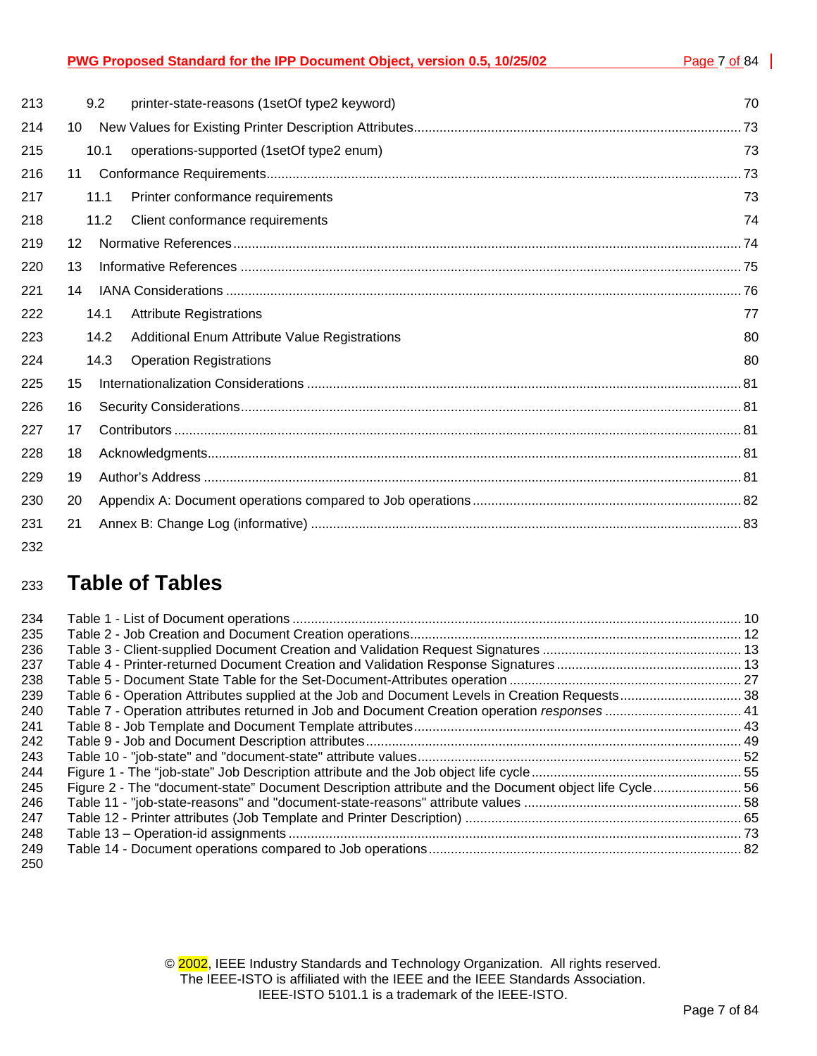9.2 printer-state-reasons (1setOf type2 keyword) 70

10 New Values for Existing Printer Description Attributes 73

10.1 operations-supported (1setOf type2 enum) 73

11 Conformance Requirements 73

11.1 Printer conformance requirements 73

11.2 Client conformance requirements 74

12 Normative References 74

13 Informative References 75

14 IANA Considerations 76

14.1 Attribute Registrations 77

14.2 Additional Enum Attribute Value Registrations 80

14.3 Operation Registrations 80

15 Internationalization Considerations 81

16 Security Considerations 81

17 Contributors 81

18 Acknowledgments 81

19 Author's Address 81

20 Appendix A: Document operations compared to Job operations 82

21 Annex B: Change Log (informative) 83

# Table of Tables

Table 1 - List of Document operations 10
Table 2 - Job Creation and Document Creation operations 12
Table 3 - Client-supplied Document Creation and Validation Request Signatures 13
Table 4 - Printer-returned Document Creation and Validation Response Signatures 13
Table 5 - Document State Table for the Set-Document-Attributes operation 27
Table 6 - Operation Attributes supplied at the Job and Document Levels in Creation Requests 38
Table 7 - Operation attributes returned in Job and Document Creation operation *responses* 41
Table 8 - Job Template and Document Template attributes 43
Table 9 - Job and Document Description attributes 49
Table 10 - "job-state" and "document-state" attribute values 52
Figure 1 - The "job-state" Job Description attribute and the Job object life cycle 55
Figure 2 - The "document-state" Document Description attribute and the Document object life Cycle 56
Table 11 - "job-state-reasons" and "document-state-reasons" attribute values 58
Table 12 - Printer attributes (Job Template and Printer Description) 65
Table 13 – Operation-id assignments 73
Table 14 - Document operations compared to Job operations 82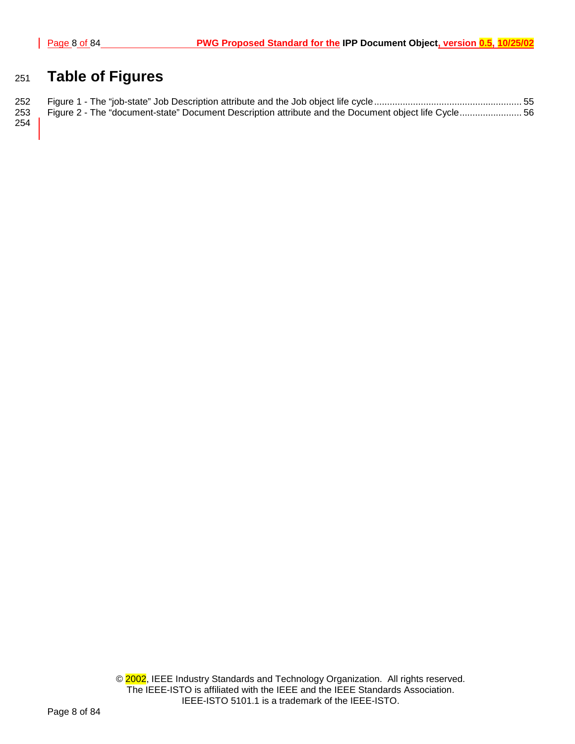# Table of Figures

Figure 1 - The “job-state” Job Description attribute and the Job object life cycle ........................................................ 55
Figure 2 - The “document-state” Document Description attribute and the Document object life Cycle........................ 56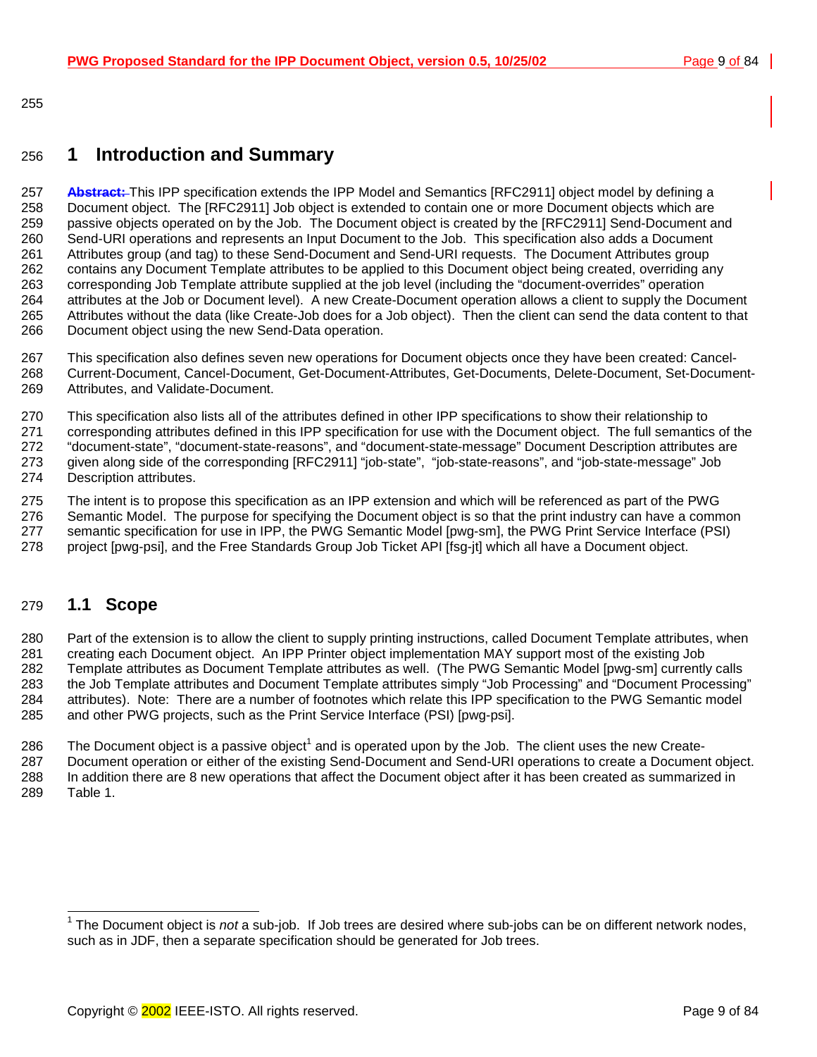# 1 Introduction and Summary

**Abstract:** This IPP specification extends the IPP Model and Semantics [RFC2911] object model by defining a Document object. The [RFC2911] Job object is extended to contain one or more Document objects which are passive objects operated on by the Job. The Document object is created by the [RFC2911] Send-Document and Send-URI operations and represents an Input Document to the Job. This specification also adds a Document Attributes group (and tag) to these Send-Document and Send-URI requests. The Document Attributes group contains any Document Template attributes to be applied to this Document object being created, overriding any corresponding Job Template attribute supplied at the job level (including the "document-overrides" operation attributes at the Job or Document level). A new Create-Document operation allows a client to supply the Document Attributes without the data (like Create-Job does for a Job object). Then the client can send the data content to that Document object using the new Send-Data operation.

This specification also defines seven new operations for Document objects once they have been created: Cancel-Current-Document, Cancel-Document, Get-Document-Attributes, Get-Documents, Delete-Document, Set-Document-Attributes, and Validate-Document.

This specification also lists all of the attributes defined in other IPP specifications to show their relationship to corresponding attributes defined in this IPP specification for use with the Document object. The full semantics of the "document-state", "document-state-reasons", and "document-state-message" Document Description attributes are given along side of the corresponding [RFC2911] "job-state", "job-state-reasons", and "job-state-message" Job Description attributes.

The intent is to propose this specification as an IPP extension and which will be referenced as part of the PWG Semantic Model. The purpose for specifying the Document object is so that the print industry can have a common semantic specification for use in IPP, the PWG Semantic Model [pwg-sm], the PWG Print Service Interface (PSI) project [pwg-psi], and the Free Standards Group Job Ticket API [fsg-jt] which all have a Document object.

## 1.1 Scope

Part of the extension is to allow the client to supply printing instructions, called Document Template attributes, when creating each Document object. An IPP Printer object implementation MAY support most of the existing Job Template attributes as Document Template attributes as well. (The PWG Semantic Model [pwg-sm] currently calls the Job Template attributes and Document Template attributes simply "Job Processing" and "Document Processing" attributes). Note: There are a number of footnotes which relate this IPP specification to the PWG Semantic model and other PWG projects, such as the Print Service Interface (PSI) [pwg-psi].

The Document object is a passive object[1] and is operated upon by the Job. The client uses the new Create-Document operation or either of the existing Send-Document and Send-URI operations to create a Document object. In addition there are 8 new operations that affect the Document object after it has been created as summarized in Table 1.

[1] The Document object is *not* a sub-job. If Job trees are desired where sub-jobs can be on different network nodes, such as in JDF, then a separate specification should be generated for Job trees.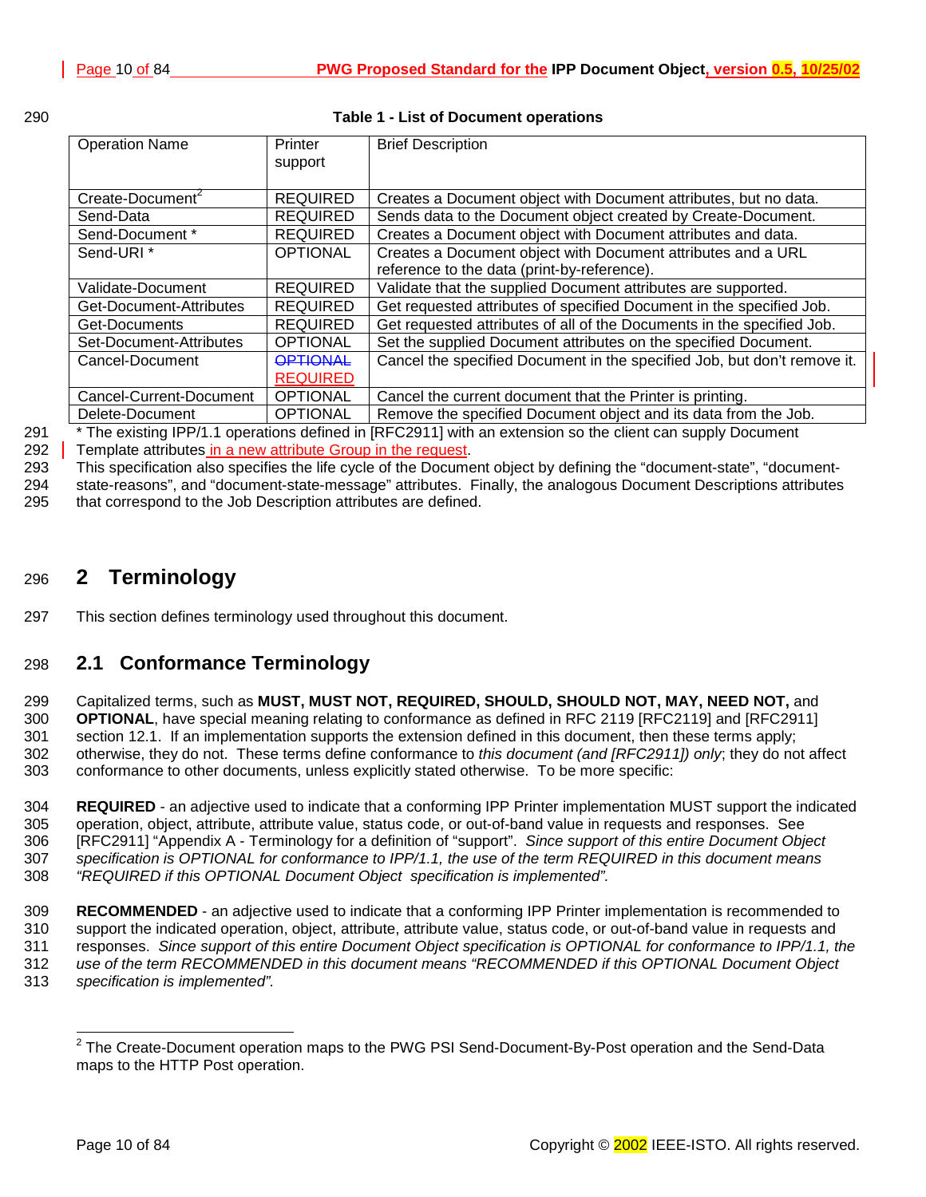**Table 1 - List of Document operations**

| Operation Name | Printer support | Brief Description |
|---|---|---|
| Create-Document[2] | REQUIRED | Creates a Document object with Document attributes, but no data. |
| Send-Data | REQUIRED | Sends data to the Document object created by Create-Document. |
| Send-Document * | REQUIRED | Creates a Document object with Document attributes and data. |
| Send-URI * | OPTIONAL | Creates a Document object with Document attributes and a URL reference to the data (print-by-reference). |
| Validate-Document | REQUIRED | Validate that the supplied Document attributes are supported. |
| Get-Document-Attributes | REQUIRED | Get requested attributes of specified Document in the specified Job. |
| Get-Documents | REQUIRED | Get requested attributes of all of the Documents in the specified Job. |
| Set-Document-Attributes | OPTIONAL | Set the supplied Document attributes on the specified Document. |
| Cancel-Document | ~~OPTIONAL~~ REQUIRED | Cancel the specified Document in the specified Job, but don't remove it. |
| Cancel-Current-Document | OPTIONAL | Cancel the current document that the Printer is printing. |
| Delete-Document | OPTIONAL | Remove the specified Document object and its data from the Job. |

* The existing IPP/1.1 operations defined in [RFC2911] with an extension so the client can supply Document Template attributes in a new attribute Group in the request.

This specification also specifies the life cycle of the Document object by defining the "document-state", "document-state-reasons", and "document-state-message" attributes. Finally, the analogous Document Descriptions attributes that correspond to the Job Description attributes are defined.

# 2 Terminology

This section defines terminology used throughout this document.

## 2.1 Conformance Terminology

Capitalized terms, such as **MUST, MUST NOT, REQUIRED, SHOULD, SHOULD NOT, MAY, NEED NOT,** and **OPTIONAL**, have special meaning relating to conformance as defined in RFC 2119 [RFC2119] and [RFC2911] section 12.1. If an implementation supports the extension defined in this document, then these terms apply; otherwise, they do not. These terms define conformance to *this document (and [RFC2911]) only*; they do not affect conformance to other documents, unless explicitly stated otherwise. To be more specific:

**REQUIRED** - an adjective used to indicate that a conforming IPP Printer implementation MUST support the indicated operation, object, attribute, attribute value, status code, or out-of-band value in requests and responses. See [RFC2911] "Appendix A - Terminology for a definition of "support". *Since support of this entire Document Object specification is OPTIONAL for conformance to IPP/1.1, the use of the term REQUIRED in this document means "REQUIRED if this OPTIONAL Document Object specification is implemented".*

**RECOMMENDED** - an adjective used to indicate that a conforming IPP Printer implementation is recommended to support the indicated operation, object, attribute, attribute value, status code, or out-of-band value in requests and responses. *Since support of this entire Document Object specification is OPTIONAL for conformance to IPP/1.1, the use of the term RECOMMENDED in this document means "RECOMMENDED if this OPTIONAL Document Object specification is implemented".*

---

[2] The Create-Document operation maps to the PWG PSI Send-Document-By-Post operation and the Send-Data maps to the HTTP Post operation.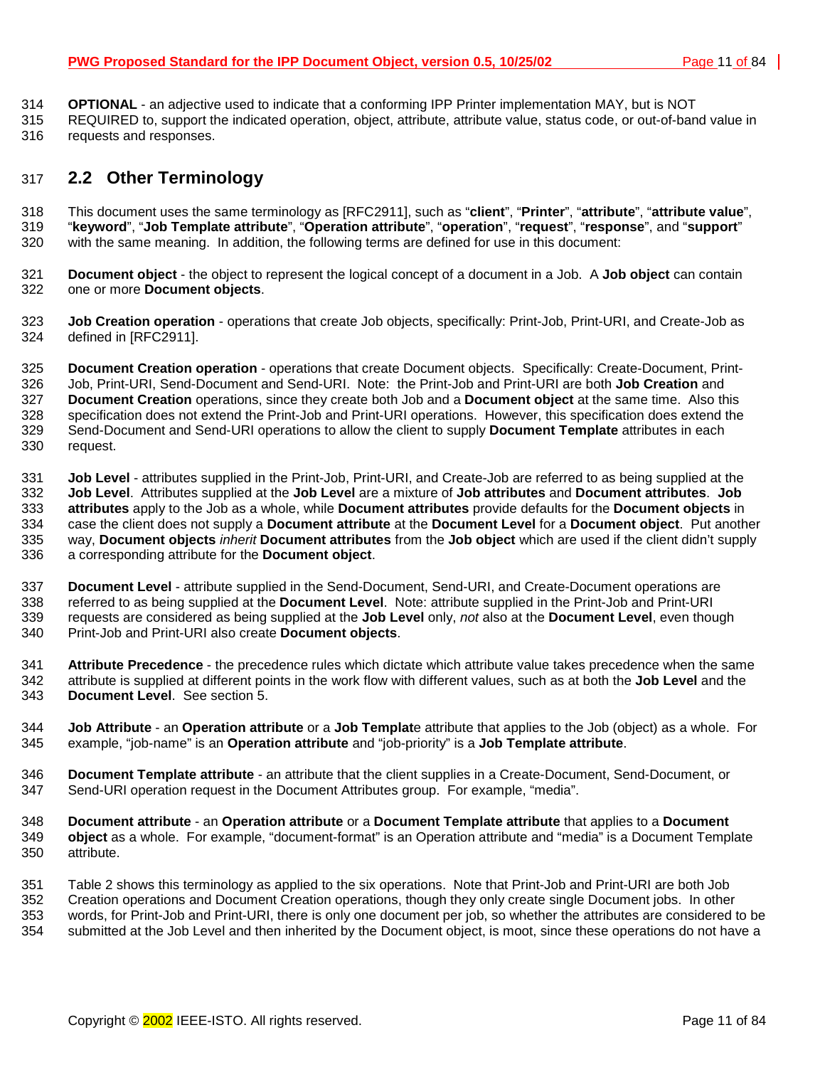**OPTIONAL** - an adjective used to indicate that a conforming IPP Printer implementation MAY, but is NOT REQUIRED to, support the indicated operation, object, attribute, attribute value, status code, or out-of-band value in requests and responses.

## 2.2 Other Terminology

This document uses the same terminology as [RFC2911], such as "**client**", "**Printer**", "**attribute**", "**attribute value**", "**keyword**", "**Job Template attribute**", "**Operation attribute**", "**operation**", "**request**", "**response**", and "**support**" with the same meaning. In addition, the following terms are defined for use in this document:

**Document object** - the object to represent the logical concept of a document in a Job. A **Job object** can contain one or more **Document objects**.

**Job Creation operation** - operations that create Job objects, specifically: Print-Job, Print-URI, and Create-Job as defined in [RFC2911].

**Document Creation operation** - operations that create Document objects. Specifically: Create-Document, Print-Job, Print-URI, Send-Document and Send-URI. Note: the Print-Job and Print-URI are both **Job Creation** and **Document Creation** operations, since they create both Job and a **Document object** at the same time. Also this specification does not extend the Print-Job and Print-URI operations. However, this specification does extend the Send-Document and Send-URI operations to allow the client to supply **Document Template** attributes in each request.

**Job Level** - attributes supplied in the Print-Job, Print-URI, and Create-Job are referred to as being supplied at the **Job Level**. Attributes supplied at the **Job Level** are a mixture of **Job attributes** and **Document attributes**. **Job attributes** apply to the Job as a whole, while **Document attributes** provide defaults for the **Document objects** in case the client does not supply a **Document attribute** at the **Document Level** for a **Document object**. Put another way, **Document objects** *inherit* **Document attributes** from the **Job object** which are used if the client didn't supply a corresponding attribute for the **Document object**.

**Document Level** - attribute supplied in the Send-Document, Send-URI, and Create-Document operations are referred to as being supplied at the **Document Level**. Note: attribute supplied in the Print-Job and Print-URI requests are considered as being supplied at the **Job Level** only, *not* also at the **Document Level**, even though Print-Job and Print-URI also create **Document objects**.

**Attribute Precedence** - the precedence rules which dictate which attribute value takes precedence when the same attribute is supplied at different points in the work flow with different values, such as at both the **Job Level** and the **Document Level**. See section 5.

**Job Attribute** - an **Operation attribute** or a **Job Template** attribute that applies to the Job (object) as a whole. For example, "job-name" is an **Operation attribute** and "job-priority" is a **Job Template attribute**.

**Document Template attribute** - an attribute that the client supplies in a Create-Document, Send-Document, or Send-URI operation request in the Document Attributes group. For example, "media".

**Document attribute** - an **Operation attribute** or a **Document Template attribute** that applies to a **Document object** as a whole. For example, "document-format" is an Operation attribute and "media" is a Document Template attribute.

Table 2 shows this terminology as applied to the six operations. Note that Print-Job and Print-URI are both Job Creation operations and Document Creation operations, though they only create single Document jobs. In other words, for Print-Job and Print-URI, there is only one document per job, so whether the attributes are considered to be submitted at the Job Level and then inherited by the Document object, is moot, since these operations do not have a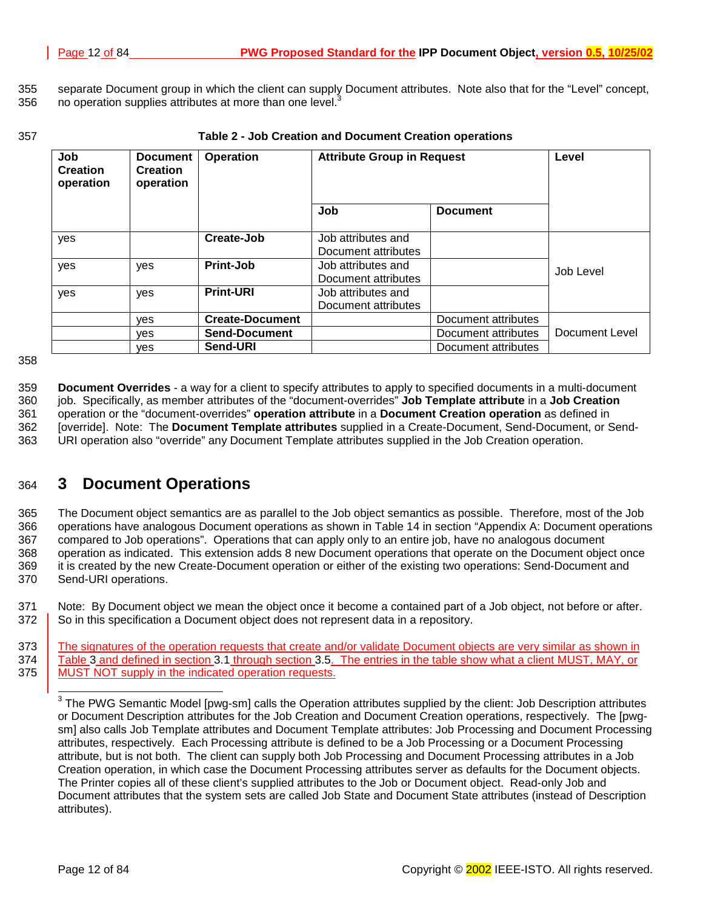separate Document group in which the client can supply Document attributes. Note also that for the "Level" concept, no operation supplies attributes at more than one level.[3]

**Table 2 - Job Creation and Document Creation operations**

| Job Creation operation | Document Creation operation | Operation | Attribute Group in Request | | Level |
|---|---|---|---|---|---|
| | | | **Job** | **Document** | |
| yes | | **Create-Job** | Job attributes and Document attributes | | Job Level |
| yes | yes | **Print-Job** | Job attributes and Document attributes | | |
| yes | yes | **Print-URI** | Job attributes and Document attributes | | |
| | yes | **Create-Document** | | Document attributes | Document Level |
| | yes | **Send-Document** | | Document attributes | |
| | yes | **Send-URI** | | Document attributes | |

**Document Overrides** - a way for a client to specify attributes to apply to specified documents in a multi-document job. Specifically, as member attributes of the "document-overrides" **Job Template attribute** in a **Job Creation** operation or the "document-overrides" **operation attribute** in a **Document Creation operation** as defined in [override]. Note: The **Document Template attributes** supplied in a Create-Document, Send-Document, or Send-URI operation also "override" any Document Template attributes supplied in the Job Creation operation.

# 3 Document Operations

The Document object semantics are as parallel to the Job object semantics as possible. Therefore, most of the Job operations have analogous Document operations as shown in Table 14 in section "Appendix A: Document operations compared to Job operations". Operations that can apply only to an entire job, have no analogous document operation as indicated. This extension adds 8 new Document operations that operate on the Document object once it is created by the new Create-Document operation or either of the existing two operations: Send-Document and Send-URI operations.

Note: By Document object we mean the object once it become a contained part of a Job object, not before or after. So in this specification a Document object does not represent data in a repository.

The signatures of the operation requests that create and/or validate Document objects are very similar as shown in Table 3 and defined in section 3.1 through section 3.5. The entries in the table show what a client MUST, MAY, or MUST NOT supply in the indicated operation requests.

[3] The PWG Semantic Model [pwg-sm] calls the Operation attributes supplied by the client: Job Description attributes or Document Description attributes for the Job Creation and Document Creation operations, respectively. The [pwg-sm] also calls Job Template attributes and Document Template attributes: Job Processing and Document Processing attributes, respectively. Each Processing attribute is defined to be a Job Processing or a Document Processing attribute, but is not both. The client can supply both Job Processing and Document Processing attributes in a Job Creation operation, in which case the Document Processing attributes server as defaults for the Document objects. The Printer copies all of these client's supplied attributes to the Job or Document object. Read-only Job and Document attributes that the system sets are called Job State and Document State attributes (instead of Description attributes).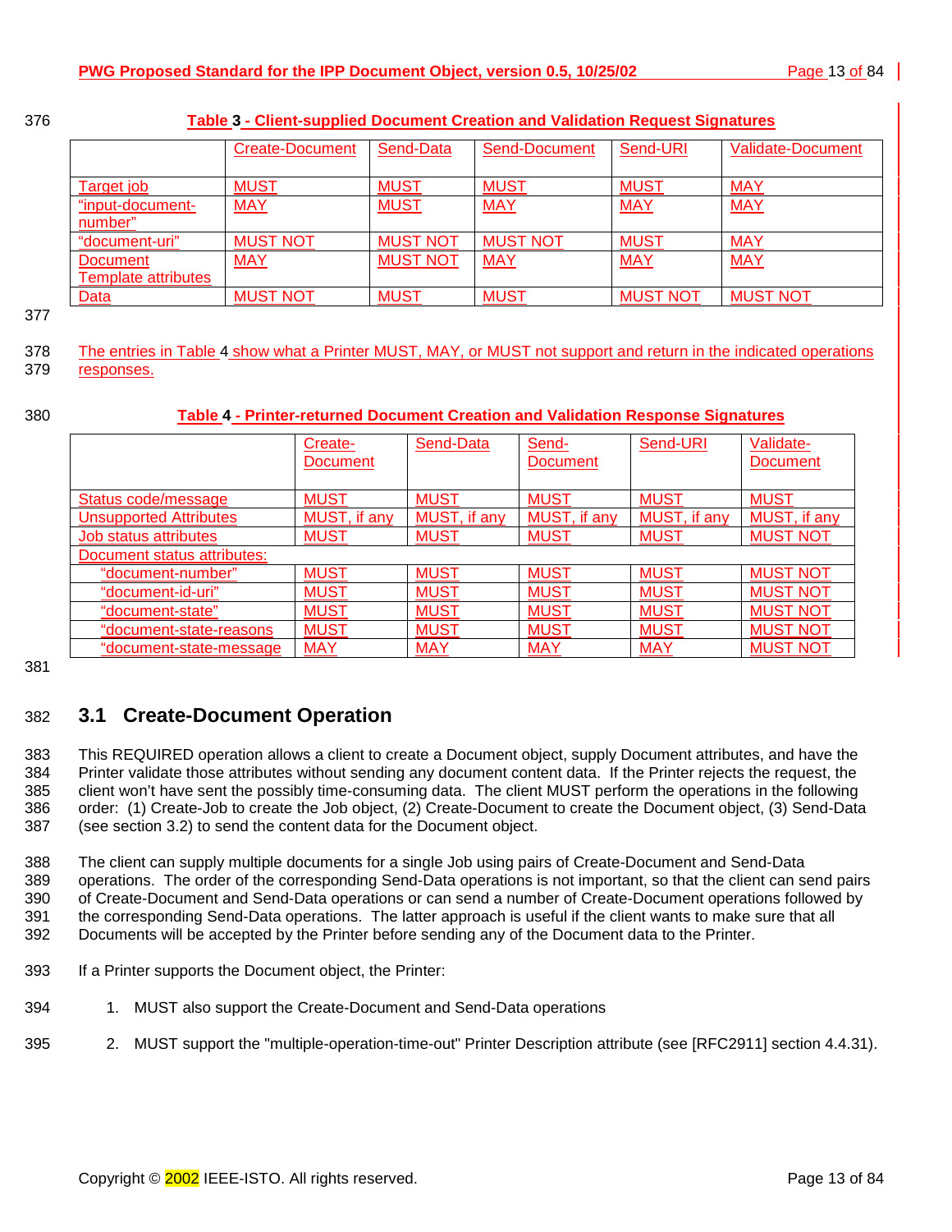**Table 3 - Client-supplied Document Creation and Validation Request Signatures**

| | Create-Document | Send-Data | Send-Document | Send-URI | Validate-Document |
|---|---|---|---|---|---|
| Target job | MUST | MUST | MUST | MUST | MAY |
| "input-document-number" | MAY | MUST | MAY | MAY | MAY |
| "document-uri" | MUST NOT | MUST NOT | MUST NOT | MUST | MAY |
| Document Template attributes | MAY | MUST NOT | MAY | MAY | MAY |
| Data | MUST NOT | MUST | MUST | MUST NOT | MUST NOT |

The entries in Table 4 show what a Printer MUST, MAY, or MUST not support and return in the indicated operations responses.

**Table 4 - Printer-returned Document Creation and Validation Response Signatures**

| | Create-Document | Send-Data | Send-Document | Send-URI | Validate-Document |
|---|---|---|---|---|---|
| Status code/message | MUST | MUST | MUST | MUST | MUST |
| Unsupported Attributes | MUST, if any | MUST, if any | MUST, if any | MUST, if any | MUST, if any |
| Job status attributes | MUST | MUST | MUST | MUST | MUST NOT |
| Document status attributes: | | | | | |
| "document-number" | MUST | MUST | MUST | MUST | MUST NOT |
| "document-id-uri" | MUST | MUST | MUST | MUST | MUST NOT |
| "document-state" | MUST | MUST | MUST | MUST | MUST NOT |
| "document-state-reasons | MUST | MUST | MUST | MUST | MUST NOT |
| "document-state-message | MAY | MAY | MAY | MAY | MUST NOT |

## 3.1 Create-Document Operation

This REQUIRED operation allows a client to create a Document object, supply Document attributes, and have the Printer validate those attributes without sending any document content data. If the Printer rejects the request, the client won't have sent the possibly time-consuming data. The client MUST perform the operations in the following order: (1) Create-Job to create the Job object, (2) Create-Document to create the Document object, (3) Send-Data (see section 3.2) to send the content data for the Document object.

The client can supply multiple documents for a single Job using pairs of Create-Document and Send-Data operations. The order of the corresponding Send-Data operations is not important, so that the client can send pairs of Create-Document and Send-Data operations or can send a number of Create-Document operations followed by the corresponding Send-Data operations. The latter approach is useful if the client wants to make sure that all Documents will be accepted by the Printer before sending any of the Document data to the Printer.

If a Printer supports the Document object, the Printer:

1. MUST also support the Create-Document and Send-Data operations
2. MUST support the "multiple-operation-time-out" Printer Description attribute (see [RFC2911] section 4.4.31).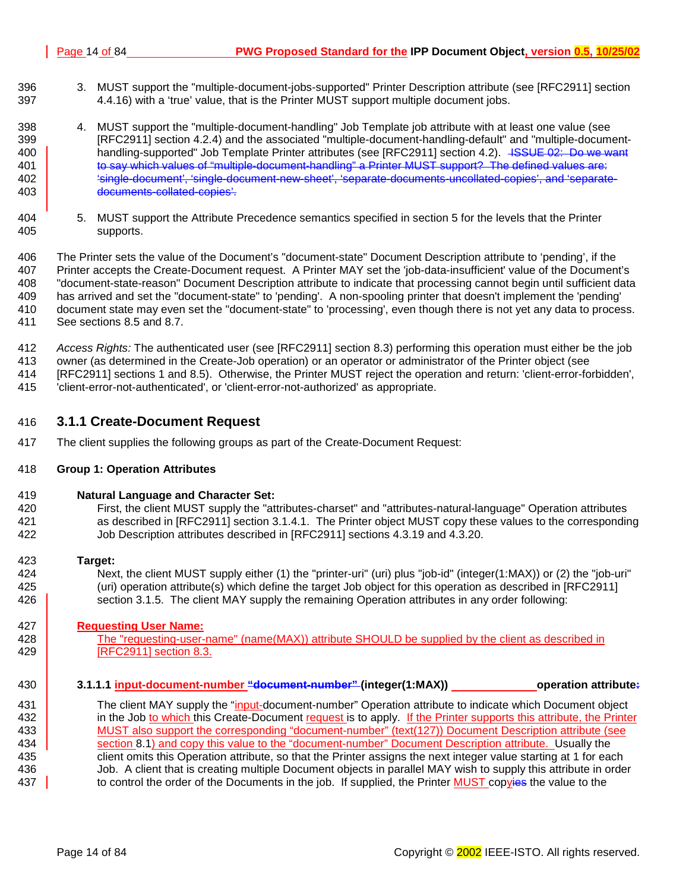3. MUST support the "multiple-document-jobs-supported" Printer Description attribute (see [RFC2911] section 4.4.16) with a 'true' value, that is the Printer MUST support multiple document jobs.

4. MUST support the "multiple-document-handling" Job Template job attribute with at least one value (see [RFC2911] section 4.2.4) and the associated "multiple-document-handling-default" and "multiple-document-handling-supported" Job Template Printer attributes (see [RFC2911] section 4.2). ~~ISSUE 02: Do we want to say which values of "multiple-document-handling" a Printer MUST support? The defined values are: 'single-document', 'single-document-new-sheet', 'separate-documents-uncollated-copies', and 'separate-documents-collated-copies'.~~

5. MUST support the Attribute Precedence semantics specified in section 5 for the levels that the Printer supports.

The Printer sets the value of the Document's "document-state" Document Description attribute to 'pending', if the Printer accepts the Create-Document request. A Printer MAY set the 'job-data-insufficient' value of the Document's "document-state-reason" Document Description attribute to indicate that processing cannot begin until sufficient data has arrived and set the "document-state" to 'pending'. A non-spooling printer that doesn't implement the 'pending' document state may even set the "document-state" to 'processing', even though there is not yet any data to process. See sections 8.5 and 8.7.

*Access Rights:* The authenticated user (see [RFC2911] section 8.3) performing this operation must either be the job owner (as determined in the Create-Job operation) or an operator or administrator of the Printer object (see [RFC2911] sections 1 and 8.5). Otherwise, the Printer MUST reject the operation and return: 'client-error-forbidden', 'client-error-not-authenticated', or 'client-error-not-authorized' as appropriate.

### 3.1.1 Create-Document Request

The client supplies the following groups as part of the Create-Document Request:

**Group 1: Operation Attributes**

**Natural Language and Character Set:**

First, the client MUST supply the "attributes-charset" and "attributes-natural-language" Operation attributes as described in [RFC2911] section 3.1.4.1. The Printer object MUST copy these values to the corresponding Job Description attributes described in [RFC2911] sections 4.3.19 and 4.3.20.

**Target:**

Next, the client MUST supply either (1) the "printer-uri" (uri) plus "job-id" (integer(1:MAX)) or (2) the "job-uri" (uri) operation attribute(s) which define the target Job object for this operation as described in [RFC2911] section 3.1.5. The client MAY supply the remaining Operation attributes in any order following:

**Requesting User Name:**

The "requesting-user-name" (name(MAX)) attribute SHOULD be supplied by the client as described in [RFC2911] section 8.3.

#### 3.1.1.1 input-document-number ~~"document-number"~~ (integer(1:MAX)) operation attribute~~:~~

The client MAY supply the "input-document-number" Operation attribute to indicate which Document object in the Job to which this Create-Document request is to apply. If the Printer supports this attribute, the Printer MUST also support the corresponding "document-number" (text(127)) Document Description attribute (see section 8.1) and copy this value to the "document-number" Document Description attribute. Usually the client omits this Operation attribute, so that the Printer assigns the next integer value starting at 1 for each Job. A client that is creating multiple Document objects in parallel MAY wish to supply this attribute in order to control the order of the Documents in the job. If supplied, the Printer MUST copy~~ies~~ the value to the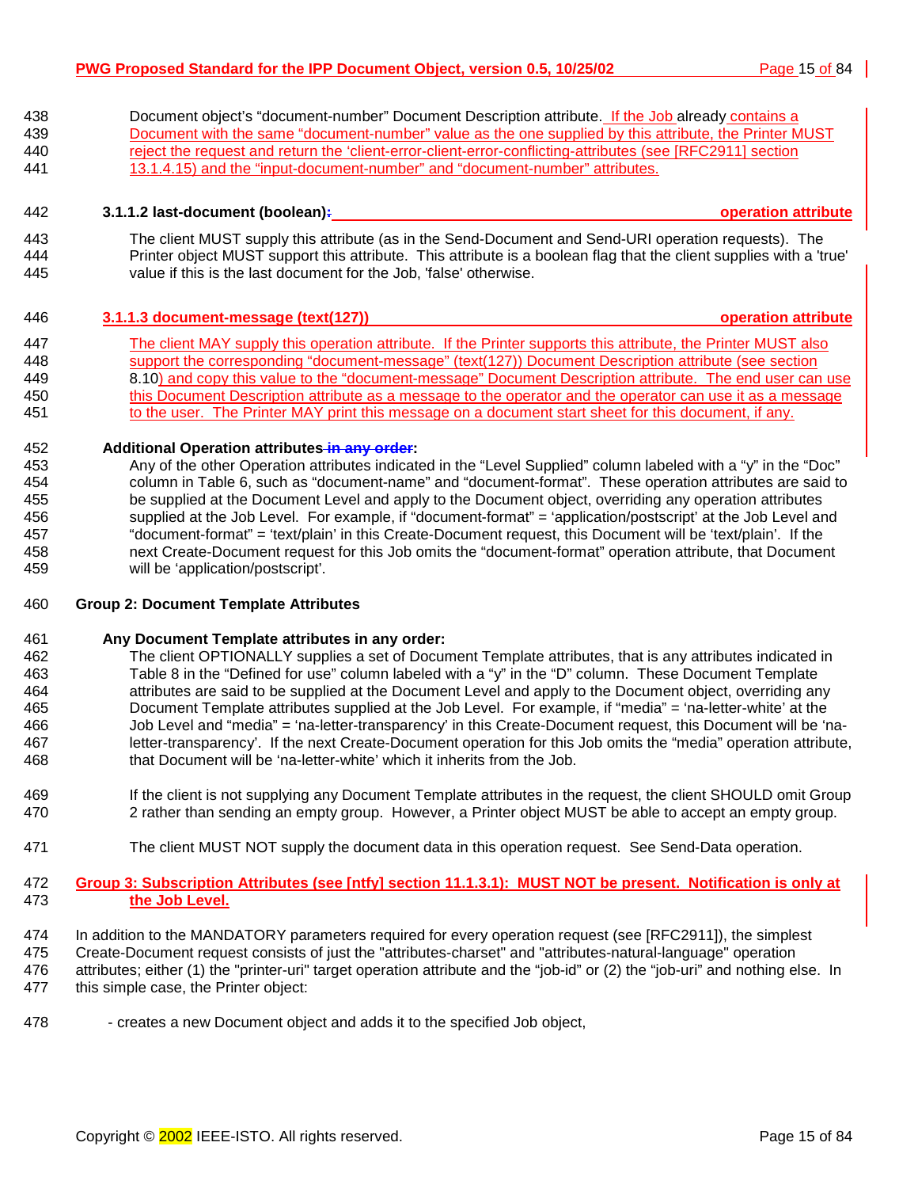Document object's "document-number" Document Description attribute. If the Job already contains a Document with the same "document-number" value as the one supplied by this attribute, the Printer MUST reject the request and return the 'client-error-client-error-conflicting-attributes (see [RFC2911] section 13.1.4.15) and the "input-document-number" and "document-number" attributes.

#### 3.1.1.2 last-document (boolean): operation attribute

The client MUST supply this attribute (as in the Send-Document and Send-URI operation requests). The Printer object MUST support this attribute. This attribute is a boolean flag that the client supplies with a 'true' value if this is the last document for the Job, 'false' otherwise.

#### 3.1.1.3 document-message (text(127)) operation attribute

The client MAY supply this operation attribute. If the Printer supports this attribute, the Printer MUST also support the corresponding "document-message" (text(127)) Document Description attribute (see section 8.10) and copy this value to the "document-message" Document Description attribute. The end user can use this Document Description attribute as a message to the operator and the operator can use it as a message to the user. The Printer MAY print this message on a document start sheet for this document, if any.

**Additional Operation attributes in any order:**

Any of the other Operation attributes indicated in the "Level Supplied" column labeled with a "y" in the "Doc" column in Table 6, such as "document-name" and "document-format". These operation attributes are said to be supplied at the Document Level and apply to the Document object, overriding any operation attributes supplied at the Job Level. For example, if "document-format" = 'application/postscript' at the Job Level and "document-format" = 'text/plain' in this Create-Document request, this Document will be 'text/plain'. If the next Create-Document request for this Job omits the "document-format" operation attribute, that Document will be 'application/postscript'.

**Group 2: Document Template Attributes**

**Any Document Template attributes in any order:**

The client OPTIONALLY supplies a set of Document Template attributes, that is any attributes indicated in Table 8 in the "Defined for use" column labeled with a "y" in the "D" column. These Document Template attributes are said to be supplied at the Document Level and apply to the Document object, overriding any Document Template attributes supplied at the Job Level. For example, if "media" = 'na-letter-white' at the Job Level and "media" = 'na-letter-transparency' in this Create-Document request, this Document will be 'na-letter-transparency'. If the next Create-Document operation for this Job omits the "media" operation attribute, that Document will be 'na-letter-white' which it inherits from the Job.

If the client is not supplying any Document Template attributes in the request, the client SHOULD omit Group 2 rather than sending an empty group. However, a Printer object MUST be able to accept an empty group.

The client MUST NOT supply the document data in this operation request. See Send-Data operation.

**Group 3: Subscription Attributes (see [ntfy] section 11.1.3.1): MUST NOT be present. Notification is only at the Job Level.**

In addition to the MANDATORY parameters required for every operation request (see [RFC2911]), the simplest Create-Document request consists of just the "attributes-charset" and "attributes-natural-language" operation attributes; either (1) the "printer-uri" target operation attribute and the "job-id" or (2) the "job-uri" and nothing else. In this simple case, the Printer object:

- creates a new Document object and adds it to the specified Job object,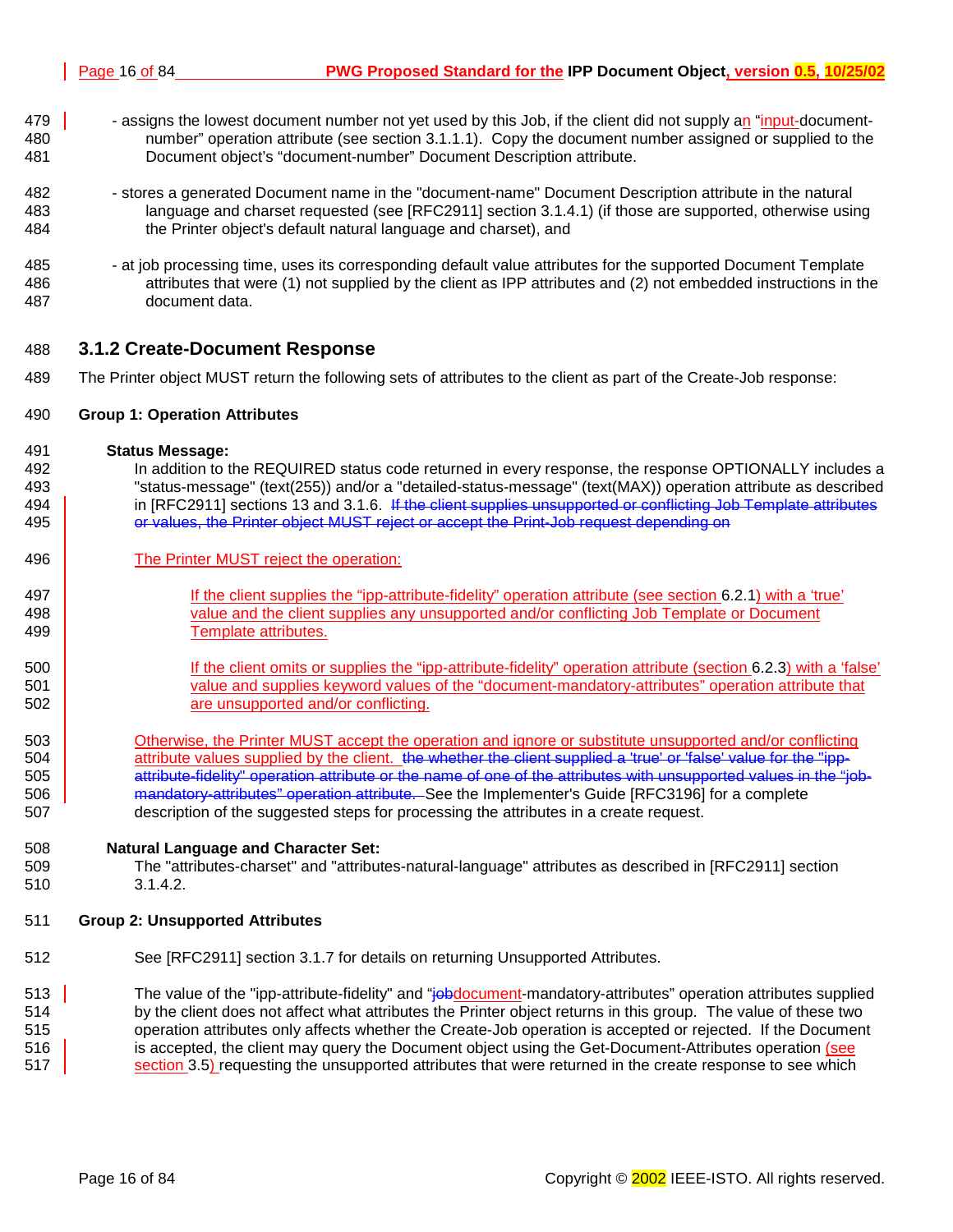- assigns the lowest document number not yet used by this Job, if the client did not supply an "input-document-number" operation attribute (see section 3.1.1.1). Copy the document number assigned or supplied to the Document object's "document-number" Document Description attribute.

- stores a generated Document name in the "document-name" Document Description attribute in the natural language and charset requested (see [RFC2911] section 3.1.4.1) (if those are supported, otherwise using the Printer object's default natural language and charset), and

- at job processing time, uses its corresponding default value attributes for the supported Document Template attributes that were (1) not supplied by the client as IPP attributes and (2) not embedded instructions in the document data.

### 3.1.2 Create-Document Response

The Printer object MUST return the following sets of attributes to the client as part of the Create-Job response:

**Group 1: Operation Attributes**

**Status Message:**

In addition to the REQUIRED status code returned in every response, the response OPTIONALLY includes a "status-message" (text(255)) and/or a "detailed-status-message" (text(MAX)) operation attribute as described in [RFC2911] sections 13 and 3.1.6. ~~If the client supplies unsupported or conflicting Job Template attributes or values, the Printer object MUST reject or accept the Print-Job request depending on~~

The Printer MUST reject the operation:

If the client supplies the "ipp-attribute-fidelity" operation attribute (see section 6.2.1) with a 'true' value and the client supplies any unsupported and/or conflicting Job Template or Document Template attributes.

If the client omits or supplies the "ipp-attribute-fidelity" operation attribute (section 6.2.3) with a 'false' value and supplies keyword values of the "document-mandatory-attributes" operation attribute that are unsupported and/or conflicting.

Otherwise, the Printer MUST accept the operation and ignore or substitute unsupported and/or conflicting attribute values supplied by the client. ~~the whether the client supplied a 'true' or 'false' value for the "ipp-attribute-fidelity" operation attribute or the name of one of the attributes with unsupported values in the "job-mandatory-attributes" operation attribute.~~ See the Implementer's Guide [RFC3196] for a complete description of the suggested steps for processing the attributes in a create request.

**Natural Language and Character Set:**

The "attributes-charset" and "attributes-natural-language" attributes as described in [RFC2911] section 3.1.4.2.

**Group 2: Unsupported Attributes**

See [RFC2911] section 3.1.7 for details on returning Unsupported Attributes.

The value of the "ipp-attribute-fidelity" and "~~job~~document-mandatory-attributes" operation attributes supplied by the client does not affect what attributes the Printer object returns in this group. The value of these two operation attributes only affects whether the Create-Job operation is accepted or rejected. If the Document is accepted, the client may query the Document object using the Get-Document-Attributes operation (see section 3.5) requesting the unsupported attributes that were returned in the create response to see which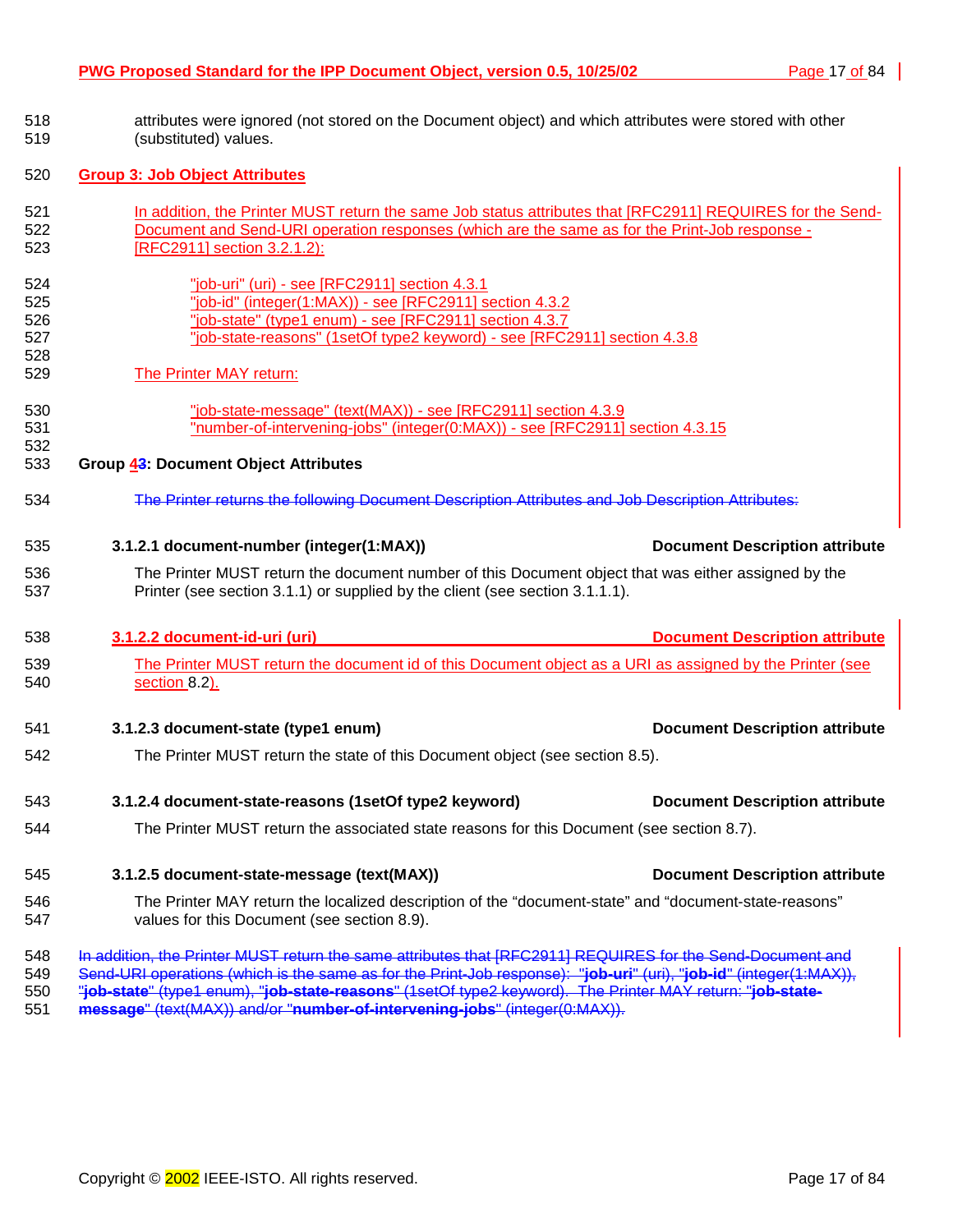attributes were ignored (not stored on the Document object) and which attributes were stored with other (substituted) values.

**Group 3: Job Object Attributes**

In addition, the Printer MUST return the same Job status attributes that [RFC2911] REQUIRES for the Send-Document and Send-URI operation responses (which are the same as for the Print-Job response - [RFC2911] section 3.2.1.2):

"job-uri" (uri) - see [RFC2911] section 4.3.1
"job-id" (integer(1:MAX)) - see [RFC2911] section 4.3.2
"job-state" (type1 enum) - see [RFC2911] section 4.3.7
"job-state-reasons" (1setOf type2 keyword) - see [RFC2911] section 4.3.8

The Printer MAY return:

"job-state-message" (text(MAX)) - see [RFC2911] section 4.3.9
"number-of-intervening-jobs" (integer(0:MAX)) - see [RFC2911] section 4.3.15

**Group 43: Document Object Attributes**

~~The Printer returns the following Document Description Attributes and Job Description Attributes:~~

#### 3.1.2.1 document-number (integer(1:MAX)) — Document Description attribute

The Printer MUST return the document number of this Document object that was either assigned by the Printer (see section 3.1.1) or supplied by the client (see section 3.1.1.1).

#### 3.1.2.2 document-id-uri (uri) — Document Description attribute

The Printer MUST return the document id of this Document object as a URI as assigned by the Printer (see section 8.2).

#### 3.1.2.3 document-state (type1 enum) — Document Description attribute

The Printer MUST return the state of this Document object (see section 8.5).

#### 3.1.2.4 document-state-reasons (1setOf type2 keyword) — Document Description attribute

The Printer MUST return the associated state reasons for this Document (see section 8.7).

#### 3.1.2.5 document-state-message (text(MAX)) — Document Description attribute

The Printer MAY return the localized description of the “document-state” and “document-state-reasons” values for this Document (see section 8.9).

~~In addition, the Printer MUST return the same attributes that [RFC2911] REQUIRES for the Send-Document and Send-URI operations (which is the same as for the Print-Job response): "**job-uri**" (uri), "**job-id**" (integer(1:MAX)), "**job-state**" (type1 enum), "**job-state-reasons**" (1setOf type2 keyword). The Printer MAY return: "**job-state-message**" (text(MAX)) and/or "**number-of-intervening-jobs**" (integer(0:MAX)).~~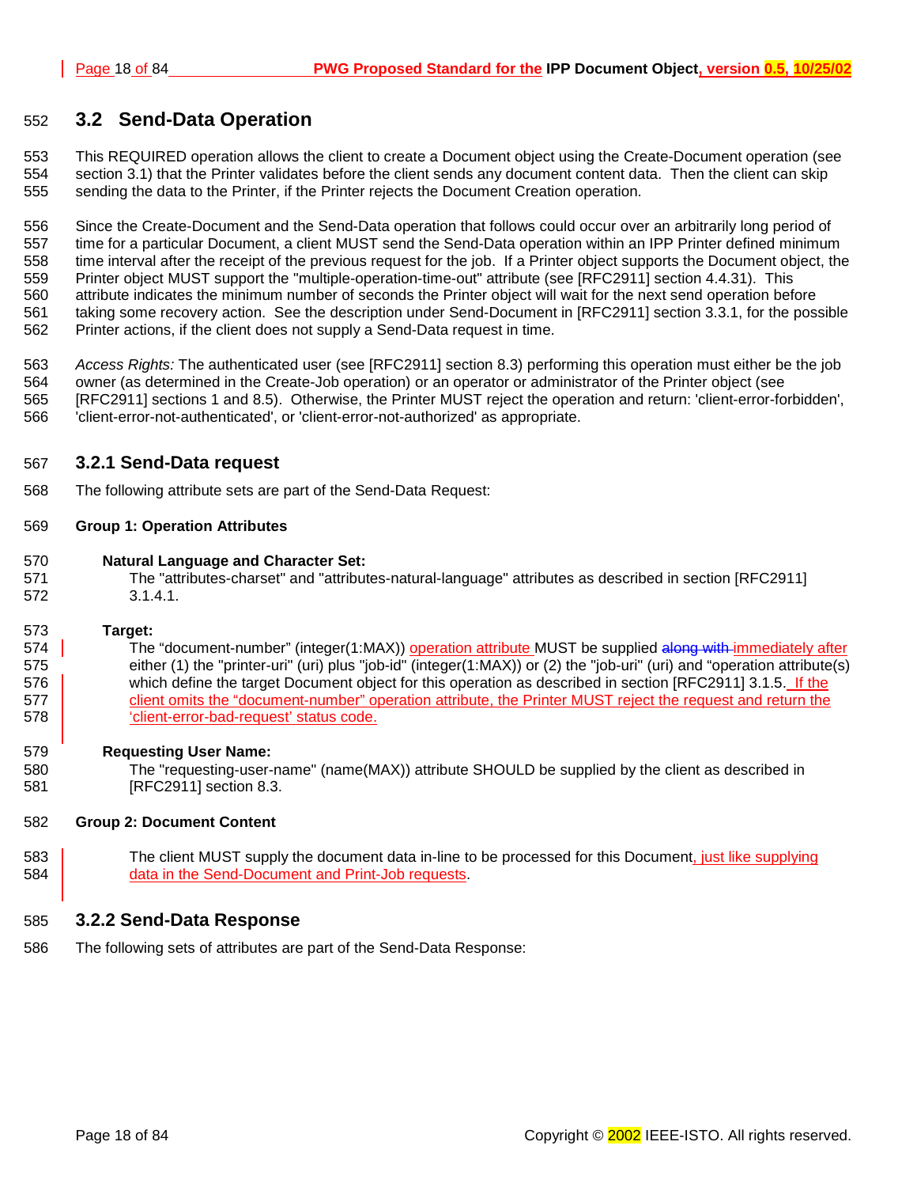## 3.2 Send-Data Operation

This REQUIRED operation allows the client to create a Document object using the Create-Document operation (see section 3.1) that the Printer validates before the client sends any document content data. Then the client can skip sending the data to the Printer, if the Printer rejects the Document Creation operation.

Since the Create-Document and the Send-Data operation that follows could occur over an arbitrarily long period of time for a particular Document, a client MUST send the Send-Data operation within an IPP Printer defined minimum time interval after the receipt of the previous request for the job. If a Printer object supports the Document object, the Printer object MUST support the "multiple-operation-time-out" attribute (see [RFC2911] section 4.4.31). This attribute indicates the minimum number of seconds the Printer object will wait for the next send operation before taking some recovery action. See the description under Send-Document in [RFC2911] section 3.3.1, for the possible Printer actions, if the client does not supply a Send-Data request in time.

*Access Rights:* The authenticated user (see [RFC2911] section 8.3) performing this operation must either be the job owner (as determined in the Create-Job operation) or an operator or administrator of the Printer object (see [RFC2911] sections 1 and 8.5). Otherwise, the Printer MUST reject the operation and return: 'client-error-forbidden', 'client-error-not-authenticated', or 'client-error-not-authorized' as appropriate.

### 3.2.1 Send-Data request

The following attribute sets are part of the Send-Data Request:

**Group 1: Operation Attributes**

**Natural Language and Character Set:**

The "attributes-charset" and "attributes-natural-language" attributes as described in section [RFC2911] 3.1.4.1.

**Target:**

The “document-number” (integer(1:MAX)) operation attribute MUST be supplied ~~along with~~ immediately after either (1) the "printer-uri" (uri) plus "job-id" (integer(1:MAX)) or (2) the "job-uri" (uri) and “operation attribute(s) which define the target Document object for this operation as described in section [RFC2911] 3.1.5. If the client omits the “document-number” operation attribute, the Printer MUST reject the request and return the ‘client-error-bad-request’ status code.

**Requesting User Name:**

The "requesting-user-name" (name(MAX)) attribute SHOULD be supplied by the client as described in [RFC2911] section 8.3.

**Group 2: Document Content**

The client MUST supply the document data in-line to be processed for this Document, just like supplying data in the Send-Document and Print-Job requests.

### 3.2.2 Send-Data Response

The following sets of attributes are part of the Send-Data Response: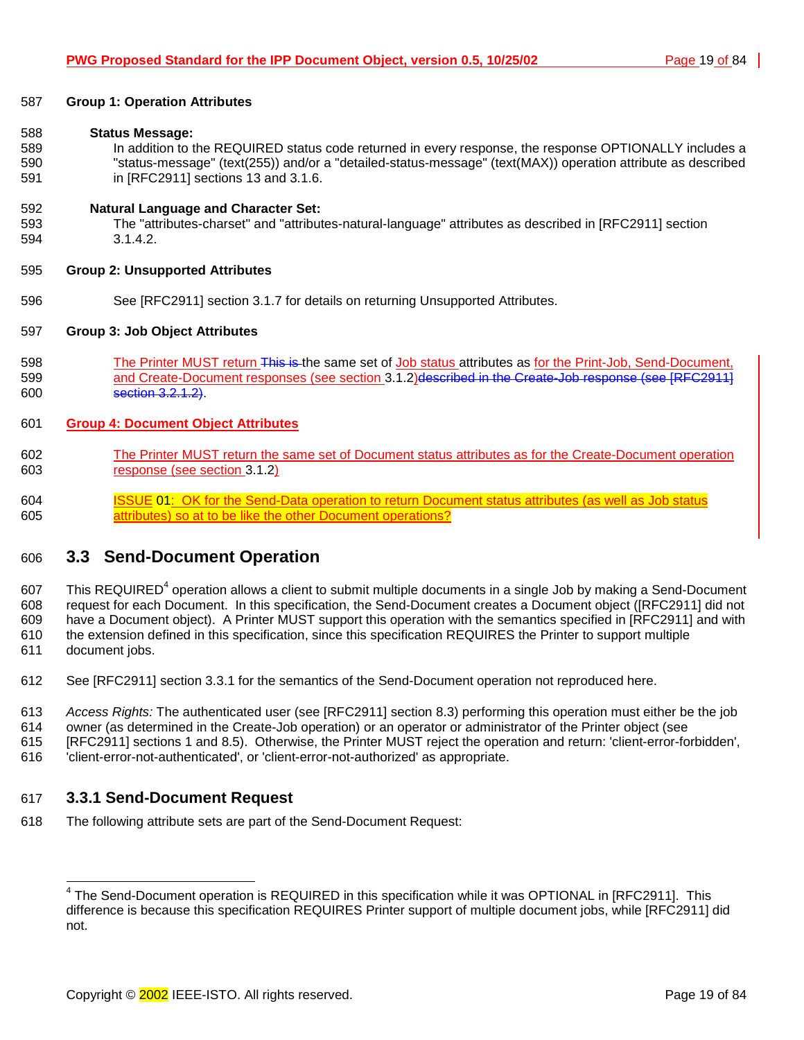**Group 1: Operation Attributes**

**Status Message:**
In addition to the REQUIRED status code returned in every response, the response OPTIONALLY includes a "status-message" (text(255)) and/or a "detailed-status-message" (text(MAX)) operation attribute as described in [RFC2911] sections 13 and 3.1.6.

**Natural Language and Character Set:**
The "attributes-charset" and "attributes-natural-language" attributes as described in [RFC2911] section 3.1.4.2.

**Group 2: Unsupported Attributes**

See [RFC2911] section 3.1.7 for details on returning Unsupported Attributes.

**Group 3: Job Object Attributes**

The Printer MUST return ~~This is~~ the same set of Job status attributes as for the Print-Job, Send-Document, and Create-Document responses (see section 3.1.2)~~described in the Create-Job response (see [RFC2911] section 3.2.1.2)~~.

**Group 4: Document Object Attributes**

The Printer MUST return the same set of Document status attributes as for the Create-Document operation response (see section 3.1.2)

ISSUE 01: OK for the Send-Data operation to return Document status attributes (as well as Job status attributes) so at to be like the other Document operations?

## 3.3 Send-Document Operation

This REQUIRED[4] operation allows a client to submit multiple documents in a single Job by making a Send-Document request for each Document. In this specification, the Send-Document creates a Document object ([RFC2911] did not have a Document object). A Printer MUST support this operation with the semantics specified in [RFC2911] and with the extension defined in this specification, since this specification REQUIRES the Printer to support multiple document jobs.

See [RFC2911] section 3.3.1 for the semantics of the Send-Document operation not reproduced here.

*Access Rights:* The authenticated user (see [RFC2911] section 8.3) performing this operation must either be the job owner (as determined in the Create-Job operation) or an operator or administrator of the Printer object (see [RFC2911] sections 1 and 8.5). Otherwise, the Printer MUST reject the operation and return: 'client-error-forbidden', 'client-error-not-authenticated', or 'client-error-not-authorized' as appropriate.

### 3.3.1 Send-Document Request

The following attribute sets are part of the Send-Document Request:

---

[4] The Send-Document operation is REQUIRED in this specification while it was OPTIONAL in [RFC2911]. This difference is because this specification REQUIRES Printer support of multiple document jobs, while [RFC2911] did not.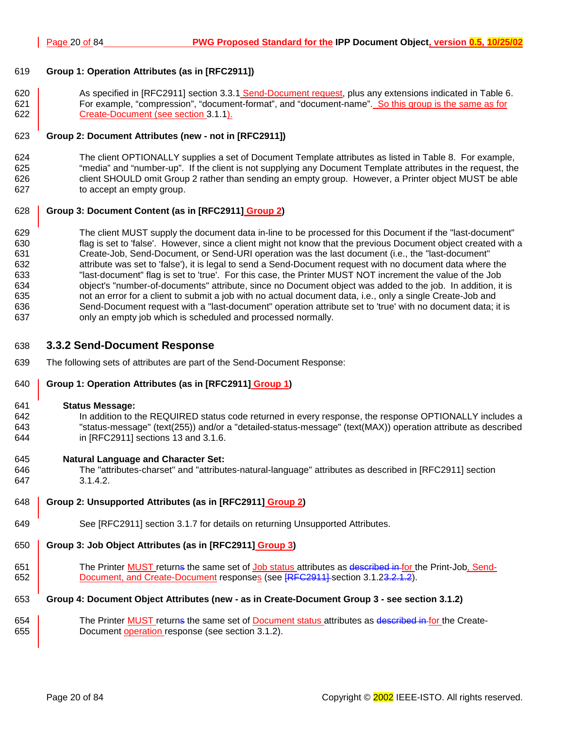**Group 1: Operation Attributes (as in [RFC2911])**

As specified in [RFC2911] section 3.3.1 Send-Document request, plus any extensions indicated in Table 6. For example, “compression”, “document-format”, and “document-name”. So this group is the same as for Create-Document (see section 3.1.1).

**Group 2: Document Attributes (new - not in [RFC2911])**

The client OPTIONALLY supplies a set of Document Template attributes as listed in Table 8. For example, “media” and “number-up”. If the client is not supplying any Document Template attributes in the request, the client SHOULD omit Group 2 rather than sending an empty group. However, a Printer object MUST be able to accept an empty group.

**Group 3: Document Content (as in [RFC2911] Group 2)**

The client MUST supply the document data in-line to be processed for this Document if the "last-document" flag is set to 'false'. However, since a client might not know that the previous Document object created with a Create-Job, Send-Document, or Send-URI operation was the last document (i.e., the "last-document" attribute was set to 'false'), it is legal to send a Send-Document request with no document data where the "last-document" flag is set to 'true'. For this case, the Printer MUST NOT increment the value of the Job object's "number-of-documents" attribute, since no Document object was added to the job. In addition, it is not an error for a client to submit a job with no actual document data, i.e., only a single Create-Job and Send-Document request with a "last-document" operation attribute set to 'true' with no document data; it is only an empty job which is scheduled and processed normally.

### 3.3.2 Send-Document Response

The following sets of attributes are part of the Send-Document Response:

**Group 1: Operation Attributes (as in [RFC2911] Group 1)**

**Status Message:**
In addition to the REQUIRED status code returned in every response, the response OPTIONALLY includes a "status-message" (text(255)) and/or a "detailed-status-message" (text(MAX)) operation attribute as described in [RFC2911] sections 13 and 3.1.6.

**Natural Language and Character Set:**
The "attributes-charset" and "attributes-natural-language" attributes as described in [RFC2911] section 3.1.4.2.

**Group 2: Unsupported Attributes (as in [RFC2911] Group 2)**

See [RFC2911] section 3.1.7 for details on returning Unsupported Attributes.

**Group 3: Job Object Attributes (as in [RFC2911] Group 3)**

The Printer MUST returns the same set of Job status attributes as ~~described in~~ for the Print-Job, Send-Document, and Create-Document responses (see ~~[RFC2911]~~ section 3.1.2~~3.2.1.2~~).

**Group 4: Document Object Attributes (new - as in Create-Document Group 3 - see section 3.1.2)**

The Printer MUST returns the same set of Document status attributes as ~~described in~~ for the Create-Document operation response (see section 3.1.2).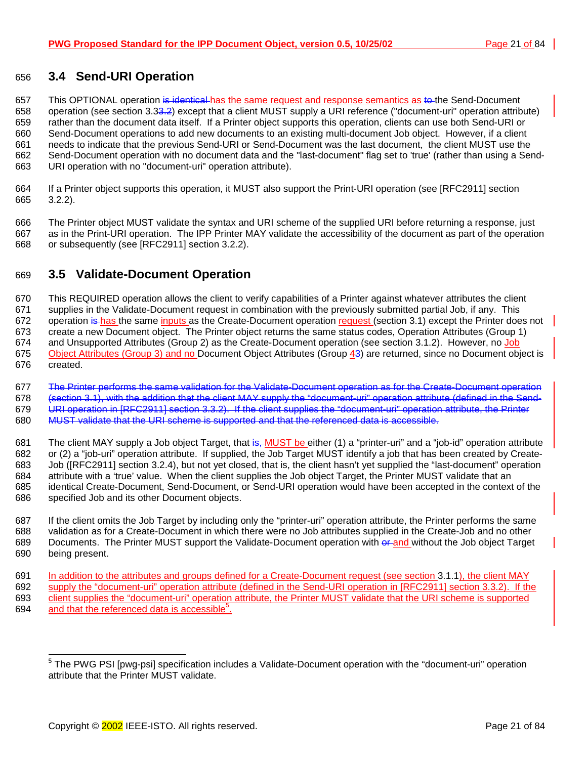## 3.4 Send-URI Operation

This OPTIONAL operation ~~is identical~~ has the same request and response semantics as ~~to~~ the Send-Document operation (see section 3.3~~3.2~~) except that a client MUST supply a URI reference ("document-uri" operation attribute) rather than the document data itself. If a Printer object supports this operation, clients can use both Send-URI or Send-Document operations to add new documents to an existing multi-document Job object. However, if a client needs to indicate that the previous Send-URI or Send-Document was the last document, the client MUST use the Send-Document operation with no document data and the "last-document" flag set to 'true' (rather than using a Send-URI operation with no "document-uri" operation attribute).

If a Printer object supports this operation, it MUST also support the Print-URI operation (see [RFC2911] section 3.2.2).

The Printer object MUST validate the syntax and URI scheme of the supplied URI before returning a response, just as in the Print-URI operation. The IPP Printer MAY validate the accessibility of the document as part of the operation or subsequently (see [RFC2911] section 3.2.2).

## 3.5 Validate-Document Operation

This REQUIRED operation allows the client to verify capabilities of a Printer against whatever attributes the client supplies in the Validate-Document request in combination with the previously submitted partial Job, if any. This operation ~~is~~ has the same inputs as the Create-Document operation request (section 3.1) except the Printer does not create a new Document object. The Printer object returns the same status codes, Operation Attributes (Group 1) and Unsupported Attributes (Group 2) as the Create-Document operation (see section 3.1.2). However, no Job Object Attributes (Group 3) and no Document Object Attributes (Group 4~~3~~) are returned, since no Document object is created.

~~The Printer performs the same validation for the Validate-Document operation as for the Create-Document operation (section 3.1), with the addition that the client MAY supply the "document-uri" operation attribute (defined in the Send-URI operation in [RFC2911] section 3.3.2). If the client supplies the "document-uri" operation attribute, the Printer MUST validate that the URI scheme is supported and that the referenced data is accessible.~~

The client MAY supply a Job object Target, that ~~is,~~ MUST be either (1) a "printer-uri" and a "job-id" operation attribute or (2) a "job-uri" operation attribute. If supplied, the Job Target MUST identify a job that has been created by Create-Job ([RFC2911] section 3.2.4), but not yet closed, that is, the client hasn't yet supplied the "last-document" operation attribute with a 'true' value. When the client supplies the Job object Target, the Printer MUST validate that an identical Create-Document, Send-Document, or Send-URI operation would have been accepted in the context of the specified Job and its other Document objects.

If the client omits the Job Target by including only the "printer-uri" operation attribute, the Printer performs the same validation as for a Create-Document in which there were no Job attributes supplied in the Create-Job and no other Documents. The Printer MUST support the Validate-Document operation with ~~or~~ and without the Job object Target being present.

In addition to the attributes and groups defined for a Create-Document request (see section 3.1.1), the client MAY supply the "document-uri" operation attribute (defined in the Send-URI operation in [RFC2911] section 3.3.2). If the client supplies the "document-uri" operation attribute, the Printer MUST validate that the URI scheme is supported and that the referenced data is accessible[5].

---

[5] The PWG PSI [pwg-psi] specification includes a Validate-Document operation with the "document-uri" operation attribute that the Printer MUST validate.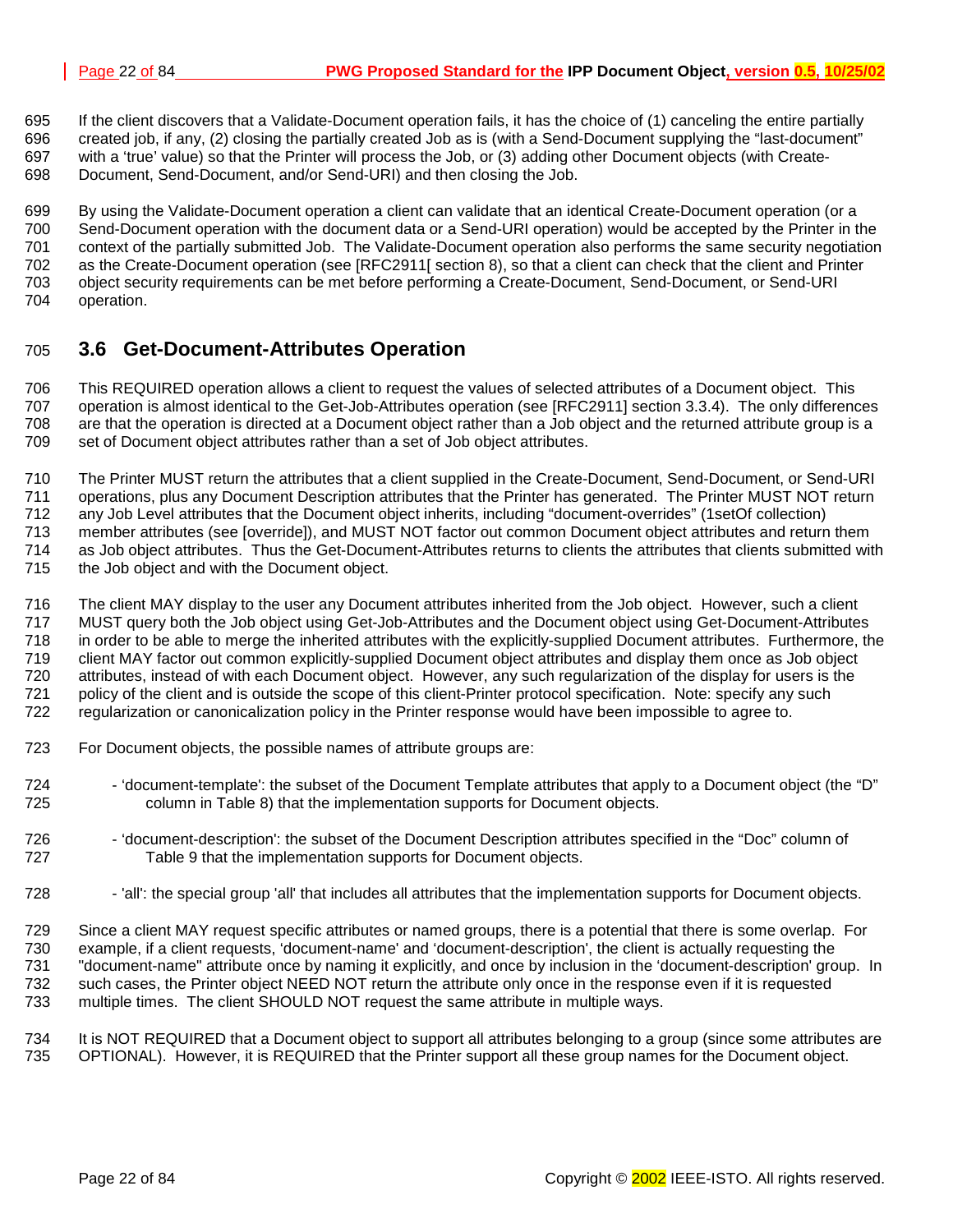If the client discovers that a Validate-Document operation fails, it has the choice of (1) canceling the entire partially created job, if any, (2) closing the partially created Job as is (with a Send-Document supplying the "last-document" with a 'true' value) so that the Printer will process the Job, or (3) adding other Document objects (with Create-Document, Send-Document, and/or Send-URI) and then closing the Job.

By using the Validate-Document operation a client can validate that an identical Create-Document operation (or a Send-Document operation with the document data or a Send-URI operation) would be accepted by the Printer in the context of the partially submitted Job. The Validate-Document operation also performs the same security negotiation as the Create-Document operation (see [RFC2911[ section 8), so that a client can check that the client and Printer object security requirements can be met before performing a Create-Document, Send-Document, or Send-URI operation.

## 3.6 Get-Document-Attributes Operation

This REQUIRED operation allows a client to request the values of selected attributes of a Document object. This operation is almost identical to the Get-Job-Attributes operation (see [RFC2911] section 3.3.4). The only differences are that the operation is directed at a Document object rather than a Job object and the returned attribute group is a set of Document object attributes rather than a set of Job object attributes.

The Printer MUST return the attributes that a client supplied in the Create-Document, Send-Document, or Send-URI operations, plus any Document Description attributes that the Printer has generated. The Printer MUST NOT return any Job Level attributes that the Document object inherits, including "document-overrides" (1setOf collection) member attributes (see [override]), and MUST NOT factor out common Document object attributes and return them as Job object attributes. Thus the Get-Document-Attributes returns to clients the attributes that clients submitted with the Job object and with the Document object.

The client MAY display to the user any Document attributes inherited from the Job object. However, such a client MUST query both the Job object using Get-Job-Attributes and the Document object using Get-Document-Attributes in order to be able to merge the inherited attributes with the explicitly-supplied Document attributes. Furthermore, the client MAY factor out common explicitly-supplied Document object attributes and display them once as Job object attributes, instead of with each Document object. However, any such regularization of the display for users is the policy of the client and is outside the scope of this client-Printer protocol specification. Note: specify any such regularization or canonicalization policy in the Printer response would have been impossible to agree to.

For Document objects, the possible names of attribute groups are:

- 'document-template': the subset of the Document Template attributes that apply to a Document object (the "D" column in Table 8) that the implementation supports for Document objects.

- 'document-description': the subset of the Document Description attributes specified in the "Doc" column of Table 9 that the implementation supports for Document objects.

- 'all': the special group 'all' that includes all attributes that the implementation supports for Document objects.

Since a client MAY request specific attributes or named groups, there is a potential that there is some overlap. For example, if a client requests, 'document-name' and 'document-description', the client is actually requesting the "document-name" attribute once by naming it explicitly, and once by inclusion in the 'document-description' group. In such cases, the Printer object NEED NOT return the attribute only once in the response even if it is requested multiple times. The client SHOULD NOT request the same attribute in multiple ways.

It is NOT REQUIRED that a Document object to support all attributes belonging to a group (since some attributes are OPTIONAL). However, it is REQUIRED that the Printer support all these group names for the Document object.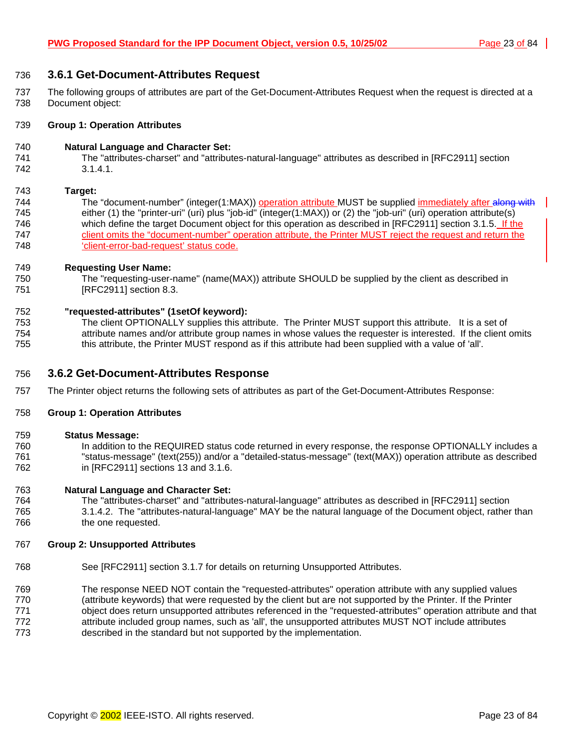### 3.6.1 Get-Document-Attributes Request

The following groups of attributes are part of the Get-Document-Attributes Request when the request is directed at a Document object:

**Group 1: Operation Attributes**

**Natural Language and Character Set:**

The "attributes-charset" and "attributes-natural-language" attributes as described in [RFC2911] section 3.1.4.1.

**Target:**

The "document-number" (integer(1:MAX)) operation attribute MUST be supplied immediately after along with either (1) the "printer-uri" (uri) plus "job-id" (integer(1:MAX)) or (2) the "job-uri" (uri) operation attribute(s) which define the target Document object for this operation as described in [RFC2911] section 3.1.5. If the client omits the "document-number" operation attribute, the Printer MUST reject the request and return the 'client-error-bad-request' status code.

**Requesting User Name:**

The "requesting-user-name" (name(MAX)) attribute SHOULD be supplied by the client as described in [RFC2911] section 8.3.

**"requested-attributes" (1setOf keyword):**

The client OPTIONALLY supplies this attribute. The Printer MUST support this attribute. It is a set of attribute names and/or attribute group names in whose values the requester is interested. If the client omits this attribute, the Printer MUST respond as if this attribute had been supplied with a value of 'all'.

### 3.6.2 Get-Document-Attributes Response

The Printer object returns the following sets of attributes as part of the Get-Document-Attributes Response:

**Group 1: Operation Attributes**

**Status Message:**

In addition to the REQUIRED status code returned in every response, the response OPTIONALLY includes a "status-message" (text(255)) and/or a "detailed-status-message" (text(MAX)) operation attribute as described in [RFC2911] sections 13 and 3.1.6.

**Natural Language and Character Set:**

The "attributes-charset" and "attributes-natural-language" attributes as described in [RFC2911] section 3.1.4.2. The "attributes-natural-language" MAY be the natural language of the Document object, rather than the one requested.

**Group 2: Unsupported Attributes**

See [RFC2911] section 3.1.7 for details on returning Unsupported Attributes.

The response NEED NOT contain the "requested-attributes" operation attribute with any supplied values (attribute keywords) that were requested by the client but are not supported by the Printer. If the Printer object does return unsupported attributes referenced in the "requested-attributes" operation attribute and that attribute included group names, such as 'all', the unsupported attributes MUST NOT include attributes described in the standard but not supported by the implementation.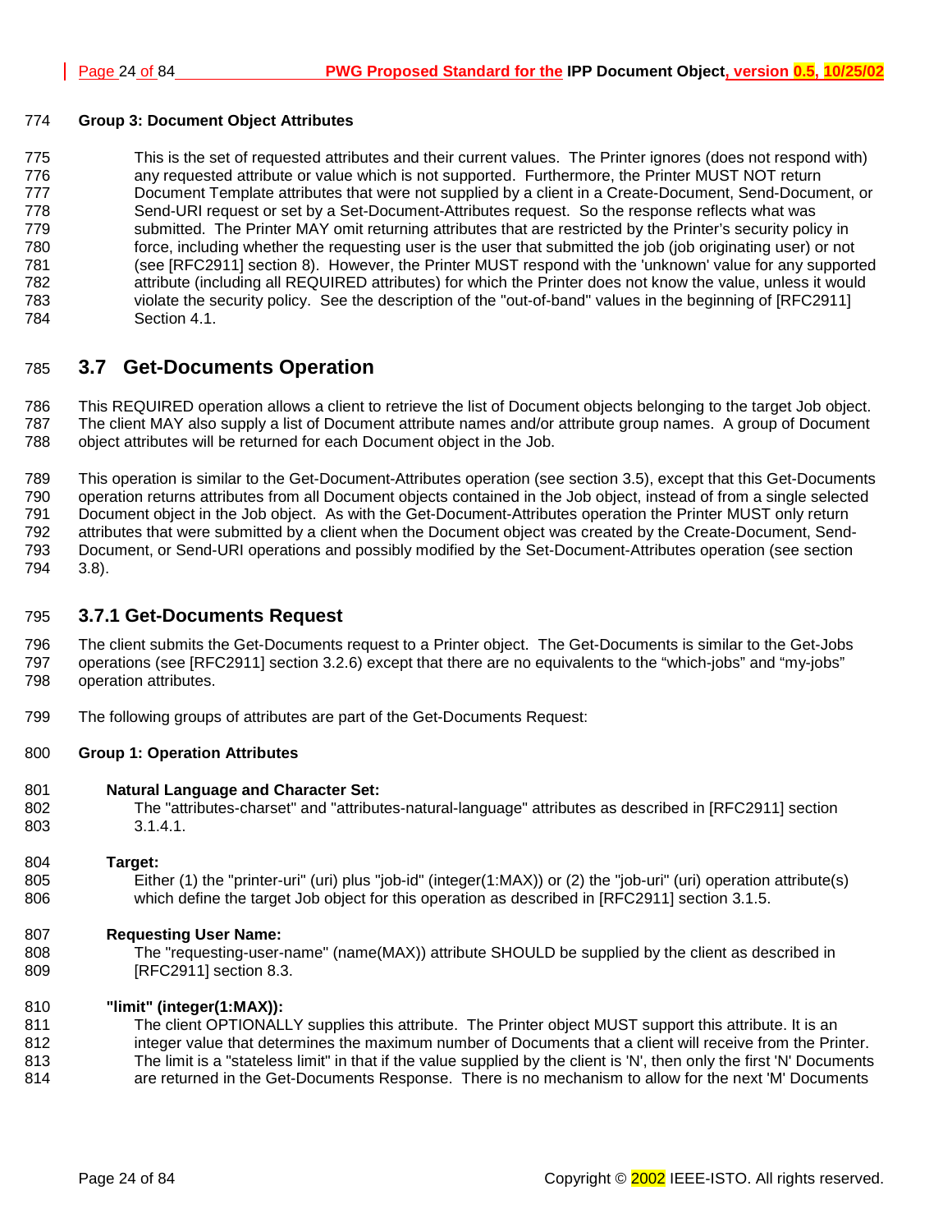**Group 3: Document Object Attributes**

This is the set of requested attributes and their current values. The Printer ignores (does not respond with) any requested attribute or value which is not supported. Furthermore, the Printer MUST NOT return Document Template attributes that were not supplied by a client in a Create-Document, Send-Document, or Send-URI request or set by a Set-Document-Attributes request. So the response reflects what was submitted. The Printer MAY omit returning attributes that are restricted by the Printer's security policy in force, including whether the requesting user is the user that submitted the job (job originating user) or not (see [RFC2911] section 8). However, the Printer MUST respond with the 'unknown' value for any supported attribute (including all REQUIRED attributes) for which the Printer does not know the value, unless it would violate the security policy. See the description of the "out-of-band" values in the beginning of [RFC2911] Section 4.1.

## 3.7 Get-Documents Operation

This REQUIRED operation allows a client to retrieve the list of Document objects belonging to the target Job object. The client MAY also supply a list of Document attribute names and/or attribute group names. A group of Document object attributes will be returned for each Document object in the Job.

This operation is similar to the Get-Document-Attributes operation (see section 3.5), except that this Get-Documents operation returns attributes from all Document objects contained in the Job object, instead of from a single selected Document object in the Job object. As with the Get-Document-Attributes operation the Printer MUST only return attributes that were submitted by a client when the Document object was created by the Create-Document, Send-Document, or Send-URI operations and possibly modified by the Set-Document-Attributes operation (see section 3.8).

### 3.7.1 Get-Documents Request

The client submits the Get-Documents request to a Printer object. The Get-Documents is similar to the Get-Jobs operations (see [RFC2911] section 3.2.6) except that there are no equivalents to the "which-jobs" and "my-jobs" operation attributes.

The following groups of attributes are part of the Get-Documents Request:

**Group 1: Operation Attributes**

**Natural Language and Character Set:**
The "attributes-charset" and "attributes-natural-language" attributes as described in [RFC2911] section 3.1.4.1.

**Target:**
Either (1) the "printer-uri" (uri) plus "job-id" (integer(1:MAX)) or (2) the "job-uri" (uri) operation attribute(s) which define the target Job object for this operation as described in [RFC2911] section 3.1.5.

**Requesting User Name:**
The "requesting-user-name" (name(MAX)) attribute SHOULD be supplied by the client as described in [RFC2911] section 8.3.

**"limit" (integer(1:MAX)):**
The client OPTIONALLY supplies this attribute. The Printer object MUST support this attribute. It is an integer value that determines the maximum number of Documents that a client will receive from the Printer. The limit is a "stateless limit" in that if the value supplied by the client is 'N', then only the first 'N' Documents are returned in the Get-Documents Response. There is no mechanism to allow for the next 'M' Documents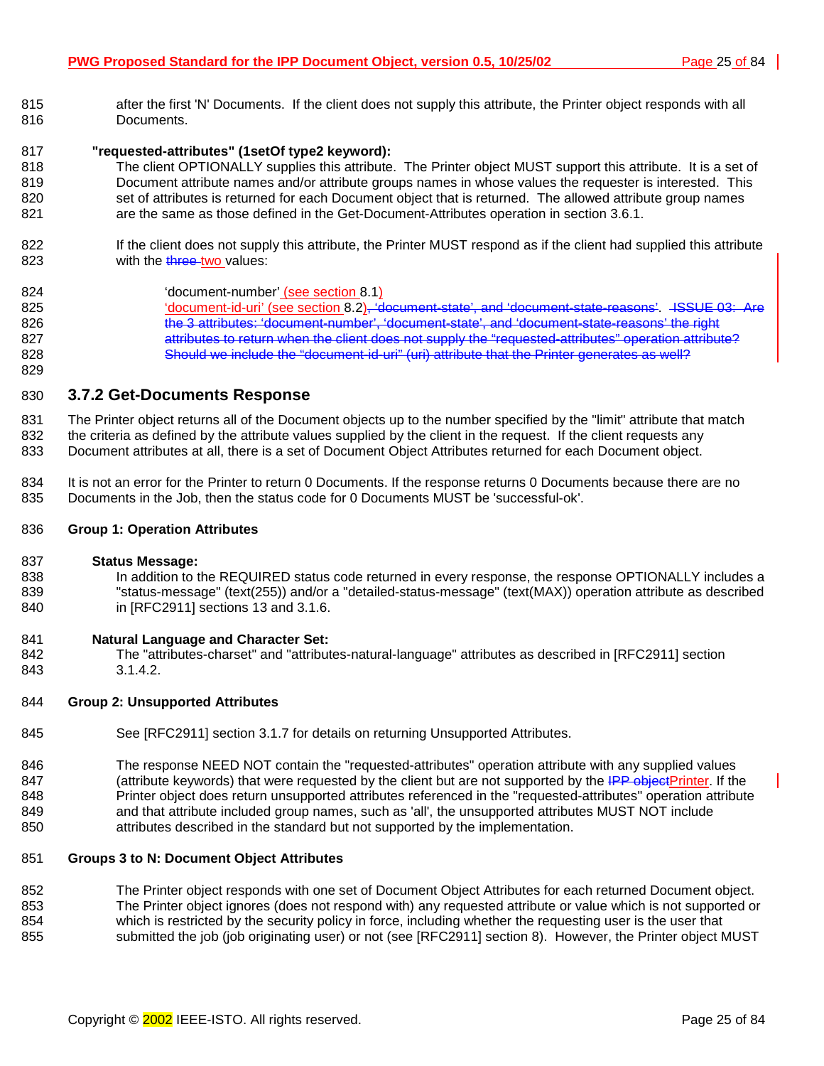after the first 'N' Documents. If the client does not supply this attribute, the Printer object responds with all Documents.

**"requested-attributes" (1setOf type2 keyword):**
The client OPTIONALLY supplies this attribute. The Printer object MUST support this attribute. It is a set of Document attribute names and/or attribute groups names in whose values the requester is interested. This set of attributes is returned for each Document object that is returned. The allowed attribute group names are the same as those defined in the Get-Document-Attributes operation in section 3.6.1.

If the client does not supply this attribute, the Printer MUST respond as if the client had supplied this attribute with the ~~three~~ two values:

'document-number' (see section 8.1)
'document-id-uri' (see section 8.2)~~, 'document-state', and 'document-state-reasons'.~~ ~~ISSUE 03: Are the 3 attributes: 'document-number', 'document-state', and 'document-state-reasons' the right attributes to return when the client does not supply the "requested-attributes" operation attribute? Should we include the "document-id-uri" (uri) attribute that the Printer generates as well?~~

### 3.7.2 Get-Documents Response

The Printer object returns all of the Document objects up to the number specified by the "limit" attribute that match the criteria as defined by the attribute values supplied by the client in the request. If the client requests any Document attributes at all, there is a set of Document Object Attributes returned for each Document object.

It is not an error for the Printer to return 0 Documents. If the response returns 0 Documents because there are no Documents in the Job, then the status code for 0 Documents MUST be 'successful-ok'.

**Group 1: Operation Attributes**

**Status Message:**
In addition to the REQUIRED status code returned in every response, the response OPTIONALLY includes a "status-message" (text(255)) and/or a "detailed-status-message" (text(MAX)) operation attribute as described in [RFC2911] sections 13 and 3.1.6.

**Natural Language and Character Set:**
The "attributes-charset" and "attributes-natural-language" attributes as described in [RFC2911] section 3.1.4.2.

**Group 2: Unsupported Attributes**

See [RFC2911] section 3.1.7 for details on returning Unsupported Attributes.

The response NEED NOT contain the "requested-attributes" operation attribute with any supplied values (attribute keywords) that were requested by the client but are not supported by the ~~IPP object~~Printer. If the Printer object does return unsupported attributes referenced in the "requested-attributes" operation attribute and that attribute included group names, such as 'all', the unsupported attributes MUST NOT include attributes described in the standard but not supported by the implementation.

**Groups 3 to N: Document Object Attributes**

The Printer object responds with one set of Document Object Attributes for each returned Document object. The Printer object ignores (does not respond with) any requested attribute or value which is not supported or which is restricted by the security policy in force, including whether the requesting user is the user that submitted the job (job originating user) or not (see [RFC2911] section 8). However, the Printer object MUST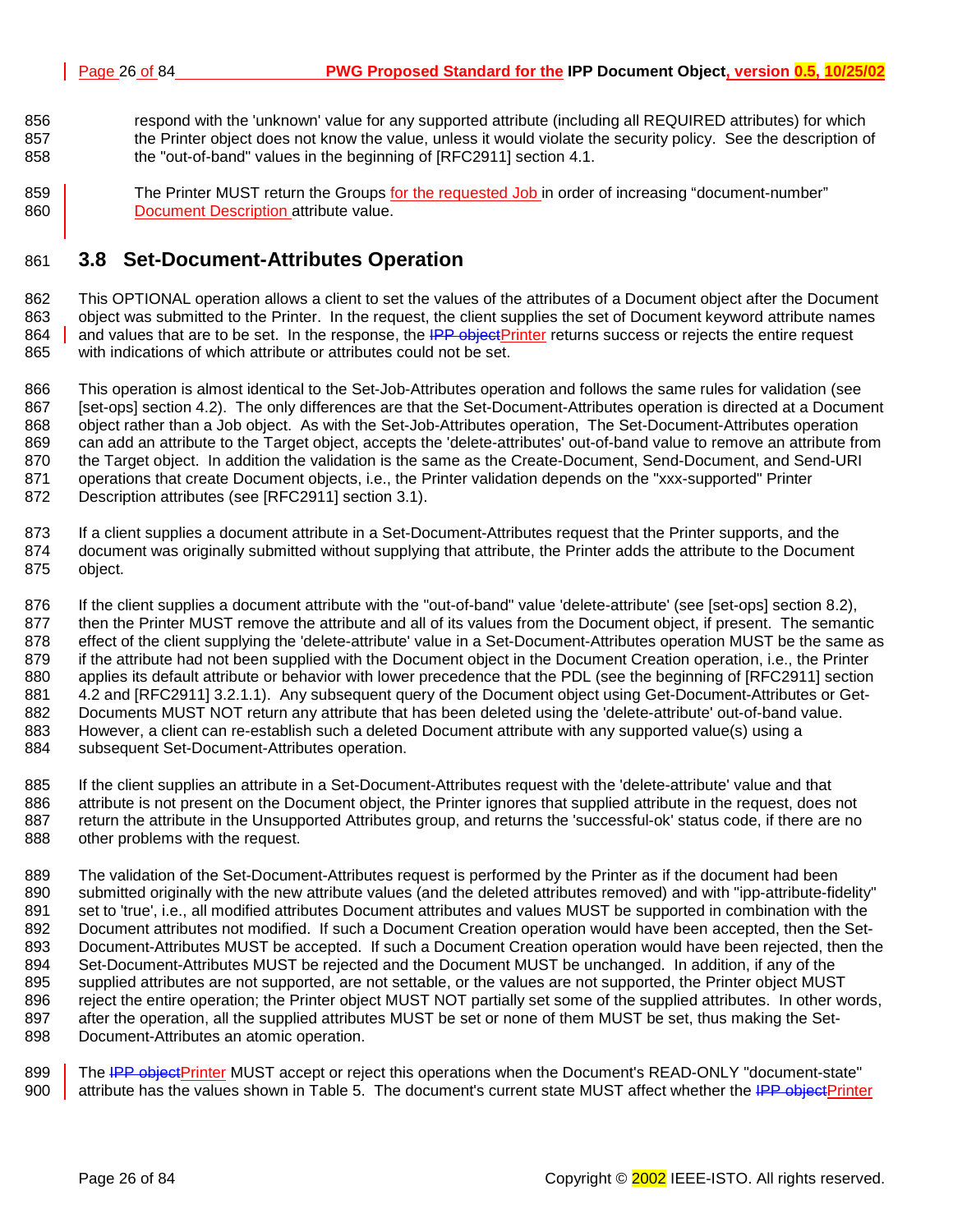respond with the 'unknown' value for any supported attribute (including all REQUIRED attributes) for which the Printer object does not know the value, unless it would violate the security policy. See the description of the "out-of-band" values in the beginning of [RFC2911] section 4.1.

The Printer MUST return the Groups for the requested Job in order of increasing "document-number" Document Description attribute value.

## 3.8 Set-Document-Attributes Operation

This OPTIONAL operation allows a client to set the values of the attributes of a Document object after the Document object was submitted to the Printer. In the request, the client supplies the set of Document keyword attribute names and values that are to be set. In the response, the ~~IPP object~~Printer returns success or rejects the entire request with indications of which attribute or attributes could not be set.

This operation is almost identical to the Set-Job-Attributes operation and follows the same rules for validation (see [set-ops] section 4.2). The only differences are that the Set-Document-Attributes operation is directed at a Document object rather than a Job object. As with the Set-Job-Attributes operation, The Set-Document-Attributes operation can add an attribute to the Target object, accepts the 'delete-attributes' out-of-band value to remove an attribute from the Target object. In addition the validation is the same as the Create-Document, Send-Document, and Send-URI operations that create Document objects, i.e., the Printer validation depends on the "xxx-supported" Printer Description attributes (see [RFC2911] section 3.1).

If a client supplies a document attribute in a Set-Document-Attributes request that the Printer supports, and the document was originally submitted without supplying that attribute, the Printer adds the attribute to the Document object.

If the client supplies a document attribute with the "out-of-band" value 'delete-attribute' (see [set-ops] section 8.2), then the Printer MUST remove the attribute and all of its values from the Document object, if present. The semantic effect of the client supplying the 'delete-attribute' value in a Set-Document-Attributes operation MUST be the same as if the attribute had not been supplied with the Document object in the Document Creation operation, i.e., the Printer applies its default attribute or behavior with lower precedence that the PDL (see the beginning of [RFC2911] section 4.2 and [RFC2911] 3.2.1.1). Any subsequent query of the Document object using Get-Document-Attributes or Get-Documents MUST NOT return any attribute that has been deleted using the 'delete-attribute' out-of-band value. However, a client can re-establish such a deleted Document attribute with any supported value(s) using a subsequent Set-Document-Attributes operation.

If the client supplies an attribute in a Set-Document-Attributes request with the 'delete-attribute' value and that attribute is not present on the Document object, the Printer ignores that supplied attribute in the request, does not return the attribute in the Unsupported Attributes group, and returns the 'successful-ok' status code, if there are no other problems with the request.

The validation of the Set-Document-Attributes request is performed by the Printer as if the document had been submitted originally with the new attribute values (and the deleted attributes removed) and with "ipp-attribute-fidelity" set to 'true', i.e., all modified attributes Document attributes and values MUST be supported in combination with the Document attributes not modified. If such a Document Creation operation would have been accepted, then the Set-Document-Attributes MUST be accepted. If such a Document Creation operation would have been rejected, then the Set-Document-Attributes MUST be rejected and the Document MUST be unchanged. In addition, if any of the supplied attributes are not supported, are not settable, or the values are not supported, the Printer object MUST reject the entire operation; the Printer object MUST NOT partially set some of the supplied attributes. In other words, after the operation, all the supplied attributes MUST be set or none of them MUST be set, thus making the Set-Document-Attributes an atomic operation.

The ~~IPP object~~Printer MUST accept or reject this operations when the Document's READ-ONLY "document-state" attribute has the values shown in Table 5. The document's current state MUST affect whether the ~~IPP object~~Printer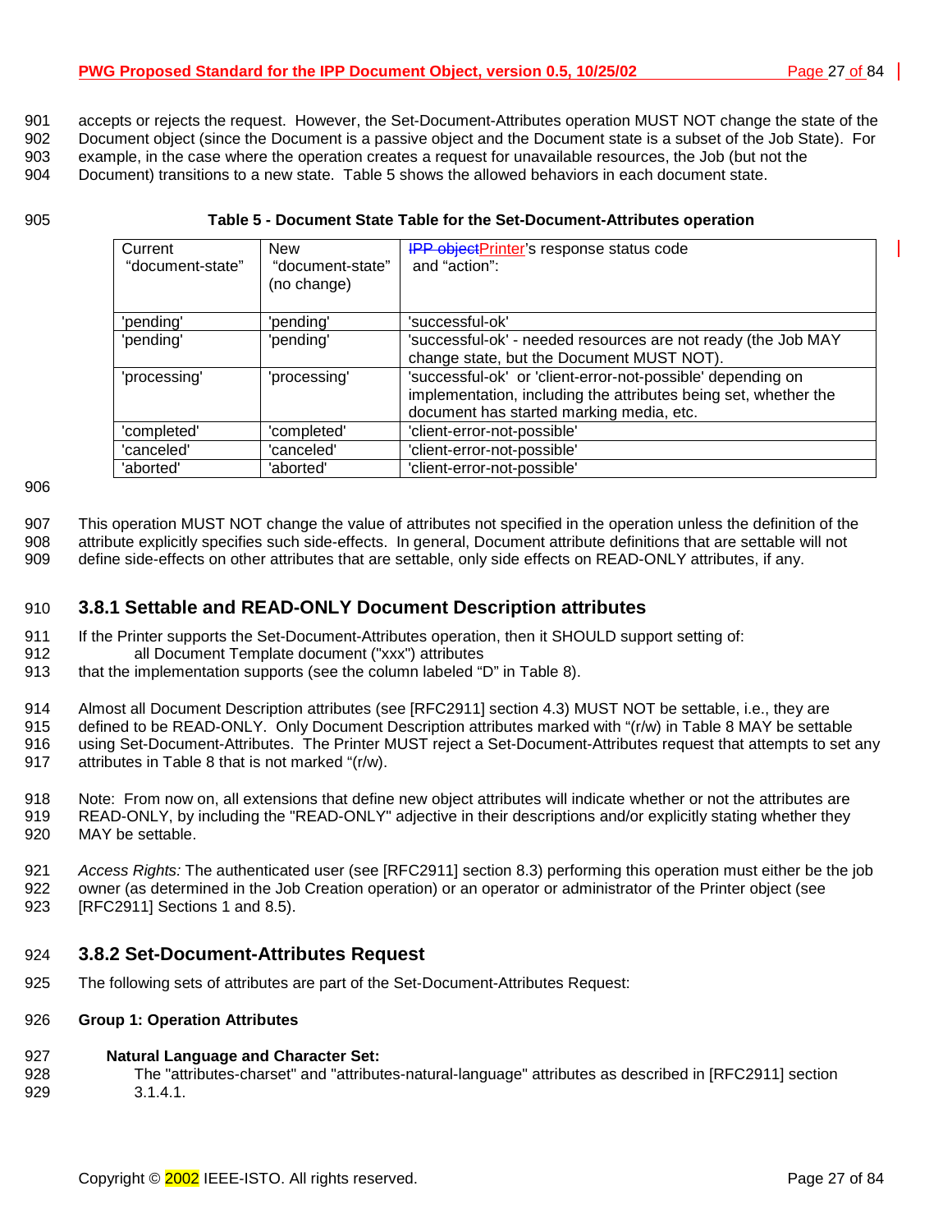accepts or rejects the request. However, the Set-Document-Attributes operation MUST NOT change the state of the Document object (since the Document is a passive object and the Document state is a subset of the Job State). For example, in the case where the operation creates a request for unavailable resources, the Job (but not the Document) transitions to a new state. Table 5 shows the allowed behaviors in each document state.

**Table 5 - Document State Table for the Set-Document-Attributes operation**

| Current "document-state" | New "document-state" (no change) | ~~IPP object~~Printer's response status code and "action": |
|---|---|---|
| 'pending' | 'pending' | 'successful-ok' |
| 'pending' | 'pending' | 'successful-ok' - needed resources are not ready (the Job MAY change state, but the Document MUST NOT). |
| 'processing' | 'processing' | 'successful-ok' or 'client-error-not-possible' depending on implementation, including the attributes being set, whether the document has started marking media, etc. |
| 'completed' | 'completed' | 'client-error-not-possible' |
| 'canceled' | 'canceled' | 'client-error-not-possible' |
| 'aborted' | 'aborted' | 'client-error-not-possible' |

This operation MUST NOT change the value of attributes not specified in the operation unless the definition of the attribute explicitly specifies such side-effects. In general, Document attribute definitions that are settable will not define side-effects on other attributes that are settable, only side effects on READ-ONLY attributes, if any.

### 3.8.1 Settable and READ-ONLY Document Description attributes

If the Printer supports the Set-Document-Attributes operation, then it SHOULD support setting of:
all Document Template document ("xxx") attributes
that the implementation supports (see the column labeled "D" in Table 8).

Almost all Document Description attributes (see [RFC2911] section 4.3) MUST NOT be settable, i.e., they are defined to be READ-ONLY. Only Document Description attributes marked with "(r/w) in Table 8 MAY be settable using Set-Document-Attributes. The Printer MUST reject a Set-Document-Attributes request that attempts to set any attributes in Table 8 that is not marked "(r/w).

Note: From now on, all extensions that define new object attributes will indicate whether or not the attributes are READ-ONLY, by including the "READ-ONLY" adjective in their descriptions and/or explicitly stating whether they MAY be settable.

*Access Rights:* The authenticated user (see [RFC2911] section 8.3) performing this operation must either be the job owner (as determined in the Job Creation operation) or an operator or administrator of the Printer object (see [RFC2911] Sections 1 and 8.5).

### 3.8.2 Set-Document-Attributes Request

The following sets of attributes are part of the Set-Document-Attributes Request:

**Group 1: Operation Attributes**

**Natural Language and Character Set:**
The "attributes-charset" and "attributes-natural-language" attributes as described in [RFC2911] section 3.1.4.1.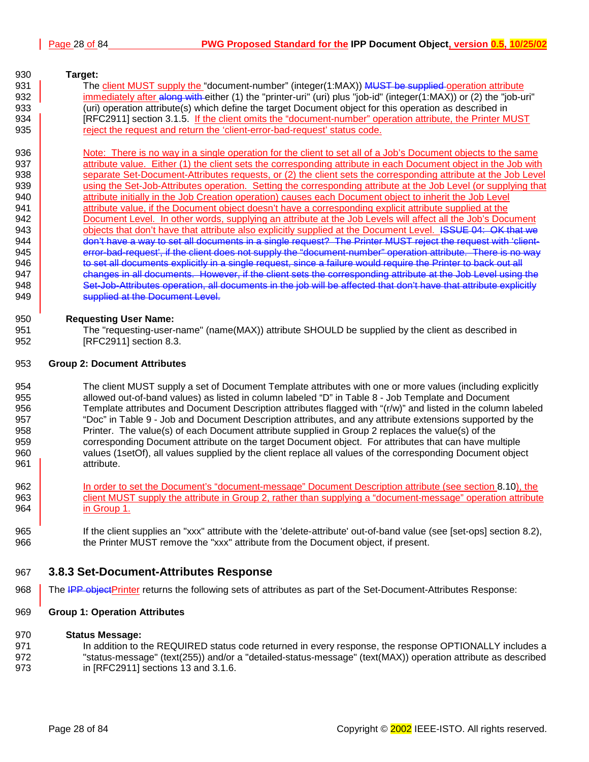**Target:**

The client MUST supply the "document-number" (integer(1:MAX)) ~~MUST be supplied~~ operation attribute immediately after ~~along with~~ either (1) the "printer-uri" (uri) plus "job-id" (integer(1:MAX)) or (2) the "job-uri" (uri) operation attribute(s) which define the target Document object for this operation as described in [RFC2911] section 3.1.5. If the client omits the "document-number" operation attribute, the Printer MUST reject the request and return the 'client-error-bad-request' status code.

Note: There is no way in a single operation for the client to set all of a Job's Document objects to the same attribute value. Either (1) the client sets the corresponding attribute in each Document object in the Job with separate Set-Document-Attributes requests, or (2) the client sets the corresponding attribute at the Job Level using the Set-Job-Attributes operation. Setting the corresponding attribute at the Job Level (or supplying that attribute initially in the Job Creation operation) causes each Document object to inherit the Job Level attribute value, if the Document object doesn't have a corresponding explicit attribute supplied at the Document Level. In other words, supplying an attribute at the Job Levels will affect all the Job's Document objects that don't have that attribute also explicitly supplied at the Document Level. ~~ISSUE 04: OK that we don't have a way to set all documents in a single request? The Printer MUST reject the request with 'client-error-bad-request', if the client does not supply the "document-number" operation attribute. There is no way to set all documents explicitly in a single request, since a failure would require the Printer to back out all changes in all documents. However, if the client sets the corresponding attribute at the Job Level using the Set-Job-Attributes operation, all documents in the job will be affected that don't have that attribute explicitly supplied at the Document Level.~~

**Requesting User Name:**

The "requesting-user-name" (name(MAX)) attribute SHOULD be supplied by the client as described in [RFC2911] section 8.3.

**Group 2: Document Attributes**

The client MUST supply a set of Document Template attributes with one or more values (including explicitly allowed out-of-band values) as listed in column labeled "D" in Table 8 - Job Template and Document Template attributes and Document Description attributes flagged with "(r/w)" and listed in the column labeled "Doc" in Table 9 - Job and Document Description attributes, and any attribute extensions supported by the Printer. The value(s) of each Document attribute supplied in Group 2 replaces the value(s) of the corresponding Document attribute on the target Document object. For attributes that can have multiple values (1setOf), all values supplied by the client replace all values of the corresponding Document object attribute.

In order to set the Document's "document-message" Document Description attribute (see section 8.10), the client MUST supply the attribute in Group 2, rather than supplying a "document-message" operation attribute in Group 1.

If the client supplies an "xxx" attribute with the 'delete-attribute' out-of-band value (see [set-ops] section 8.2), the Printer MUST remove the "xxx" attribute from the Document object, if present.

### 3.8.3 Set-Document-Attributes Response

The ~~IPP object~~Printer returns the following sets of attributes as part of the Set-Document-Attributes Response:

**Group 1: Operation Attributes**

**Status Message:**

In addition to the REQUIRED status code returned in every response, the response OPTIONALLY includes a "status-message" (text(255)) and/or a "detailed-status-message" (text(MAX)) operation attribute as described in [RFC2911] sections 13 and 3.1.6.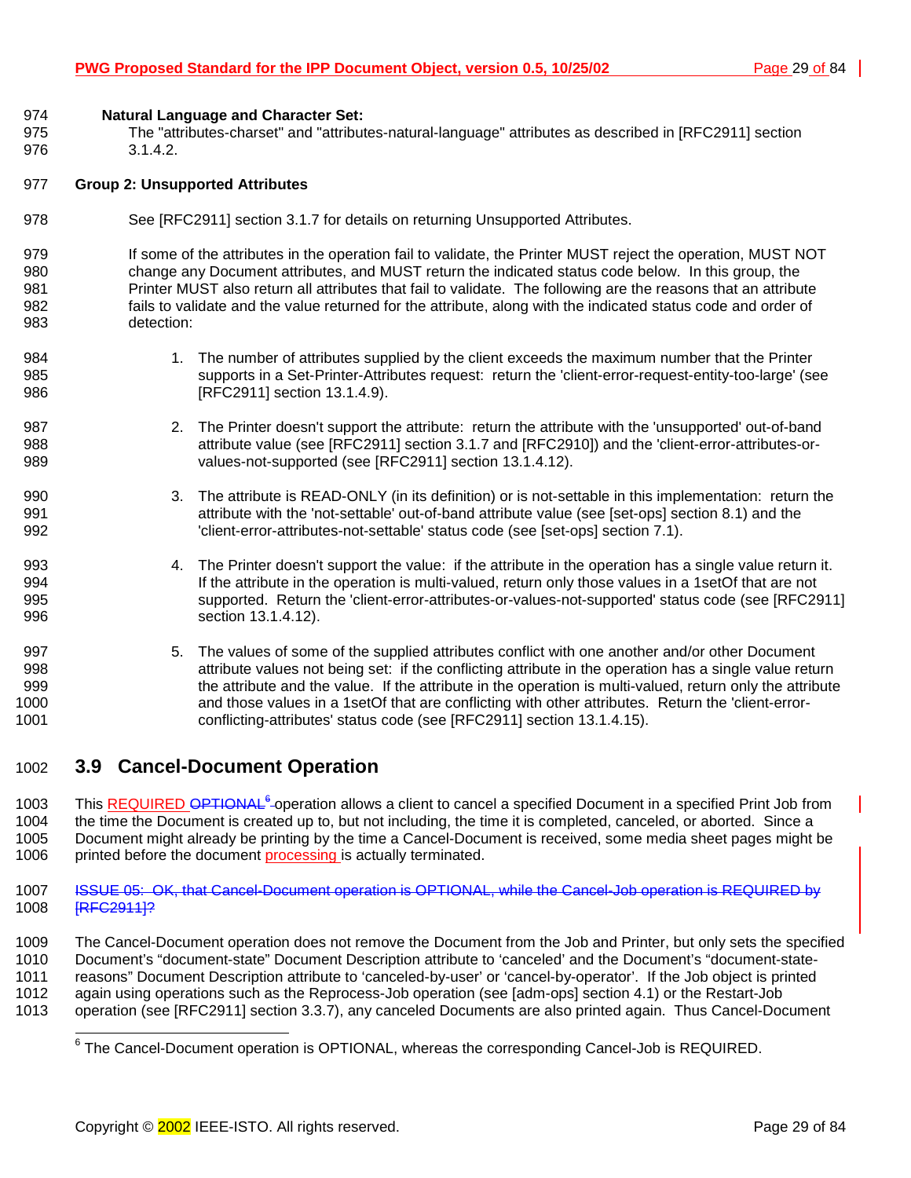**Natural Language and Character Set:**

The "attributes-charset" and "attributes-natural-language" attributes as described in [RFC2911] section 3.1.4.2.

**Group 2: Unsupported Attributes**

See [RFC2911] section 3.1.7 for details on returning Unsupported Attributes.

If some of the attributes in the operation fail to validate, the Printer MUST reject the operation, MUST NOT change any Document attributes, and MUST return the indicated status code below. In this group, the Printer MUST also return all attributes that fail to validate. The following are the reasons that an attribute fails to validate and the value returned for the attribute, along with the indicated status code and order of detection:

1. The number of attributes supplied by the client exceeds the maximum number that the Printer supports in a Set-Printer-Attributes request: return the 'client-error-request-entity-too-large' (see [RFC2911] section 13.1.4.9).

2. The Printer doesn't support the attribute: return the attribute with the 'unsupported' out-of-band attribute value (see [RFC2911] section 3.1.7 and [RFC2910]) and the 'client-error-attributes-or-values-not-supported (see [RFC2911] section 13.1.4.12).

3. The attribute is READ-ONLY (in its definition) or is not-settable in this implementation: return the attribute with the 'not-settable' out-of-band attribute value (see [set-ops] section 8.1) and the 'client-error-attributes-not-settable' status code (see [set-ops] section 7.1).

4. The Printer doesn't support the value: if the attribute in the operation has a single value return it. If the attribute in the operation is multi-valued, return only those values in a 1setOf that are not supported. Return the 'client-error-attributes-or-values-not-supported' status code (see [RFC2911] section 13.1.4.12).

5. The values of some of the supplied attributes conflict with one another and/or other Document attribute values not being set: if the conflicting attribute in the operation has a single value return the attribute and the value. If the attribute in the operation is multi-valued, return only the attribute and those values in a 1setOf that are conflicting with other attributes. Return the 'client-error-conflicting-attributes' status code (see [RFC2911] section 13.1.4.15).

## 3.9 Cancel-Document Operation

This REQUIRED ~~OPTIONAL~~[6] operation allows a client to cancel a specified Document in a specified Print Job from the time the Document is created up to, but not including, the time it is completed, canceled, or aborted. Since a Document might already be printing by the time a Cancel-Document is received, some media sheet pages might be printed before the document processing is actually terminated.

~~ISSUE 05: OK, that Cancel-Document operation is OPTIONAL, while the Cancel-Job operation is REQUIRED by [RFC2911]?~~

The Cancel-Document operation does not remove the Document from the Job and Printer, but only sets the specified Document's "document-state" Document Description attribute to 'canceled' and the Document's "document-state-reasons" Document Description attribute to 'canceled-by-user' or 'cancel-by-operator'. If the Job object is printed again using operations such as the Reprocess-Job operation (see [adm-ops] section 4.1) or the Restart-Job operation (see [RFC2911] section 3.3.7), any canceled Documents are also printed again. Thus Cancel-Document

---

[6] The Cancel-Document operation is OPTIONAL, whereas the corresponding Cancel-Job is REQUIRED.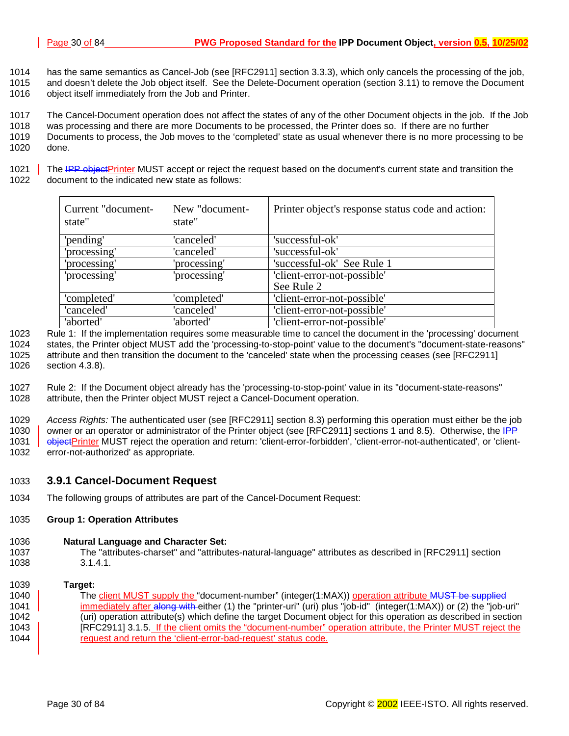has the same semantics as Cancel-Job (see [RFC2911] section 3.3.3), which only cancels the processing of the job, and doesn't delete the Job object itself. See the Delete-Document operation (section 3.11) to remove the Document object itself immediately from the Job and Printer.

The Cancel-Document operation does not affect the states of any of the other Document objects in the job. If the Job was processing and there are more Documents to be processed, the Printer does so. If there are no further Documents to process, the Job moves to the 'completed' state as usual whenever there is no more processing to be done.

The ~~IPP object~~Printer MUST accept or reject the request based on the document's current state and transition the document to the indicated new state as follows:

| Current "document-state" | New "document-state" | Printer object's response status code and action: |
|---|---|---|
| 'pending' | 'canceled' | 'successful-ok' |
| 'processing' | 'canceled' | 'successful-ok' |
| 'processing' | 'processing' | 'successful-ok' See Rule 1 |
| 'processing' | 'processing' | 'client-error-not-possible' See Rule 2 |
| 'completed' | 'completed' | 'client-error-not-possible' |
| 'canceled' | 'canceled' | 'client-error-not-possible' |
| 'aborted' | 'aborted' | 'client-error-not-possible' |

Rule 1: If the implementation requires some measurable time to cancel the document in the 'processing' document states, the Printer object MUST add the 'processing-to-stop-point' value to the document's "document-state-reasons" attribute and then transition the document to the 'canceled' state when the processing ceases (see [RFC2911] section 4.3.8).

Rule 2: If the Document object already has the 'processing-to-stop-point' value in its "document-state-reasons" attribute, then the Printer object MUST reject a Cancel-Document operation.

*Access Rights:* The authenticated user (see [RFC2911] section 8.3) performing this operation must either be the job owner or an operator or administrator of the Printer object (see [RFC2911] sections 1 and 8.5). Otherwise, the ~~IPP object~~Printer MUST reject the operation and return: 'client-error-forbidden', 'client-error-not-authenticated', or 'client-error-not-authorized' as appropriate.

### 3.9.1 Cancel-Document Request

The following groups of attributes are part of the Cancel-Document Request:

**Group 1: Operation Attributes**

**Natural Language and Character Set:**

The "attributes-charset" and "attributes-natural-language" attributes as described in [RFC2911] section 3.1.4.1.

**Target:**

The client MUST supply the "document-number" (integer(1:MAX)) operation attribute ~~MUST be supplied~~ immediately after ~~along with~~ either (1) the "printer-uri" (uri) plus "job-id" (integer(1:MAX)) or (2) the "job-uri" (uri) operation attribute(s) which define the target Document object for this operation as described in section [RFC2911] 3.1.5. If the client omits the "document-number" operation attribute, the Printer MUST reject the request and return the 'client-error-bad-request' status code.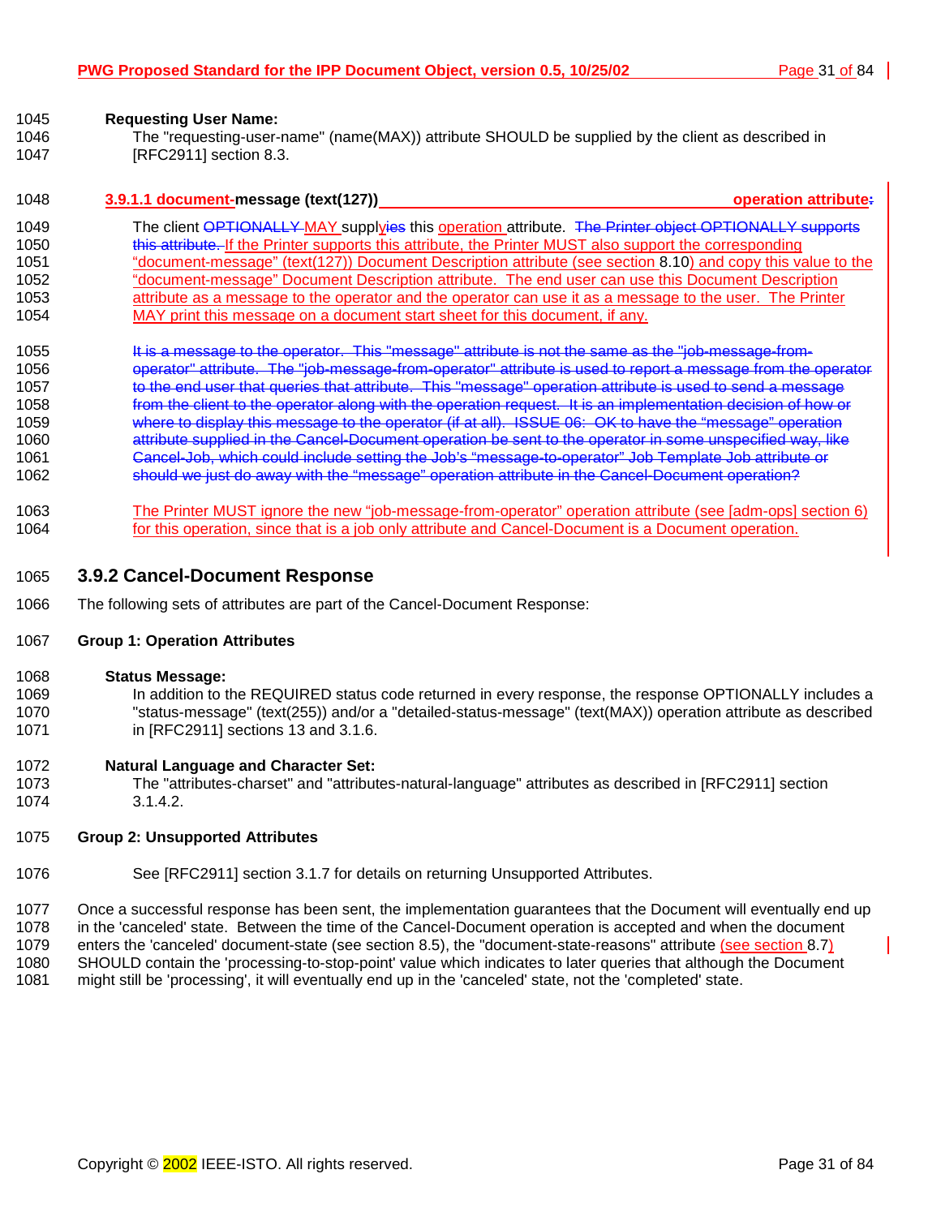**Requesting User Name:**

The "requesting-user-name" (name(MAX)) attribute SHOULD be supplied by the client as described in [RFC2911] section 8.3.

**3.9.1.1 document-message (text(127)) operation attribute~~:~~**

The client ~~OPTIONALLY~~ MAY supply~~ies~~ this operation attribute. ~~The Printer object OPTIONALLY supports this attribute.~~ If the Printer supports this attribute, the Printer MUST also support the corresponding "document-message" (text(127)) Document Description attribute (see section 8.10) and copy this value to the "document-message" Document Description attribute. The end user can use this Document Description attribute as a message to the operator and the operator can use it as a message to the user. The Printer MAY print this message on a document start sheet for this document, if any.

~~It is a message to the operator. This "message" attribute is not the same as the "job-message-from-operator" attribute. The "job-message-from-operator" attribute is used to report a message from the operator to the end user that queries that attribute. This "message" operation attribute is used to send a message from the client to the operator along with the operation request. It is an implementation decision of how or where to display this message to the operator (if at all). ISSUE 06: OK to have the "message" operation attribute supplied in the Cancel-Document operation be sent to the operator in some unspecified way, like Cancel-Job, which could include setting the Job's "message-to-operator" Job Template Job attribute or should we just do away with the "message" operation attribute in the Cancel-Document operation?~~

The Printer MUST ignore the new "job-message-from-operator" operation attribute (see [adm-ops] section 6) for this operation, since that is a job only attribute and Cancel-Document is a Document operation.

## 3.9.2 Cancel-Document Response

The following sets of attributes are part of the Cancel-Document Response:

**Group 1: Operation Attributes**

**Status Message:**

In addition to the REQUIRED status code returned in every response, the response OPTIONALLY includes a "status-message" (text(255)) and/or a "detailed-status-message" (text(MAX)) operation attribute as described in [RFC2911] sections 13 and 3.1.6.

**Natural Language and Character Set:**

The "attributes-charset" and "attributes-natural-language" attributes as described in [RFC2911] section 3.1.4.2.

**Group 2: Unsupported Attributes**

See [RFC2911] section 3.1.7 for details on returning Unsupported Attributes.

Once a successful response has been sent, the implementation guarantees that the Document will eventually end up in the 'canceled' state. Between the time of the Cancel-Document operation is accepted and when the document enters the 'canceled' document-state (see section 8.5), the "document-state-reasons" attribute (see section 8.7) SHOULD contain the 'processing-to-stop-point' value which indicates to later queries that although the Document might still be 'processing', it will eventually end up in the 'canceled' state, not the 'completed' state.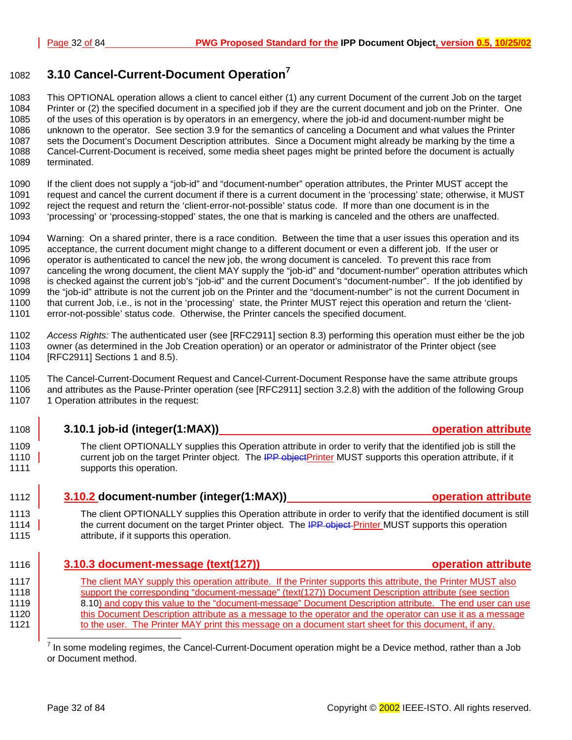## 3.10 Cancel-Current-Document Operation[7]

This OPTIONAL operation allows a client to cancel either (1) any current Document of the current Job on the target Printer or (2) the specified document in a specified job if they are the current document and job on the Printer. One of the uses of this operation is by operators in an emergency, where the job-id and document-number might be unknown to the operator. See section 3.9 for the semantics of canceling a Document and what values the Printer sets the Document's Document Description attributes. Since a Document might already be marking by the time a Cancel-Current-Document is received, some media sheet pages might be printed before the document is actually terminated.

If the client does not supply a "job-id" and "document-number" operation attributes, the Printer MUST accept the request and cancel the current document if there is a current document in the 'processing' state; otherwise, it MUST reject the request and return the 'client-error-not-possible' status code. If more than one document is in the 'processing' or 'processing-stopped' states, the one that is marking is canceled and the others are unaffected.

Warning: On a shared printer, there is a race condition. Between the time that a user issues this operation and its acceptance, the current document might change to a different document or even a different job. If the user or operator is authenticated to cancel the new job, the wrong document is canceled. To prevent this race from canceling the wrong document, the client MAY supply the "job-id" and "document-number" operation attributes which is checked against the current job's "job-id" and the current Document's "document-number". If the job identified by the "job-id" attribute is not the current job on the Printer and the "document-number" is not the current Document in that current Job, i.e., is not in the 'processing' state, the Printer MUST reject this operation and return the 'client-error-not-possible' status code. Otherwise, the Printer cancels the specified document.

*Access Rights:* The authenticated user (see [RFC2911] section 8.3) performing this operation must either be the job owner (as determined in the Job Creation operation) or an operator or administrator of the Printer object (see [RFC2911] Sections 1 and 8.5).

The Cancel-Current-Document Request and Cancel-Current-Document Response have the same attribute groups and attributes as the Pause-Printer operation (see [RFC2911] section 3.2.8) with the addition of the following Group 1 Operation attributes in the request:

### 3.10.1 job-id (integer(1:MAX)) — operation attribute

The client OPTIONALLY supplies this Operation attribute in order to verify that the identified job is still the current job on the target Printer object. The ~~IPP object~~Printer MUST supports this operation attribute, if it supports this operation.

### 3.10.2 document-number (integer(1:MAX)) — operation attribute

The client OPTIONALLY supplies this Operation attribute in order to verify that the identified document is still the current document on the target Printer object. The ~~IPP object~~ Printer MUST supports this operation attribute, if it supports this operation.

### 3.10.3 document-message (text(127)) — operation attribute

The client MAY supply this operation attribute. If the Printer supports this attribute, the Printer MUST also support the corresponding "document-message" (text(127)) Document Description attribute (see section 8.10) and copy this value to the "document-message" Document Description attribute. The end user can use this Document Description attribute as a message to the operator and the operator can use it as a message to the user. The Printer MAY print this message on a document start sheet for this document, if any.

[7] In some modeling regimes, the Cancel-Current-Document operation might be a Device method, rather than a Job or Document method.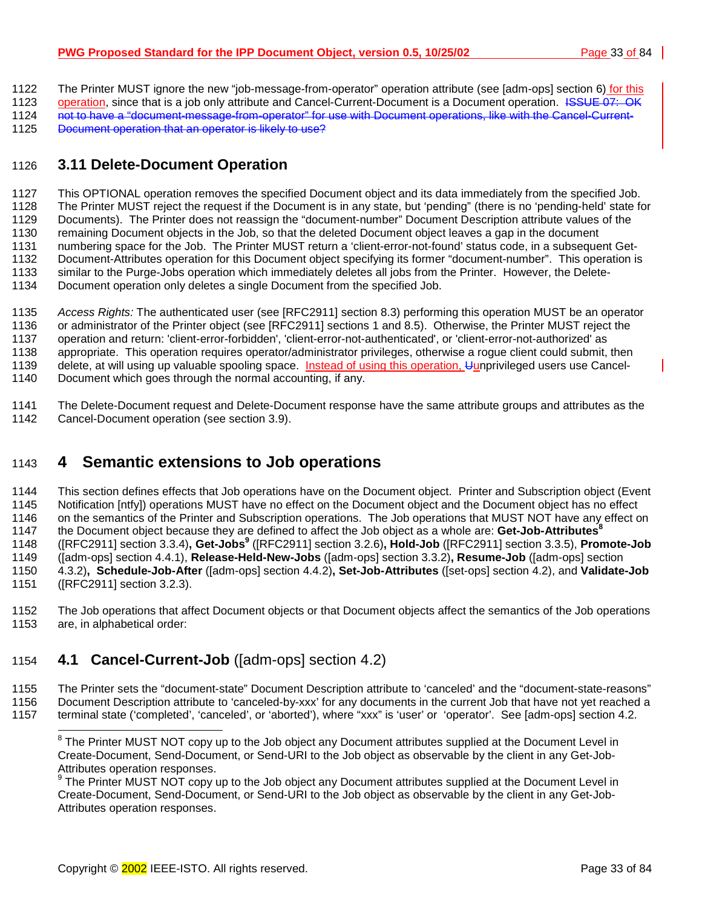The Printer MUST ignore the new "job-message-from-operator" operation attribute (see [adm-ops] section 6) for this operation, since that is a job only attribute and Cancel-Current-Document is a Document operation. ~~ISSUE 07: OK not to have a "document-message-from-operator" for use with Document operations, like with the Cancel-Current-Document operation that an operator is likely to use?~~

## 3.11 Delete-Document Operation

This OPTIONAL operation removes the specified Document object and its data immediately from the specified Job. The Printer MUST reject the request if the Document is in any state, but 'pending" (there is no 'pending-held' state for Documents). The Printer does not reassign the "document-number" Document Description attribute values of the remaining Document objects in the Job, so that the deleted Document object leaves a gap in the document numbering space for the Job. The Printer MUST return a 'client-error-not-found' status code, in a subsequent Get-Document-Attributes operation for this Document object specifying its former "document-number". This operation is similar to the Purge-Jobs operation which immediately deletes all jobs from the Printer. However, the Delete-Document operation only deletes a single Document from the specified Job.

*Access Rights:* The authenticated user (see [RFC2911] section 8.3) performing this operation MUST be an operator or administrator of the Printer object (see [RFC2911] sections 1 and 8.5). Otherwise, the Printer MUST reject the operation and return: 'client-error-forbidden', 'client-error-not-authenticated', or 'client-error-not-authorized' as appropriate. This operation requires operator/administrator privileges, otherwise a rogue client could submit, then delete, at will using up valuable spooling space. Instead of using this operation, ~~U~~unprivileged users use Cancel-Document which goes through the normal accounting, if any.

The Delete-Document request and Delete-Document response have the same attribute groups and attributes as the Cancel-Document operation (see section 3.9).

# 4 Semantic extensions to Job operations

This section defines effects that Job operations have on the Document object. Printer and Subscription object (Event Notification [ntfy]) operations MUST have no effect on the Document object and the Document object has no effect on the semantics of the Printer and Subscription operations. The Job operations that MUST NOT have any effect on the Document object because they are defined to affect the Job object as a whole are: **Get-Job-Attributes**[8] ([RFC2911] section 3.3.4)**, Get-Jobs**[9] ([RFC2911] section 3.2.6)**, Hold-Job** ([RFC2911] section 3.3.5), **Promote-Job** ([adm-ops] section 4.4.1), **Release-Held-New-Jobs** ([adm-ops] section 3.3.2)**, Resume-Job** ([adm-ops] section 4.3.2)**, Schedule-Job-After** ([adm-ops] section 4.4.2)**, Set-Job-Attributes** ([set-ops] section 4.2), and **Validate-Job** ([RFC2911] section 3.2.3).

The Job operations that affect Document objects or that Document objects affect the semantics of the Job operations are, in alphabetical order:

## 4.1 Cancel-Current-Job ([adm-ops] section 4.2)

The Printer sets the "document-state" Document Description attribute to 'canceled' and the "document-state-reasons" Document Description attribute to 'canceled-by-xxx' for any documents in the current Job that have not yet reached a terminal state ('completed', 'canceled', or 'aborted'), where "xxx" is 'user' or 'operator'. See [adm-ops] section 4.2.

---

[8] The Printer MUST NOT copy up to the Job object any Document attributes supplied at the Document Level in Create-Document, Send-Document, or Send-URI to the Job object as observable by the client in any Get-Job-Attributes operation responses.

[9] The Printer MUST NOT copy up to the Job object any Document attributes supplied at the Document Level in Create-Document, Send-Document, or Send-URI to the Job object as observable by the client in any Get-Job-Attributes operation responses.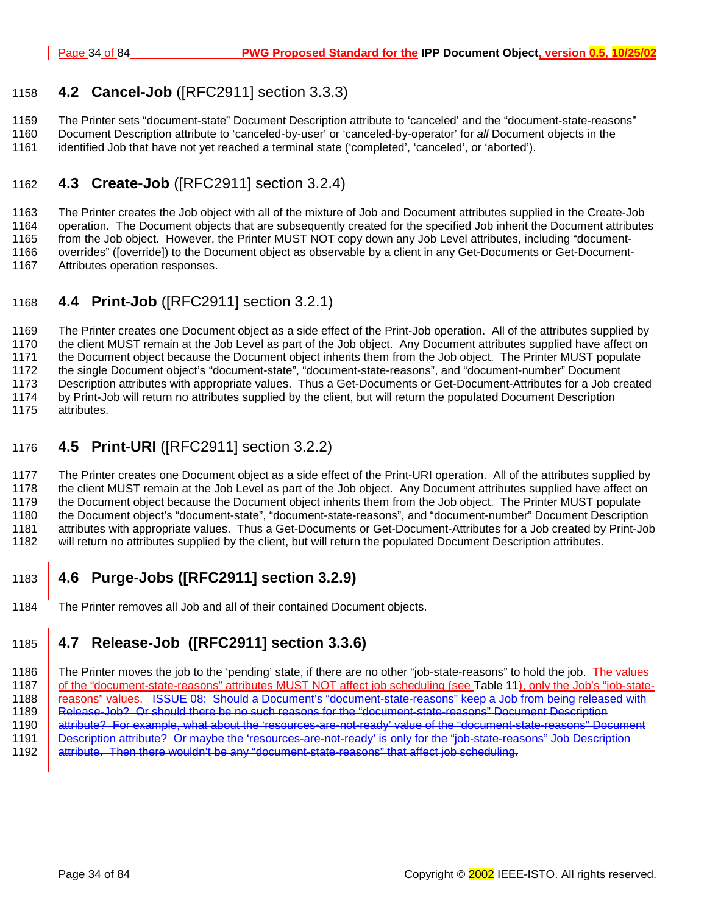## 4.2 Cancel-Job ([RFC2911] section 3.3.3)

The Printer sets "document-state" Document Description attribute to 'canceled' and the "document-state-reasons" Document Description attribute to 'canceled-by-user' or 'canceled-by-operator' for *all* Document objects in the identified Job that have not yet reached a terminal state ('completed', 'canceled', or 'aborted').

## 4.3 Create-Job ([RFC2911] section 3.2.4)

The Printer creates the Job object with all of the mixture of Job and Document attributes supplied in the Create-Job operation. The Document objects that are subsequently created for the specified Job inherit the Document attributes from the Job object. However, the Printer MUST NOT copy down any Job Level attributes, including "document-overrides" ([override]) to the Document object as observable by a client in any Get-Documents or Get-Document-Attributes operation responses.

## 4.4 Print-Job ([RFC2911] section 3.2.1)

The Printer creates one Document object as a side effect of the Print-Job operation. All of the attributes supplied by the client MUST remain at the Job Level as part of the Job object. Any Document attributes supplied have affect on the Document object because the Document object inherits them from the Job object. The Printer MUST populate the single Document object's "document-state", "document-state-reasons", and "document-number" Document Description attributes with appropriate values. Thus a Get-Documents or Get-Document-Attributes for a Job created by Print-Job will return no attributes supplied by the client, but will return the populated Document Description attributes.

## 4.5 Print-URI ([RFC2911] section 3.2.2)

The Printer creates one Document object as a side effect of the Print-URI operation. All of the attributes supplied by the client MUST remain at the Job Level as part of the Job object. Any Document attributes supplied have affect on the Document object because the Document object inherits them from the Job object. The Printer MUST populate the Document object's "document-state", "document-state-reasons", and "document-number" Document Description attributes with appropriate values. Thus a Get-Documents or Get-Document-Attributes for a Job created by Print-Job will return no attributes supplied by the client, but will return the populated Document Description attributes.

## 4.6 Purge-Jobs ([RFC2911] section 3.2.9)

The Printer removes all Job and all of their contained Document objects.

## 4.7 Release-Job ([RFC2911] section 3.3.6)

The Printer moves the job to the 'pending' state, if there are no other "job-state-reasons" to hold the job. The values of the "document-state-reasons" attributes MUST NOT affect job scheduling (see Table 11), only the Job's "job-state-reasons" values. ~~ISSUE 08: Should a Document's "document-state-reasons" keep a Job from being released with Release-Job? Or should there be no such reasons for the "document-state-reasons" Document Description attribute? For example, what about the 'resources-are-not-ready' value of the "document-state-reasons" Document Description attribute? Or maybe the 'resources-are-not-ready' is only for the "job-state-reasons" Job Description attribute. Then there wouldn't be any "document-state-reasons" that affect job scheduling.~~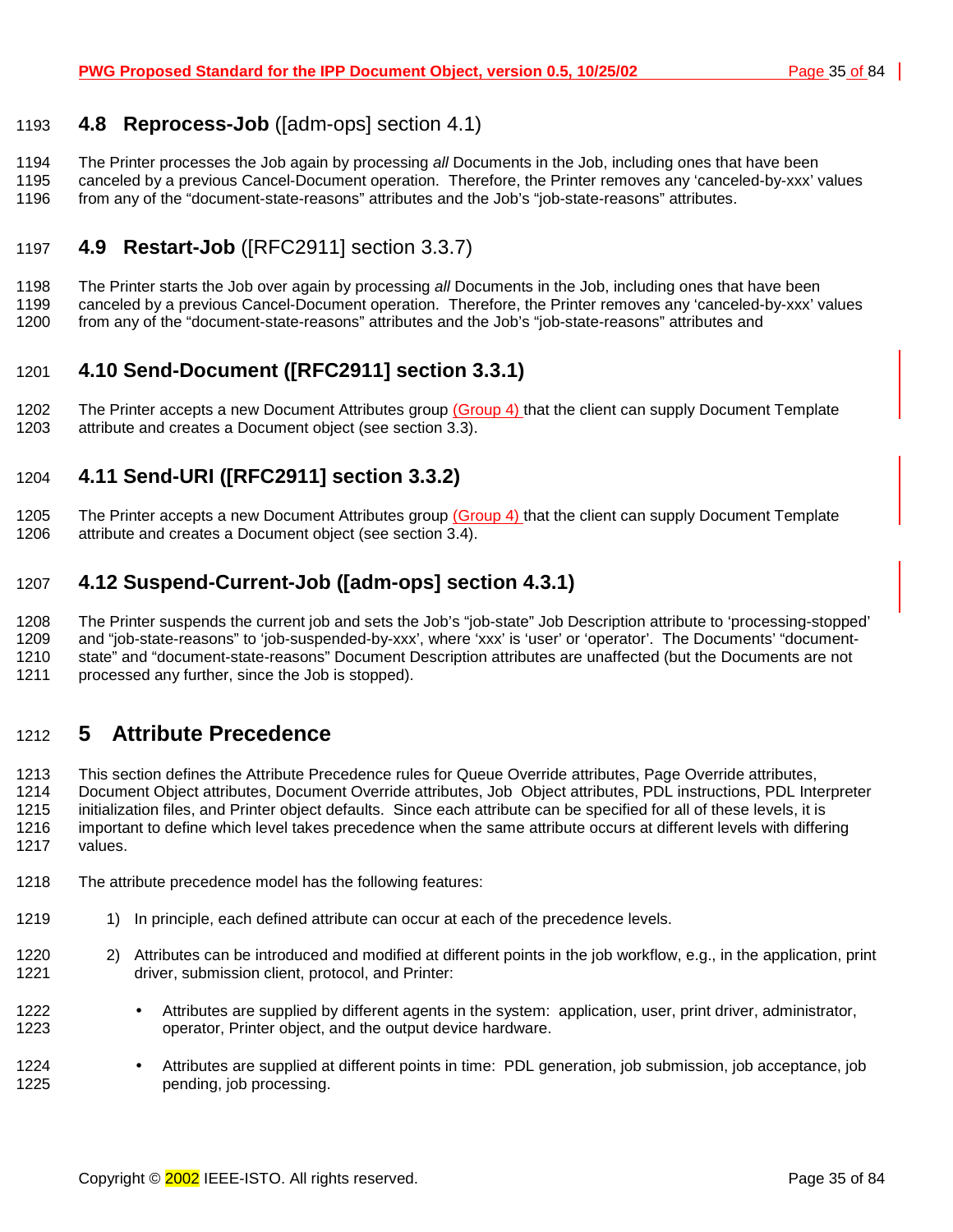## 4.8 Reprocess-Job ([adm-ops] section 4.1)

The Printer processes the Job again by processing *all* Documents in the Job, including ones that have been canceled by a previous Cancel-Document operation. Therefore, the Printer removes any 'canceled-by-xxx' values from any of the "document-state-reasons" attributes and the Job's "job-state-reasons" attributes.

## 4.9 Restart-Job ([RFC2911] section 3.3.7)

The Printer starts the Job over again by processing *all* Documents in the Job, including ones that have been canceled by a previous Cancel-Document operation. Therefore, the Printer removes any 'canceled-by-xxx' values from any of the "document-state-reasons" attributes and the Job's "job-state-reasons" attributes and

## 4.10 Send-Document ([RFC2911] section 3.3.1)

The Printer accepts a new Document Attributes group (Group 4) that the client can supply Document Template attribute and creates a Document object (see section 3.3).

## 4.11 Send-URI ([RFC2911] section 3.3.2)

The Printer accepts a new Document Attributes group (Group 4) that the client can supply Document Template attribute and creates a Document object (see section 3.4).

## 4.12 Suspend-Current-Job ([adm-ops] section 4.3.1)

The Printer suspends the current job and sets the Job's "job-state" Job Description attribute to 'processing-stopped' and "job-state-reasons" to 'job-suspended-by-xxx', where 'xxx' is 'user' or 'operator'. The Documents' "document-state" and "document-state-reasons" Document Description attributes are unaffected (but the Documents are not processed any further, since the Job is stopped).

# 5 Attribute Precedence

This section defines the Attribute Precedence rules for Queue Override attributes, Page Override attributes, Document Object attributes, Document Override attributes, Job Object attributes, PDL instructions, PDL Interpreter initialization files, and Printer object defaults. Since each attribute can be specified for all of these levels, it is important to define which level takes precedence when the same attribute occurs at different levels with differing values.

The attribute precedence model has the following features:

1) In principle, each defined attribute can occur at each of the precedence levels.

2) Attributes can be introduced and modified at different points in the job workflow, e.g., in the application, print driver, submission client, protocol, and Printer:

   - Attributes are supplied by different agents in the system: application, user, print driver, administrator, operator, Printer object, and the output device hardware.

   - Attributes are supplied at different points in time: PDL generation, job submission, job acceptance, job pending, job processing.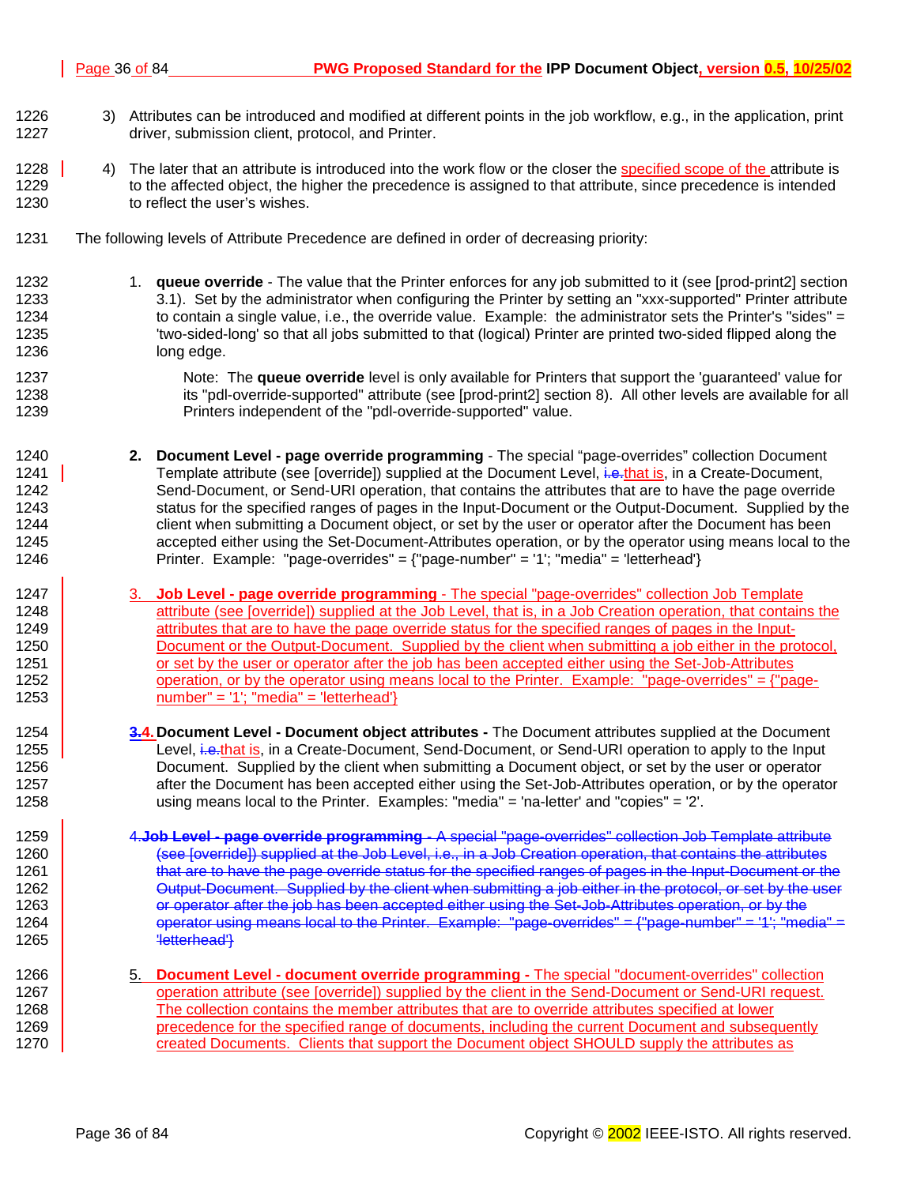3) Attributes can be introduced and modified at different points in the job workflow, e.g., in the application, print driver, submission client, protocol, and Printer.

4) The later that an attribute is introduced into the work flow or the closer the specified scope of the attribute is to the affected object, the higher the precedence is assigned to that attribute, since precedence is intended to reflect the user's wishes.

The following levels of Attribute Precedence are defined in order of decreasing priority:

1. **queue override** - The value that the Printer enforces for any job submitted to it (see [prod-print2] section 3.1). Set by the administrator when configuring the Printer by setting an "xxx-supported" Printer attribute to contain a single value, i.e., the override value. Example: the administrator sets the Printer's "sides" = 'two-sided-long' so that all jobs submitted to that (logical) Printer are printed two-sided flipped along the long edge.

   Note: The **queue override** level is only available for Printers that support the 'guaranteed' value for its "pdl-override-supported" attribute (see [prod-print2] section 8). All other levels are available for all Printers independent of the "pdl-override-supported" value.

2. **Document Level - page override programming** - The special "page-overrides" collection Document Template attribute (see [override]) supplied at the Document Level, ~~i.e.~~that is, in a Create-Document, Send-Document, or Send-URI operation, that contains the attributes that are to have the page override status for the specified ranges of pages in the Input-Document or the Output-Document. Supplied by the client when submitting a Document object, or set by the user or operator after the Document has been accepted either using the Set-Document-Attributes operation, or by the operator using means local to the Printer. Example: "page-overrides" = {"page-number" = '1'; "media" = 'letterhead'}

3. **Job Level - page override programming** - The special "page-overrides" collection Job Template attribute (see [override]) supplied at the Job Level, that is, in a Job Creation operation, that contains the attributes that are to have the page override status for the specified ranges of pages in the Input-Document or the Output-Document. Supplied by the client when submitting a job either in the protocol, or set by the user or operator after the job has been accepted either using the Set-Job-Attributes operation, or by the operator using means local to the Printer. Example: "page-overrides" = {"page-number" = '1'; "media" = 'letterhead'}

~~3.~~4. **Document Level - Document object attributes -** The Document attributes supplied at the Document Level, ~~i.e.~~that is, in a Create-Document, Send-Document, or Send-URI operation to apply to the Input Document. Supplied by the client when submitting a Document object, or set by the user or operator after the Document has been accepted either using the Set-Job-Attributes operation, or by the operator using means local to the Printer. Examples: "media" = 'na-letter' and "copies" = '2'.

~~4.**Job Level - page override programming** - A special "page-overrides" collection Job Template attribute (see [override]) supplied at the Job Level, i.e., in a Job Creation operation, that contains the attributes that are to have the page override status for the specified ranges of pages in the Input-Document or the Output-Document. Supplied by the client when submitting a job either in the protocol, or set by the user or operator after the job has been accepted either using the Set-Job-Attributes operation, or by the operator using means local to the Printer. Example: "page-overrides" = {"page-number" = '1'; "media" = 'letterhead'}~~

5. **Document Level - document override programming -** The special "document-overrides" collection operation attribute (see [override]) supplied by the client in the Send-Document or Send-URI request. The collection contains the member attributes that are to override attributes specified at lower precedence for the specified range of documents, including the current Document and subsequently created Documents. Clients that support the Document object SHOULD supply the attributes as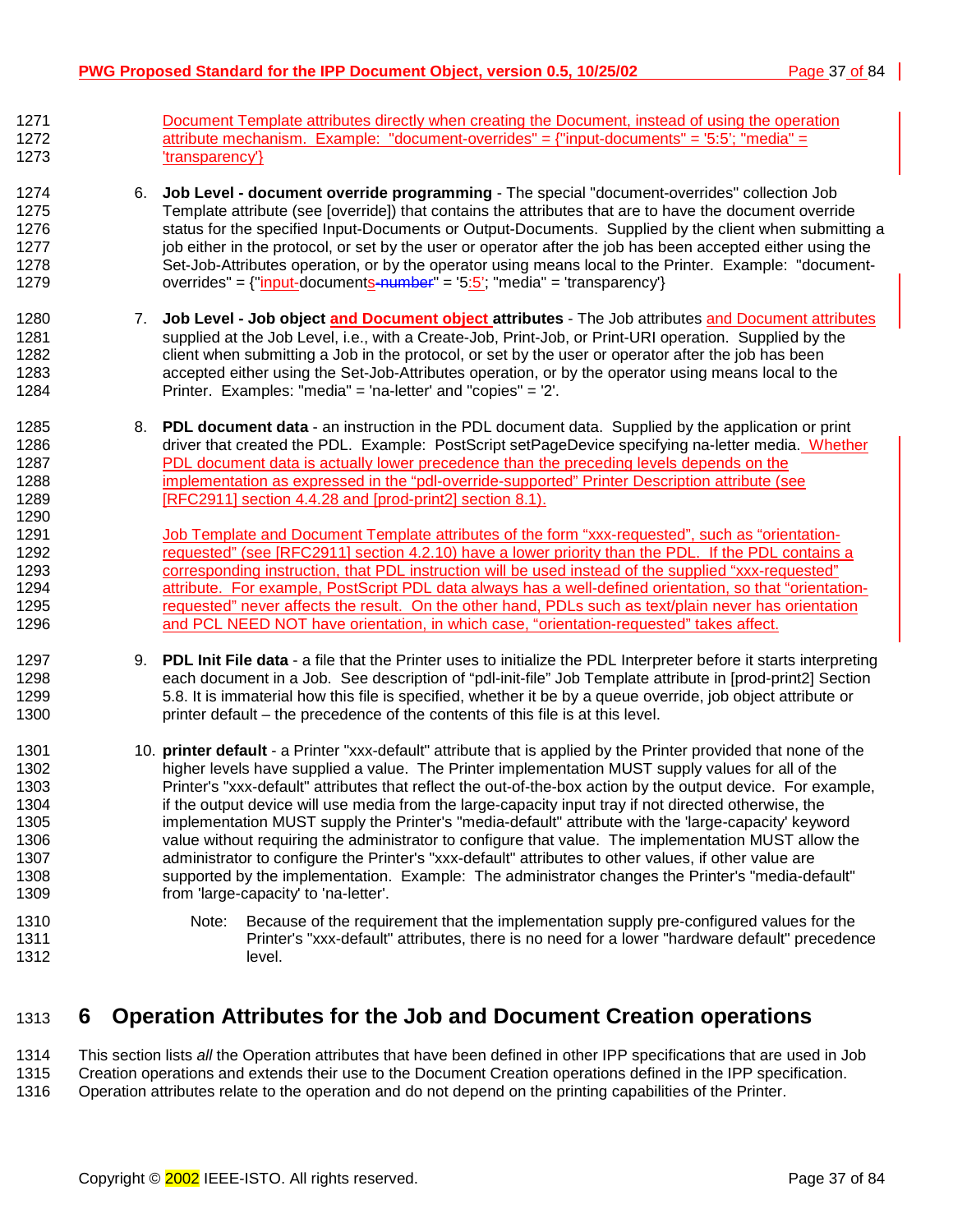Document Template attributes directly when creating the Document, instead of using the operation attribute mechanism. Example: "document-overrides" = {"input-documents" = '5:5'; "media" = 'transparency'}

6. **Job Level - document override programming** - The special "document-overrides" collection Job Template attribute (see [override]) that contains the attributes that are to have the document override status for the specified Input-Documents or Output-Documents. Supplied by the client when submitting a job either in the protocol, or set by the user or operator after the job has been accepted either using the Set-Job-Attributes operation, or by the operator using means local to the Printer. Example: "document-overrides" = {"input-documents" = '5:5'; "media" = 'transparency'}

7. **Job Level - Job object and Document object attributes** - The Job attributes and Document attributes supplied at the Job Level, i.e., with a Create-Job, Print-Job, or Print-URI operation. Supplied by the client when submitting a Job in the protocol, or set by the user or operator after the job has been accepted either using the Set-Job-Attributes operation, or by the operator using means local to the Printer. Examples: "media" = 'na-letter' and "copies" = '2'.

8. **PDL document data** - an instruction in the PDL document data. Supplied by the application or print driver that created the PDL. Example: PostScript setPageDevice specifying na-letter media. Whether PDL document data is actually lower precedence than the preceding levels depends on the implementation as expressed in the "pdl-override-supported" Printer Description attribute (see [RFC2911] section 4.4.28 and [prod-print2] section 8.1).

   Job Template and Document Template attributes of the form "xxx-requested", such as "orientation-requested" (see [RFC2911] section 4.2.10) have a lower priority than the PDL. If the PDL contains a corresponding instruction, that PDL instruction will be used instead of the supplied "xxx-requested" attribute. For example, PostScript PDL data always has a well-defined orientation, so that "orientation-requested" never affects the result. On the other hand, PDLs such as text/plain never has orientation and PCL NEED NOT have orientation, in which case, "orientation-requested" takes affect.

9. **PDL Init File data** - a file that the Printer uses to initialize the PDL Interpreter before it starts interpreting each document in a Job. See description of "pdl-init-file" Job Template attribute in [prod-print2] Section 5.8. It is immaterial how this file is specified, whether it be by a queue override, job object attribute or printer default – the precedence of the contents of this file is at this level.

10. **printer default** - a Printer "xxx-default" attribute that is applied by the Printer provided that none of the higher levels have supplied a value. The Printer implementation MUST supply values for all of the Printer's "xxx-default" attributes that reflect the out-of-the-box action by the output device. For example, if the output device will use media from the large-capacity input tray if not directed otherwise, the implementation MUST supply the Printer's "media-default" attribute with the 'large-capacity' keyword value without requiring the administrator to configure that value. The implementation MUST allow the administrator to configure the Printer's "xxx-default" attributes to other values, if other value are supported by the implementation. Example: The administrator changes the Printer's "media-default" from 'large-capacity' to 'na-letter'.

    Note: Because of the requirement that the implementation supply pre-configured values for the Printer's "xxx-default" attributes, there is no need for a lower "hardware default" precedence level.

# 6 Operation Attributes for the Job and Document Creation operations

This section lists *all* the Operation attributes that have been defined in other IPP specifications that are used in Job Creation operations and extends their use to the Document Creation operations defined in the IPP specification. Operation attributes relate to the operation and do not depend on the printing capabilities of the Printer.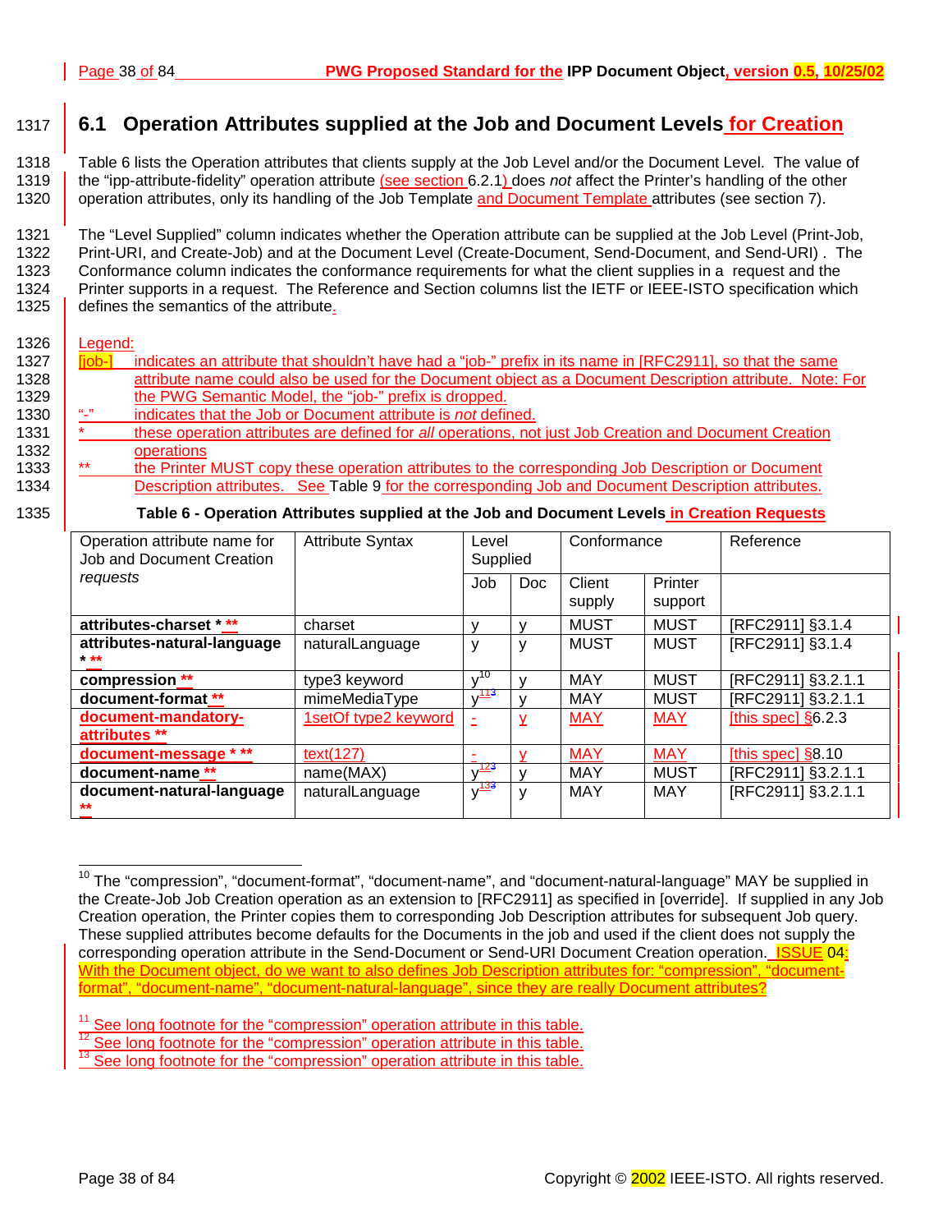## 6.1 Operation Attributes supplied at the Job and Document Levels for Creation

Table 6 lists the Operation attributes that clients supply at the Job Level and/or the Document Level. The value of the "ipp-attribute-fidelity" operation attribute (see section 6.2.1) does *not* affect the Printer's handling of the other operation attributes, only its handling of the Job Template and Document Template attributes (see section 7).

The "Level Supplied" column indicates whether the Operation attribute can be supplied at the Job Level (Print-Job, Print-URI, and Create-Job) and at the Document Level (Create-Document, Send-Document, and Send-URI) . The Conformance column indicates the conformance requirements for what the client supplies in a request and the Printer supports in a request. The Reference and Section columns list the IETF or IEEE-ISTO specification which defines the semantics of the attribute.

Legend:

- [job-] indicates an attribute that shouldn't have had a "job-" prefix in its name in [RFC2911], so that the same attribute name could also be used for the Document object as a Document Description attribute. Note: For the PWG Semantic Model, the "job-" prefix is dropped.
- "-" indicates that the Job or Document attribute is *not* defined.
- \* these operation attributes are defined for *all* operations, not just Job Creation and Document Creation operations
- \*\* the Printer MUST copy these operation attributes to the corresponding Job Description or Document Description attributes. See Table 9 for the corresponding Job and Document Description attributes.

**Table 6 - Operation Attributes supplied at the Job and Document Levels in Creation Requests**

| Operation attribute name for Job and Document Creation *requests* | Attribute Syntax | Level Supplied | | Conformance | | Reference |
|---|---|---|---|---|---|---|
| | | Job | Doc | Client supply | Printer support | |
| **attributes-charset \* \*\*** | charset | y | y | MUST | MUST | [RFC2911] §3.1.4 |
| **attributes-natural-language \* \*\*** | naturalLanguage | y | y | MUST | MUST | [RFC2911] §3.1.4 |
| **compression \*\*** | type3 keyword | y[10] | y | MAY | MUST | [RFC2911] §3.2.1.1 |
| **document-format \*\*** | mimeMediaType | y[11] | y | MAY | MUST | [RFC2911] §3.2.1.1 |
| **document-mandatory-attributes \*\*** | 1setOf type2 keyword | - | y | MAY | MAY | [this spec] §6.2.3 |
| **document-message \* \*\*** | text(127) | - | y | MAY | MAY | [this spec] §8.10 |
| **document-name \*\*** | name(MAX) | y[12] | y | MAY | MUST | [RFC2911] §3.2.1.1 |
| **document-natural-language \*\*** | naturalLanguage | y[13] | y | MAY | MAY | [RFC2911] §3.2.1.1 |

[10] The "compression", "document-format", "document-name", and "document-natural-language" MAY be supplied in the Create-Job Job Creation operation as an extension to [RFC2911] as specified in [override]. If supplied in any Job Creation operation, the Printer copies them to corresponding Job Description attributes for subsequent Job query. These supplied attributes become defaults for the Documents in the job and used if the client does not supply the corresponding operation attribute in the Send-Document or Send-URI Document Creation operation. ISSUE 04: With the Document object, do we want to also defines Job Description attributes for: "compression", "document-format", "document-name", "document-natural-language", since they are really Document attributes?

[11] See long footnote for the "compression" operation attribute in this table.

[12] See long footnote for the "compression" operation attribute in this table.

[13] See long footnote for the "compression" operation attribute in this table.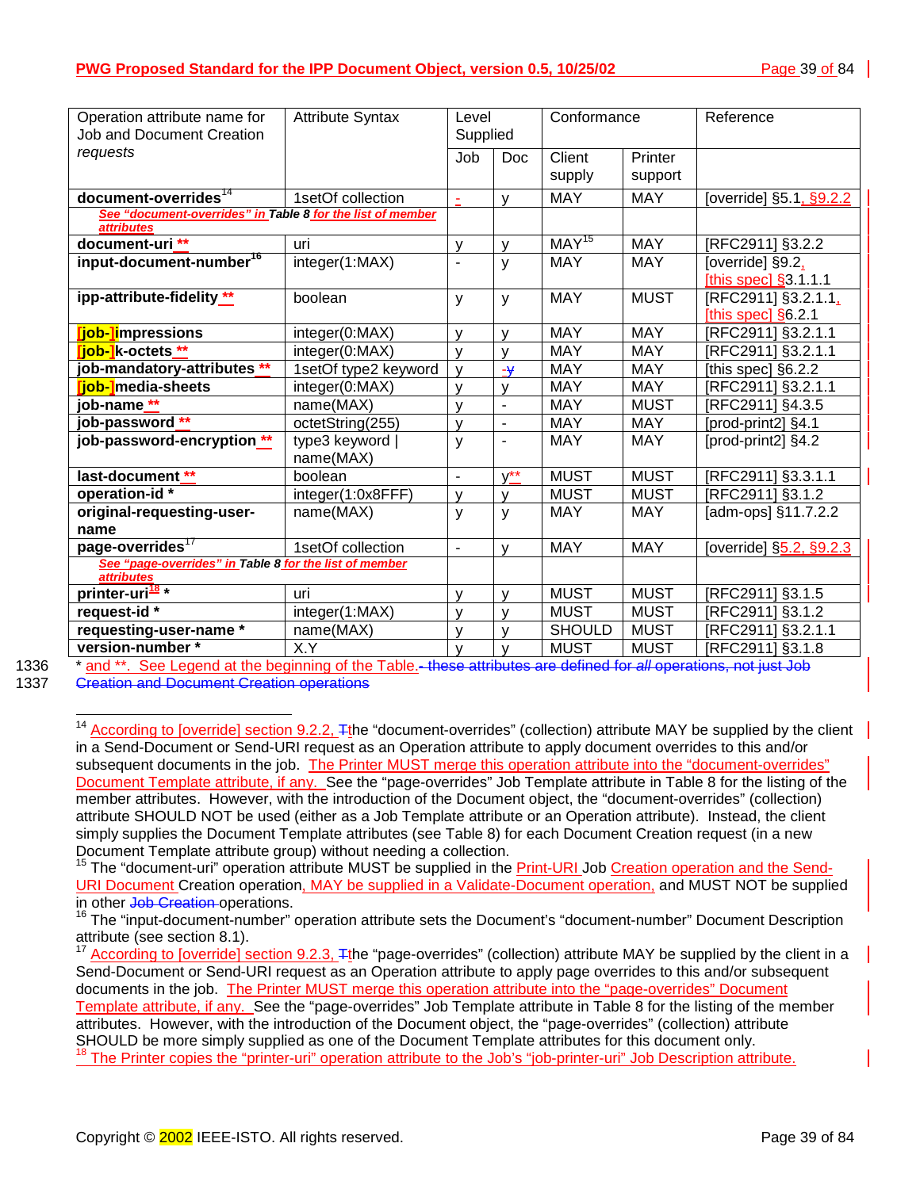| Operation attribute name for Job and Document Creation *requests* | Attribute Syntax | Level Supplied | | Conformance | | Reference |
|---|---|---|---|---|---|---|
| | | Job | Doc | Client supply | Printer support | |
| **document-overrides**[14] | 1setOf collection | - | y | MAY | MAY | [override] §5.1, §9.2.2 |
| *See "document-overrides" in Table 8 for the list of member attributes* | | | | | | |
| **document-uri \*\*** | uri | y | y | MAY[15] | MAY | [RFC2911] §3.2.2 |
| **input-document-number**[16] | integer(1:MAX) | - | y | MAY | MAY | [override] §9.2, [this spec] §3.1.1.1 |
| **ipp-attribute-fidelity \*\*** | boolean | y | y | MAY | MUST | [RFC2911] §3.2.1.1, [this spec] §6.2.1 |
| **[job-]impressions** | integer(0:MAX) | y | y | MAY | MAY | [RFC2911] §3.2.1.1 |
| **[job-]k-octets \*\*** | integer(0:MAX) | y | y | MAY | MAY | [RFC2911] §3.2.1.1 |
| **job-mandatory-attributes \*\*** | 1setOf type2 keyword | y | -y | MAY | MAY | [this spec] §6.2.2 |
| **[job-]media-sheets** | integer(0:MAX) | y | y | MAY | MAY | [RFC2911] §3.2.1.1 |
| **job-name \*\*** | name(MAX) | y | - | MAY | MUST | [RFC2911] §4.3.5 |
| **job-password \*\*** | octetString(255) | y | - | MAY | MAY | [prod-print2] §4.1 |
| **job-password-encryption \*\*** | type3 keyword \| name(MAX) | y | - | MAY | MAY | [prod-print2] §4.2 |
| **last-document \*\*** | boolean | - | y\*\* | MUST | MUST | [RFC2911] §3.3.1.1 |
| **operation-id \*** | integer(1:0x8FFF) | y | y | MUST | MUST | [RFC2911] §3.1.2 |
| **original-requesting-user-name** | name(MAX) | y | y | MAY | MAY | [adm-ops] §11.7.2.2 |
| **page-overrides**[17] | 1setOf collection | - | y | MAY | MAY | [override] §5.2, §9.2.3 |
| *See "page-overrides" in Table 8 for the list of member attributes* | | | | | | |
| **printer-uri**[18] **\*** | uri | y | y | MUST | MUST | [RFC2911] §3.1.5 |
| **request-id \*** | integer(1:MAX) | y | y | MUST | MUST | [RFC2911] §3.1.2 |
| **requesting-user-name \*** | name(MAX) | y | y | SHOULD | MUST | [RFC2911] §3.2.1.1 |
| **version-number \*** | X.Y | y | y | MUST | MUST | [RFC2911] §3.1.8 |

1336 \* and \*\*. See Legend at the beginning of the Table. ~~- these attributes are defined for *all* operations, not just Job~~
1337 ~~Creation and Document Creation operations~~

---

[14] According to [override] section 9.2.2, ~~T~~the "document-overrides" (collection) attribute MAY be supplied by the client in a Send-Document or Send-URI request as an Operation attribute to apply document overrides to this and/or subsequent documents in the job. The Printer MUST merge this operation attribute into the "document-overrides" Document Template attribute, if any. See the "page-overrides" Job Template attribute in Table 8 for the listing of the member attributes. However, with the introduction of the Document object, the "document-overrides" (collection) attribute SHOULD NOT be used (either as a Job Template attribute or an Operation attribute). Instead, the client simply supplies the Document Template attributes (see Table 8) for each Document Creation request (in a new Document Template attribute group) without needing a collection.

[15] The "document-uri" operation attribute MUST be supplied in the Print-URI Job Creation operation and the Send-URI Document Creation operation, MAY be supplied in a Validate-Document operation, and MUST NOT be supplied in other ~~Job Creation~~ operations.

[16] The "input-document-number" operation attribute sets the Document's "document-number" Document Description attribute (see section 8.1).

[17] According to [override] section 9.2.3, ~~T~~the "page-overrides" (collection) attribute MAY be supplied by the client in a Send-Document or Send-URI request as an Operation attribute to apply page overrides to this and/or subsequent documents in the job. The Printer MUST merge this operation attribute into the "page-overrides" Document Template attribute, if any. See the "page-overrides" Job Template attribute in Table 8 for the listing of the member attributes. However, with the introduction of the Document object, the "page-overrides" (collection) attribute SHOULD be more simply supplied as one of the Document Template attributes for this document only.

[18] The Printer copies the "printer-uri" operation attribute to the Job's "job-printer-uri" Job Description attribute.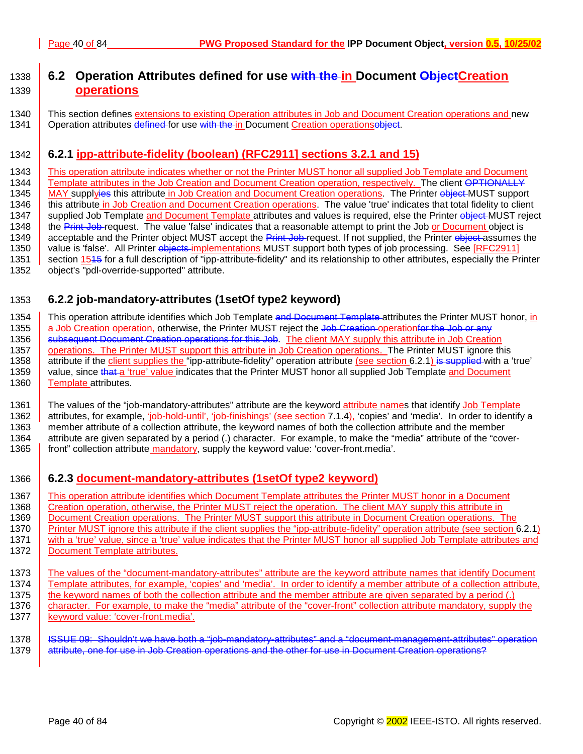## 6.2 Operation Attributes defined for use ~~with the~~ in Document ~~Object~~Creation operations

This section defines extensions to existing Operation attributes in Job and Document Creation operations and new Operation attributes ~~defined~~ for use ~~with the~~ in Document Creation operations~~object~~.

### 6.2.1 ipp-attribute-fidelity (boolean) (RFC2911] sections 3.2.1 and 15)

This operation attribute indicates whether or not the Printer MUST honor all supplied Job Template and Document Template attributes in the Job Creation and Document Creation operation, respectively. The client ~~OPTIONALLY~~ MAY supply~~ies~~ this attribute in Job Creation and Document Creation operations. The Printer ~~object~~ MUST support this attribute in Job Creation and Document Creation operations. The value 'true' indicates that total fidelity to client supplied Job Template and Document Template attributes and values is required, else the Printer ~~object~~ MUST reject the ~~Print-Job~~ request. The value 'false' indicates that a reasonable attempt to print the Job or Document object is acceptable and the Printer object MUST accept the ~~Print-Job~~ request. If not supplied, the Printer ~~object~~ assumes the value is 'false'. All Printer ~~objects~~ implementations MUST support both types of job processing. See [RFC2911] section 15~~15~~ for a full description of "ipp-attribute-fidelity" and its relationship to other attributes, especially the Printer object's "pdl-override-supported" attribute.

### 6.2.2 job-mandatory-attributes (1setOf type2 keyword)

This operation attribute identifies which Job Template ~~and Document Template~~ attributes the Printer MUST honor, in a Job Creation operation, otherwise, the Printer MUST reject the ~~Job Creation~~ operation~~for the Job or any subsequent Document Creation operations for this Job~~. The client MAY supply this attribute in Job Creation operations. The Printer MUST support this attribute in Job Creation operations. The Printer MUST ignore this attribute if the client supplies the "ipp-attribute-fidelity" operation attribute (see section 6.2.1) ~~is supplied~~ with a 'true' value, since ~~that~~ a 'true' value indicates that the Printer MUST honor all supplied Job Template and Document Template attributes.

The values of the "job-mandatory-attributes" attribute are the keyword attribute names that identify Job Template attributes, for example, 'job-hold-until', 'job-finishings' (see section 7.1.4), 'copies' and 'media'. In order to identify a member attribute of a collection attribute, the keyword names of both the collection attribute and the member attribute are given separated by a period (.) character. For example, to make the "media" attribute of the "cover-front" collection attribute mandatory, supply the keyword value: 'cover-front.media'.

### 6.2.3 document-mandatory-attributes (1setOf type2 keyword)

This operation attribute identifies which Document Template attributes the Printer MUST honor in a Document Creation operation, otherwise, the Printer MUST reject the operation. The client MAY supply this attribute in Document Creation operations. The Printer MUST support this attribute in Document Creation operations. The Printer MUST ignore this attribute if the client supplies the "ipp-attribute-fidelity" operation attribute (see section 6.2.1) with a 'true' value, since a 'true' value indicates that the Printer MUST honor all supplied Job Template attributes and Document Template attributes.

The values of the "document-mandatory-attributes" attribute are the keyword attribute names that identify Document Template attributes, for example, 'copies' and 'media'. In order to identify a member attribute of a collection attribute, the keyword names of both the collection attribute and the member attribute are given separated by a period (.) character. For example, to make the "media" attribute of the "cover-front" collection attribute mandatory, supply the keyword value: 'cover-front.media'.

~~ISSUE 09: Shouldn't we have both a "job-mandatory-attributes" and a "document-management-attributes" operation attribute, one for use in Job Creation operations and the other for use in Document Creation operations?~~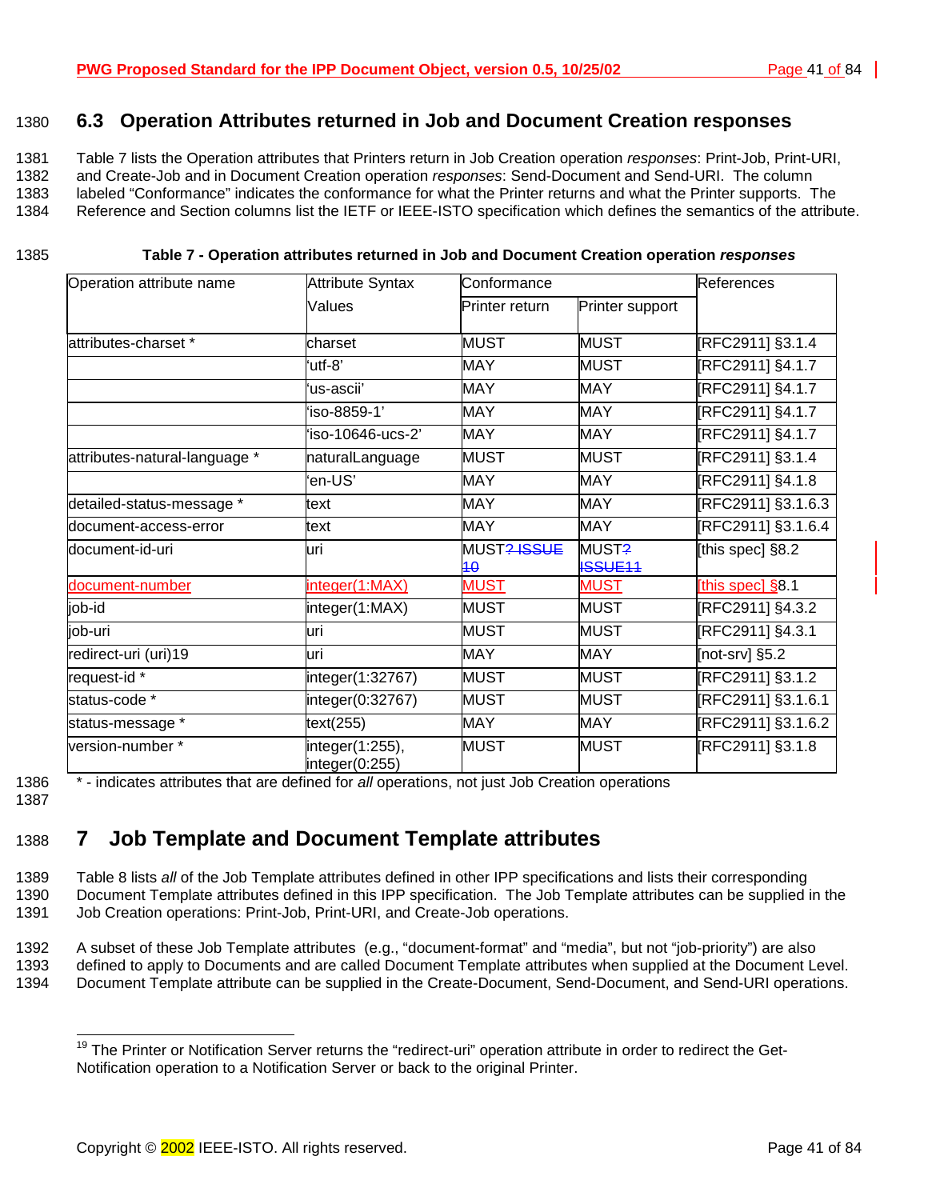## 6.3 Operation Attributes returned in Job and Document Creation responses

Table 7 lists the Operation attributes that Printers return in Job Creation operation *responses*: Print-Job, Print-URI, and Create-Job and in Document Creation operation *responses*: Send-Document and Send-URI. The column labeled "Conformance" indicates the conformance for what the Printer returns and what the Printer supports. The Reference and Section columns list the IETF or IEEE-ISTO specification which defines the semantics of the attribute.

**Table 7 - Operation attributes returned in Job and Document Creation operation *responses***

| Operation attribute name | Attribute Syntax Values | Conformance | | References |
|---|---|---|---|---|
| | | Printer return | Printer support | |
| attributes-charset * | charset | MUST | MUST | [RFC2911] §3.1.4 |
| | 'utf-8' | MAY | MUST | [RFC2911] §4.1.7 |
| | 'us-ascii' | MAY | MAY | [RFC2911] §4.1.7 |
| | 'iso-8859-1' | MAY | MAY | [RFC2911] §4.1.7 |
| | 'iso-10646-ucs-2' | MAY | MAY | [RFC2911] §4.1.7 |
| attributes-natural-language * | naturalLanguage | MUST | MUST | [RFC2911] §3.1.4 |
| | 'en-US' | MAY | MAY | [RFC2911] §4.1.8 |
| detailed-status-message * | text | MAY | MAY | [RFC2911] §3.1.6.3 |
| document-access-error | text | MAY | MAY | [RFC2911] §3.1.6.4 |
| document-id-uri | uri | MUST~~? ISSUE 10~~ | MUST~~? ISSUE11~~ | [this spec] §8.2 |
| document-number | integer(1:MAX) | MUST | MUST | [this spec] §8.1 |
| job-id | integer(1:MAX) | MUST | MUST | [RFC2911] §4.3.2 |
| job-uri | uri | MUST | MUST | [RFC2911] §4.3.1 |
| redirect-uri (uri)[19] | uri | MAY | MAY | [not-srv] §5.2 |
| request-id * | integer(1:32767) | MUST | MUST | [RFC2911] §3.1.2 |
| status-code * | integer(0:32767) | MUST | MUST | [RFC2911] §3.1.6.1 |
| status-message * | text(255) | MAY | MAY | [RFC2911] §3.1.6.2 |
| version-number * | integer(1:255), integer(0:255) | MUST | MUST | [RFC2911] §3.1.8 |

\* - indicates attributes that are defined for *all* operations, not just Job Creation operations

# 7 Job Template and Document Template attributes

Table 8 lists *all* of the Job Template attributes defined in other IPP specifications and lists their corresponding Document Template attributes defined in this IPP specification. The Job Template attributes can be supplied in the Job Creation operations: Print-Job, Print-URI, and Create-Job operations.

A subset of these Job Template attributes (e.g., "document-format" and "media", but not "job-priority") are also defined to apply to Documents and are called Document Template attributes when supplied at the Document Level. Document Template attribute can be supplied in the Create-Document, Send-Document, and Send-URI operations.

---

[19] The Printer or Notification Server returns the "redirect-uri" operation attribute in order to redirect the Get-Notification operation to a Notification Server or back to the original Printer.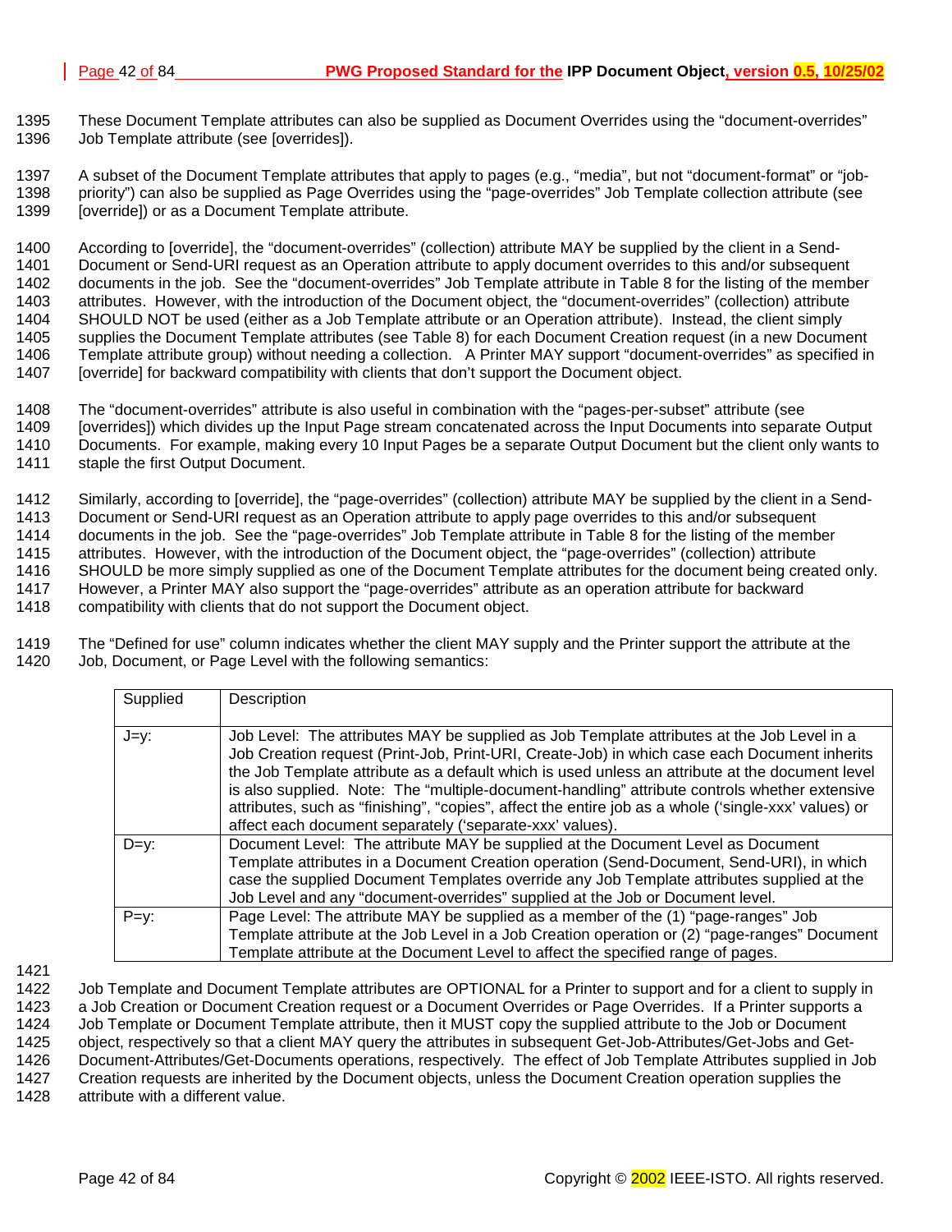These Document Template attributes can also be supplied as Document Overrides using the “document-overrides” Job Template attribute (see [overrides]).

A subset of the Document Template attributes that apply to pages (e.g., “media”, but not “document-format” or “job-priority”) can also be supplied as Page Overrides using the “page-overrides” Job Template collection attribute (see [override]) or as a Document Template attribute.

According to [override], the “document-overrides” (collection) attribute MAY be supplied by the client in a Send-Document or Send-URI request as an Operation attribute to apply document overrides to this and/or subsequent documents in the job. See the “document-overrides” Job Template attribute in Table 8 for the listing of the member attributes. However, with the introduction of the Document object, the “document-overrides” (collection) attribute SHOULD NOT be used (either as a Job Template attribute or an Operation attribute). Instead, the client simply supplies the Document Template attributes (see Table 8) for each Document Creation request (in a new Document Template attribute group) without needing a collection. A Printer MAY support “document-overrides” as specified in [override] for backward compatibility with clients that don’t support the Document object.

The “document-overrides” attribute is also useful in combination with the “pages-per-subset” attribute (see [overrides]) which divides up the Input Page stream concatenated across the Input Documents into separate Output Documents. For example, making every 10 Input Pages be a separate Output Document but the client only wants to staple the first Output Document.

Similarly, according to [override], the “page-overrides” (collection) attribute MAY be supplied by the client in a Send-Document or Send-URI request as an Operation attribute to apply page overrides to this and/or subsequent documents in the job. See the “page-overrides” Job Template attribute in Table 8 for the listing of the member attributes. However, with the introduction of the Document object, the “page-overrides” (collection) attribute SHOULD be more simply supplied as one of the Document Template attributes for the document being created only. However, a Printer MAY also support the “page-overrides” attribute as an operation attribute for backward compatibility with clients that do not support the Document object.

The “Defined for use” column indicates whether the client MAY supply and the Printer support the attribute at the Job, Document, or Page Level with the following semantics:

| Supplied | Description |
|---|---|
| J=y: | Job Level: The attributes MAY be supplied as Job Template attributes at the Job Level in a Job Creation request (Print-Job, Print-URI, Create-Job) in which case each Document inherits the Job Template attribute as a default which is used unless an attribute at the document level is also supplied. Note: The “multiple-document-handling” attribute controls whether extensive attributes, such as “finishing”, “copies”, affect the entire job as a whole (‘single-xxx’ values) or affect each document separately (‘separate-xxx’ values). |
| D=y: | Document Level: The attribute MAY be supplied at the Document Level as Document Template attributes in a Document Creation operation (Send-Document, Send-URI), in which case the supplied Document Templates override any Job Template attributes supplied at the Job Level and any “document-overrides” supplied at the Job or Document level. |
| P=y: | Page Level: The attribute MAY be supplied as a member of the (1) “page-ranges” Job Template attribute at the Job Level in a Job Creation operation or (2) “page-ranges” Document Template attribute at the Document Level to affect the specified range of pages. |

Job Template and Document Template attributes are OPTIONAL for a Printer to support and for a client to supply in a Job Creation or Document Creation request or a Document Overrides or Page Overrides. If a Printer supports a Job Template or Document Template attribute, then it MUST copy the supplied attribute to the Job or Document object, respectively so that a client MAY query the attributes in subsequent Get-Job-Attributes/Get-Jobs and Get-Document-Attributes/Get-Documents operations, respectively. The effect of Job Template Attributes supplied in Job Creation requests are inherited by the Document objects, unless the Document Creation operation supplies the attribute with a different value.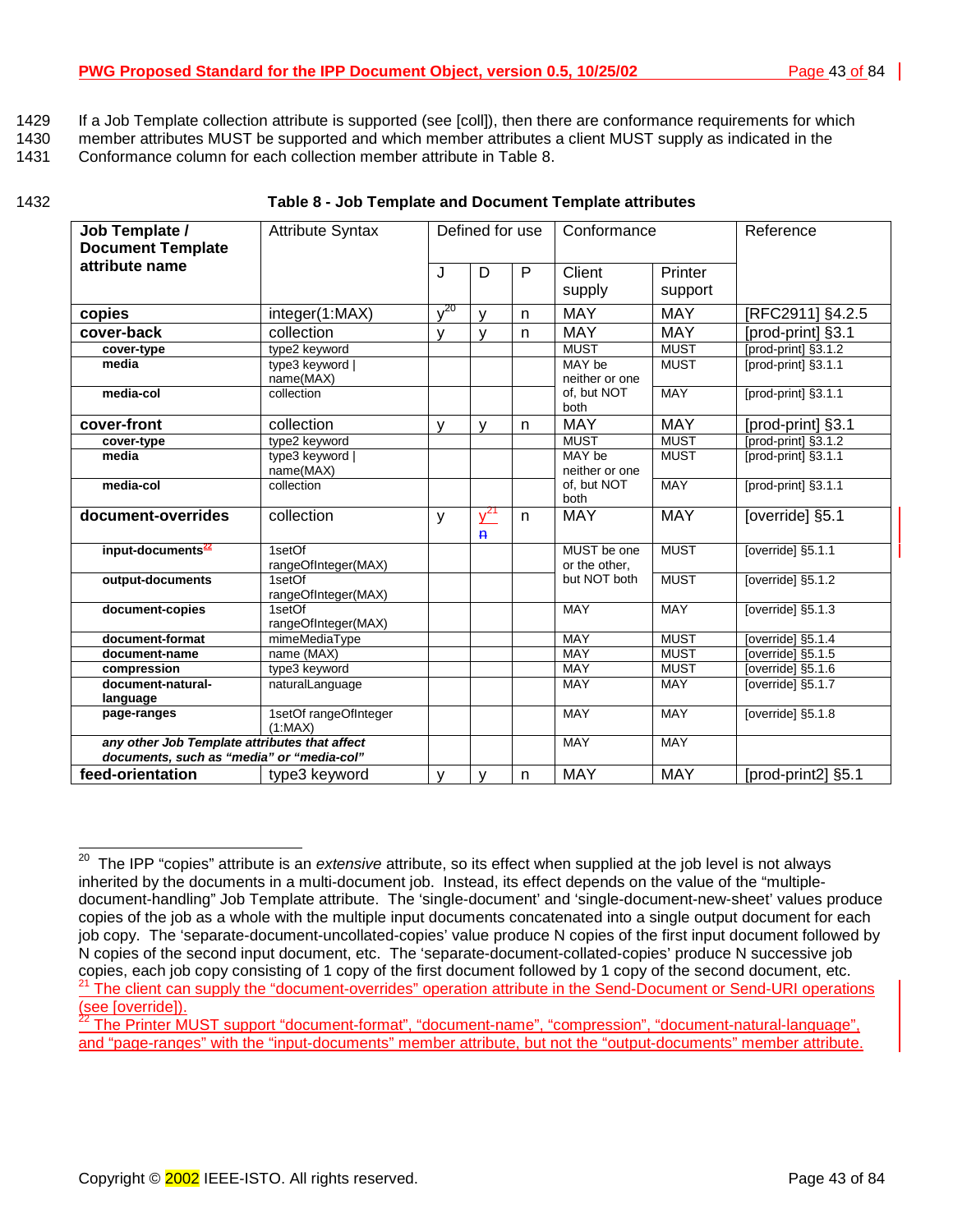If a Job Template collection attribute is supported (see [coll]), then there are conformance requirements for which member attributes MUST be supported and which member attributes a client MUST supply as indicated in the Conformance column for each collection member attribute in Table 8.

**Table 8 - Job Template and Document Template attributes**

| Job Template / Document Template attribute name | Attribute Syntax | Defined for use | | | Conformance | | Reference |
|---|---|---|---|---|---|---|---|
| | | J | D | P | Client supply | Printer support | |
| **copies** | integer(1:MAX) | y[20] | y | n | MAY | MAY | [RFC2911] §4.2.5 |
| **cover-back** | collection | y | y | n | MAY | MAY | [prod-print] §3.1 |
| **cover-type** | type2 keyword | | | | MUST | MUST | [prod-print] §3.1.2 |
| **media** | type3 keyword \| name(MAX) | | | | MAY be neither or one of, but NOT both | MUST | [prod-print] §3.1.1 |
| **media-col** | collection | | | | | MAY | [prod-print] §3.1.1 |
| **cover-front** | collection | y | y | n | MAY | MAY | [prod-print] §3.1 |
| **cover-type** | type2 keyword | | | | MUST | MUST | [prod-print] §3.1.2 |
| **media** | type3 keyword \| name(MAX) | | | | MAY be neither or one of, but NOT both | MUST | [prod-print] §3.1.1 |
| **media-col** | collection | | | | | MAY | [prod-print] §3.1.1 |
| **document-overrides** | collection | y | y[21] ~~n~~ | n | MAY | MAY | [override] §5.1 |
| **input-documents**[22] | 1setOf rangeOfInteger(MAX) | | | | MUST be one or the other, but NOT both | MUST | [override] §5.1.1 |
| **output-documents** | 1setOf rangeOfInteger(MAX) | | | | | MUST | [override] §5.1.2 |
| **document-copies** | 1setOf rangeOfInteger(MAX) | | | | MAY | MAY | [override] §5.1.3 |
| **document-format** | mimeMediaType | | | | MAY | MUST | [override] §5.1.4 |
| **document-name** | name (MAX) | | | | MAY | MUST | [override] §5.1.5 |
| **compression** | type3 keyword | | | | MAY | MUST | [override] §5.1.6 |
| **document-natural-language** | naturalLanguage | | | | MAY | MAY | [override] §5.1.7 |
| **page-ranges** | 1setOf rangeOfInteger (1:MAX) | | | | MAY | MAY | [override] §5.1.8 |
| ***any other Job Template attributes that affect documents, such as "media" or "media-col"*** | | | | | MAY | MAY | |
| **feed-orientation** | type3 keyword | y | y | n | MAY | MAY | [prod-print2] §5.1 |

[20] The IPP "copies" attribute is an *extensive* attribute, so its effect when supplied at the job level is not always inherited by the documents in a multi-document job. Instead, its effect depends on the value of the "multiple-document-handling" Job Template attribute. The 'single-document' and 'single-document-new-sheet' values produce copies of the job as a whole with the multiple input documents concatenated into a single output document for each job copy. The 'separate-document-uncollated-copies' value produce N copies of the first input document followed by N copies of the second input document, etc. The 'separate-document-collated-copies' produce N successive job copies, each job copy consisting of 1 copy of the first document followed by 1 copy of the second document, etc.

[21] The client can supply the "document-overrides" operation attribute in the Send-Document or Send-URI operations (see [override]).

[22] The Printer MUST support "document-format", "document-name", "compression", "document-natural-language", and "page-ranges" with the "input-documents" member attribute, but not the "output-documents" member attribute.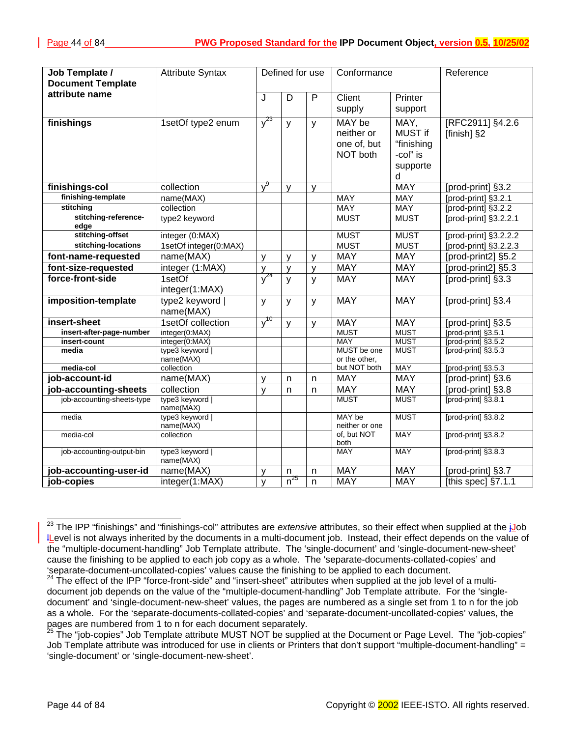| Job Template / Document Template attribute name | Attribute Syntax | Defined for use | | | Conformance | | Reference |
|---|---|---|---|---|---|---|---|
| | | J | D | P | Client supply | Printer support | |
| **finishings** | 1setOf type2 enum | y[23] | y | y | MAY be neither or one of, but NOT both | MAY, MUST if "finishing-col" is supported | [RFC2911] §4.2.6 [finish] §2 |
| **finishings-col** | collection | y[9] | y | y | | MAY | [prod-print] §3.2 |
| **finishing-template** | name(MAX) | | | | MAY | MAY | [prod-print] §3.2.1 |
| **stitching** | collection | | | | MAY | MAY | [prod-print] §3.2.2 |
| **stitching-reference-edge** | type2 keyword | | | | MUST | MUST | [prod-print] §3.2.2.1 |
| **stitching-offset** | integer (0:MAX) | | | | MUST | MUST | [prod-print] §3.2.2.2 |
| **stitching-locations** | 1setOf integer(0:MAX) | | | | MUST | MUST | [prod-print] §3.2.2.3 |
| **font-name-requested** | name(MAX) | y | y | y | MAY | MAY | [prod-print2] §5.2 |
| **font-size-requested** | integer (1:MAX) | y | y | y | MAY | MAY | [prod-print2] §5.3 |
| **force-front-side** | 1setOf integer(1:MAX) | y[24] | y | y | MAY | MAY | [prod-print] §3.3 |
| **imposition-template** | type2 keyword \| name(MAX) | y | y | y | MAY | MAY | [prod-print] §3.4 |
| **insert-sheet** | 1setOf collection | y[10] | y | y | MAY | MAY | [prod-print] §3.5 |
| **insert-after-page-number** | integer(0:MAX) | | | | MUST | MUST | [prod-print] §3.5.1 |
| **insert-count** | integer(0:MAX) | | | | MAY | MUST | [prod-print] §3.5.2 |
| **media** | type3 keyword \| name(MAX) | | | | MUST be one or the other, but NOT both | MUST | [prod-print] §3.5.3 |
| **media-col** | collection | | | | | MAY | [prod-print] §3.5.3 |
| **job-account-id** | name(MAX) | y | n | n | MAY | MAY | [prod-print] §3.6 |
| **job-accounting-sheets** | collection | y | n | n | MAY | MAY | [prod-print] §3.8 |
| job-accounting-sheets-type | type3 keyword \| name(MAX) | | | | MUST | MUST | [prod-print] §3.8.1 |
| media | type3 keyword \| name(MAX) | | | | MAY be neither or one of, but NOT both | MUST | [prod-print] §3.8.2 |
| media-col | collection | | | | | MAY | [prod-print] §3.8.2 |
| job-accounting-output-bin | type3 keyword \| name(MAX) | | | | MAY | MAY | [prod-print] §3.8.3 |
| **job-accounting-user-id** | name(MAX) | y | n | n | MAY | MAY | [prod-print] §3.7 |
| **job-copies** | integer(1:MAX) | y | n[25] | n | MAY | MAY | [this spec] §7.1.1 |

[23] The IPP "finishings" and "finishings-col" attributes are *extensive* attributes, so their effect when supplied at the Job Level is not always inherited by the documents in a multi-document job. Instead, their effect depends on the value of the "multiple-document-handling" Job Template attribute. The 'single-document' and 'single-document-new-sheet' cause the finishing to be applied to each job copy as a whole. The 'separate-documents-collated-copies' and 'separate-document-uncollated-copies' values cause the finishing to be applied to each document.

[24] The effect of the IPP "force-front-side" and "insert-sheet" attributes when supplied at the job level of a multi-document job depends on the value of the "multiple-document-handling" Job Template attribute. For the 'single-document' and 'single-document-new-sheet' values, the pages are numbered as a single set from 1 to n for the job as a whole. For the 'separate-documents-collated-copies' and 'separate-document-uncollated-copies' values, the pages are numbered from 1 to n for each document separately.

[25] The "job-copies" Job Template attribute MUST NOT be supplied at the Document or Page Level. The "job-copies" Job Template attribute was introduced for use in clients or Printers that don't support "multiple-document-handling" = 'single-document' or 'single-document-new-sheet'.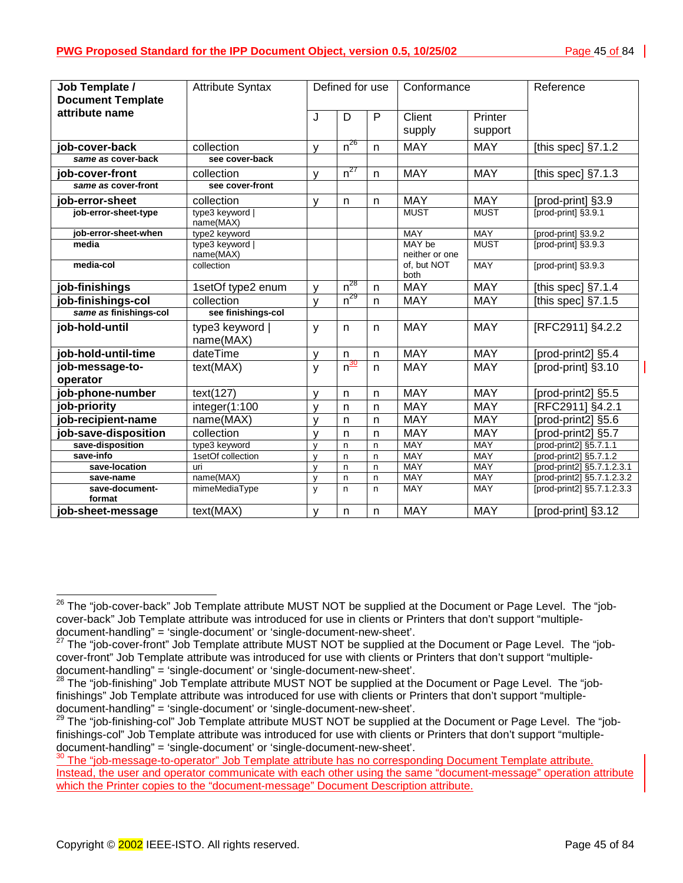| Job Template / Document Template attribute name | Attribute Syntax | Defined for use | | | Conformance | | Reference |
|---|---|---|---|---|---|---|---|
| | | J | D | P | Client supply | Printer support | |
| **job-cover-back** | collection | y | n[26] | n | MAY | MAY | [this spec] §7.1.2 |
| ***same as* cover-back** | **see cover-back** | | | | | | |
| **job-cover-front** | collection | y | n[27] | n | MAY | MAY | [this spec] §7.1.3 |
| ***same as* cover-front** | **see cover-front** | | | | | | |
| **job-error-sheet** | collection | y | n | n | MAY | MAY | [prod-print] §3.9 |
| **job-error-sheet-type** | type3 keyword \| name(MAX) | | | | MUST | MUST | [prod-print] §3.9.1 |
| **job-error-sheet-when** | type2 keyword | | | | MAY | MAY | [prod-print] §3.9.2 |
| **media** | type3 keyword \| name(MAX) | | | | MAY be neither or one of, but NOT both | MUST | [prod-print] §3.9.3 |
| **media-col** | collection | | | | | MAY | [prod-print] §3.9.3 |
| **job-finishings** | 1setOf type2 enum | y | n[28] | n | MAY | MAY | [this spec] §7.1.4 |
| **job-finishings-col** | collection | y | n[29] | n | MAY | MAY | [this spec] §7.1.5 |
| ***same as* finishings-col** | **see finishings-col** | | | | | | |
| **job-hold-until** | type3 keyword \| name(MAX) | y | n | n | MAY | MAY | [RFC2911] §4.2.2 |
| **job-hold-until-time** | dateTime | y | n | n | MAY | MAY | [prod-print2] §5.4 |
| **job-message-to-operator** | text(MAX) | y | n[30] | n | MAY | MAY | [prod-print] §3.10 |
| **job-phone-number** | text(127) | y | n | n | MAY | MAY | [prod-print2] §5.5 |
| **job-priority** | integer(1:100 | y | n | n | MAY | MAY | [RFC2911] §4.2.1 |
| **job-recipient-name** | name(MAX) | y | n | n | MAY | MAY | [prod-print2] §5.6 |
| **job-save-disposition** | collection | y | n | n | MAY | MAY | [prod-print2] §5.7 |
| **save-disposition** | type3 keyword | y | n | n | MAY | MAY | [prod-print2] §5.7.1.1 |
| **save-info** | 1setOf collection | y | n | n | MAY | MAY | [prod-print2] §5.7.1.2 |
| **save-location** | uri | y | n | n | MAY | MAY | [prod-print2] §5.7.1.2.3.1 |
| **save-name** | name(MAX) | y | n | n | MAY | MAY | [prod-print2] §5.7.1.2.3.2 |
| **save-document-format** | mimeMediaType | y | n | n | MAY | MAY | [prod-print2] §5.7.1.2.3.3 |
| **job-sheet-message** | text(MAX) | y | n | n | MAY | MAY | [prod-print] §3.12 |

[26] The "job-cover-back" Job Template attribute MUST NOT be supplied at the Document or Page Level. The "job-cover-back" Job Template attribute was introduced for use in clients or Printers that don't support "multiple-document-handling" = 'single-document' or 'single-document-new-sheet'.

[27] The "job-cover-front" Job Template attribute MUST NOT be supplied at the Document or Page Level. The "job-cover-front" Job Template attribute was introduced for use with clients or Printers that don't support "multiple-document-handling" = 'single-document' or 'single-document-new-sheet'.

[28] The "job-finishing" Job Template attribute MUST NOT be supplied at the Document or Page Level. The "job-finishings" Job Template attribute was introduced for use with clients or Printers that don't support "multiple-document-handling" = 'single-document' or 'single-document-new-sheet'.

[29] The "job-finishing-col" Job Template attribute MUST NOT be supplied at the Document or Page Level. The "job-finishings-col" Job Template attribute was introduced for use with clients or Printers that don't support "multiple-document-handling" = 'single-document' or 'single-document-new-sheet'.

[30] The "job-message-to-operator" Job Template attribute has no corresponding Document Template attribute. Instead, the user and operator communicate with each other using the same "document-message" operation attribute which the Printer copies to the "document-message" Document Description attribute.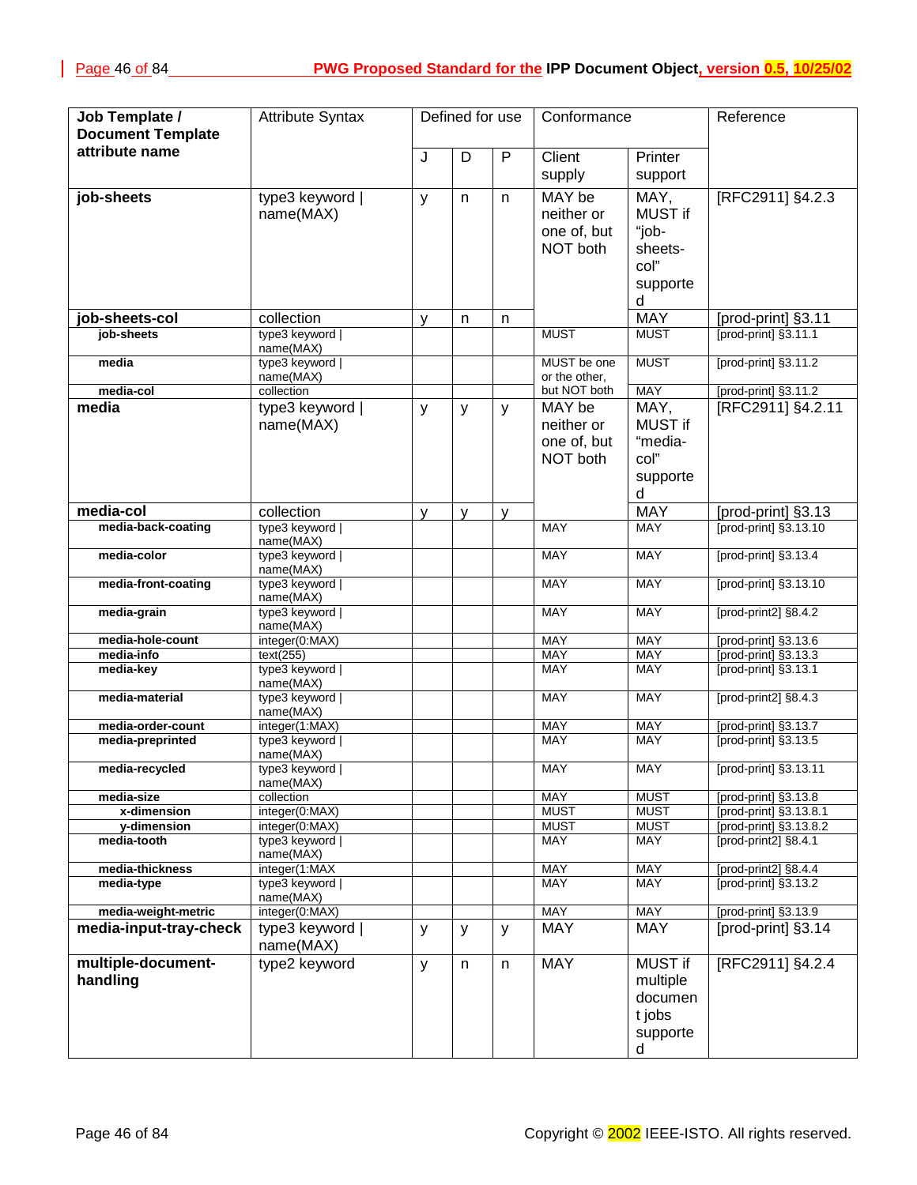| Job Template / Document Template attribute name | Attribute Syntax | Defined for use | | | Conformance | | Reference |
|---|---|---|---|---|---|---|---|
| | | J | D | P | Client supply | Printer support | |
| **job-sheets** | type3 keyword \| name(MAX) | y | n | n | MAY be neither or one of, but NOT both | MAY, MUST if "job-sheets-col" supported | [RFC2911] §4.2.3 |
| **job-sheets-col** | collection | y | n | n | | MAY | [prod-print] §3.11 |
| **job-sheets** | type3 keyword \| name(MAX) | | | | MUST | MUST | [prod-print] §3.11.1 |
| **media** | type3 keyword \| name(MAX) | | | | MUST be one or the other, but NOT both | MUST | [prod-print] §3.11.2 |
| **media-col** | collection | | | | | MAY | [prod-print] §3.11.2 |
| **media** | type3 keyword \| name(MAX) | y | y | y | MAY be neither or one of, but NOT both | MAY, MUST if "media-col" supported | [RFC2911] §4.2.11 |
| **media-col** | collection | y | y | y | | MAY | [prod-print] §3.13 |
| **media-back-coating** | type3 keyword \| name(MAX) | | | | MAY | MAY | [prod-print] §3.13.10 |
| **media-color** | type3 keyword \| name(MAX) | | | | MAY | MAY | [prod-print] §3.13.4 |
| **media-front-coating** | type3 keyword \| name(MAX) | | | | MAY | MAY | [prod-print] §3.13.10 |
| **media-grain** | type3 keyword \| name(MAX) | | | | MAY | MAY | [prod-print2] §8.4.2 |
| **media-hole-count** | integer(0:MAX) | | | | MAY | MAY | [prod-print] §3.13.6 |
| **media-info** | text(255) | | | | MAY | MAY | [prod-print] §3.13.3 |
| **media-key** | type3 keyword \| name(MAX) | | | | MAY | MAY | [prod-print] §3.13.1 |
| **media-material** | type3 keyword \| name(MAX) | | | | MAY | MAY | [prod-print2] §8.4.3 |
| **media-order-count** | integer(1:MAX) | | | | MAY | MAY | [prod-print] §3.13.7 |
| **media-preprinted** | type3 keyword \| name(MAX) | | | | MAY | MAY | [prod-print] §3.13.5 |
| **media-recycled** | type3 keyword \| name(MAX) | | | | MAY | MAY | [prod-print] §3.13.11 |
| **media-size** | collection | | | | MAY | MUST | [prod-print] §3.13.8 |
| **x-dimension** | integer(0:MAX) | | | | MUST | MUST | [prod-print] §3.13.8.1 |
| **y-dimension** | integer(0:MAX) | | | | MUST | MUST | [prod-print] §3.13.8.2 |
| **media-tooth** | type3 keyword \| name(MAX) | | | | MAY | MAY | [prod-print2] §8.4.1 |
| **media-thickness** | integer(1:MAX | | | | MAY | MAY | [prod-print2] §8.4.4 |
| **media-type** | type3 keyword \| name(MAX) | | | | MAY | MAY | [prod-print] §3.13.2 |
| **media-weight-metric** | integer(0:MAX) | | | | MAY | MAY | [prod-print] §3.13.9 |
| **media-input-tray-check** | type3 keyword \| name(MAX) | y | y | y | MAY | MAY | [prod-print] §3.14 |
| **multiple-document-handling** | type2 keyword | y | n | n | MAY | MUST if multiple document jobs supported | [RFC2911] §4.2.4 |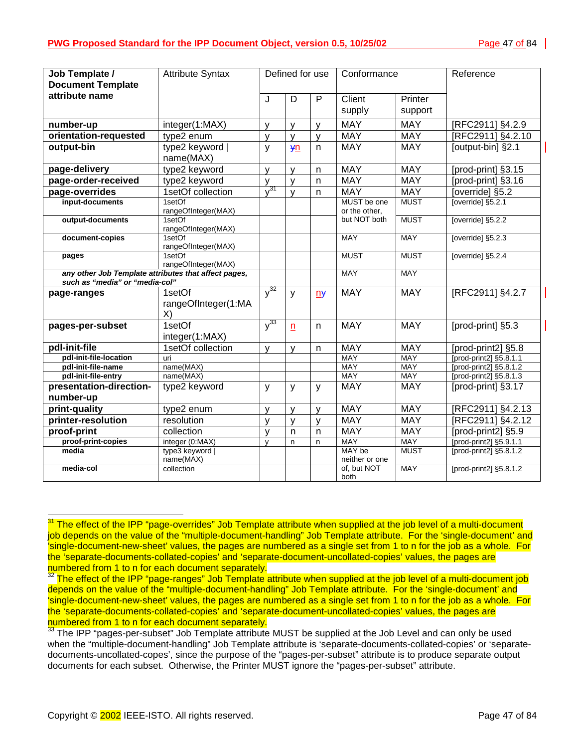| Job Template / Document Template attribute name | Attribute Syntax | Defined for use | | | Conformance | | Reference |
|---|---|---|---|---|---|---|---|
| | | J | D | P | Client supply | Printer support | |
| **number-up** | integer(1:MAX) | y | y | y | MAY | MAY | [RFC2911] §4.2.9 |
| **orientation-requested** | type2 enum | y | y | y | MAY | MAY | [RFC2911] §4.2.10 |
| **output-bin** | type2 keyword \| name(MAX) | y | yn | n | MAY | MAY | [output-bin] §2.1 |
| **page-delivery** | type2 keyword | y | y | n | MAY | MAY | [prod-print] §3.15 |
| **page-order-received** | type2 keyword | y | y | n | MAY | MAY | [prod-print] §3.16 |
| **page-overrides** | 1setOf collection | y[31] | y | n | MAY | MAY | [override] §5.2 |
| **input-documents** | 1setOf rangeOfInteger(MAX) | | | | MUST be one or the other, but NOT both | MUST | [override] §5.2.1 |
| **output-documents** | 1setOf rangeOfInteger(MAX) | | | | | MUST | [override] §5.2.2 |
| **document-copies** | 1setOf rangeOfInteger(MAX) | | | | MAY | MAY | [override] §5.2.3 |
| **pages** | 1setOf rangeOfInteger(MAX) | | | | MUST | MUST | [override] §5.2.4 |
| ***any other Job Template attributes that affect pages, such as "media" or "media-col"*** | | | | | MAY | MAY | |
| **page-ranges** | 1setOf rangeOfInteger(1:MAX) | y[32] | y | ny | MAY | MAY | [RFC2911] §4.2.7 |
| **pages-per-subset** | 1setOf integer(1:MAX) | y[33] | n | n | MAY | MAY | [prod-print] §5.3 |
| **pdl-init-file** | 1setOf collection | y | y | n | MAY | MAY | [prod-print2] §5.8 |
| **pdl-init-file-location** | uri | | | | MAY | MAY | [prod-print2] §5.8.1.1 |
| **pdl-init-file-name** | name(MAX) | | | | MAY | MAY | [prod-print2] §5.8.1.2 |
| **pdl-init-file-entry** | name(MAX) | | | | MAY | MAY | [prod-print2] §5.8.1.3 |
| **presentation-direction-number-up** | type2 keyword | y | y | y | MAY | MAY | [prod-print] §3.17 |
| **print-quality** | type2 enum | y | y | y | MAY | MAY | [RFC2911] §4.2.13 |
| **printer-resolution** | resolution | y | y | y | MAY | MAY | [RFC2911] §4.2.12 |
| **proof-print** | collection | y | n | n | MAY | MAY | [prod-print2] §5.9 |
| **proof-print-copies** | integer (0:MAX) | y | n | n | MAY | MAY | [prod-print2] §5.9.1.1 |
| **media** | type3 keyword \| name(MAX) | | | | MAY be neither or one of, but NOT both | MUST | [prod-print2] §5.8.1.2 |
| **media-col** | collection | | | | | MAY | [prod-print2] §5.8.1.2 |

[31] The effect of the IPP "page-overrides" Job Template attribute when supplied at the job level of a multi-document job depends on the value of the "multiple-document-handling" Job Template attribute. For the 'single-document' and 'single-document-new-sheet' values, the pages are numbered as a single set from 1 to n for the job as a whole. For the 'separate-documents-collated-copies' and 'separate-document-uncollated-copies' values, the pages are numbered from 1 to n for each document separately.

[32] The effect of the IPP "page-ranges" Job Template attribute when supplied at the job level of a multi-document job depends on the value of the "multiple-document-handling" Job Template attribute. For the 'single-document' and 'single-document-new-sheet' values, the pages are numbered as a single set from 1 to n for the job as a whole. For the 'separate-documents-collated-copies' and 'separate-document-uncollated-copies' values, the pages are numbered from 1 to n for each document separately.

[33] The IPP "pages-per-subset" Job Template attribute MUST be supplied at the Job Level and can only be used when the "multiple-document-handling" Job Template attribute is 'separate-documents-collated-copies' or 'separate-documents-uncollated-copes', since the purpose of the "pages-per-subset" attribute is to produce separate output documents for each subset. Otherwise, the Printer MUST ignore the "pages-per-subset" attribute.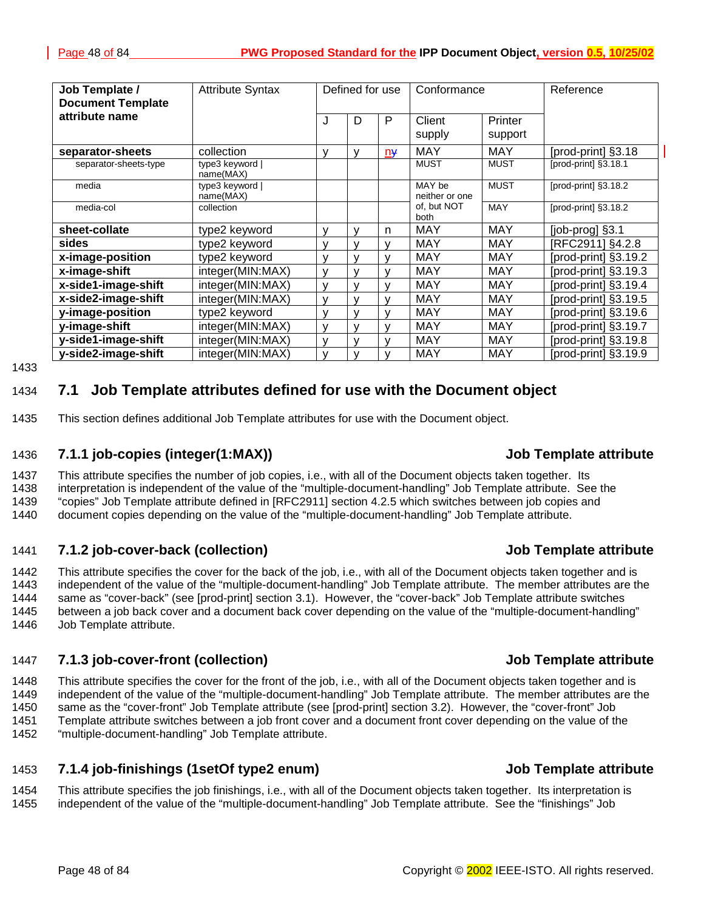| Job Template / Document Template attribute name | Attribute Syntax | Defined for use | | | Conformance | | Reference |
|---|---|---|---|---|---|---|---|
| | | J | D | P | Client supply | Printer support | |
| **separator-sheets** | collection | y | y | ny | MAY | MAY | [prod-print] §3.18 |
| separator-sheets-type | type3 keyword \| name(MAX) | | | | MUST | MUST | [prod-print] §3.18.1 |
| media | type3 keyword \| name(MAX) | | | | MAY be neither or one of, but NOT both | MUST | [prod-print] §3.18.2 |
| media-col | collection | | | | | MAY | [prod-print] §3.18.2 |
| **sheet-collate** | type2 keyword | y | y | n | MAY | MAY | [job-prog] §3.1 |
| **sides** | type2 keyword | y | y | y | MAY | MAY | [RFC2911] §4.2.8 |
| **x-image-position** | type2 keyword | y | y | y | MAY | MAY | [prod-print] §3.19.2 |
| **x-image-shift** | integer(MIN:MAX) | y | y | y | MAY | MAY | [prod-print] §3.19.3 |
| **x-side1-image-shift** | integer(MIN:MAX) | y | y | y | MAY | MAY | [prod-print] §3.19.4 |
| **x-side2-image-shift** | integer(MIN:MAX) | y | y | y | MAY | MAY | [prod-print] §3.19.5 |
| **y-image-position** | type2 keyword | y | y | y | MAY | MAY | [prod-print] §3.19.6 |
| **y-image-shift** | integer(MIN:MAX) | y | y | y | MAY | MAY | [prod-print] §3.19.7 |
| **y-side1-image-shift** | integer(MIN:MAX) | y | y | y | MAY | MAY | [prod-print] §3.19.8 |
| **y-side2-image-shift** | integer(MIN:MAX) | y | y | y | MAY | MAY | [prod-print] §3.19.9 |

## 7.1 Job Template attributes defined for use with the Document object

This section defines additional Job Template attributes for use with the Document object.

### 7.1.1 job-copies (integer(1:MAX)) — Job Template attribute

This attribute specifies the number of job copies, i.e., with all of the Document objects taken together. Its interpretation is independent of the value of the "multiple-document-handling" Job Template attribute. See the "copies" Job Template attribute defined in [RFC2911] section 4.2.5 which switches between job copies and document copies depending on the value of the "multiple-document-handling" Job Template attribute.

### 7.1.2 job-cover-back (collection) — Job Template attribute

This attribute specifies the cover for the back of the job, i.e., with all of the Document objects taken together and is independent of the value of the "multiple-document-handling" Job Template attribute. The member attributes are the same as "cover-back" (see [prod-print] section 3.1). However, the "cover-back" Job Template attribute switches between a job back cover and a document back cover depending on the value of the "multiple-document-handling" Job Template attribute.

### 7.1.3 job-cover-front (collection) — Job Template attribute

This attribute specifies the cover for the front of the job, i.e., with all of the Document objects taken together and is independent of the value of the "multiple-document-handling" Job Template attribute. The member attributes are the same as the "cover-front" Job Template attribute (see [prod-print] section 3.2). However, the "cover-front" Job Template attribute switches between a job front cover and a document front cover depending on the value of the "multiple-document-handling" Job Template attribute.

### 7.1.4 job-finishings (1setOf type2 enum) — Job Template attribute

This attribute specifies the job finishings, i.e., with all of the Document objects taken together. Its interpretation is independent of the value of the "multiple-document-handling" Job Template attribute. See the "finishings" Job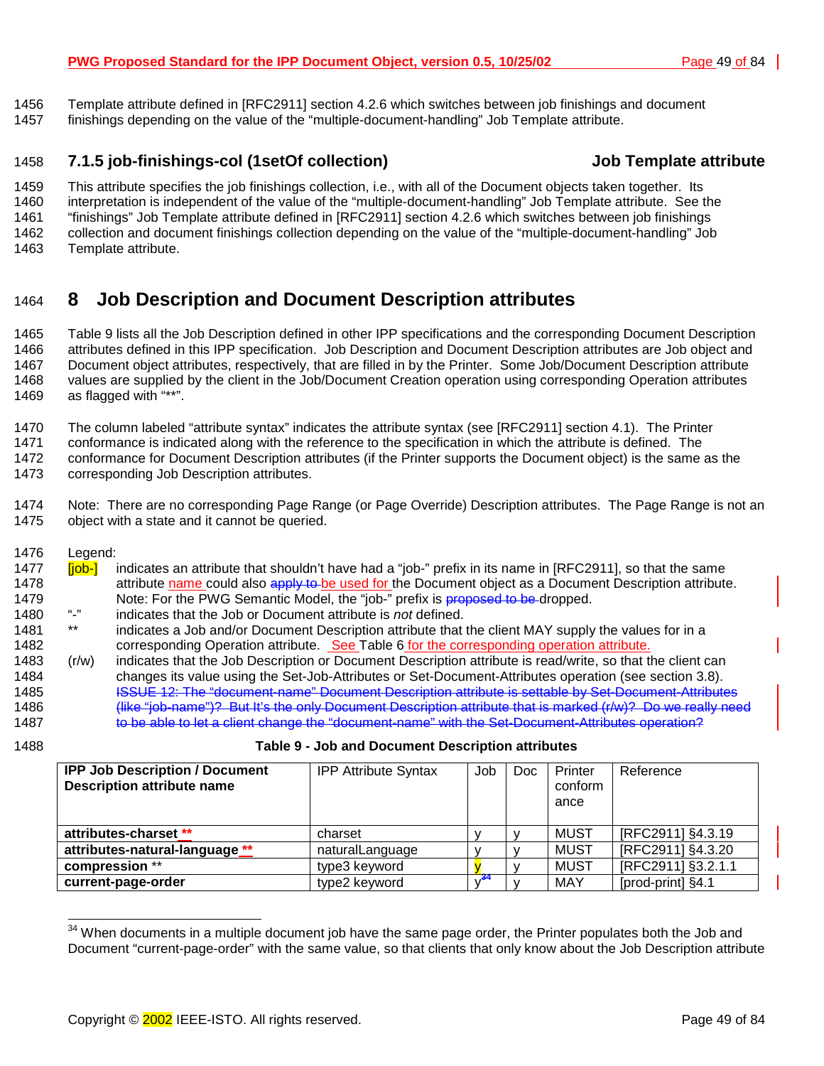Template attribute defined in [RFC2911] section 4.2.6 which switches between job finishings and document finishings depending on the value of the "multiple-document-handling" Job Template attribute.

### 7.1.5 job-finishings-col (1setOf collection) — Job Template attribute

This attribute specifies the job finishings collection, i.e., with all of the Document objects taken together. Its interpretation is independent of the value of the "multiple-document-handling" Job Template attribute. See the "finishings" Job Template attribute defined in [RFC2911] section 4.2.6 which switches between job finishings collection and document finishings collection depending on the value of the "multiple-document-handling" Job Template attribute.

# 8 Job Description and Document Description attributes

Table 9 lists all the Job Description defined in other IPP specifications and the corresponding Document Description attributes defined in this IPP specification. Job Description and Document Description attributes are Job object and Document object attributes, respectively, that are filled in by the Printer. Some Job/Document Description attribute values are supplied by the client in the Job/Document Creation operation using corresponding Operation attributes as flagged with "**".

The column labeled "attribute syntax" indicates the attribute syntax (see [RFC2911] section 4.1). The Printer conformance is indicated along with the reference to the specification in which the attribute is defined. The conformance for Document Description attributes (if the Printer supports the Document object) is the same as the corresponding Job Description attributes.

Note: There are no corresponding Page Range (or Page Override) Description attributes. The Page Range is not an object with a state and it cannot be queried.

Legend:

- [job-] indicates an attribute that shouldn't have had a "job-" prefix in its name in [RFC2911], so that the same attribute name could also ~~apply to~~ be used for the Document object as a Document Description attribute. Note: For the PWG Semantic Model, the "job-" prefix is ~~proposed to be~~ dropped.
- "-" indicates that the Job or Document attribute is *not* defined.
- ** indicates a Job and/or Document Description attribute that the client MAY supply the values for in a corresponding Operation attribute. See Table 6 for the corresponding operation attribute.
- (r/w) indicates that the Job Description or Document Description attribute is read/write, so that the client can changes its value using the Set-Job-Attributes or Set-Document-Attributes operation (see section 3.8). ~~ISSUE 12: The "document-name" Document Description attribute is settable by Set-Document-Attributes (like "job-name")? But It's the only Document Description attribute that is marked (r/w)? Do we really need to be able to let a client change the "document-name" with the Set-Document-Attributes operation?~~

**Table 9 - Job and Document Description attributes**

| IPP Job Description / Document Description attribute name | IPP Attribute Syntax | Job | Doc | Printer conformance | Reference |
|---|---|---|---|---|---|
| **attributes-charset** ** | charset | y | y | MUST | [RFC2911] §4.3.19 |
| **attributes-natural-language** ** | naturalLanguage | y | y | MUST | [RFC2911] §4.3.20 |
| **compression** ** | type3 keyword | y | y | MUST | [RFC2911] §3.2.1.1 |
| **current-page-order** | type2 keyword | y[34] | y | MAY | [prod-print] §4.1 |

[34] When documents in a multiple document job have the same page order, the Printer populates both the Job and Document "current-page-order" with the same value, so that clients that only know about the Job Description attribute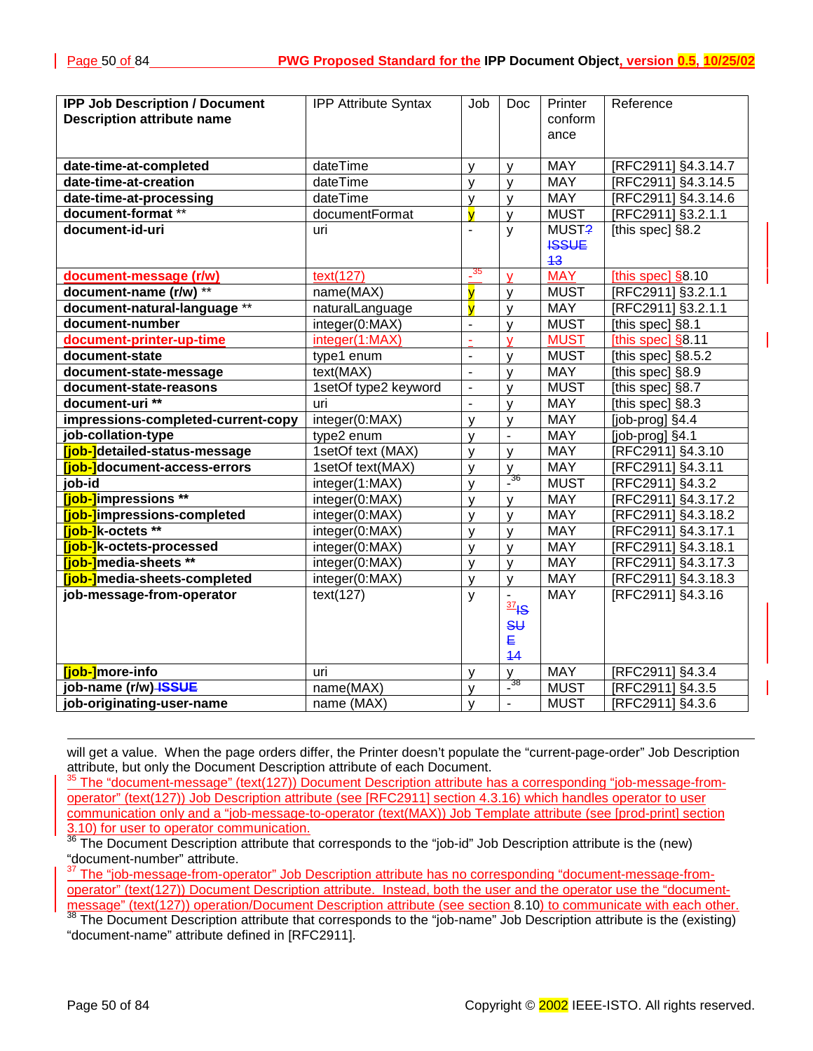| IPP Job Description / Document Description attribute name | IPP Attribute Syntax | Job | Doc | Printer conformance | Reference |
|---|---|---|---|---|---|
| **date-time-at-completed** | dateTime | y | y | MAY | [RFC2911] §4.3.14.7 |
| **date-time-at-creation** | dateTime | y | y | MAY | [RFC2911] §4.3.14.5 |
| **date-time-at-processing** | dateTime | y | y | MAY | [RFC2911] §4.3.14.6 |
| **document-format** ** | documentFormat | y | y | MUST | [RFC2911] §3.2.1.1 |
| **document-id-uri** | uri | - | y | MUST? ISSUE 13 | [this spec] §8.2 |
| **document-message (r/w)** | text(127) | -[35] | y | MAY | [this spec] §8.10 |
| **document-name (r/w)** ** | name(MAX) | y | y | MUST | [RFC2911] §3.2.1.1 |
| **document-natural-language** ** | naturalLanguage | y | y | MAY | [RFC2911] §3.2.1.1 |
| **document-number** | integer(0:MAX) | - | y | MUST | [this spec] §8.1 |
| **document-printer-up-time** | integer(1:MAX) | - | y | MUST | [this spec] §8.11 |
| **document-state** | type1 enum | - | y | MUST | [this spec] §8.5.2 |
| **document-state-message** | text(MAX) | - | y | MAY | [this spec] §8.9 |
| **document-state-reasons** | 1setOf type2 keyword | - | y | MUST | [this spec] §8.7 |
| **document-uri** ** | uri | - | y | MAY | [this spec] §8.3 |
| **impressions-completed-current-copy** | integer(0:MAX) | y | y | MAY | [job-prog] §4.4 |
| **job-collation-type** | type2 enum | y | - | MAY | [job-prog] §4.1 |
| **[job-]detailed-status-message** | 1setOf text (MAX) | y | y | MAY | [RFC2911] §4.3.10 |
| **[job-]document-access-errors** | 1setOf text(MAX) | y | y | MAY | [RFC2911] §4.3.11 |
| **job-id** | integer(1:MAX) | y | -[36] | MUST | [RFC2911] §4.3.2 |
| **[job-]impressions** ** | integer(0:MAX) | y | y | MAY | [RFC2911] §4.3.17.2 |
| **[job-]impressions-completed** | integer(0:MAX) | y | y | MAY | [RFC2911] §4.3.18.2 |
| **[job-]k-octets** ** | integer(0:MAX) | y | y | MAY | [RFC2911] §4.3.17.1 |
| **[job-]k-octets-processed** | integer(0:MAX) | y | y | MAY | [RFC2911] §4.3.18.1 |
| **[job-]media-sheets** ** | integer(0:MAX) | y | y | MAY | [RFC2911] §4.3.17.3 |
| **[job-]media-sheets-completed** | integer(0:MAX) | y | y | MAY | [RFC2911] §4.3.18.3 |
| **job-message-from-operator** | text(127) | y | -[37] ISSUE 14 | MAY | [RFC2911] §4.3.16 |
| **[job-]more-info** | uri | y | y | MAY | [RFC2911] §4.3.4 |
| **job-name (r/w)** ISSUE | name(MAX) | y | -[38] | MUST | [RFC2911] §4.3.5 |
| **job-originating-user-name** | name (MAX) | y | - | MUST | [RFC2911] §4.3.6 |

will get a value. When the page orders differ, the Printer doesn't populate the "current-page-order" Job Description attribute, but only the Document Description attribute of each Document.

[35] The "document-message" (text(127)) Document Description attribute has a corresponding "job-message-from-operator" (text(127)) Job Description attribute (see [RFC2911] section 4.3.16) which handles operator to user communication only and a "job-message-to-operator (text(MAX)) Job Template attribute (see [prod-print] section 3.10) for user to operator communication.

[36] The Document Description attribute that corresponds to the "job-id" Job Description attribute is the (new) "document-number" attribute.

[37] The "job-message-from-operator" Job Description attribute has no corresponding "document-message-from-operator" (text(127)) Document Description attribute. Instead, both the user and the operator use the "document-message" (text(127)) operation/Document Description attribute (see section 8.10) to communicate with each other.

[38] The Document Description attribute that corresponds to the "job-name" Job Description attribute is the (existing) "document-name" attribute defined in [RFC2911].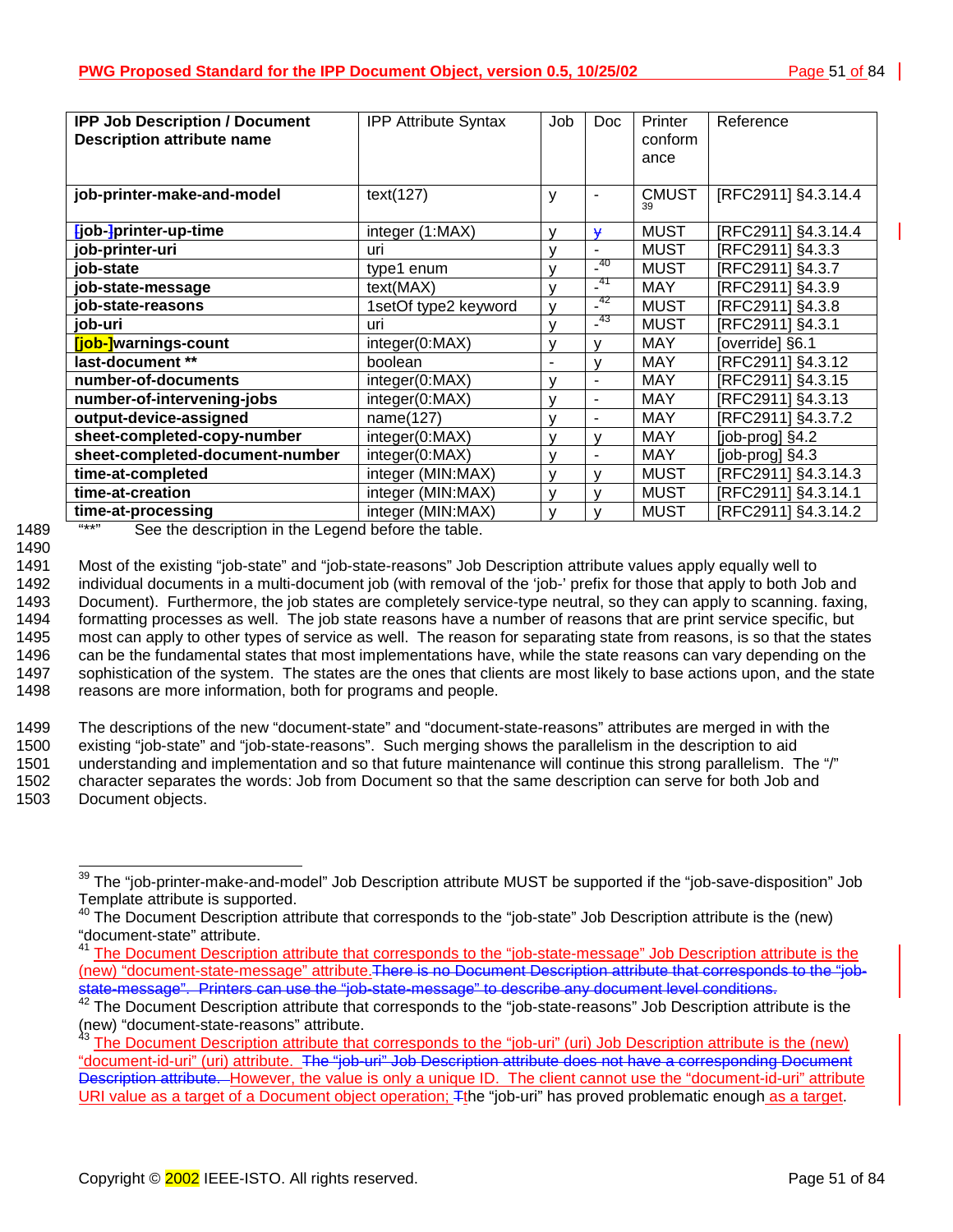| IPP Job Description / Document Description attribute name | IPP Attribute Syntax | Job | Doc | Printer conformance | Reference |
|---|---|---|---|---|---|
| **job-printer-make-and-model** | text(127) | y | - | CMUST [39] | [RFC2911] §4.3.14.4 |
| **[job-]printer-up-time** | integer (1:MAX) | y | ~~y~~ | MUST | [RFC2911] §4.3.14.4 |
| **job-printer-uri** | uri | y | - | MUST | [RFC2911] §4.3.3 |
| **job-state** | type1 enum | y | - [40] | MUST | [RFC2911] §4.3.7 |
| **job-state-message** | text(MAX) | y | - [41] | MAY | [RFC2911] §4.3.9 |
| **job-state-reasons** | 1setOf type2 keyword | y | - [42] | MUST | [RFC2911] §4.3.8 |
| **job-uri** | uri | y | - [43] | MUST | [RFC2911] §4.3.1 |
| **[job-]warnings-count** | integer(0:MAX) | y | y | MAY | [override] §6.1 |
| **last-document \*\*** | boolean | - | y | MAY | [RFC2911] §4.3.12 |
| **number-of-documents** | integer(0:MAX) | y | - | MAY | [RFC2911] §4.3.15 |
| **number-of-intervening-jobs** | integer(0:MAX) | y | - | MAY | [RFC2911] §4.3.13 |
| **output-device-assigned** | name(127) | y | - | MAY | [RFC2911] §4.3.7.2 |
| **sheet-completed-copy-number** | integer(0:MAX) | y | y | MAY | [job-prog] §4.2 |
| **sheet-completed-document-number** | integer(0:MAX) | y | - | MAY | [job-prog] §4.3 |
| **time-at-completed** | integer (MIN:MAX) | y | y | MUST | [RFC2911] §4.3.14.3 |
| **time-at-creation** | integer (MIN:MAX) | y | y | MUST | [RFC2911] §4.3.14.1 |
| **time-at-processing** | integer (MIN:MAX) | y | y | MUST | [RFC2911] §4.3.14.2 |

"**" See the description in the Legend before the table.

Most of the existing "job-state" and "job-state-reasons" Job Description attribute values apply equally well to individual documents in a multi-document job (with removal of the 'job-' prefix for those that apply to both Job and Document). Furthermore, the job states are completely service-type neutral, so they can apply to scanning. faxing, formatting processes as well. The job state reasons have a number of reasons that are print service specific, but most can apply to other types of service as well. The reason for separating state from reasons, is so that the states can be the fundamental states that most implementations have, while the state reasons can vary depending on the sophistication of the system. The states are the ones that clients are most likely to base actions upon, and the state reasons are more information, both for programs and people.

The descriptions of the new "document-state" and "document-state-reasons" attributes are merged in with the existing "job-state" and "job-state-reasons". Such merging shows the parallelism in the description to aid understanding and implementation and so that future maintenance will continue this strong parallelism. The "/" character separates the words: Job from Document so that the same description can serve for both Job and Document objects.

---

[39] The "job-printer-make-and-model" Job Description attribute MUST be supported if the "job-save-disposition" Job Template attribute is supported.

[40] The Document Description attribute that corresponds to the "job-state" Job Description attribute is the (new) "document-state" attribute.

[41] The Document Description attribute that corresponds to the "job-state-message" Job Description attribute is the (new) "document-state-message" attribute.~~There is no Document Description attribute that corresponds to the "job-state-message". Printers can use the "job-state-message" to describe any document level conditions.~~

[42] The Document Description attribute that corresponds to the "job-state-reasons" Job Description attribute is the (new) "document-state-reasons" attribute.

[43] The Document Description attribute that corresponds to the "job-uri" (uri) Job Description attribute is the (new) "document-id-uri" (uri) attribute. ~~The "job-uri" Job Description attribute does not have a corresponding Document Description attribute.~~ However, the value is only a unique ID. The client cannot use the "document-id-uri" attribute URI value as a target of a Document object operation; ~~T~~the "job-uri" has proved problematic enough as a target.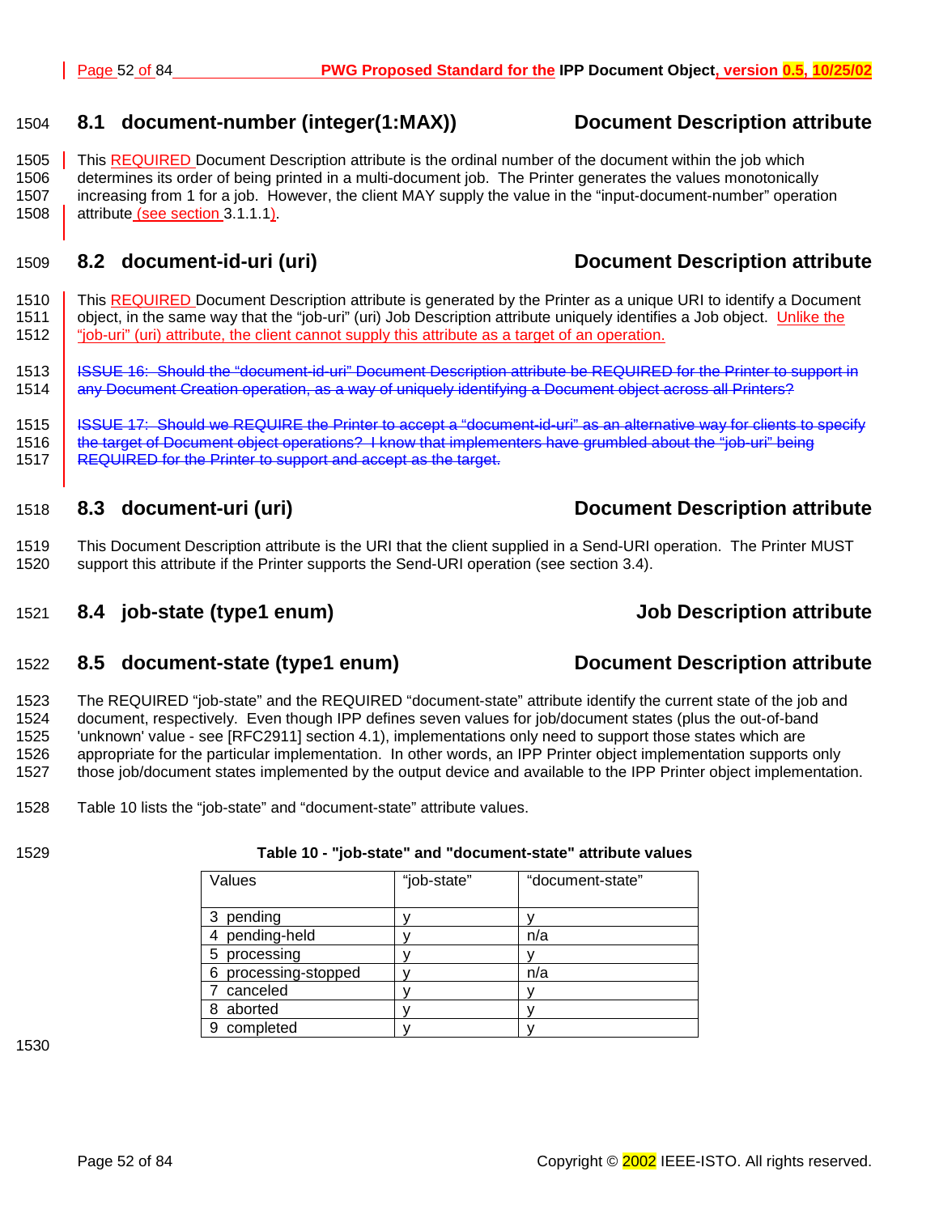## 8.1 document-number (integer(1:MAX)) Document Description attribute

This REQUIRED Document Description attribute is the ordinal number of the document within the job which determines its order of being printed in a multi-document job. The Printer generates the values monotonically increasing from 1 for a job. However, the client MAY supply the value in the "input-document-number" operation attribute (see section 3.1.1.1).

## 8.2 document-id-uri (uri) Document Description attribute

This REQUIRED Document Description attribute is generated by the Printer as a unique URI to identify a Document object, in the same way that the "job-uri" (uri) Job Description attribute uniquely identifies a Job object. Unlike the "job-uri" (uri) attribute, the client cannot supply this attribute as a target of an operation.

~~ISSUE 16: Should the "document-id-uri" Document Description attribute be REQUIRED for the Printer to support in any Document Creation operation, as a way of uniquely identifying a Document object across all Printers?~~

~~ISSUE 17: Should we REQUIRE the Printer to accept a "document-id-uri" as an alternative way for clients to specify the target of Document object operations? I know that implementers have grumbled about the "job-uri" being REQUIRED for the Printer to support and accept as the target.~~

## 8.3 document-uri (uri) Document Description attribute

This Document Description attribute is the URI that the client supplied in a Send-URI operation. The Printer MUST support this attribute if the Printer supports the Send-URI operation (see section 3.4).

## 8.4 job-state (type1 enum) Job Description attribute

## 8.5 document-state (type1 enum) Document Description attribute

The REQUIRED "job-state" and the REQUIRED "document-state" attribute identify the current state of the job and document, respectively. Even though IPP defines seven values for job/document states (plus the out-of-band 'unknown' value - see [RFC2911] section 4.1), implementations only need to support those states which are appropriate for the particular implementation. In other words, an IPP Printer object implementation supports only those job/document states implemented by the output device and available to the IPP Printer object implementation.

Table 10 lists the "job-state" and "document-state" attribute values.

**Table 10 - "job-state" and "document-state" attribute values**

| Values | "job-state" | "document-state" |
|---|---|---|
| 3 pending | y | y |
| 4 pending-held | y | n/a |
| 5 processing | y | y |
| 6 processing-stopped | y | n/a |
| 7 canceled | y | y |
| 8 aborted | y | y |
| 9 completed | y | y |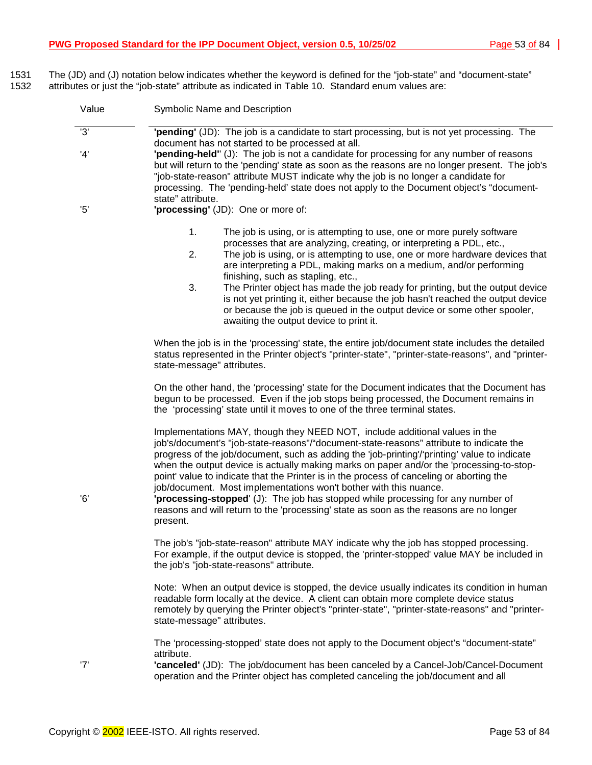The (JD) and (J) notation below indicates whether the keyword is defined for the "job-state" and "document-state" attributes or just the "job-state" attribute as indicated in Table 10. Standard enum values are:

| Value | Symbolic Name and Description |
|---|---|
| '3' | **'pending'** (JD): The job is a candidate to start processing, but is not yet processing. The document has not started to be processed at all. |
| '4' | **'pending-held'** (J): The job is not a candidate for processing for any number of reasons but will return to the 'pending' state as soon as the reasons are no longer present. The job's "job-state-reason" attribute MUST indicate why the job is no longer a candidate for processing. The 'pending-held' state does not apply to the Document object's "document-state" attribute. |
| '5' | **'processing'** (JD): One or more of:<br><br>1. The job is using, or is attempting to use, one or more purely software processes that are analyzing, creating, or interpreting a PDL, etc.,<br>2. The job is using, or is attempting to use, one or more hardware devices that are interpreting a PDL, making marks on a medium, and/or performing finishing, such as stapling, etc.,<br>3. The Printer object has made the job ready for printing, but the output device is not yet printing it, either because the job hasn't reached the output device or because the job is queued in the output device or some other spooler, awaiting the output device to print it.<br><br>When the job is in the 'processing' state, the entire job/document state includes the detailed status represented in the Printer object's "printer-state", "printer-state-reasons", and "printer-state-message" attributes.<br><br>On the other hand, the 'processing' state for the Document indicates that the Document has begun to be processed. Even if the job stops being processed, the Document remains in the 'processing' state until it moves to one of the three terminal states.<br><br>Implementations MAY, though they NEED NOT, include additional values in the job's/document's "job-state-reasons"/"document-state-reasons" attribute to indicate the progress of the job/document, such as adding the 'job-printing'/'printing' value to indicate when the output device is actually making marks on paper and/or the 'processing-to-stop-point' value to indicate that the Printer is in the process of canceling or aborting the job/document. Most implementations won't bother with this nuance. |
| '6' | **'processing-stopped'** (J): The job has stopped while processing for any number of reasons and will return to the 'processing' state as soon as the reasons are no longer present.<br><br>The job's "job-state-reason" attribute MAY indicate why the job has stopped processing. For example, if the output device is stopped, the 'printer-stopped' value MAY be included in the job's "job-state-reasons" attribute.<br><br>Note: When an output device is stopped, the device usually indicates its condition in human readable form locally at the device. A client can obtain more complete device status remotely by querying the Printer object's "printer-state", "printer-state-reasons" and "printer-state-message" attributes.<br><br>The 'processing-stopped' state does not apply to the Document object's "document-state" attribute. |
| '7' | **'canceled'** (JD): The job/document has been canceled by a Cancel-Job/Cancel-Document operation and the Printer object has completed canceling the job/document and all |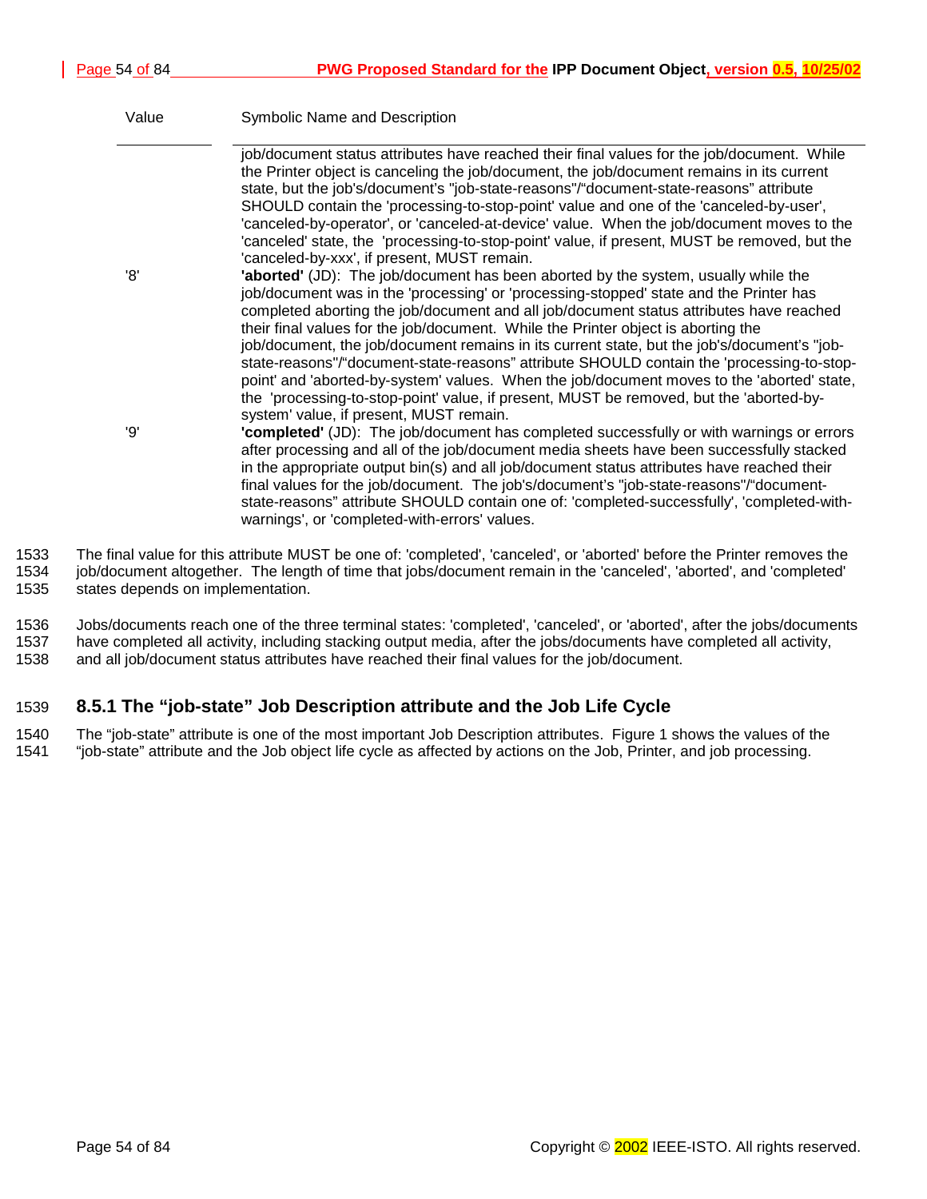| Value | Symbolic Name and Description |
|---|---|
| | job/document status attributes have reached their final values for the job/document. While the Printer object is canceling the job/document, the job/document remains in its current state, but the job's/document's "job-state-reasons"/"document-state-reasons" attribute SHOULD contain the 'processing-to-stop-point' value and one of the 'canceled-by-user', 'canceled-by-operator', or 'canceled-at-device' value. When the job/document moves to the 'canceled' state, the 'processing-to-stop-point' value, if present, MUST be removed, but the 'canceled-by-xxx', if present, MUST remain. |
| '8' | **'aborted'** (JD): The job/document has been aborted by the system, usually while the job/document was in the 'processing' or 'processing-stopped' state and the Printer has completed aborting the job/document and all job/document status attributes have reached their final values for the job/document. While the Printer object is aborting the job/document, the job/document remains in its current state, but the job's/document's "job-state-reasons"/"document-state-reasons" attribute SHOULD contain the 'processing-to-stop-point' and 'aborted-by-system' values. When the job/document moves to the 'aborted' state, the 'processing-to-stop-point' value, if present, MUST be removed, but the 'aborted-by-system' value, if present, MUST remain. |
| '9' | **'completed'** (JD): The job/document has completed successfully or with warnings or errors after processing and all of the job/document media sheets have been successfully stacked in the appropriate output bin(s) and all job/document status attributes have reached their final values for the job/document. The job's/document's "job-state-reasons"/"document-state-reasons" attribute SHOULD contain one of: 'completed-successfully', 'completed-with-warnings', or 'completed-with-errors' values. |

The final value for this attribute MUST be one of: 'completed', 'canceled', or 'aborted' before the Printer removes the job/document altogether. The length of time that jobs/document remain in the 'canceled', 'aborted', and 'completed' states depends on implementation.

Jobs/documents reach one of the three terminal states: 'completed', 'canceled', or 'aborted', after the jobs/documents have completed all activity, including stacking output media, after the jobs/documents have completed all activity, and all job/document status attributes have reached their final values for the job/document.

### 8.5.1 The "job-state" Job Description attribute and the Job Life Cycle

The "job-state" attribute is one of the most important Job Description attributes. Figure 1 shows the values of the "job-state" attribute and the Job object life cycle as affected by actions on the Job, Printer, and job processing.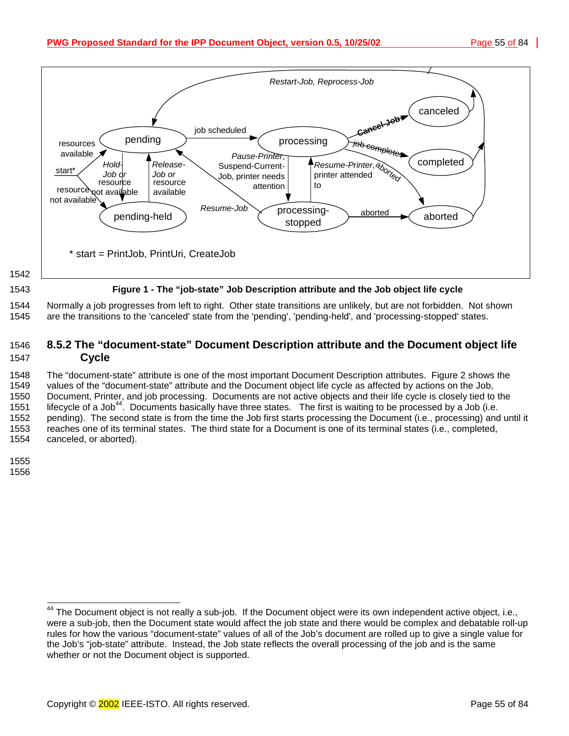Restart-Job, Reprocess-Job

resources available

pending

job scheduled

processing

Cancel-Job

canceled

job completes

completed

aborted

start*

Hold-Job or resource not available

Release-Job or resource available

Pause-Printer, Suspend-Current-Job, printer needs attention

Resume-Printer, printer attended to

resource not available

pending-held

Resume-Job

processing-stopped

aborted

aborted

\* start = PrintJob, PrintUri, CreateJob

**Figure 1 - The “job-state” Job Description attribute and the Job object life cycle**

Normally a job progresses from left to right. Other state transitions are unlikely, but are not forbidden. Not shown are the transitions to the 'canceled' state from the 'pending', 'pending-held', and 'processing-stopped' states.

### 8.5.2 The “document-state” Document Description attribute and the Document object life Cycle

The “document-state” attribute is one of the most important Document Description attributes. Figure 2 shows the values of the “document-state” attribute and the Document object life cycle as affected by actions on the Job, Document, Printer, and job processing. Documents are not active objects and their life cycle is closely tied to the lifecycle of a Job[44]. Documents basically have three states. The first is waiting to be processed by a Job (i.e. pending). The second state is from the time the Job first starts processing the Document (i.e., processing) and until it reaches one of its terminal states. The third state for a Document is one of its terminal states (i.e., completed, canceled, or aborted).

---

[44] The Document object is not really a sub-job. If the Document object were its own independent active object, i.e., were a sub-job, then the Document state would affect the job state and there would be complex and debatable roll-up rules for how the various “document-state” values of all of the Job’s document are rolled up to give a single value for the Job’s “job-state” attribute. Instead, the Job state reflects the overall processing of the job and is the same whether or not the Document object is supported.

Copyright © 2002 IEEE-ISTO. All rights reserved.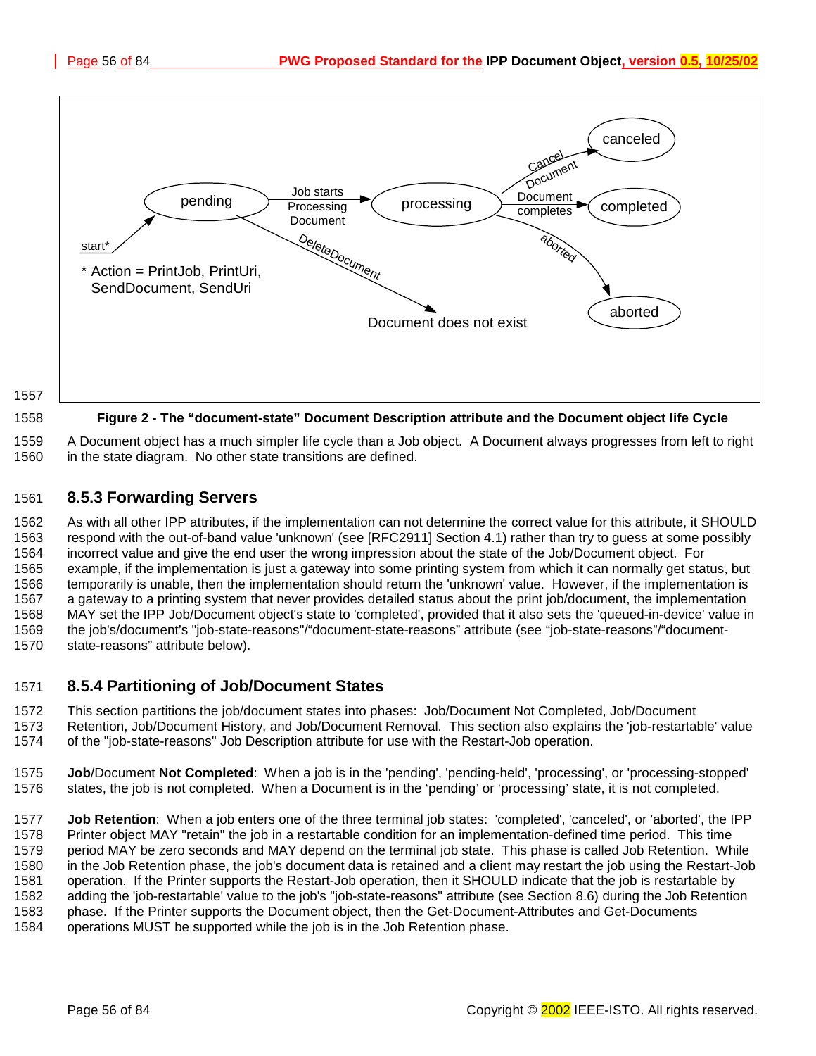Figure 2 - The "document-state" Document Description attribute and the Document object life Cycle

A Document object has a much simpler life cycle than a Job object. A Document always progresses from left to right in the state diagram. No other state transitions are defined.

### 8.5.3 Forwarding Servers

As with all other IPP attributes, if the implementation can not determine the correct value for this attribute, it SHOULD respond with the out-of-band value 'unknown' (see [RFC2911] Section 4.1) rather than try to guess at some possibly incorrect value and give the end user the wrong impression about the state of the Job/Document object. For example, if the implementation is just a gateway into some printing system from which it can normally get status, but temporarily is unable, then the implementation should return the 'unknown' value. However, if the implementation is a gateway to a printing system that never provides detailed status about the print job/document, the implementation MAY set the IPP Job/Document object's state to 'completed', provided that it also sets the 'queued-in-device' value in the job's/document's "job-state-reasons"/"document-state-reasons" attribute (see "job-state-reasons"/"document-state-reasons" attribute below).

### 8.5.4 Partitioning of Job/Document States

This section partitions the job/document states into phases: Job/Document Not Completed, Job/Document Retention, Job/Document History, and Job/Document Removal. This section also explains the 'job-restartable' value of the "job-state-reasons" Job Description attribute for use with the Restart-Job operation.

**Job**/Document **Not Completed**: When a job is in the 'pending', 'pending-held', 'processing', or 'processing-stopped' states, the job is not completed. When a Document is in the 'pending' or 'processing' state, it is not completed.

**Job Retention**: When a job enters one of the three terminal job states: 'completed', 'canceled', or 'aborted', the IPP Printer object MAY "retain" the job in a restartable condition for an implementation-defined time period. This time period MAY be zero seconds and MAY depend on the terminal job state. This phase is called Job Retention. While in the Job Retention phase, the job's document data is retained and a client may restart the job using the Restart-Job operation. If the Printer supports the Restart-Job operation, then it SHOULD indicate that the job is restartable by adding the 'job-restartable' value to the job's "job-state-reasons" attribute (see Section 8.6) during the Job Retention phase. If the Printer supports the Document object, then the Get-Document-Attributes and Get-Documents operations MUST be supported while the job is in the Job Retention phase.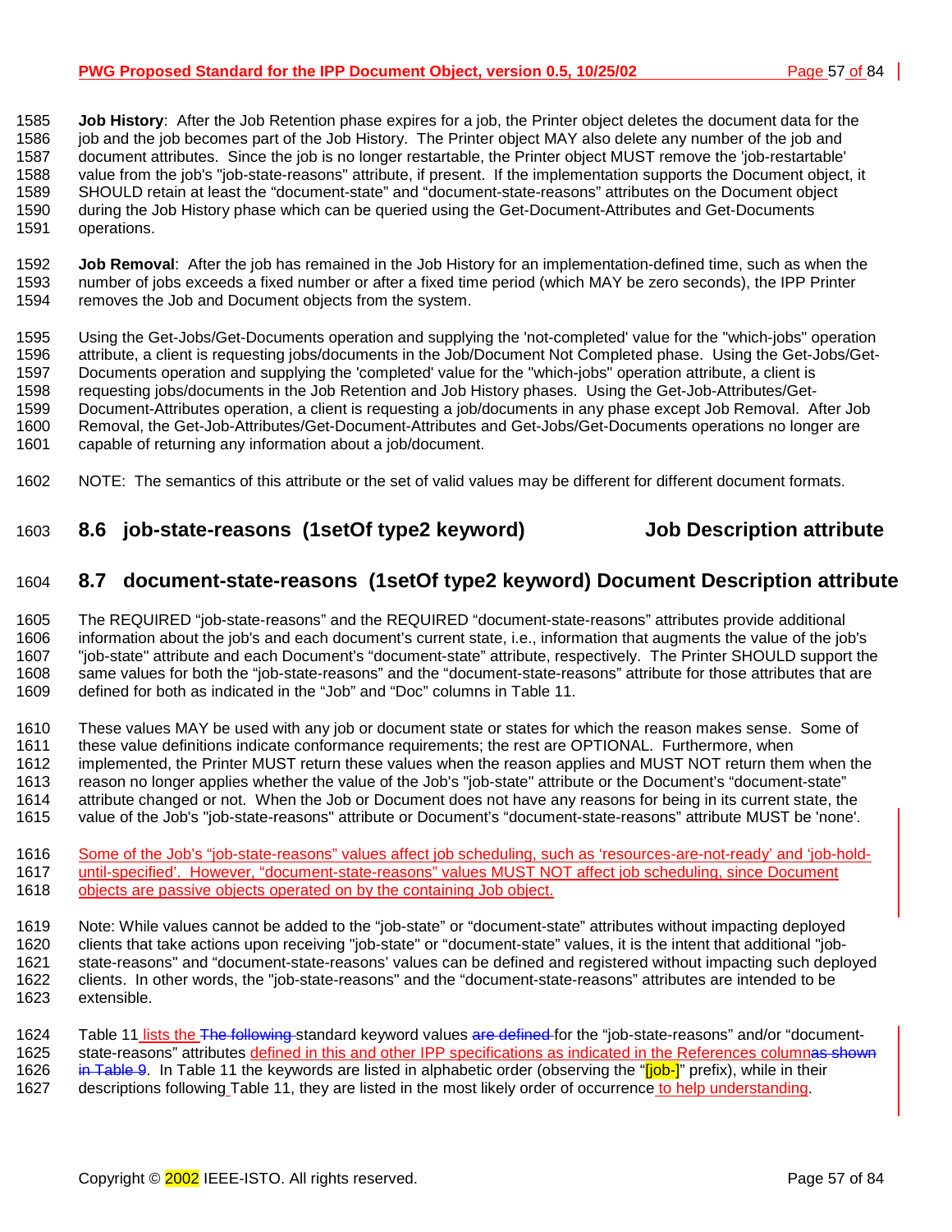**Job History**: After the Job Retention phase expires for a job, the Printer object deletes the document data for the job and the job becomes part of the Job History. The Printer object MAY also delete any number of the job and document attributes. Since the job is no longer restartable, the Printer object MUST remove the 'job-restartable' value from the job's "job-state-reasons" attribute, if present. If the implementation supports the Document object, it SHOULD retain at least the "document-state" and "document-state-reasons" attributes on the Document object during the Job History phase which can be queried using the Get-Document-Attributes and Get-Documents operations.

**Job Removal**: After the job has remained in the Job History for an implementation-defined time, such as when the number of jobs exceeds a fixed number or after a fixed time period (which MAY be zero seconds), the IPP Printer removes the Job and Document objects from the system.

Using the Get-Jobs/Get-Documents operation and supplying the 'not-completed' value for the "which-jobs" operation attribute, a client is requesting jobs/documents in the Job/Document Not Completed phase. Using the Get-Jobs/Get-Documents operation and supplying the 'completed' value for the "which-jobs" operation attribute, a client is requesting jobs/documents in the Job Retention and Job History phases. Using the Get-Job-Attributes/Get-Document-Attributes operation, a client is requesting a job/documents in any phase except Job Removal. After Job Removal, the Get-Job-Attributes/Get-Document-Attributes and Get-Jobs/Get-Documents operations no longer are capable of returning any information about a job/document.

NOTE: The semantics of this attribute or the set of valid values may be different for different document formats.

## 8.6 job-state-reasons (1setOf type2 keyword) Job Description attribute

## 8.7 document-state-reasons (1setOf type2 keyword) Document Description attribute

The REQUIRED "job-state-reasons" and the REQUIRED "document-state-reasons" attributes provide additional information about the job's and each document's current state, i.e., information that augments the value of the job's "job-state" attribute and each Document's "document-state" attribute, respectively. The Printer SHOULD support the same values for both the "job-state-reasons" and the "document-state-reasons" attribute for those attributes that are defined for both as indicated in the "Job" and "Doc" columns in Table 11.

These values MAY be used with any job or document state or states for which the reason makes sense. Some of these value definitions indicate conformance requirements; the rest are OPTIONAL. Furthermore, when implemented, the Printer MUST return these values when the reason applies and MUST NOT return them when the reason no longer applies whether the value of the Job's "job-state" attribute or the Document's "document-state" attribute changed or not. When the Job or Document does not have any reasons for being in its current state, the value of the Job's "job-state-reasons" attribute or Document's "document-state-reasons" attribute MUST be 'none'.

Some of the Job's "job-state-reasons" values affect job scheduling, such as 'resources-are-not-ready' and 'job-hold-until-specified'. However, "document-state-reasons" values MUST NOT affect job scheduling, since Document objects are passive objects operated on by the containing Job object.

Note: While values cannot be added to the "job-state" or "document-state" attributes without impacting deployed clients that take actions upon receiving "job-state" or "document-state" values, it is the intent that additional "job-state-reasons" and "document-state-reasons' values can be defined and registered without impacting such deployed clients. In other words, the "job-state-reasons" and the "document-state-reasons" attributes are intended to be extensible.

Table 11 lists the ~~The following~~ standard keyword values ~~are defined~~ for the "job-state-reasons" and/or "document-state-reasons" attributes defined in this and other IPP specifications as indicated in the References column~~as shown in Table 9~~. In Table 11 the keywords are listed in alphabetic order (observing the "[job-]" prefix), while in their descriptions following Table 11, they are listed in the most likely order of occurrence to help understanding.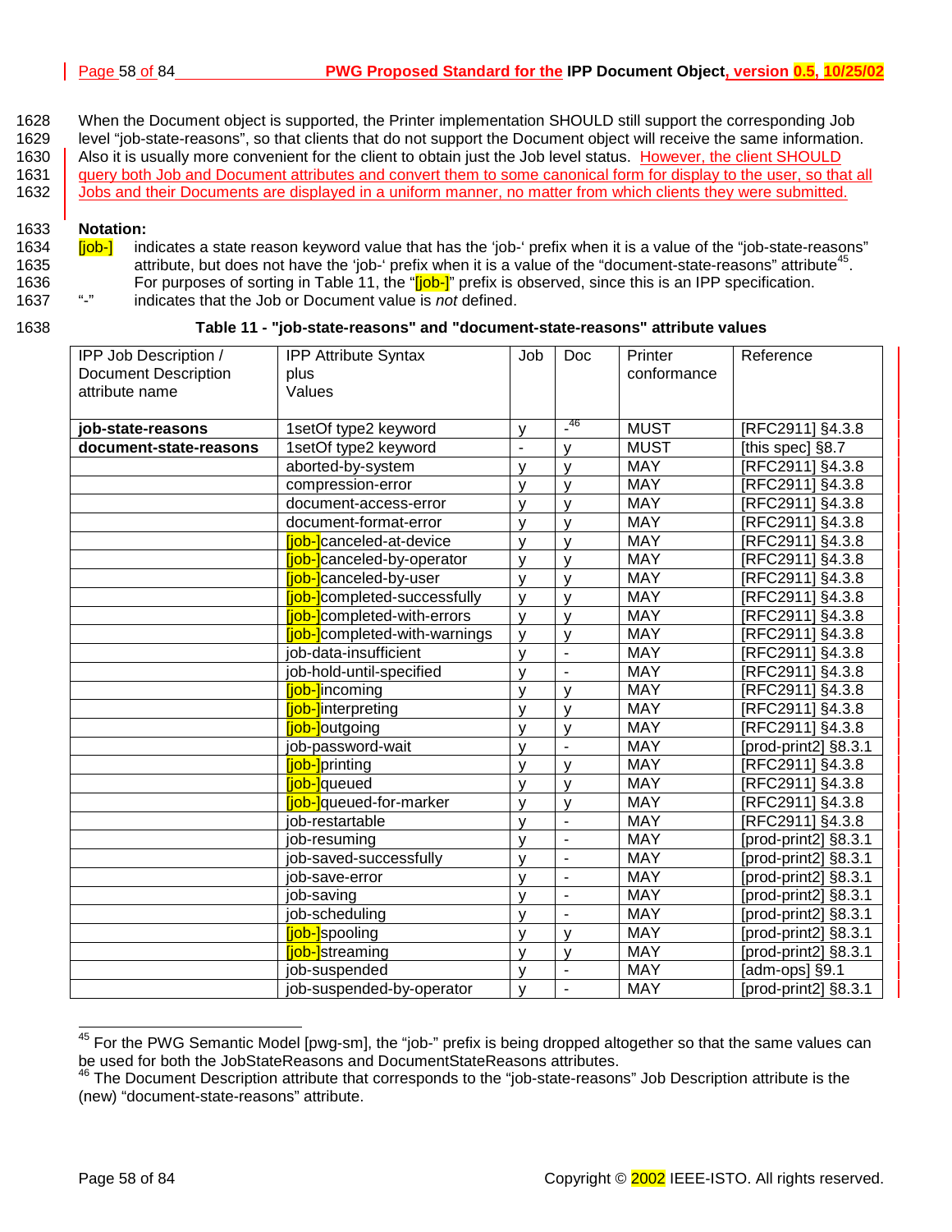When the Document object is supported, the Printer implementation SHOULD still support the corresponding Job level "job-state-reasons", so that clients that do not support the Document object will receive the same information. Also it is usually more convenient for the client to obtain just the Job level status. However, the client SHOULD query both Job and Document attributes and convert them to some canonical form for display to the user, so that all Jobs and their Documents are displayed in a uniform manner, no matter from which clients they were submitted.

**Notation:**

[job-] indicates a state reason keyword value that has the 'job-' prefix when it is a value of the "job-state-reasons" attribute, but does not have the 'job-' prefix when it is a value of the "document-state-reasons" attribute[45]. For purposes of sorting in Table 11, the "[job-]" prefix is observed, since this is an IPP specification.

"-" indicates that the Job or Document value is *not* defined.

**Table 11 - "job-state-reasons" and "document-state-reasons" attribute values**

| IPP Job Description / Document Description attribute name | IPP Attribute Syntax plus Values | Job | Doc | Printer conformance | Reference |
|---|---|---|---|---|---|
| **job-state-reasons** | 1setOf type2 keyword | y | -[46] | MUST | [RFC2911] §4.3.8 |
| **document-state-reasons** | 1setOf type2 keyword | - | y | MUST | [this spec] §8.7 |
| | aborted-by-system | y | y | MAY | [RFC2911] §4.3.8 |
| | compression-error | y | y | MAY | [RFC2911] §4.3.8 |
| | document-access-error | y | y | MAY | [RFC2911] §4.3.8 |
| | document-format-error | y | y | MAY | [RFC2911] §4.3.8 |
| | [job-]canceled-at-device | y | y | MAY | [RFC2911] §4.3.8 |
| | [job-]canceled-by-operator | y | y | MAY | [RFC2911] §4.3.8 |
| | [job-]canceled-by-user | y | y | MAY | [RFC2911] §4.3.8 |
| | [job-]completed-successfully | y | y | MAY | [RFC2911] §4.3.8 |
| | [job-]completed-with-errors | y | y | MAY | [RFC2911] §4.3.8 |
| | [job-]completed-with-warnings | y | y | MAY | [RFC2911] §4.3.8 |
| | job-data-insufficient | y | - | MAY | [RFC2911] §4.3.8 |
| | job-hold-until-specified | y | - | MAY | [RFC2911] §4.3.8 |
| | [job-]incoming | y | y | MAY | [RFC2911] §4.3.8 |
| | [job-]interpreting | y | y | MAY | [RFC2911] §4.3.8 |
| | [job-]outgoing | y | y | MAY | [RFC2911] §4.3.8 |
| | job-password-wait | y | - | MAY | [prod-print2] §8.3.1 |
| | [job-]printing | y | y | MAY | [RFC2911] §4.3.8 |
| | [job-]queued | y | y | MAY | [RFC2911] §4.3.8 |
| | [job-]queued-for-marker | y | y | MAY | [RFC2911] §4.3.8 |
| | job-restartable | y | - | MAY | [RFC2911] §4.3.8 |
| | job-resuming | y | - | MAY | [prod-print2] §8.3.1 |
| | job-saved-successfully | y | - | MAY | [prod-print2] §8.3.1 |
| | job-save-error | y | - | MAY | [prod-print2] §8.3.1 |
| | job-saving | y | - | MAY | [prod-print2] §8.3.1 |
| | job-scheduling | y | - | MAY | [prod-print2] §8.3.1 |
| | [job-]spooling | y | y | MAY | [prod-print2] §8.3.1 |
| | [job-]streaming | y | y | MAY | [prod-print2] §8.3.1 |
| | job-suspended | y | - | MAY | [adm-ops] §9.1 |
| | job-suspended-by-operator | y | - | MAY | [prod-print2] §8.3.1 |

[45] For the PWG Semantic Model [pwg-sm], the "job-" prefix is being dropped altogether so that the same values can be used for both the JobStateReasons and DocumentStateReasons attributes.

[46] The Document Description attribute that corresponds to the "job-state-reasons" Job Description attribute is the (new) "document-state-reasons" attribute.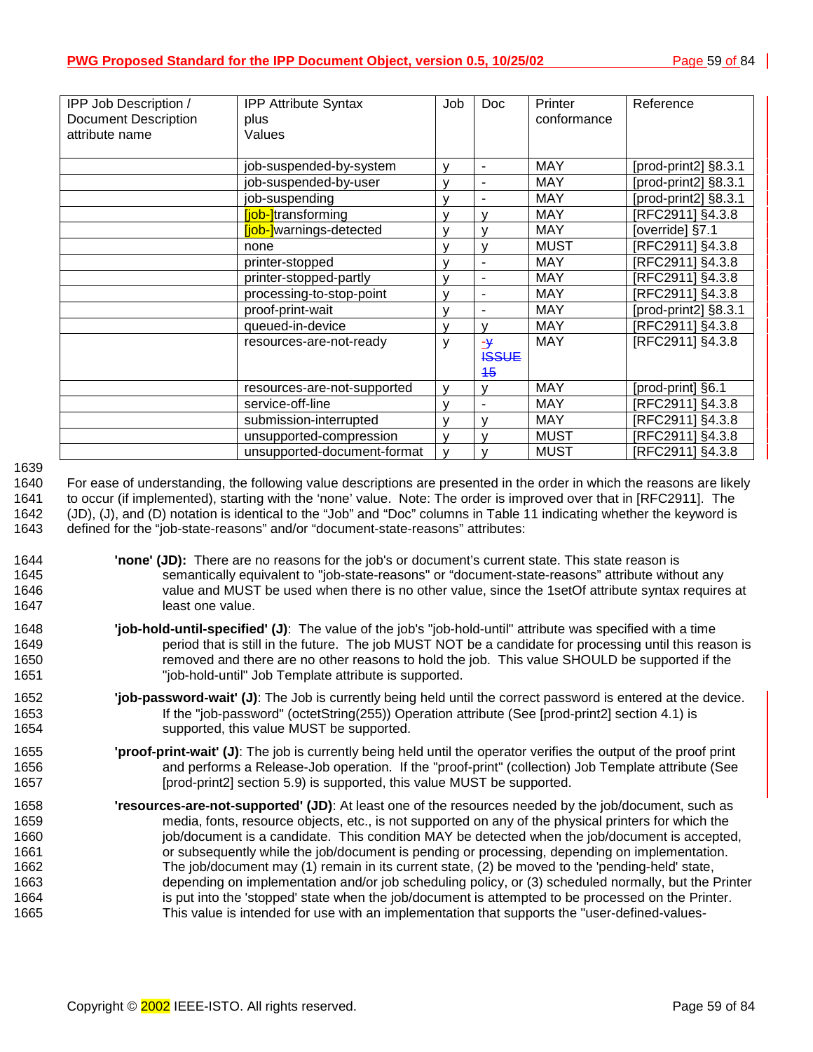| IPP Job Description / Document Description attribute name | IPP Attribute Syntax plus Values | Job | Doc | Printer conformance | Reference |
|---|---|---|---|---|---|
| | job-suspended-by-system | y | - | MAY | [prod-print2] §8.3.1 |
| | job-suspended-by-user | y | - | MAY | [prod-print2] §8.3.1 |
| | job-suspending | y | - | MAY | [prod-print2] §8.3.1 |
| | [job-]transforming | y | y | MAY | [RFC2911] §4.3.8 |
| | [job-]warnings-detected | y | y | MAY | [override] §7.1 |
| | none | y | y | MUST | [RFC2911] §4.3.8 |
| | printer-stopped | y | - | MAY | [RFC2911] §4.3.8 |
| | printer-stopped-partly | y | - | MAY | [RFC2911] §4.3.8 |
| | processing-to-stop-point | y | - | MAY | [RFC2911] §4.3.8 |
| | proof-print-wait | y | - | MAY | [prod-print2] §8.3.1 |
| | queued-in-device | y | y | MAY | [RFC2911] §4.3.8 |
| | resources-are-not-ready | y | -~~y~~ ~~ISSUE 15~~ | MAY | [RFC2911] §4.3.8 |
| | resources-are-not-supported | y | y | MAY | [prod-print] §6.1 |
| | service-off-line | y | - | MAY | [RFC2911] §4.3.8 |
| | submission-interrupted | y | y | MAY | [RFC2911] §4.3.8 |
| | unsupported-compression | y | y | MUST | [RFC2911] §4.3.8 |
| | unsupported-document-format | y | y | MUST | [RFC2911] §4.3.8 |

For ease of understanding, the following value descriptions are presented in the order in which the reasons are likely to occur (if implemented), starting with the 'none' value. Note: The order is improved over that in [RFC2911]. The (JD), (J), and (D) notation is identical to the "Job" and "Doc" columns in Table 11 indicating whether the keyword is defined for the "job-state-reasons" and/or "document-state-reasons" attributes:

**'none' (JD):** There are no reasons for the job's or document's current state. This state reason is semantically equivalent to "job-state-reasons" or "document-state-reasons" attribute without any value and MUST be used when there is no other value, since the 1setOf attribute syntax requires at least one value.

**'job-hold-until-specified' (J)**: The value of the job's "job-hold-until" attribute was specified with a time period that is still in the future. The job MUST NOT be a candidate for processing until this reason is removed and there are no other reasons to hold the job. This value SHOULD be supported if the "job-hold-until" Job Template attribute is supported.

**'job-password-wait' (J)**: The Job is currently being held until the correct password is entered at the device. If the "job-password" (octetString(255)) Operation attribute (See [prod-print2] section 4.1) is supported, this value MUST be supported.

**'proof-print-wait' (J)**: The job is currently being held until the operator verifies the output of the proof print and performs a Release-Job operation. If the "proof-print" (collection) Job Template attribute (See [prod-print2] section 5.9) is supported, this value MUST be supported.

**'resources-are-not-supported' (JD)**: At least one of the resources needed by the job/document, such as media, fonts, resource objects, etc., is not supported on any of the physical printers for which the job/document is a candidate. This condition MAY be detected when the job/document is accepted, or subsequently while the job/document is pending or processing, depending on implementation. The job/document may (1) remain in its current state, (2) be moved to the 'pending-held' state, depending on implementation and/or job scheduling policy, or (3) scheduled normally, but the Printer is put into the 'stopped' state when the job/document is attempted to be processed on the Printer. This value is intended for use with an implementation that supports the "user-defined-values-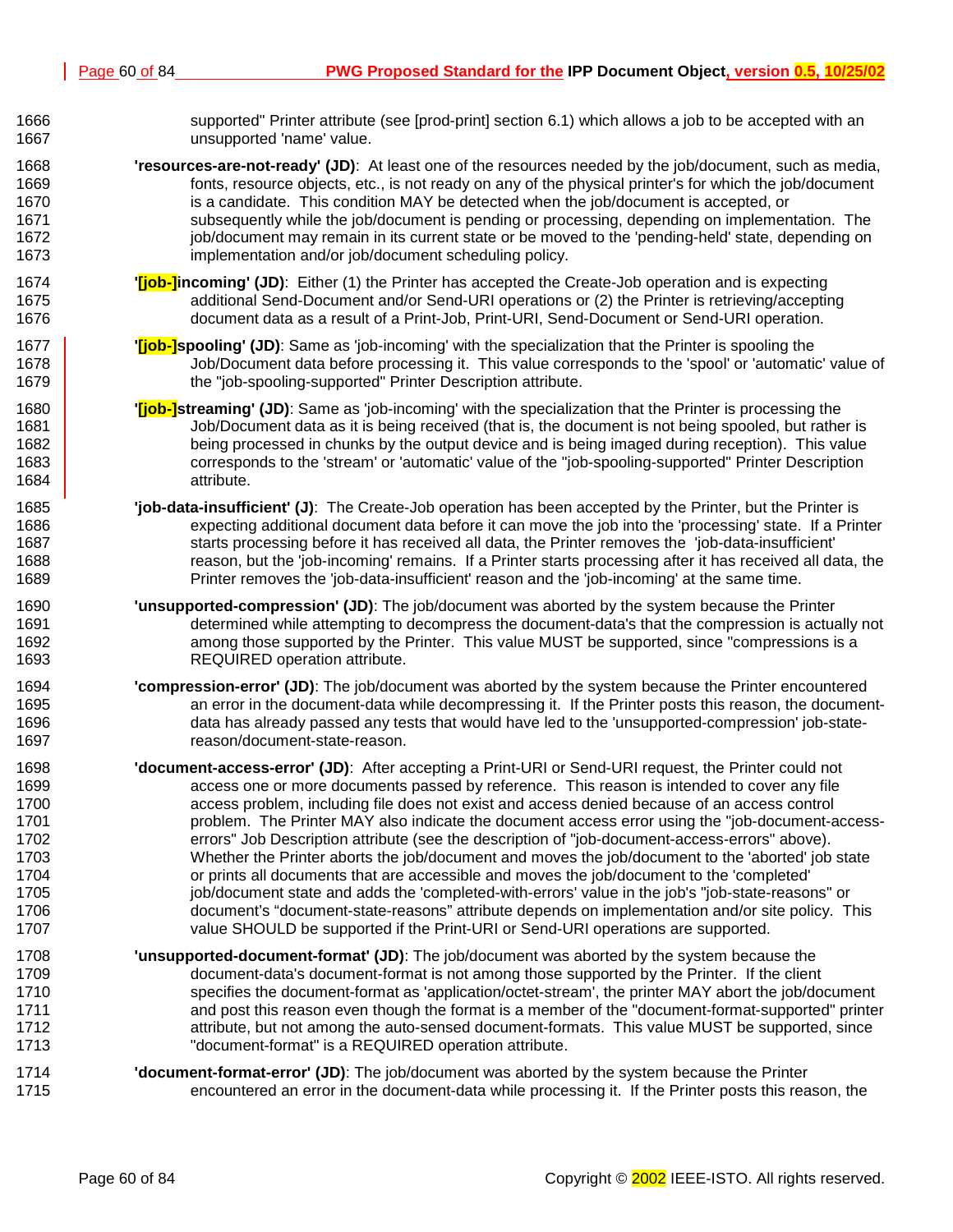supported" Printer attribute (see [prod-print] section 6.1) which allows a job to be accepted with an unsupported 'name' value.

**'resources-are-not-ready' (JD)**: At least one of the resources needed by the job/document, such as media, fonts, resource objects, etc., is not ready on any of the physical printer's for which the job/document is a candidate. This condition MAY be detected when the job/document is accepted, or subsequently while the job/document is pending or processing, depending on implementation. The job/document may remain in its current state or be moved to the 'pending-held' state, depending on implementation and/or job/document scheduling policy.

**'[job-]incoming' (JD)**: Either (1) the Printer has accepted the Create-Job operation and is expecting additional Send-Document and/or Send-URI operations or (2) the Printer is retrieving/accepting document data as a result of a Print-Job, Print-URI, Send-Document or Send-URI operation.

**'[job-]spooling' (JD)**: Same as 'job-incoming' with the specialization that the Printer is spooling the Job/Document data before processing it. This value corresponds to the 'spool' or 'automatic' value of the "job-spooling-supported" Printer Description attribute.

**'[job-]streaming' (JD)**: Same as 'job-incoming' with the specialization that the Printer is processing the Job/Document data as it is being received (that is, the document is not being spooled, but rather is being processed in chunks by the output device and is being imaged during reception). This value corresponds to the 'stream' or 'automatic' value of the "job-spooling-supported" Printer Description attribute.

**'job-data-insufficient' (J)**: The Create-Job operation has been accepted by the Printer, but the Printer is expecting additional document data before it can move the job into the 'processing' state. If a Printer starts processing before it has received all data, the Printer removes the 'job-data-insufficient' reason, but the 'job-incoming' remains. If a Printer starts processing after it has received all data, the Printer removes the 'job-data-insufficient' reason and the 'job-incoming' at the same time.

**'unsupported-compression' (JD)**: The job/document was aborted by the system because the Printer determined while attempting to decompress the document-data's that the compression is actually not among those supported by the Printer. This value MUST be supported, since "compressions is a REQUIRED operation attribute.

**'compression-error' (JD)**: The job/document was aborted by the system because the Printer encountered an error in the document-data while decompressing it. If the Printer posts this reason, the document-data has already passed any tests that would have led to the 'unsupported-compression' job-state-reason/document-state-reason.

**'document-access-error' (JD)**: After accepting a Print-URI or Send-URI request, the Printer could not access one or more documents passed by reference. This reason is intended to cover any file access problem, including file does not exist and access denied because of an access control problem. The Printer MAY also indicate the document access error using the "job-document-access-errors" Job Description attribute (see the description of "job-document-access-errors" above). Whether the Printer aborts the job/document and moves the job/document to the 'aborted' job state or prints all documents that are accessible and moves the job/document to the 'completed' job/document state and adds the 'completed-with-errors' value in the job's "job-state-reasons" or document's “document-state-reasons” attribute depends on implementation and/or site policy. This value SHOULD be supported if the Print-URI or Send-URI operations are supported.

**'unsupported-document-format' (JD)**: The job/document was aborted by the system because the document-data's document-format is not among those supported by the Printer. If the client specifies the document-format as 'application/octet-stream', the printer MAY abort the job/document and post this reason even though the format is a member of the "document-format-supported" printer attribute, but not among the auto-sensed document-formats. This value MUST be supported, since "document-format" is a REQUIRED operation attribute.

**'document-format-error' (JD)**: The job/document was aborted by the system because the Printer encountered an error in the document-data while processing it. If the Printer posts this reason, the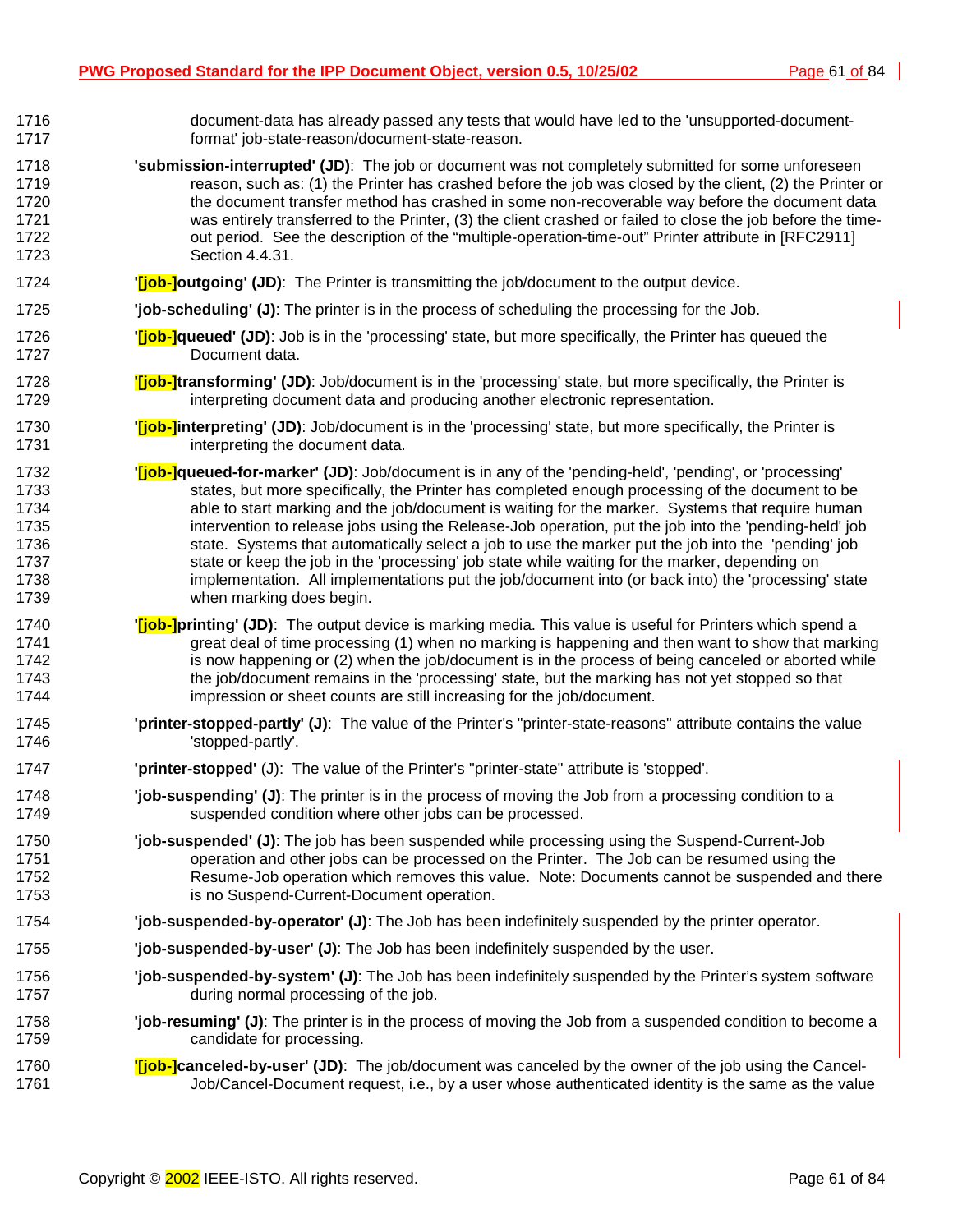document-data has already passed any tests that would have led to the 'unsupported-document-format' job-state-reason/document-state-reason.

**'submission-interrupted' (JD)**: The job or document was not completely submitted for some unforeseen reason, such as: (1) the Printer has crashed before the job was closed by the client, (2) the Printer or the document transfer method has crashed in some non-recoverable way before the document data was entirely transferred to the Printer, (3) the client crashed or failed to close the job before the time-out period. See the description of the "multiple-operation-time-out" Printer attribute in [RFC2911] Section 4.4.31.

**'[job-]outgoing' (JD)**: The Printer is transmitting the job/document to the output device.

**'job-scheduling' (J)**: The printer is in the process of scheduling the processing for the Job.

**'[job-]queued' (JD)**: Job is in the 'processing' state, but more specifically, the Printer has queued the Document data.

**'[job-]transforming' (JD)**: Job/document is in the 'processing' state, but more specifically, the Printer is interpreting document data and producing another electronic representation.

**'[job-]interpreting' (JD)**: Job/document is in the 'processing' state, but more specifically, the Printer is interpreting the document data.

**'[job-]queued-for-marker' (JD)**: Job/document is in any of the 'pending-held', 'pending', or 'processing' states, but more specifically, the Printer has completed enough processing of the document to be able to start marking and the job/document is waiting for the marker. Systems that require human intervention to release jobs using the Release-Job operation, put the job into the 'pending-held' job state. Systems that automatically select a job to use the marker put the job into the 'pending' job state or keep the job in the 'processing' job state while waiting for the marker, depending on implementation. All implementations put the job/document into (or back into) the 'processing' state when marking does begin.

**'[job-]printing' (JD)**: The output device is marking media. This value is useful for Printers which spend a great deal of time processing (1) when no marking is happening and then want to show that marking is now happening or (2) when the job/document is in the process of being canceled or aborted while the job/document remains in the 'processing' state, but the marking has not yet stopped so that impression or sheet counts are still increasing for the job/document.

**'printer-stopped-partly' (J)**: The value of the Printer's "printer-state-reasons" attribute contains the value 'stopped-partly'.

**'printer-stopped'** (J): The value of the Printer's "printer-state" attribute is 'stopped'.

**'job-suspending' (J)**: The printer is in the process of moving the Job from a processing condition to a suspended condition where other jobs can be processed.

**'job-suspended' (J)**: The job has been suspended while processing using the Suspend-Current-Job operation and other jobs can be processed on the Printer. The Job can be resumed using the Resume-Job operation which removes this value. Note: Documents cannot be suspended and there is no Suspend-Current-Document operation.

**'job-suspended-by-operator' (J)**: The Job has been indefinitely suspended by the printer operator.

**'job-suspended-by-user' (J)**: The Job has been indefinitely suspended by the user.

**'job-suspended-by-system' (J)**: The Job has been indefinitely suspended by the Printer's system software during normal processing of the job.

**'job-resuming' (J)**: The printer is in the process of moving the Job from a suspended condition to become a candidate for processing.

**'[job-]canceled-by-user' (JD)**: The job/document was canceled by the owner of the job using the Cancel-Job/Cancel-Document request, i.e., by a user whose authenticated identity is the same as the value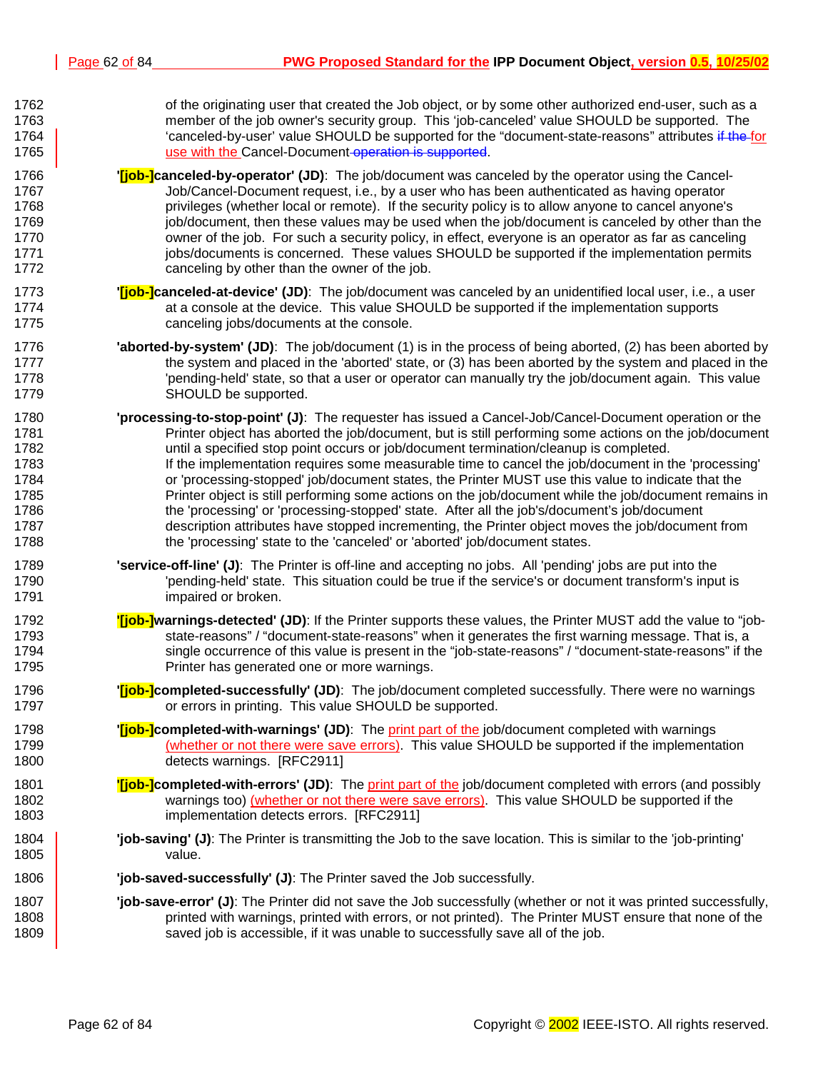of the originating user that created the Job object, or by some other authorized end-user, such as a member of the job owner's security group. This 'job-canceled' value SHOULD be supported. The 'canceled-by-user' value SHOULD be supported for the "document-state-reasons" attributes for use with the Cancel-Document.

**'[job-]canceled-by-operator' (JD)**: The job/document was canceled by the operator using the Cancel-Job/Cancel-Document request, i.e., by a user who has been authenticated as having operator privileges (whether local or remote). If the security policy is to allow anyone to cancel anyone's job/document, then these values may be used when the job/document is canceled by other than the owner of the job. For such a security policy, in effect, everyone is an operator as far as canceling jobs/documents is concerned. These values SHOULD be supported if the implementation permits canceling by other than the owner of the job.

**'[job-]canceled-at-device' (JD)**: The job/document was canceled by an unidentified local user, i.e., a user at a console at the device. This value SHOULD be supported if the implementation supports canceling jobs/documents at the console.

**'aborted-by-system' (JD)**: The job/document (1) is in the process of being aborted, (2) has been aborted by the system and placed in the 'aborted' state, or (3) has been aborted by the system and placed in the 'pending-held' state, so that a user or operator can manually try the job/document again. This value SHOULD be supported.

**'processing-to-stop-point' (J)**: The requester has issued a Cancel-Job/Cancel-Document operation or the Printer object has aborted the job/document, but is still performing some actions on the job/document until a specified stop point occurs or job/document termination/cleanup is completed.
If the implementation requires some measurable time to cancel the job/document in the 'processing' or 'processing-stopped' job/document states, the Printer MUST use this value to indicate that the Printer object is still performing some actions on the job/document while the job/document remains in the 'processing' or 'processing-stopped' state. After all the job's/document's job/document description attributes have stopped incrementing, the Printer object moves the job/document from the 'processing' state to the 'canceled' or 'aborted' job/document states.

**'service-off-line' (J)**: The Printer is off-line and accepting no jobs. All 'pending' jobs are put into the 'pending-held' state. This situation could be true if the service's or document transform's input is impaired or broken.

**'[job-]warnings-detected' (JD)**: If the Printer supports these values, the Printer MUST add the value to "job-state-reasons" / "document-state-reasons" when it generates the first warning message. That is, a single occurrence of this value is present in the "job-state-reasons" / "document-state-reasons" if the Printer has generated one or more warnings.

**'[job-]completed-successfully' (JD)**: The job/document completed successfully. There were no warnings or errors in printing. This value SHOULD be supported.

**'[job-]completed-with-warnings' (JD)**: The print part of the job/document completed with warnings (whether or not there were save errors). This value SHOULD be supported if the implementation detects warnings. [RFC2911]

**'[job-]completed-with-errors' (JD)**: The print part of the job/document completed with errors (and possibly warnings too) (whether or not there were save errors). This value SHOULD be supported if the implementation detects errors. [RFC2911]

**'job-saving' (J)**: The Printer is transmitting the Job to the save location. This is similar to the 'job-printing' value.

**'job-saved-successfully' (J)**: The Printer saved the Job successfully.

**'job-save-error' (J)**: The Printer did not save the Job successfully (whether or not it was printed successfully, printed with warnings, printed with errors, or not printed). The Printer MUST ensure that none of the saved job is accessible, if it was unable to successfully save all of the job.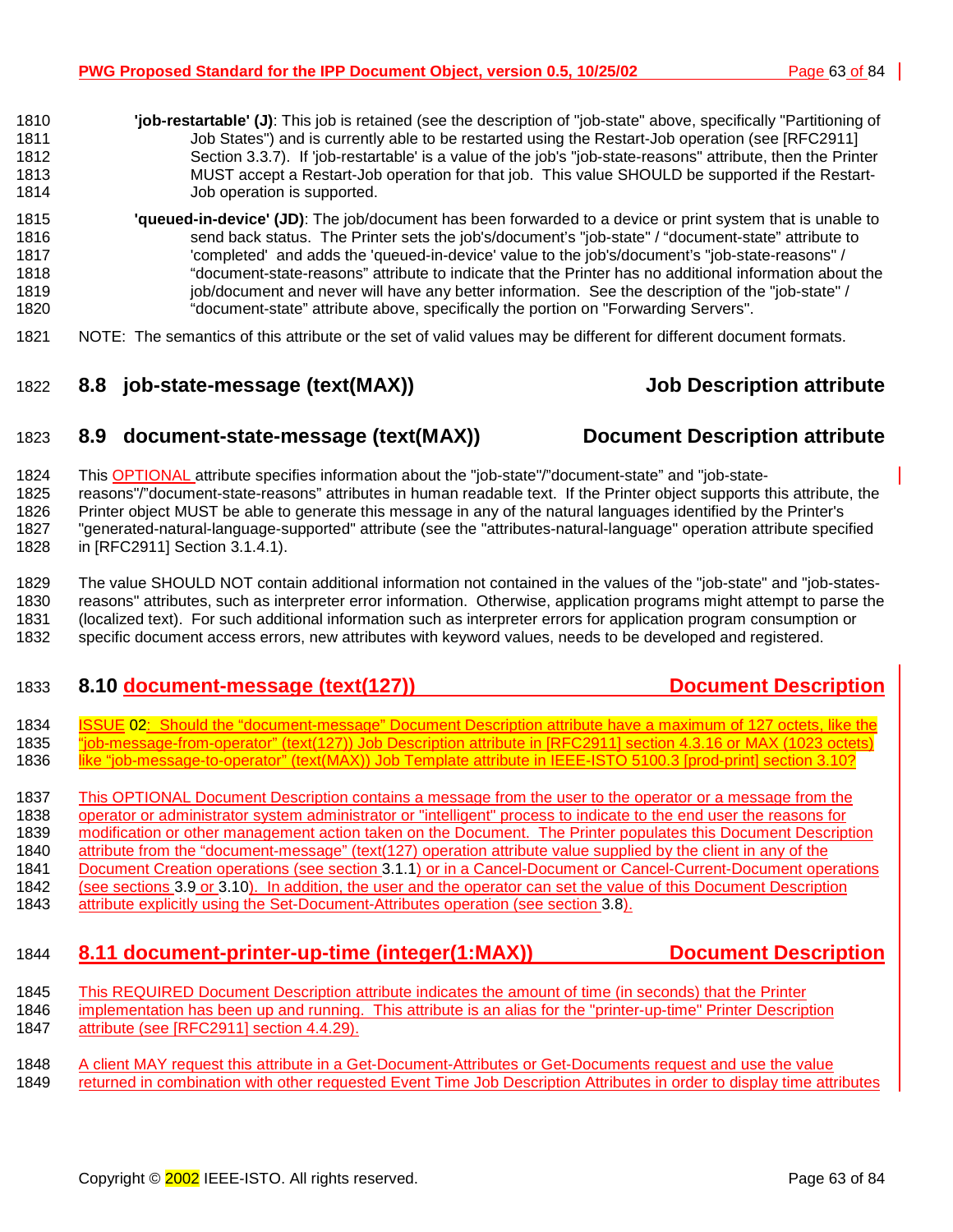**'job-restartable' (J)**: This job is retained (see the description of "job-state" above, specifically "Partitioning of Job States") and is currently able to be restarted using the Restart-Job operation (see [RFC2911] Section 3.3.7). If 'job-restartable' is a value of the job's "job-state-reasons" attribute, then the Printer MUST accept a Restart-Job operation for that job. This value SHOULD be supported if the Restart-Job operation is supported.

**'queued-in-device' (JD)**: The job/document has been forwarded to a device or print system that is unable to send back status. The Printer sets the job's/document's "job-state" / "document-state" attribute to 'completed' and adds the 'queued-in-device' value to the job's/document's "job-state-reasons" / "document-state-reasons" attribute to indicate that the Printer has no additional information about the job/document and never will have any better information. See the description of the "job-state" / "document-state" attribute above, specifically the portion on "Forwarding Servers".

NOTE: The semantics of this attribute or the set of valid values may be different for different document formats.

## 8.8 job-state-message (text(MAX)) Job Description attribute

## 8.9 document-state-message (text(MAX)) Document Description attribute

This OPTIONAL attribute specifies information about the "job-state"/"document-state" and "job-state-reasons"/"document-state-reasons" attributes in human readable text. If the Printer object supports this attribute, the Printer object MUST be able to generate this message in any of the natural languages identified by the Printer's "generated-natural-language-supported" attribute (see the "attributes-natural-language" operation attribute specified in [RFC2911] Section 3.1.4.1).

The value SHOULD NOT contain additional information not contained in the values of the "job-state" and "job-states-reasons" attributes, such as interpreter error information. Otherwise, application programs might attempt to parse the (localized text). For such additional information such as interpreter errors for application program consumption or specific document access errors, new attributes with keyword values, needs to be developed and registered.

## 8.10 document-message (text(127)) Document Description

ISSUE 02: Should the "document-message" Document Description attribute have a maximum of 127 octets, like the "job-message-from-operator" (text(127)) Job Description attribute in [RFC2911] section 4.3.16 or MAX (1023 octets) like "job-message-to-operator" (text(MAX)) Job Template attribute in IEEE-ISTO 5100.3 [prod-print] section 3.10?

This OPTIONAL Document Description contains a message from the user to the operator or a message from the operator or administrator system administrator or "intelligent" process to indicate to the end user the reasons for modification or other management action taken on the Document. The Printer populates this Document Description attribute from the "document-message" (text(127) operation attribute value supplied by the client in any of the Document Creation operations (see section 3.1.1) or in a Cancel-Document or Cancel-Current-Document operations (see sections 3.9 or 3.10). In addition, the user and the operator can set the value of this Document Description attribute explicitly using the Set-Document-Attributes operation (see section 3.8).

## 8.11 document-printer-up-time (integer(1:MAX)) Document Description

This REQUIRED Document Description attribute indicates the amount of time (in seconds) that the Printer implementation has been up and running. This attribute is an alias for the "printer-up-time" Printer Description attribute (see [RFC2911] section 4.4.29).

A client MAY request this attribute in a Get-Document-Attributes or Get-Documents request and use the value returned in combination with other requested Event Time Job Description Attributes in order to display time attributes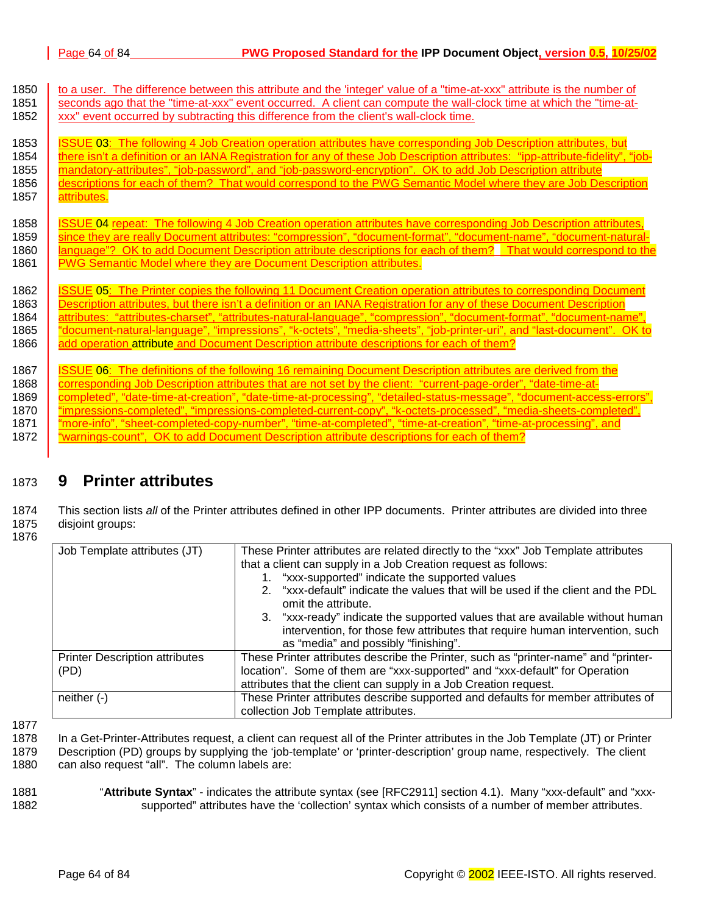to a user. The difference between this attribute and the 'integer' value of a "time-at-xxx" attribute is the number of seconds ago that the "time-at-xxx" event occurred. A client can compute the wall-clock time at which the "time-at-xxx" event occurred by subtracting this difference from the client's wall-clock time.

ISSUE 03: The following 4 Job Creation operation attributes have corresponding Job Description attributes, but there isn't a definition or an IANA Registration for any of these Job Description attributes: "ipp-attribute-fidelity", "job-mandatory-attributes", "job-password", and "job-password-encryption". OK to add Job Description attribute descriptions for each of them? That would correspond to the PWG Semantic Model where they are Job Description attributes.

ISSUE 04 repeat: The following 4 Job Creation operation attributes have corresponding Job Description attributes, since they are really Document attributes: "compression", "document-format", "document-name", "document-natural-language"? OK to add Document Description attribute descriptions for each of them? That would correspond to the PWG Semantic Model where they are Document Description attributes.

ISSUE 05: The Printer copies the following 11 Document Creation operation attributes to corresponding Document Description attributes, but there isn't a definition or an IANA Registration for any of these Document Description attributes: "attributes-charset", "attributes-natural-language", "compression", "document-format", "document-name", "document-natural-language", "impressions", "k-octets", "media-sheets", "job-printer-uri", and "last-document". OK to add operation attribute and Document Description attribute descriptions for each of them?

ISSUE 06: The definitions of the following 16 remaining Document Description attributes are derived from the corresponding Job Description attributes that are not set by the client: "current-page-order", "date-time-at-completed", "date-time-at-creation", "date-time-at-processing", "detailed-status-message", "document-access-errors", "impressions-completed", "impressions-completed-current-copy", "k-octets-processed", "media-sheets-completed", "more-info", "sheet-completed-copy-number", "time-at-completed", "time-at-creation", "time-at-processing", and "warnings-count", OK to add Document Description attribute descriptions for each of them?

# 9 Printer attributes

This section lists *all* of the Printer attributes defined in other IPP documents. Printer attributes are divided into three disjoint groups:

| Group | Description |
|---|---|
| Job Template attributes (JT) | These Printer attributes are related directly to the "xxx" Job Template attributes that a client can supply in a Job Creation request as follows:<br>1. "xxx-supported" indicate the supported values<br>2. "xxx-default" indicate the values that will be used if the client and the PDL omit the attribute.<br>3. "xxx-ready" indicate the supported values that are available without human intervention, for those few attributes that require human intervention, such as "media" and possibly "finishing". |
| Printer Description attributes (PD) | These Printer attributes describe the Printer, such as "printer-name" and "printer-location". Some of them are "xxx-supported" and "xxx-default" for Operation attributes that the client can supply in a Job Creation request. |
| neither (-) | These Printer attributes describe supported and defaults for member attributes of collection Job Template attributes. |

In a Get-Printer-Attributes request, a client can request all of the Printer attributes in the Job Template (JT) or Printer Description (PD) groups by supplying the 'job-template' or 'printer-description' group name, respectively. The client can also request "all". The column labels are:

"**Attribute Syntax**" - indicates the attribute syntax (see [RFC2911] section 4.1). Many "xxx-default" and "xxx-supported" attributes have the 'collection' syntax which consists of a number of member attributes.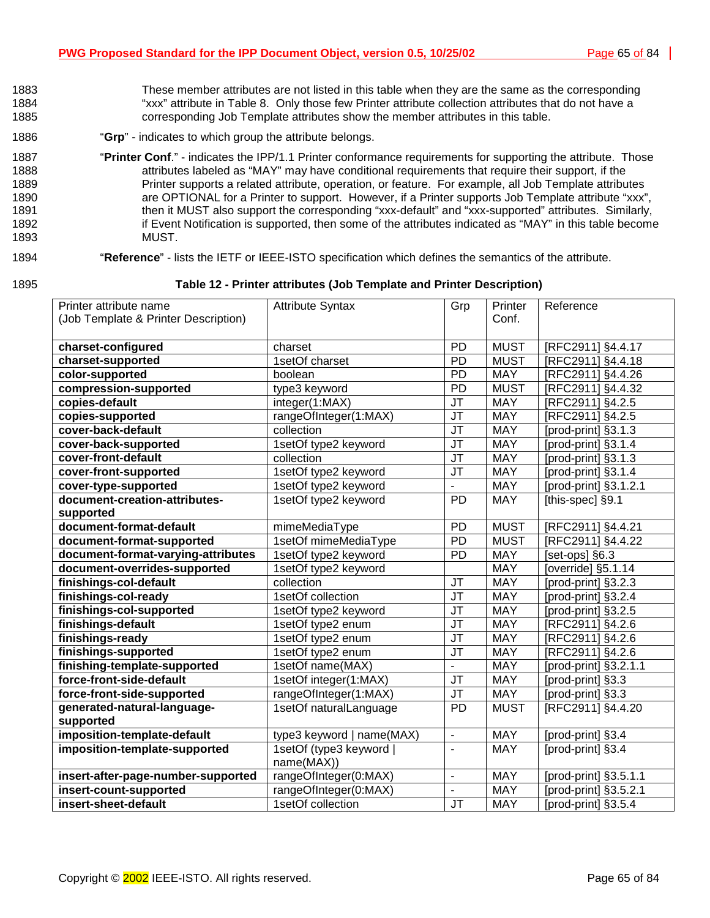These member attributes are not listed in this table when they are the same as the corresponding "xxx" attribute in Table 8. Only those few Printer attribute collection attributes that do not have a corresponding Job Template attributes show the member attributes in this table.

"**Grp**" - indicates to which group the attribute belongs.

"**Printer Conf**." - indicates the IPP/1.1 Printer conformance requirements for supporting the attribute. Those attributes labeled as "MAY" may have conditional requirements that require their support, if the Printer supports a related attribute, operation, or feature. For example, all Job Template attributes are OPTIONAL for a Printer to support. However, if a Printer supports Job Template attribute "xxx", then it MUST also support the corresponding "xxx-default" and "xxx-supported" attributes. Similarly, if Event Notification is supported, then some of the attributes indicated as "MAY" in this table become MUST.

"**Reference**" - lists the IETF or IEEE-ISTO specification which defines the semantics of the attribute.

**Table 12 - Printer attributes (Job Template and Printer Description)**

| Printer attribute name (Job Template & Printer Description) | Attribute Syntax | Grp | Printer Conf. | Reference |
|---|---|---|---|---|
| **charset-configured** | charset | PD | MUST | [RFC2911] §4.4.17 |
| **charset-supported** | 1setOf charset | PD | MUST | [RFC2911] §4.4.18 |
| **color-supported** | boolean | PD | MAY | [RFC2911] §4.4.26 |
| **compression-supported** | type3 keyword | PD | MUST | [RFC2911] §4.4.32 |
| **copies-default** | integer(1:MAX) | JT | MAY | [RFC2911] §4.2.5 |
| **copies-supported** | rangeOfInteger(1:MAX) | JT | MAY | [RFC2911] §4.2.5 |
| **cover-back-default** | collection | JT | MAY | [prod-print] §3.1.3 |
| **cover-back-supported** | 1setOf type2 keyword | JT | MAY | [prod-print] §3.1.4 |
| **cover-front-default** | collection | JT | MAY | [prod-print] §3.1.3 |
| **cover-front-supported** | 1setOf type2 keyword | JT | MAY | [prod-print] §3.1.4 |
| **cover-type-supported** | 1setOf type2 keyword | - | MAY | [prod-print] §3.1.2.1 |
| **document-creation-attributes-supported** | 1setOf type2 keyword | PD | MAY | [this-spec] §9.1 |
| **document-format-default** | mimeMediaType | PD | MUST | [RFC2911] §4.4.21 |
| **document-format-supported** | 1setOf mimeMediaType | PD | MUST | [RFC2911] §4.4.22 |
| **document-format-varying-attributes** | 1setOf type2 keyword | PD | MAY | [set-ops] §6.3 |
| **document-overrides-supported** | 1setOf type2 keyword | | MAY | [override] §5.1.14 |
| **finishings-col-default** | collection | JT | MAY | [prod-print] §3.2.3 |
| **finishings-col-ready** | 1setOf collection | JT | MAY | [prod-print] §3.2.4 |
| **finishings-col-supported** | 1setOf type2 keyword | JT | MAY | [prod-print] §3.2.5 |
| **finishings-default** | 1setOf type2 enum | JT | MAY | [RFC2911] §4.2.6 |
| **finishings-ready** | 1setOf type2 enum | JT | MAY | [RFC2911] §4.2.6 |
| **finishings-supported** | 1setOf type2 enum | JT | MAY | [RFC2911] §4.2.6 |
| **finishing-template-supported** | 1setOf name(MAX) | - | MAY | [prod-print] §3.2.1.1 |
| **force-front-side-default** | 1setOf integer(1:MAX) | JT | MAY | [prod-print] §3.3 |
| **force-front-side-supported** | rangeOfInteger(1:MAX) | JT | MAY | [prod-print] §3.3 |
| **generated-natural-language-supported** | 1setOf naturalLanguage | PD | MUST | [RFC2911] §4.4.20 |
| **imposition-template-default** | type3 keyword \| name(MAX) | - | MAY | [prod-print] §3.4 |
| **imposition-template-supported** | 1setOf (type3 keyword \| name(MAX)) | - | MAY | [prod-print] §3.4 |
| **insert-after-page-number-supported** | rangeOfInteger(0:MAX) | - | MAY | [prod-print] §3.5.1.1 |
| **insert-count-supported** | rangeOfInteger(0:MAX) | - | MAY | [prod-print] §3.5.2.1 |
| **insert-sheet-default** | 1setOf collection | JT | MAY | [prod-print] §3.5.4 |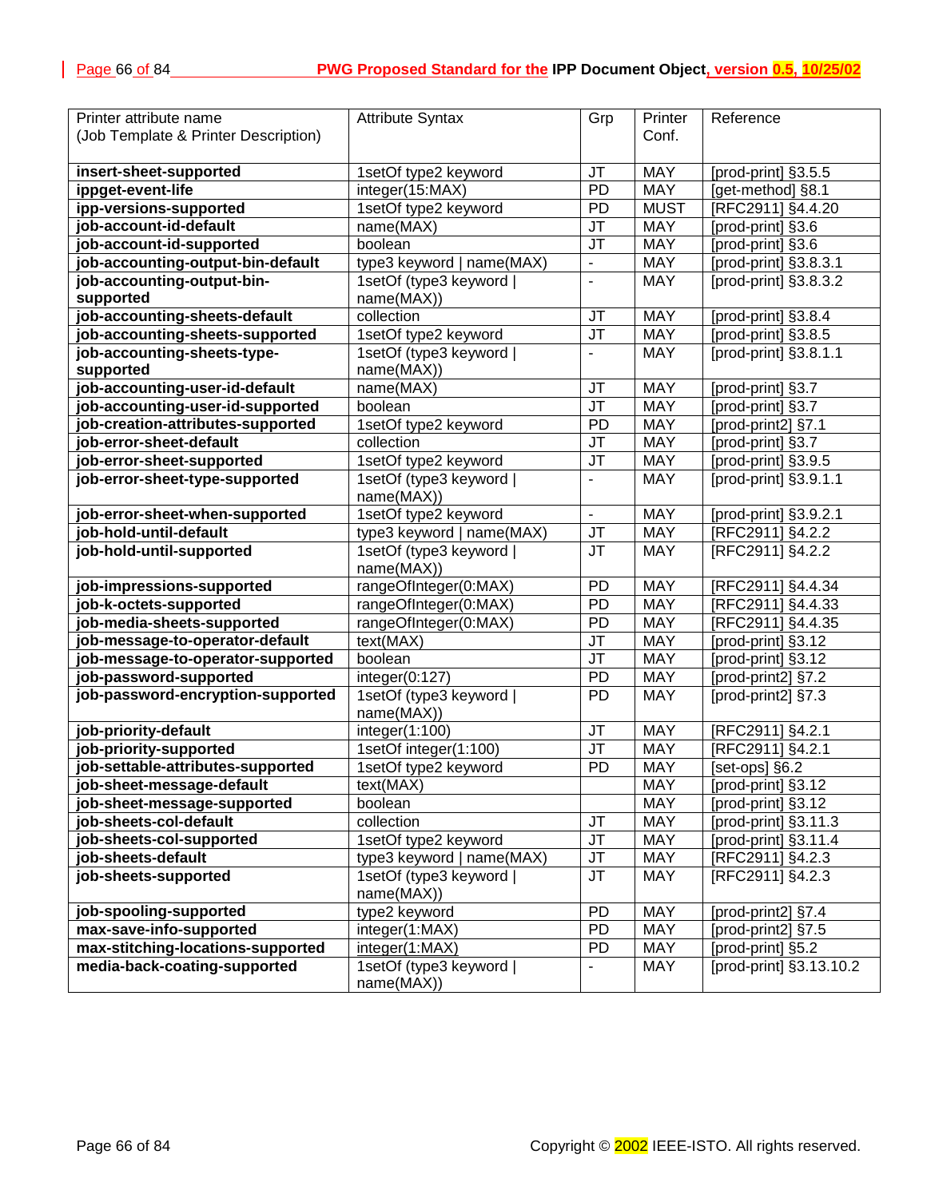| Printer attribute name (Job Template & Printer Description) | Attribute Syntax | Grp | Printer Conf. | Reference |
|---|---|---|---|---|
| **insert-sheet-supported** | 1setOf type2 keyword | JT | MAY | [prod-print] §3.5.5 |
| **ippget-event-life** | integer(15:MAX) | PD | MAY | [get-method] §8.1 |
| **ipp-versions-supported** | 1setOf type2 keyword | PD | MUST | [RFC2911] §4.4.20 |
| **job-account-id-default** | name(MAX) | JT | MAY | [prod-print] §3.6 |
| **job-account-id-supported** | boolean | JT | MAY | [prod-print] §3.6 |
| **job-accounting-output-bin-default** | type3 keyword \| name(MAX) | - | MAY | [prod-print] §3.8.3.1 |
| **job-accounting-output-bin-supported** | 1setOf (type3 keyword \| name(MAX)) | - | MAY | [prod-print] §3.8.3.2 |
| **job-accounting-sheets-default** | collection | JT | MAY | [prod-print] §3.8.4 |
| **job-accounting-sheets-supported** | 1setOf type2 keyword | JT | MAY | [prod-print] §3.8.5 |
| **job-accounting-sheets-type-supported** | 1setOf (type3 keyword \| name(MAX)) | - | MAY | [prod-print] §3.8.1.1 |
| **job-accounting-user-id-default** | name(MAX) | JT | MAY | [prod-print] §3.7 |
| **job-accounting-user-id-supported** | boolean | JT | MAY | [prod-print] §3.7 |
| **job-creation-attributes-supported** | 1setOf type2 keyword | PD | MAY | [prod-print2] §7.1 |
| **job-error-sheet-default** | collection | JT | MAY | [prod-print] §3.7 |
| **job-error-sheet-supported** | 1setOf type2 keyword | JT | MAY | [prod-print] §3.9.5 |
| **job-error-sheet-type-supported** | 1setOf (type3 keyword \| name(MAX)) | - | MAY | [prod-print] §3.9.1.1 |
| **job-error-sheet-when-supported** | 1setOf type2 keyword | - | MAY | [prod-print] §3.9.2.1 |
| **job-hold-until-default** | type3 keyword \| name(MAX) | JT | MAY | [RFC2911] §4.2.2 |
| **job-hold-until-supported** | 1setOf (type3 keyword \| name(MAX)) | JT | MAY | [RFC2911] §4.2.2 |
| **job-impressions-supported** | rangeOfInteger(0:MAX) | PD | MAY | [RFC2911] §4.4.34 |
| **job-k-octets-supported** | rangeOfInteger(0:MAX) | PD | MAY | [RFC2911] §4.4.33 |
| **job-media-sheets-supported** | rangeOfInteger(0:MAX) | PD | MAY | [RFC2911] §4.4.35 |
| **job-message-to-operator-default** | text(MAX) | JT | MAY | [prod-print] §3.12 |
| **job-message-to-operator-supported** | boolean | JT | MAY | [prod-print] §3.12 |
| **job-password-supported** | integer(0:127) | PD | MAY | [prod-print2] §7.2 |
| **job-password-encryption-supported** | 1setOf (type3 keyword \| name(MAX)) | PD | MAY | [prod-print2] §7.3 |
| **job-priority-default** | integer(1:100) | JT | MAY | [RFC2911] §4.2.1 |
| **job-priority-supported** | 1setOf integer(1:100) | JT | MAY | [RFC2911] §4.2.1 |
| **job-settable-attributes-supported** | 1setOf type2 keyword | PD | MAY | [set-ops] §6.2 |
| **job-sheet-message-default** | text(MAX) | | MAY | [prod-print] §3.12 |
| **job-sheet-message-supported** | boolean | | MAY | [prod-print] §3.12 |
| **job-sheets-col-default** | collection | JT | MAY | [prod-print] §3.11.3 |
| **job-sheets-col-supported** | 1setOf type2 keyword | JT | MAY | [prod-print] §3.11.4 |
| **job-sheets-default** | type3 keyword \| name(MAX) | JT | MAY | [RFC2911] §4.2.3 |
| **job-sheets-supported** | 1setOf (type3 keyword \| name(MAX)) | JT | MAY | [RFC2911] §4.2.3 |
| **job-spooling-supported** | type2 keyword | PD | MAY | [prod-print2] §7.4 |
| **max-save-info-supported** | integer(1:MAX) | PD | MAY | [prod-print2] §7.5 |
| **max-stitching-locations-supported** | integer(1:MAX) | PD | MAY | [prod-print] §5.2 |
| **media-back-coating-supported** | 1setOf (type3 keyword \| name(MAX)) | - | MAY | [prod-print] §3.13.10.2 |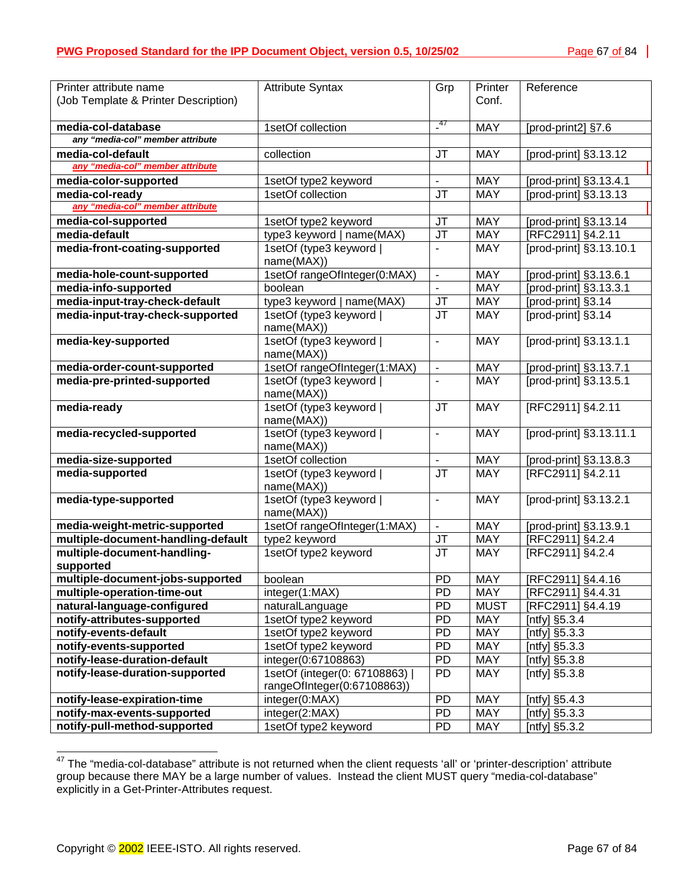| Printer attribute name (Job Template & Printer Description) | Attribute Syntax | Grp | Printer Conf. | Reference |
|---|---|---|---|---|
| **media-col-database** | 1setOf collection | -[47] | MAY | [prod-print2] §7.6 |
| ***any "media-col" member attribute*** | | | | |
| **media-col-default** | collection | JT | MAY | [prod-print] §3.13.12 |
| ***any "media-col" member attribute*** | | | | |
| **media-color-supported** | 1setOf type2 keyword | - | MAY | [prod-print] §3.13.4.1 |
| **media-col-ready** | 1setOf collection | JT | MAY | [prod-print] §3.13.13 |
| ***any "media-col" member attribute*** | | | | |
| **media-col-supported** | 1setOf type2 keyword | JT | MAY | [prod-print] §3.13.14 |
| **media-default** | type3 keyword \| name(MAX) | JT | MAY | [RFC2911] §4.2.11 |
| **media-front-coating-supported** | 1setOf (type3 keyword \| name(MAX)) | - | MAY | [prod-print] §3.13.10.1 |
| **media-hole-count-supported** | 1setOf rangeOfInteger(0:MAX) | - | MAY | [prod-print] §3.13.6.1 |
| **media-info-supported** | boolean | - | MAY | [prod-print] §3.13.3.1 |
| **media-input-tray-check-default** | type3 keyword \| name(MAX) | JT | MAY | [prod-print] §3.14 |
| **media-input-tray-check-supported** | 1setOf (type3 keyword \| name(MAX)) | JT | MAY | [prod-print] §3.14 |
| **media-key-supported** | 1setOf (type3 keyword \| name(MAX)) | - | MAY | [prod-print] §3.13.1.1 |
| **media-order-count-supported** | 1setOf rangeOfInteger(1:MAX) | - | MAY | [prod-print] §3.13.7.1 |
| **media-pre-printed-supported** | 1setOf (type3 keyword \| name(MAX)) | - | MAY | [prod-print] §3.13.5.1 |
| **media-ready** | 1setOf (type3 keyword \| name(MAX)) | JT | MAY | [RFC2911] §4.2.11 |
| **media-recycled-supported** | 1setOf (type3 keyword \| name(MAX)) | - | MAY | [prod-print] §3.13.11.1 |
| **media-size-supported** | 1setOf collection | - | MAY | [prod-print] §3.13.8.3 |
| **media-supported** | 1setOf (type3 keyword \| name(MAX)) | JT | MAY | [RFC2911] §4.2.11 |
| **media-type-supported** | 1setOf (type3 keyword \| name(MAX)) | - | MAY | [prod-print] §3.13.2.1 |
| **media-weight-metric-supported** | 1setOf rangeOfInteger(1:MAX) | - | MAY | [prod-print] §3.13.9.1 |
| **multiple-document-handling-default** | type2 keyword | JT | MAY | [RFC2911] §4.2.4 |
| **multiple-document-handling-supported** | 1setOf type2 keyword | JT | MAY | [RFC2911] §4.2.4 |
| **multiple-document-jobs-supported** | boolean | PD | MAY | [RFC2911] §4.4.16 |
| **multiple-operation-time-out** | integer(1:MAX) | PD | MAY | [RFC2911] §4.4.31 |
| **natural-language-configured** | naturalLanguage | PD | MUST | [RFC2911] §4.4.19 |
| **notify-attributes-supported** | 1setOf type2 keyword | PD | MAY | [ntfy] §5.3.4 |
| **notify-events-default** | 1setOf type2 keyword | PD | MAY | [ntfy] §5.3.3 |
| **notify-events-supported** | 1setOf type2 keyword | PD | MAY | [ntfy] §5.3.3 |
| **notify-lease-duration-default** | integer(0:67108863) | PD | MAY | [ntfy] §5.3.8 |
| **notify-lease-duration-supported** | 1setOf (integer(0: 67108863) \| rangeOfInteger(0:67108863)) | PD | MAY | [ntfy] §5.3.8 |
| **notify-lease-expiration-time** | integer(0:MAX) | PD | MAY | [ntfy] §5.4.3 |
| **notify-max-events-supported** | integer(2:MAX) | PD | MAY | [ntfy] §5.3.3 |
| **notify-pull-method-supported** | 1setOf type2 keyword | PD | MAY | [ntfy] §5.3.2 |

[47] The "media-col-database" attribute is not returned when the client requests 'all' or 'printer-description' attribute group because there MAY be a large number of values. Instead the client MUST query "media-col-database" explicitly in a Get-Printer-Attributes request.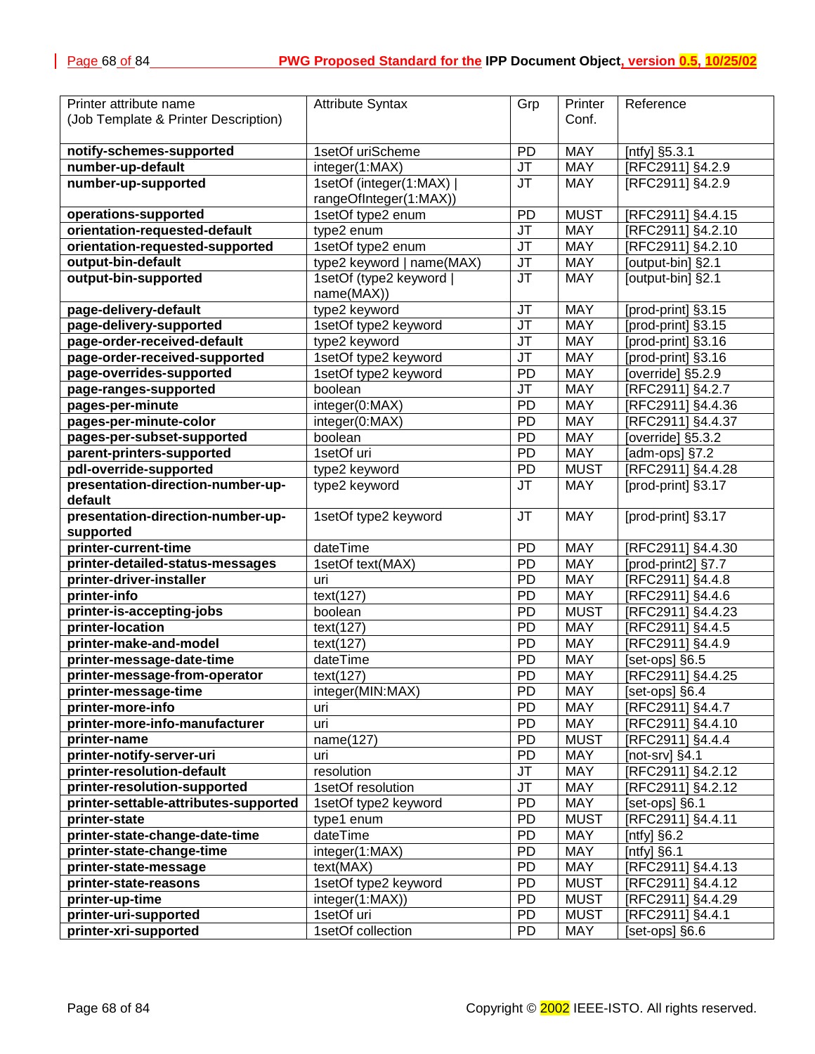| Printer attribute name (Job Template & Printer Description) | Attribute Syntax | Grp | Printer Conf. | Reference |
|---|---|---|---|---|
| **notify-schemes-supported** | 1setOf uriScheme | PD | MAY | [ntfy] §5.3.1 |
| **number-up-default** | integer(1:MAX) | JT | MAY | [RFC2911] §4.2.9 |
| **number-up-supported** | 1setOf (integer(1:MAX) \| rangeOfInteger(1:MAX)) | JT | MAY | [RFC2911] §4.2.9 |
| **operations-supported** | 1setOf type2 enum | PD | MUST | [RFC2911] §4.4.15 |
| **orientation-requested-default** | type2 enum | JT | MAY | [RFC2911] §4.2.10 |
| **orientation-requested-supported** | 1setOf type2 enum | JT | MAY | [RFC2911] §4.2.10 |
| **output-bin-default** | type2 keyword \| name(MAX) | JT | MAY | [output-bin] §2.1 |
| **output-bin-supported** | 1setOf (type2 keyword \| name(MAX)) | JT | MAY | [output-bin] §2.1 |
| **page-delivery-default** | type2 keyword | JT | MAY | [prod-print] §3.15 |
| **page-delivery-supported** | 1setOf type2 keyword | JT | MAY | [prod-print] §3.15 |
| **page-order-received-default** | type2 keyword | JT | MAY | [prod-print] §3.16 |
| **page-order-received-supported** | 1setOf type2 keyword | JT | MAY | [prod-print] §3.16 |
| **page-overrides-supported** | 1setOf type2 keyword | PD | MAY | [override] §5.2.9 |
| **page-ranges-supported** | boolean | JT | MAY | [RFC2911] §4.2.7 |
| **pages-per-minute** | integer(0:MAX) | PD | MAY | [RFC2911] §4.4.36 |
| **pages-per-minute-color** | integer(0:MAX) | PD | MAY | [RFC2911] §4.4.37 |
| **pages-per-subset-supported** | boolean | PD | MAY | [override] §5.3.2 |
| **parent-printers-supported** | 1setOf uri | PD | MAY | [adm-ops] §7.2 |
| **pdl-override-supported** | type2 keyword | PD | MUST | [RFC2911] §4.4.28 |
| **presentation-direction-number-up-default** | type2 keyword | JT | MAY | [prod-print] §3.17 |
| **presentation-direction-number-up-supported** | 1setOf type2 keyword | JT | MAY | [prod-print] §3.17 |
| **printer-current-time** | dateTime | PD | MAY | [RFC2911] §4.4.30 |
| **printer-detailed-status-messages** | 1setOf text(MAX) | PD | MAY | [prod-print2] §7.7 |
| **printer-driver-installer** | uri | PD | MAY | [RFC2911] §4.4.8 |
| **printer-info** | text(127) | PD | MAY | [RFC2911] §4.4.6 |
| **printer-is-accepting-jobs** | boolean | PD | MUST | [RFC2911] §4.4.23 |
| **printer-location** | text(127) | PD | MAY | [RFC2911] §4.4.5 |
| **printer-make-and-model** | text(127) | PD | MAY | [RFC2911] §4.4.9 |
| **printer-message-date-time** | dateTime | PD | MAY | [set-ops] §6.5 |
| **printer-message-from-operator** | text(127) | PD | MAY | [RFC2911] §4.4.25 |
| **printer-message-time** | integer(MIN:MAX) | PD | MAY | [set-ops] §6.4 |
| **printer-more-info** | uri | PD | MAY | [RFC2911] §4.4.7 |
| **printer-more-info-manufacturer** | uri | PD | MAY | [RFC2911] §4.4.10 |
| **printer-name** | name(127) | PD | MUST | [RFC2911] §4.4.4 |
| **printer-notify-server-uri** | uri | PD | MAY | [not-srv] §4.1 |
| **printer-resolution-default** | resolution | JT | MAY | [RFC2911] §4.2.12 |
| **printer-resolution-supported** | 1setOf resolution | JT | MAY | [RFC2911] §4.2.12 |
| **printer-settable-attributes-supported** | 1setOf type2 keyword | PD | MAY | [set-ops] §6.1 |
| **printer-state** | type1 enum | PD | MUST | [RFC2911] §4.4.11 |
| **printer-state-change-date-time** | dateTime | PD | MAY | [ntfy] §6.2 |
| **printer-state-change-time** | integer(1:MAX) | PD | MAY | [ntfy] §6.1 |
| **printer-state-message** | text(MAX) | PD | MAY | [RFC2911] §4.4.13 |
| **printer-state-reasons** | 1setOf type2 keyword | PD | MUST | [RFC2911] §4.4.12 |
| **printer-up-time** | integer(1:MAX)) | PD | MUST | [RFC2911] §4.4.29 |
| **printer-uri-supported** | 1setOf uri | PD | MUST | [RFC2911] §4.4.1 |
| **printer-xri-supported** | 1setOf collection | PD | MAY | [set-ops] §6.6 |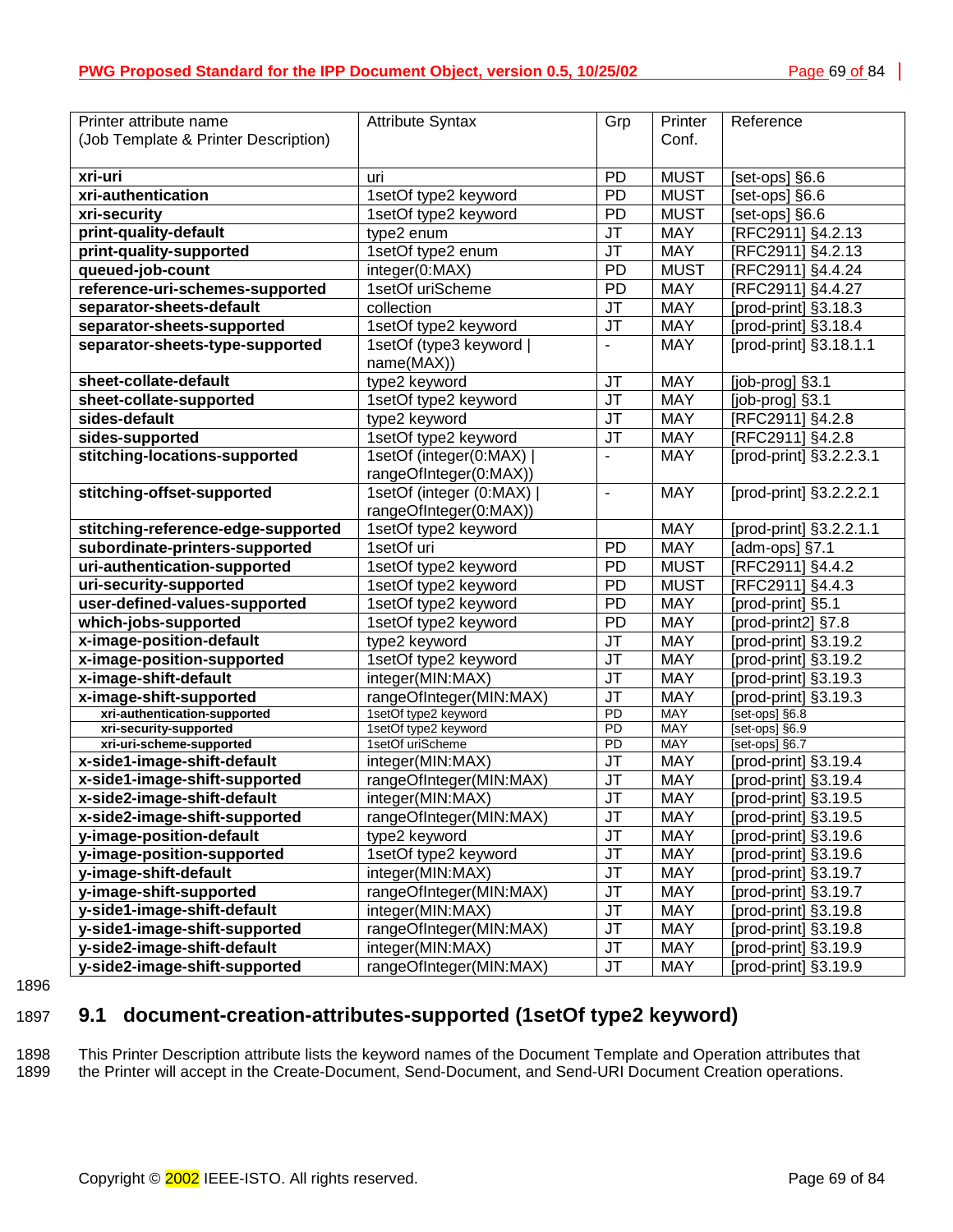| Printer attribute name (Job Template & Printer Description) | Attribute Syntax | Grp | Printer Conf. | Reference |
|---|---|---|---|---|
| **xri-uri** | uri | PD | MUST | [set-ops] §6.6 |
| **xri-authentication** | 1setOf type2 keyword | PD | MUST | [set-ops] §6.6 |
| **xri-security** | 1setOf type2 keyword | PD | MUST | [set-ops] §6.6 |
| **print-quality-default** | type2 enum | JT | MAY | [RFC2911] §4.2.13 |
| **print-quality-supported** | 1setOf type2 enum | JT | MAY | [RFC2911] §4.2.13 |
| **queued-job-count** | integer(0:MAX) | PD | MUST | [RFC2911] §4.4.24 |
| **reference-uri-schemes-supported** | 1setOf uriScheme | PD | MAY | [RFC2911] §4.4.27 |
| **separator-sheets-default** | collection | JT | MAY | [prod-print] §3.18.3 |
| **separator-sheets-supported** | 1setOf type2 keyword | JT | MAY | [prod-print] §3.18.4 |
| **separator-sheets-type-supported** | 1setOf (type3 keyword \| name(MAX)) | - | MAY | [prod-print] §3.18.1.1 |
| **sheet-collate-default** | type2 keyword | JT | MAY | [job-prog] §3.1 |
| **sheet-collate-supported** | 1setOf type2 keyword | JT | MAY | [job-prog] §3.1 |
| **sides-default** | type2 keyword | JT | MAY | [RFC2911] §4.2.8 |
| **sides-supported** | 1setOf type2 keyword | JT | MAY | [RFC2911] §4.2.8 |
| **stitching-locations-supported** | 1setOf (integer(0:MAX) \| rangeOfInteger(0:MAX)) | - | MAY | [prod-print] §3.2.2.3.1 |
| **stitching-offset-supported** | 1setOf (integer (0:MAX) \| rangeOfInteger(0:MAX)) | - | MAY | [prod-print] §3.2.2.2.1 |
| **stitching-reference-edge-supported** | 1setOf type2 keyword | | MAY | [prod-print] §3.2.2.1.1 |
| **subordinate-printers-supported** | 1setOf uri | PD | MAY | [adm-ops] §7.1 |
| **uri-authentication-supported** | 1setOf type2 keyword | PD | MUST | [RFC2911] §4.4.2 |
| **uri-security-supported** | 1setOf type2 keyword | PD | MUST | [RFC2911] §4.4.3 |
| **user-defined-values-supported** | 1setOf type2 keyword | PD | MAY | [prod-print] §5.1 |
| **which-jobs-supported** | 1setOf type2 keyword | PD | MAY | [prod-print2] §7.8 |
| **x-image-position-default** | type2 keyword | JT | MAY | [prod-print] §3.19.2 |
| **x-image-position-supported** | 1setOf type2 keyword | JT | MAY | [prod-print] §3.19.2 |
| **x-image-shift-default** | integer(MIN:MAX) | JT | MAY | [prod-print] §3.19.3 |
| **x-image-shift-supported** | rangeOfInteger(MIN:MAX) | JT | MAY | [prod-print] §3.19.3 |
| **xri-authentication-supported** | 1setOf type2 keyword | PD | MAY | [set-ops] §6.8 |
| **xri-security-supported** | 1setOf type2 keyword | PD | MAY | [set-ops] §6.9 |
| **xri-uri-scheme-supported** | 1setOf uriScheme | PD | MAY | [set-ops] §6.7 |
| **x-side1-image-shift-default** | integer(MIN:MAX) | JT | MAY | [prod-print] §3.19.4 |
| **x-side1-image-shift-supported** | rangeOfInteger(MIN:MAX) | JT | MAY | [prod-print] §3.19.4 |
| **x-side2-image-shift-default** | integer(MIN:MAX) | JT | MAY | [prod-print] §3.19.5 |
| **x-side2-image-shift-supported** | rangeOfInteger(MIN:MAX) | JT | MAY | [prod-print] §3.19.5 |
| **y-image-position-default** | type2 keyword | JT | MAY | [prod-print] §3.19.6 |
| **y-image-position-supported** | 1setOf type2 keyword | JT | MAY | [prod-print] §3.19.6 |
| **y-image-shift-default** | integer(MIN:MAX) | JT | MAY | [prod-print] §3.19.7 |
| **y-image-shift-supported** | rangeOfInteger(MIN:MAX) | JT | MAY | [prod-print] §3.19.7 |
| **y-side1-image-shift-default** | integer(MIN:MAX) | JT | MAY | [prod-print] §3.19.8 |
| **y-side1-image-shift-supported** | rangeOfInteger(MIN:MAX) | JT | MAY | [prod-print] §3.19.8 |
| **y-side2-image-shift-default** | integer(MIN:MAX) | JT | MAY | [prod-print] §3.19.9 |
| **y-side2-image-shift-supported** | rangeOfInteger(MIN:MAX) | JT | MAY | [prod-print] §3.19.9 |

## 9.1 document-creation-attributes-supported (1setOf type2 keyword)

This Printer Description attribute lists the keyword names of the Document Template and Operation attributes that the Printer will accept in the Create-Document, Send-Document, and Send-URI Document Creation operations.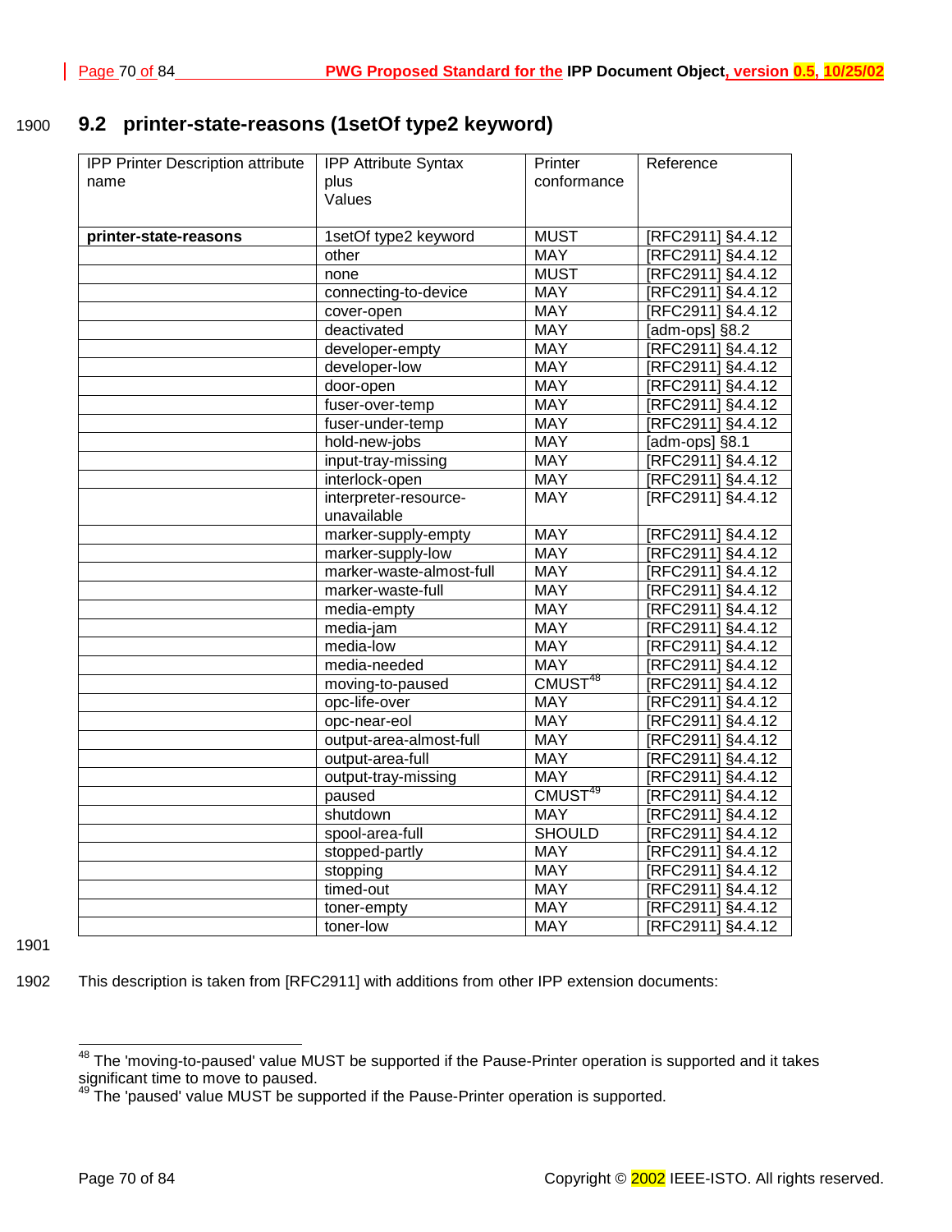## 9.2 printer-state-reasons (1setOf type2 keyword)

| IPP Printer Description attribute name | IPP Attribute Syntax plus Values | Printer conformance | Reference |
|---|---|---|---|
| **printer-state-reasons** | 1setOf type2 keyword | MUST | [RFC2911] §4.4.12 |
| | other | MAY | [RFC2911] §4.4.12 |
| | none | MUST | [RFC2911] §4.4.12 |
| | connecting-to-device | MAY | [RFC2911] §4.4.12 |
| | cover-open | MAY | [RFC2911] §4.4.12 |
| | deactivated | MAY | [adm-ops] §8.2 |
| | developer-empty | MAY | [RFC2911] §4.4.12 |
| | developer-low | MAY | [RFC2911] §4.4.12 |
| | door-open | MAY | [RFC2911] §4.4.12 |
| | fuser-over-temp | MAY | [RFC2911] §4.4.12 |
| | fuser-under-temp | MAY | [RFC2911] §4.4.12 |
| | hold-new-jobs | MAY | [adm-ops] §8.1 |
| | input-tray-missing | MAY | [RFC2911] §4.4.12 |
| | interlock-open | MAY | [RFC2911] §4.4.12 |
| | interpreter-resource-unavailable | MAY | [RFC2911] §4.4.12 |
| | marker-supply-empty | MAY | [RFC2911] §4.4.12 |
| | marker-supply-low | MAY | [RFC2911] §4.4.12 |
| | marker-waste-almost-full | MAY | [RFC2911] §4.4.12 |
| | marker-waste-full | MAY | [RFC2911] §4.4.12 |
| | media-empty | MAY | [RFC2911] §4.4.12 |
| | media-jam | MAY | [RFC2911] §4.4.12 |
| | media-low | MAY | [RFC2911] §4.4.12 |
| | media-needed | MAY | [RFC2911] §4.4.12 |
| | moving-to-paused | CMUST[48] | [RFC2911] §4.4.12 |
| | opc-life-over | MAY | [RFC2911] §4.4.12 |
| | opc-near-eol | MAY | [RFC2911] §4.4.12 |
| | output-area-almost-full | MAY | [RFC2911] §4.4.12 |
| | output-area-full | MAY | [RFC2911] §4.4.12 |
| | output-tray-missing | MAY | [RFC2911] §4.4.12 |
| | paused | CMUST[49] | [RFC2911] §4.4.12 |
| | shutdown | MAY | [RFC2911] §4.4.12 |
| | spool-area-full | SHOULD | [RFC2911] §4.4.12 |
| | stopped-partly | MAY | [RFC2911] §4.4.12 |
| | stopping | MAY | [RFC2911] §4.4.12 |
| | timed-out | MAY | [RFC2911] §4.4.12 |
| | toner-empty | MAY | [RFC2911] §4.4.12 |
| | toner-low | MAY | [RFC2911] §4.4.12 |

This description is taken from [RFC2911] with additions from other IPP extension documents:

[48] The 'moving-to-paused' value MUST be supported if the Pause-Printer operation is supported and it takes significant time to move to paused.

[49] The 'paused' value MUST be supported if the Pause-Printer operation is supported.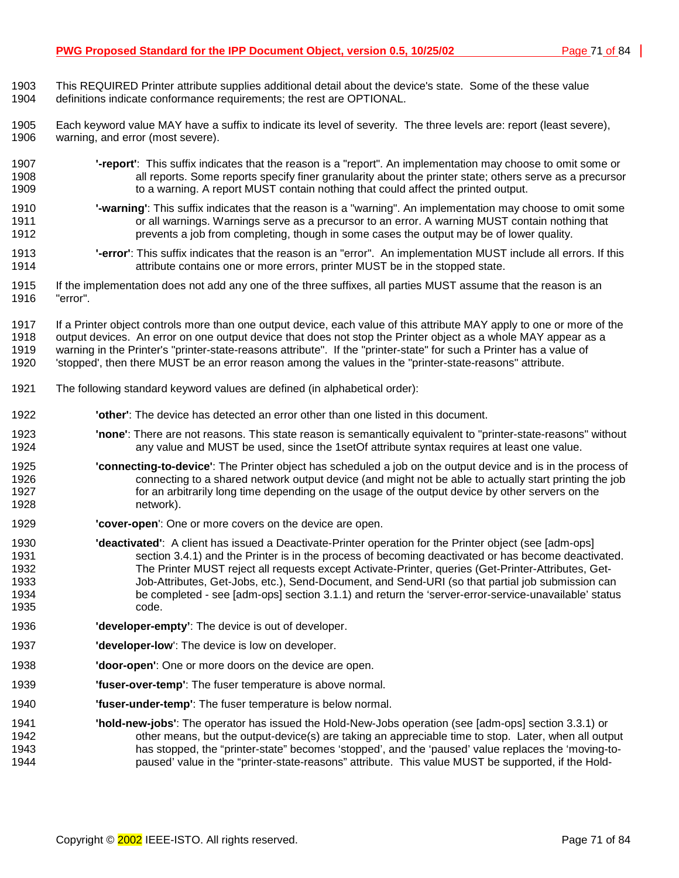This REQUIRED Printer attribute supplies additional detail about the device's state. Some of the these value definitions indicate conformance requirements; the rest are OPTIONAL.

Each keyword value MAY have a suffix to indicate its level of severity. The three levels are: report (least severe), warning, and error (most severe).

**'-report'**: This suffix indicates that the reason is a "report". An implementation may choose to omit some or all reports. Some reports specify finer granularity about the printer state; others serve as a precursor to a warning. A report MUST contain nothing that could affect the printed output.

**'-warning'**: This suffix indicates that the reason is a "warning". An implementation may choose to omit some or all warnings. Warnings serve as a precursor to an error. A warning MUST contain nothing that prevents a job from completing, though in some cases the output may be of lower quality.

**'-error'**: This suffix indicates that the reason is an "error". An implementation MUST include all errors. If this attribute contains one or more errors, printer MUST be in the stopped state.

If the implementation does not add any one of the three suffixes, all parties MUST assume that the reason is an "error".

If a Printer object controls more than one output device, each value of this attribute MAY apply to one or more of the output devices. An error on one output device that does not stop the Printer object as a whole MAY appear as a warning in the Printer's "printer-state-reasons attribute". If the "printer-state" for such a Printer has a value of 'stopped', then there MUST be an error reason among the values in the "printer-state-reasons" attribute.

The following standard keyword values are defined (in alphabetical order):

**'other'**: The device has detected an error other than one listed in this document.

**'none'**: There are not reasons. This state reason is semantically equivalent to "printer-state-reasons" without any value and MUST be used, since the 1setOf attribute syntax requires at least one value.

**'connecting-to-device'**: The Printer object has scheduled a job on the output device and is in the process of connecting to a shared network output device (and might not be able to actually start printing the job for an arbitrarily long time depending on the usage of the output device by other servers on the network).

**'cover-open'**: One or more covers on the device are open.

**'deactivated'**: A client has issued a Deactivate-Printer operation for the Printer object (see [adm-ops] section 3.4.1) and the Printer is in the process of becoming deactivated or has become deactivated. The Printer MUST reject all requests except Activate-Printer, queries (Get-Printer-Attributes, Get-Job-Attributes, Get-Jobs, etc.), Send-Document, and Send-URI (so that partial job submission can be completed - see [adm-ops] section 3.1.1) and return the 'server-error-service-unavailable' status code.

**'developer-empty'**: The device is out of developer.

**'developer-low'**: The device is low on developer.

**'door-open'**: One or more doors on the device are open.

**'fuser-over-temp'**: The fuser temperature is above normal.

**'fuser-under-temp'**: The fuser temperature is below normal.

**'hold-new-jobs'**: The operator has issued the Hold-New-Jobs operation (see [adm-ops] section 3.3.1) or other means, but the output-device(s) are taking an appreciable time to stop. Later, when all output has stopped, the "printer-state" becomes 'stopped', and the 'paused' value replaces the 'moving-to-paused' value in the "printer-state-reasons" attribute. This value MUST be supported, if the Hold-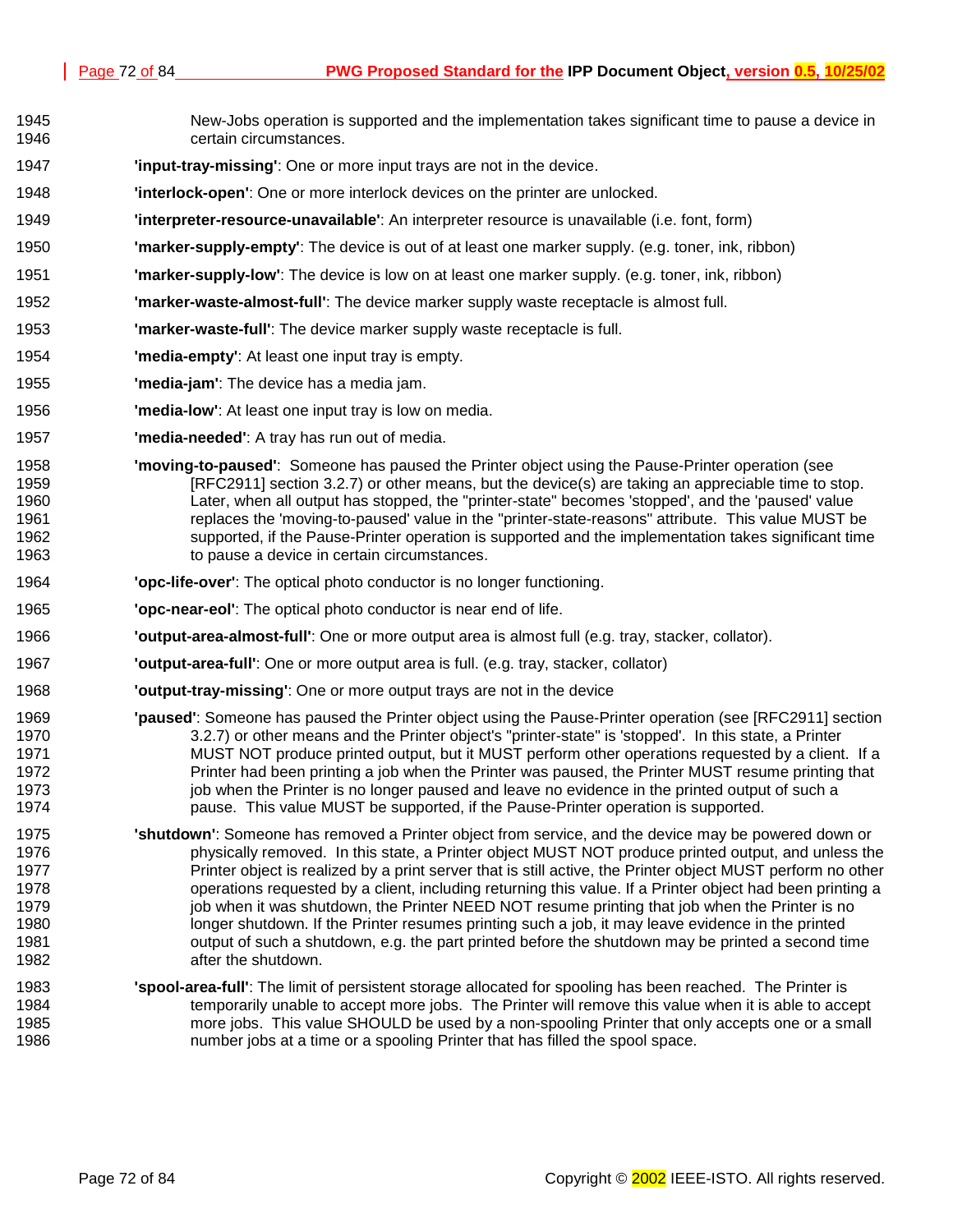New-Jobs operation is supported and the implementation takes significant time to pause a device in certain circumstances.

**'input-tray-missing'**: One or more input trays are not in the device.

**'interlock-open'**: One or more interlock devices on the printer are unlocked.

**'interpreter-resource-unavailable'**: An interpreter resource is unavailable (i.e. font, form)

**'marker-supply-empty'**: The device is out of at least one marker supply. (e.g. toner, ink, ribbon)

**'marker-supply-low'**: The device is low on at least one marker supply. (e.g. toner, ink, ribbon)

**'marker-waste-almost-full'**: The device marker supply waste receptacle is almost full.

**'marker-waste-full'**: The device marker supply waste receptacle is full.

**'media-empty'**: At least one input tray is empty.

**'media-jam'**: The device has a media jam.

**'media-low'**: At least one input tray is low on media.

**'media-needed'**: A tray has run out of media.

**'moving-to-paused'**: Someone has paused the Printer object using the Pause-Printer operation (see [RFC2911] section 3.2.7) or other means, but the device(s) are taking an appreciable time to stop. Later, when all output has stopped, the "printer-state" becomes 'stopped', and the 'paused' value replaces the 'moving-to-paused' value in the "printer-state-reasons" attribute. This value MUST be supported, if the Pause-Printer operation is supported and the implementation takes significant time to pause a device in certain circumstances.

**'opc-life-over'**: The optical photo conductor is no longer functioning.

**'opc-near-eol'**: The optical photo conductor is near end of life.

**'output-area-almost-full'**: One or more output area is almost full (e.g. tray, stacker, collator).

**'output-area-full'**: One or more output area is full. (e.g. tray, stacker, collator)

**'output-tray-missing'**: One or more output trays are not in the device

**'paused'**: Someone has paused the Printer object using the Pause-Printer operation (see [RFC2911] section 3.2.7) or other means and the Printer object's "printer-state" is 'stopped'. In this state, a Printer MUST NOT produce printed output, but it MUST perform other operations requested by a client. If a Printer had been printing a job when the Printer was paused, the Printer MUST resume printing that job when the Printer is no longer paused and leave no evidence in the printed output of such a pause. This value MUST be supported, if the Pause-Printer operation is supported.

**'shutdown'**: Someone has removed a Printer object from service, and the device may be powered down or physically removed. In this state, a Printer object MUST NOT produce printed output, and unless the Printer object is realized by a print server that is still active, the Printer object MUST perform no other operations requested by a client, including returning this value. If a Printer object had been printing a job when it was shutdown, the Printer NEED NOT resume printing that job when the Printer is no longer shutdown. If the Printer resumes printing such a job, it may leave evidence in the printed output of such a shutdown, e.g. the part printed before the shutdown may be printed a second time after the shutdown.

**'spool-area-full'**: The limit of persistent storage allocated for spooling has been reached. The Printer is temporarily unable to accept more jobs. The Printer will remove this value when it is able to accept more jobs. This value SHOULD be used by a non-spooling Printer that only accepts one or a small number jobs at a time or a spooling Printer that has filled the spool space.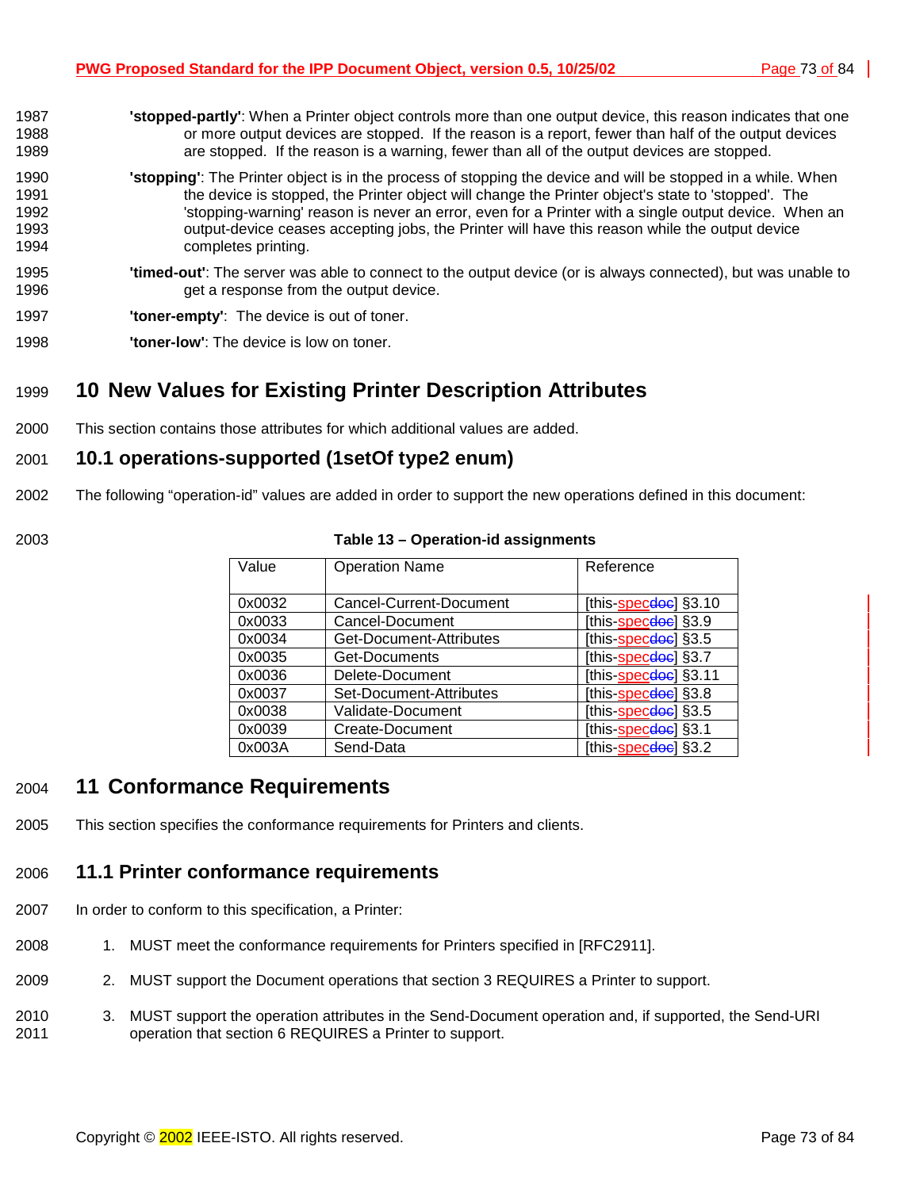**'stopped-partly'**: When a Printer object controls more than one output device, this reason indicates that one or more output devices are stopped. If the reason is a report, fewer than half of the output devices are stopped. If the reason is a warning, fewer than all of the output devices are stopped.

**'stopping'**: The Printer object is in the process of stopping the device and will be stopped in a while. When the device is stopped, the Printer object will change the Printer object's state to 'stopped'. The 'stopping-warning' reason is never an error, even for a Printer with a single output device. When an output-device ceases accepting jobs, the Printer will have this reason while the output device completes printing.

**'timed-out'**: The server was able to connect to the output device (or is always connected), but was unable to get a response from the output device.

**'toner-empty'**: The device is out of toner.

**'toner-low'**: The device is low on toner.

# 10 New Values for Existing Printer Description Attributes

This section contains those attributes for which additional values are added.

## 10.1 operations-supported (1setOf type2 enum)

The following "operation-id" values are added in order to support the new operations defined in this document:

**Table 13 – Operation-id assignments**

| Value | Operation Name | Reference |
|---|---|---|
| 0x0032 | Cancel-Current-Document | [this-specdoc] §3.10 |
| 0x0033 | Cancel-Document | [this-specdoc] §3.9 |
| 0x0034 | Get-Document-Attributes | [this-specdoc] §3.5 |
| 0x0035 | Get-Documents | [this-specdoc] §3.7 |
| 0x0036 | Delete-Document | [this-specdoc] §3.11 |
| 0x0037 | Set-Document-Attributes | [this-specdoc] §3.8 |
| 0x0038 | Validate-Document | [this-specdoc] §3.5 |
| 0x0039 | Create-Document | [this-specdoc] §3.1 |
| 0x003A | Send-Data | [this-specdoc] §3.2 |

# 11 Conformance Requirements

This section specifies the conformance requirements for Printers and clients.

## 11.1 Printer conformance requirements

In order to conform to this specification, a Printer:

1. MUST meet the conformance requirements for Printers specified in [RFC2911].
2. MUST support the Document operations that section 3 REQUIRES a Printer to support.
3. MUST support the operation attributes in the Send-Document operation and, if supported, the Send-URI operation that section 6 REQUIRES a Printer to support.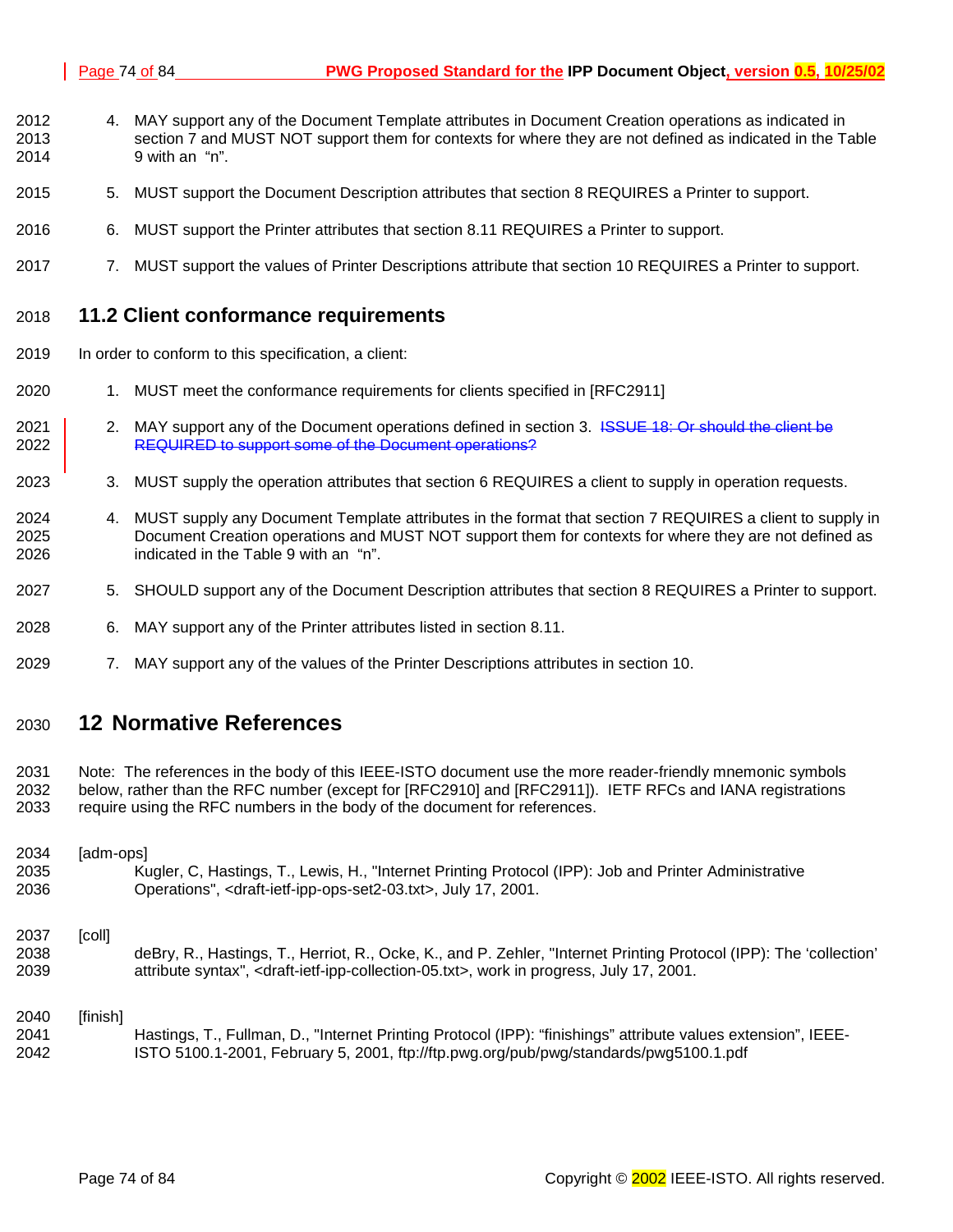4. MAY support any of the Document Template attributes in Document Creation operations as indicated in section 7 and MUST NOT support them for contexts for where they are not defined as indicated in the Table 9 with an "n".
5. MUST support the Document Description attributes that section 8 REQUIRES a Printer to support.
6. MUST support the Printer attributes that section 8.11 REQUIRES a Printer to support.
7. MUST support the values of Printer Descriptions attribute that section 10 REQUIRES a Printer to support.

## 11.2 Client conformance requirements

In order to conform to this specification, a client:

1. MUST meet the conformance requirements for clients specified in [RFC2911]
2. MAY support any of the Document operations defined in section 3. ~~ISSUE 18: Or should the client be REQUIRED to support some of the Document operations?~~
3. MUST supply the operation attributes that section 6 REQUIRES a client to supply in operation requests.
4. MUST supply any Document Template attributes in the format that section 7 REQUIRES a client to supply in Document Creation operations and MUST NOT support them for contexts for where they are not defined as indicated in the Table 9 with an "n".
5. SHOULD support any of the Document Description attributes that section 8 REQUIRES a Printer to support.
6. MAY support any of the Printer attributes listed in section 8.11.
7. MAY support any of the values of the Printer Descriptions attributes in section 10.

# 12 Normative References

Note: The references in the body of this IEEE-ISTO document use the more reader-friendly mnemonic symbols below, rather than the RFC number (except for [RFC2910] and [RFC2911]). IETF RFCs and IANA registrations require using the RFC numbers in the body of the document for references.

[adm-ops]
Kugler, C, Hastings, T., Lewis, H., "Internet Printing Protocol (IPP): Job and Printer Administrative Operations", <draft-ietf-ipp-ops-set2-03.txt>, July 17, 2001.

[coll]
deBry, R., Hastings, T., Herriot, R., Ocke, K., and P. Zehler, "Internet Printing Protocol (IPP): The 'collection' attribute syntax", <draft-ietf-ipp-collection-05.txt>, work in progress, July 17, 2001.

[finish]
Hastings, T., Fullman, D., "Internet Printing Protocol (IPP): "finishings" attribute values extension", IEEE-ISTO 5100.1-2001, February 5, 2001, ftp://ftp.pwg.org/pub/pwg/standards/pwg5100.1.pdf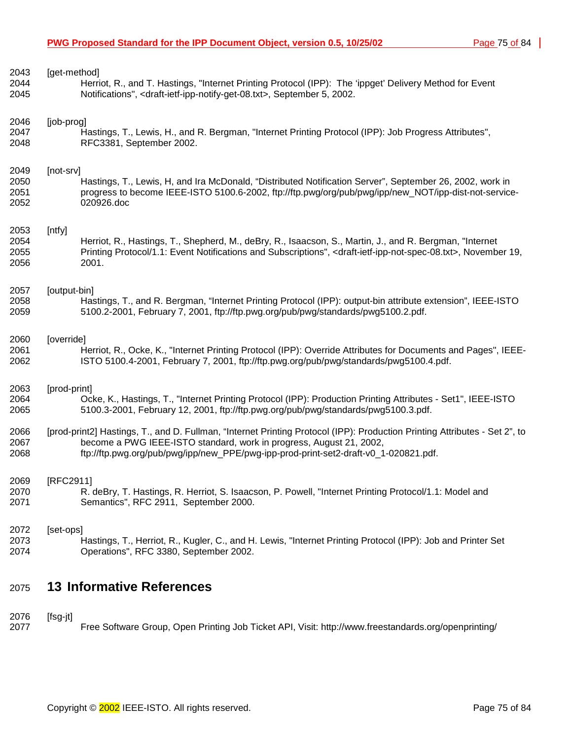[get-method]
Herriot, R., and T. Hastings, "Internet Printing Protocol (IPP): The 'ippget' Delivery Method for Event Notifications", <draft-ietf-ipp-notify-get-08.txt>, September 5, 2002.

[job-prog]
Hastings, T., Lewis, H., and R. Bergman, "Internet Printing Protocol (IPP): Job Progress Attributes", RFC3381, September 2002.

[not-srv]
Hastings, T., Lewis, H, and Ira McDonald, "Distributed Notification Server", September 26, 2002, work in progress to become IEEE-ISTO 5100.6-2002, ftp://ftp.pwg/org/pub/pwg/ipp/new_NOT/ipp-dist-not-service-020926.doc

[ntfy]
Herriot, R., Hastings, T., Shepherd, M., deBry, R., Isaacson, S., Martin, J., and R. Bergman, "Internet Printing Protocol/1.1: Event Notifications and Subscriptions", <draft-ietf-ipp-not-spec-08.txt>, November 19, 2001.

[output-bin]
Hastings, T., and R. Bergman, "Internet Printing Protocol (IPP): output-bin attribute extension", IEEE-ISTO 5100.2-2001, February 7, 2001, ftp://ftp.pwg.org/pub/pwg/standards/pwg5100.2.pdf.

[override]
Herriot, R., Ocke, K., "Internet Printing Protocol (IPP): Override Attributes for Documents and Pages", IEEE-ISTO 5100.4-2001, February 7, 2001, ftp://ftp.pwg.org/pub/pwg/standards/pwg5100.4.pdf.

[prod-print]
Ocke, K., Hastings, T., "Internet Printing Protocol (IPP): Production Printing Attributes - Set1", IEEE-ISTO 5100.3-2001, February 12, 2001, ftp://ftp.pwg.org/pub/pwg/standards/pwg5100.3.pdf.

[prod-print2] Hastings, T., and D. Fullman, "Internet Printing Protocol (IPP): Production Printing Attributes - Set 2", to become a PWG IEEE-ISTO standard, work in progress, August 21, 2002, ftp://ftp.pwg.org/pub/pwg/ipp/new_PPE/pwg-ipp-prod-print-set2-draft-v0_1-020821.pdf.

[RFC2911]
R. deBry, T. Hastings, R. Herriot, S. Isaacson, P. Powell, "Internet Printing Protocol/1.1: Model and Semantics", RFC 2911, September 2000.

[set-ops]
Hastings, T., Herriot, R., Kugler, C., and H. Lewis, "Internet Printing Protocol (IPP): Job and Printer Set Operations", RFC 3380, September 2002.

# 13 Informative References

[fsg-jt]
Free Software Group, Open Printing Job Ticket API, Visit: http://www.freestandards.org/openprinting/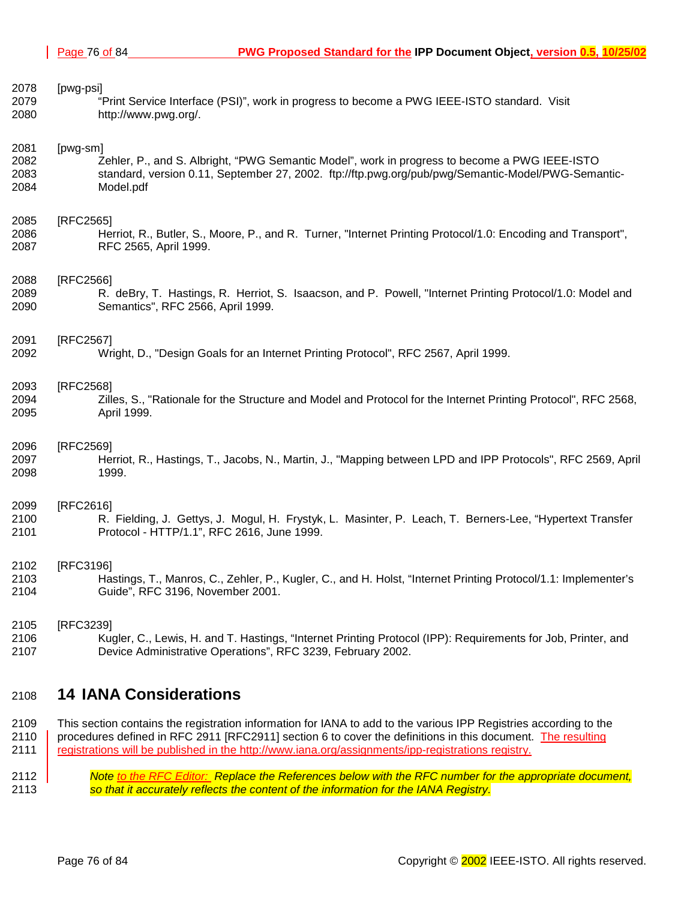[pwg-psi]
"Print Service Interface (PSI)", work in progress to become a PWG IEEE-ISTO standard. Visit http://www.pwg.org/.

[pwg-sm]
Zehler, P., and S. Albright, "PWG Semantic Model", work in progress to become a PWG IEEE-ISTO standard, version 0.11, September 27, 2002. ftp://ftp.pwg.org/pub/pwg/Semantic-Model/PWG-Semantic-Model.pdf

[RFC2565]
Herriot, R., Butler, S., Moore, P., and R. Turner, "Internet Printing Protocol/1.0: Encoding and Transport", RFC 2565, April 1999.

[RFC2566]
R. deBry, T. Hastings, R. Herriot, S. Isaacson, and P. Powell, "Internet Printing Protocol/1.0: Model and Semantics", RFC 2566, April 1999.

[RFC2567]
Wright, D., "Design Goals for an Internet Printing Protocol", RFC 2567, April 1999.

[RFC2568]
Zilles, S., "Rationale for the Structure and Model and Protocol for the Internet Printing Protocol", RFC 2568, April 1999.

[RFC2569]
Herriot, R., Hastings, T., Jacobs, N., Martin, J., "Mapping between LPD and IPP Protocols", RFC 2569, April 1999.

[RFC2616]
R. Fielding, J. Gettys, J. Mogul, H. Frystyk, L. Masinter, P. Leach, T. Berners-Lee, "Hypertext Transfer Protocol - HTTP/1.1", RFC 2616, June 1999.

[RFC3196]
Hastings, T., Manros, C., Zehler, P., Kugler, C., and H. Holst, "Internet Printing Protocol/1.1: Implementer's Guide", RFC 3196, November 2001.

[RFC3239]
Kugler, C., Lewis, H. and T. Hastings, "Internet Printing Protocol (IPP): Requirements for Job, Printer, and Device Administrative Operations", RFC 3239, February 2002.

# 14 IANA Considerations

This section contains the registration information for IANA to add to the various IPP Registries according to the procedures defined in RFC 2911 [RFC2911] section 6 to cover the definitions in this document. The resulting registrations will be published in the http://www.iana.org/assignments/ipp-registrations registry.

*Note to the RFC Editor: Replace the References below with the RFC number for the appropriate document, so that it accurately reflects the content of the information for the IANA Registry.*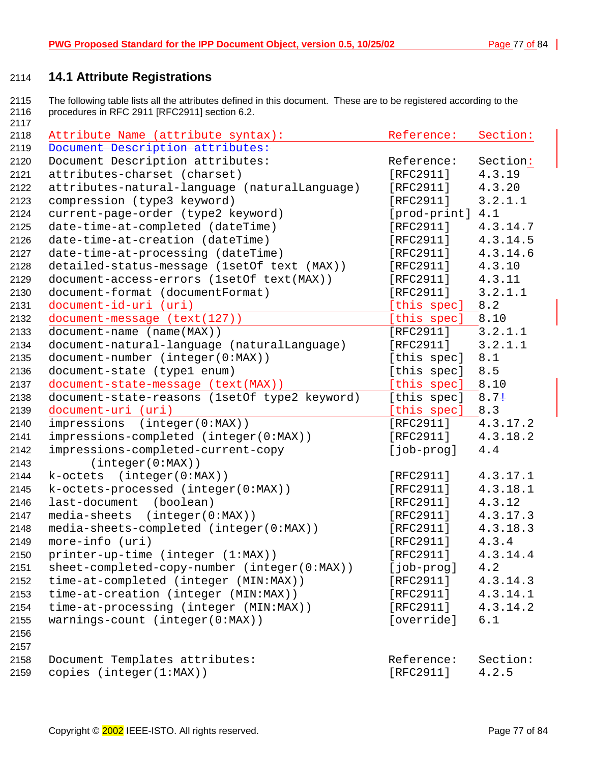## 14.1 Attribute Registrations

The following table lists all the attributes defined in this document. These are to be registered according to the procedures in RFC 2911 [RFC2911] section 6.2.

```
Attribute Name (attribute syntax):                    Reference:   Section:
Document Description attributes:
Document Description attributes:                      Reference:   Section:
attributes-charset (charset)                          [RFC2911]    4.3.19
attributes-natural-language (naturalLanguage)         [RFC2911]    4.3.20
compression (type3 keyword)                           [RFC2911]    3.2.1.1
current-page-order (type2 keyword)                    [prod-print] 4.1
date-time-at-completed (dateTime)                     [RFC2911]    4.3.14.7
date-time-at-creation (dateTime)                      [RFC2911]    4.3.14.5
date-time-at-processing (dateTime)                    [RFC2911]    4.3.14.6
detailed-status-message (1setOf text (MAX))           [RFC2911]    4.3.10
document-access-errors (1setOf text(MAX))             [RFC2911]    4.3.11
document-format (documentFormat)                      [RFC2911]    3.2.1.1
document-id-uri (uri)                                 [this spec]  8.2
document-message (text(127))                          [this spec]  8.10
document-name (name(MAX))                             [RFC2911]    3.2.1.1
document-natural-language (naturalLanguage)           [RFC2911]    3.2.1.1
document-number (integer(0:MAX))                      [this spec]  8.1
document-state (type1 enum)                           [this spec]  8.5
document-state-message (text(MAX))                    [this spec]  8.10
document-state-reasons (1setOf type2 keyword)         [this spec]  8.7
document-uri (uri)                                    [this spec]  8.3
impressions  (integer(0:MAX))                         [RFC2911]    4.3.17.2
impressions-completed (integer(0:MAX))                [RFC2911]    4.3.18.2
impressions-completed-current-copy                    [job-prog]   4.4
      (integer(0:MAX))
k-octets  (integer(0:MAX))                            [RFC2911]    4.3.17.1
k-octets-processed (integer(0:MAX))                   [RFC2911]    4.3.18.1
last-document  (boolean)                              [RFC2911]    4.3.12
media-sheets  (integer(0:MAX))                        [RFC2911]    4.3.17.3
media-sheets-completed (integer(0:MAX))               [RFC2911]    4.3.18.3
more-info (uri)                                       [RFC2911]    4.3.4
printer-up-time (integer (1:MAX))                     [RFC2911]    4.3.14.4
sheet-completed-copy-number (integer(0:MAX))          [job-prog]   4.2
time-at-completed (integer (MIN:MAX))                 [RFC2911]    4.3.14.3
time-at-creation (integer (MIN:MAX))                  [RFC2911]    4.3.14.1
time-at-processing (integer (MIN:MAX))                [RFC2911]    4.3.14.2
warnings-count (integer(0:MAX))                       [override]   6.1


Document Templates attributes:                        Reference:   Section:
copies (integer(1:MAX))                               [RFC2911]    4.2.5
```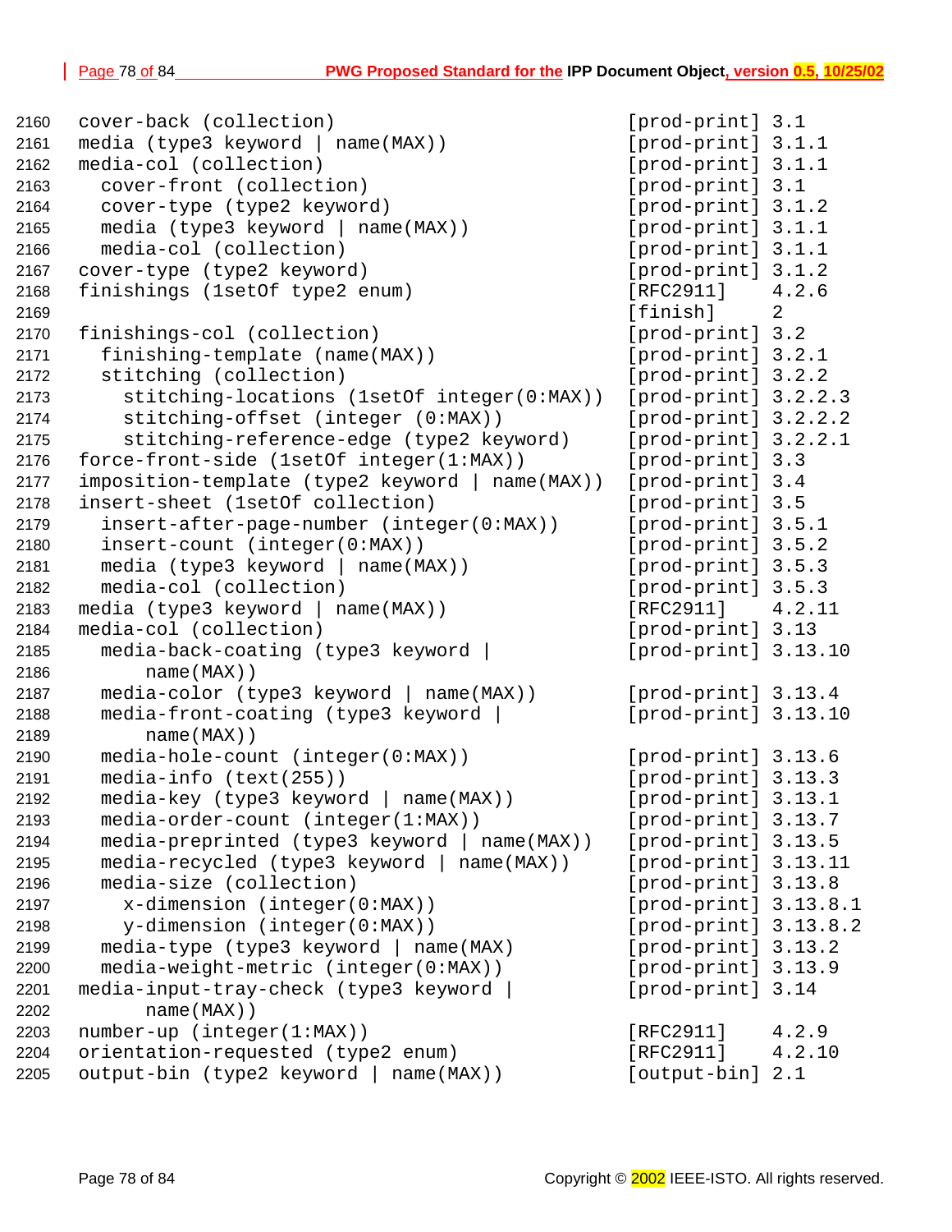```
2160  cover-back (collection)                          [prod-print] 3.1
2161  media (type3 keyword | name(MAX))                [prod-print] 3.1.1
2162  media-col (collection)                           [prod-print] 3.1.1
2163    cover-front (collection)                       [prod-print] 3.1
2164    cover-type (type2 keyword)                     [prod-print] 3.1.2
2165    media (type3 keyword | name(MAX))              [prod-print] 3.1.1
2166    media-col (collection)                         [prod-print] 3.1.1
2167  cover-type (type2 keyword)                       [prod-print] 3.1.2
2168  finishings (1setOf type2 enum)                   [RFC2911]    4.2.6
2169                                                   [finish]     2
2170  finishings-col (collection)                      [prod-print] 3.2
2171    finishing-template (name(MAX))                 [prod-print] 3.2.1
2172    stitching (collection)                         [prod-print] 3.2.2
2173      stitching-locations (1setOf integer(0:MAX))  [prod-print] 3.2.2.3
2174      stitching-offset (integer (0:MAX))           [prod-print] 3.2.2.2
2175      stitching-reference-edge (type2 keyword)     [prod-print] 3.2.2.1
2176  force-front-side (1setOf integer(1:MAX))         [prod-print] 3.3
2177  imposition-template (type2 keyword | name(MAX))  [prod-print] 3.4
2178  insert-sheet (1setOf collection)                 [prod-print] 3.5
2179    insert-after-page-number (integer(0:MAX))      [prod-print] 3.5.1
2180    insert-count (integer(0:MAX))                  [prod-print] 3.5.2
2181    media (type3 keyword | name(MAX))              [prod-print] 3.5.3
2182    media-col (collection)                         [prod-print] 3.5.3
2183  media (type3 keyword | name(MAX))                [RFC2911]    4.2.11
2184  media-col (collection)                           [prod-print] 3.13
2185    media-back-coating (type3 keyword |            [prod-print] 3.13.10
2186        name(MAX))
2187    media-color (type3 keyword | name(MAX))        [prod-print] 3.13.4
2188    media-front-coating (type3 keyword |           [prod-print] 3.13.10
2189        name(MAX))
2190    media-hole-count (integer(0:MAX))              [prod-print] 3.13.6
2191    media-info (text(255))                         [prod-print] 3.13.3
2192    media-key (type3 keyword | name(MAX))          [prod-print] 3.13.1
2193    media-order-count (integer(1:MAX))             [prod-print] 3.13.7
2194    media-preprinted (type3 keyword | name(MAX))   [prod-print] 3.13.5
2195    media-recycled (type3 keyword | name(MAX))     [prod-print] 3.13.11
2196    media-size (collection)                        [prod-print] 3.13.8
2197      x-dimension (integer(0:MAX))                 [prod-print] 3.13.8.1
2198      y-dimension (integer(0:MAX))                 [prod-print] 3.13.8.2
2199    media-type (type3 keyword | name(MAX)          [prod-print] 3.13.2
2200    media-weight-metric (integer(0:MAX))           [prod-print] 3.13.9
2201  media-input-tray-check (type3 keyword |          [prod-print] 3.14
2202        name(MAX))
2203  number-up (integer(1:MAX))                       [RFC2911]    4.2.9
2204  orientation-requested (type2 enum)               [RFC2911]    4.2.10
2205  output-bin (type2 keyword | name(MAX))           [output-bin] 2.1
```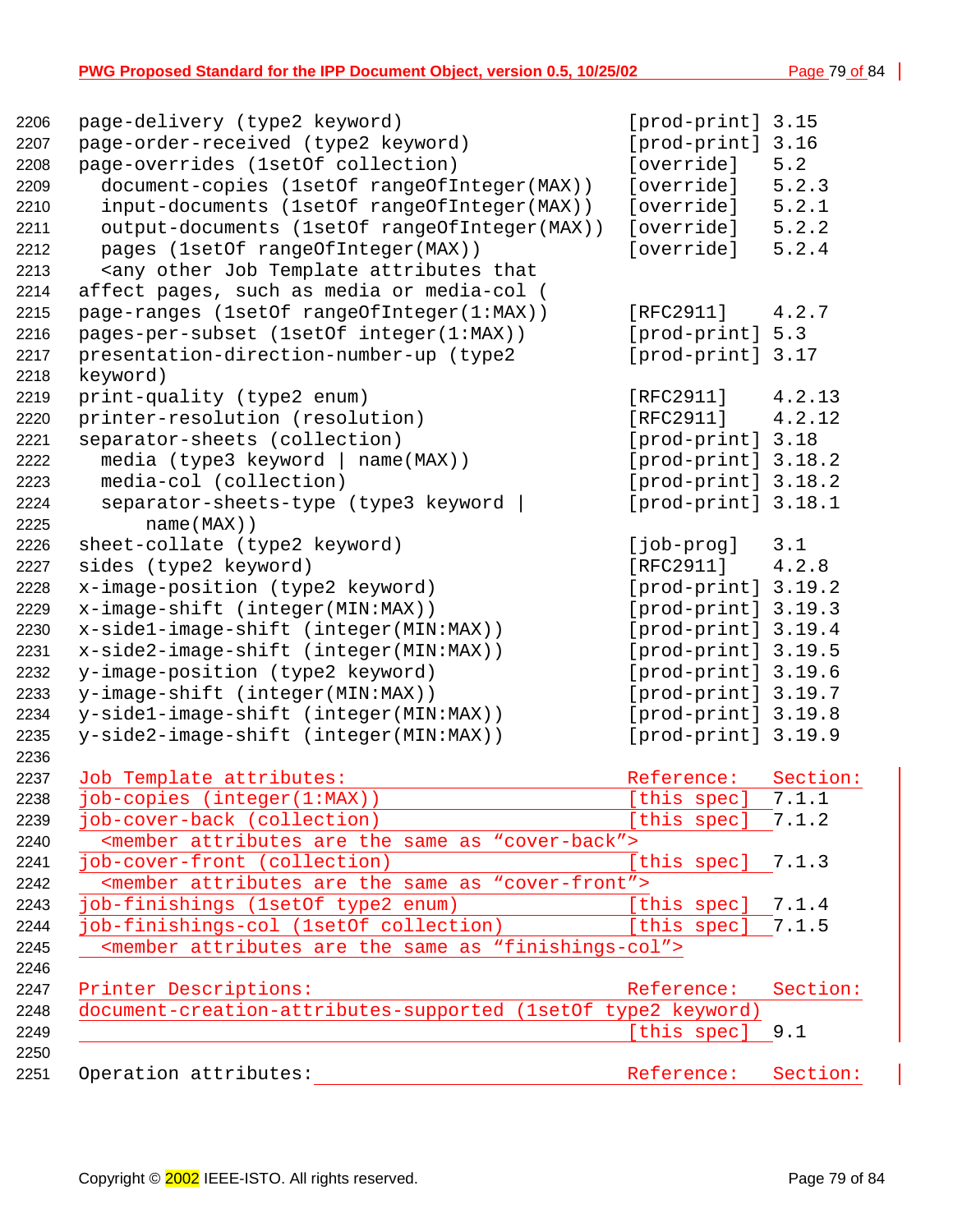```
page-delivery (type2 keyword)                        [prod-print] 3.15
page-order-received (type2 keyword)                  [prod-print] 3.16
page-overrides (1setOf collection)                   [override]   5.2
  document-copies (1setOf rangeOfInteger(MAX))       [override]   5.2.3
  input-documents (1setOf rangeOfInteger(MAX))       [override]   5.2.1
  output-documents (1setOf rangeOfInteger(MAX))      [override]   5.2.2
  pages (1setOf rangeOfInteger(MAX))                 [override]   5.2.4
  <any other Job Template attributes that
affect pages, such as media or media-col (
page-ranges (1setOf rangeOfInteger(1:MAX))           [RFC2911]    4.2.7
pages-per-subset (1setOf integer(1:MAX))             [prod-print] 5.3
presentation-direction-number-up (type2              [prod-print] 3.17
keyword)
print-quality (type2 enum)                           [RFC2911]    4.2.13
printer-resolution (resolution)                      [RFC2911]    4.2.12
separator-sheets (collection)                        [prod-print] 3.18
  media (type3 keyword | name(MAX))                  [prod-print] 3.18.2
  media-col (collection)                             [prod-print] 3.18.2
  separator-sheets-type (type3 keyword |             [prod-print] 3.18.1
      name(MAX))
sheet-collate (type2 keyword)                        [job-prog]   3.1
sides (type2 keyword)                                [RFC2911]    4.2.8
x-image-position (type2 keyword)                     [prod-print] 3.19.2
x-image-shift (integer(MIN:MAX))                     [prod-print] 3.19.3
x-side1-image-shift (integer(MIN:MAX))               [prod-print] 3.19.4
x-side2-image-shift (integer(MIN:MAX))               [prod-print] 3.19.5
y-image-position (type2 keyword)                     [prod-print] 3.19.6
y-image-shift (integer(MIN:MAX))                     [prod-print] 3.19.7
y-side1-image-shift (integer(MIN:MAX))               [prod-print] 3.19.8
y-side2-image-shift (integer(MIN:MAX))               [prod-print] 3.19.9

Job Template attributes:                             Reference:   Section:
job-copies (integer(1:MAX))                          [this spec]  7.1.1
job-cover-back (collection)                          [this spec]  7.1.2
  <member attributes are the same as "cover-back">
job-cover-front (collection)                         [this spec]  7.1.3
  <member attributes are the same as "cover-front">
job-finishings (1setOf type2 enum)                   [this spec]  7.1.4
job-finishings-col (1setOf collection)               [this spec]  7.1.5
  <member attributes are the same as "finishings-col">

Printer Descriptions:                                Reference:   Section:
document-creation-attributes-supported (1setOf type2 keyword)
                                                     [this spec]  9.1

Operation attributes:                                Reference:   Section:
```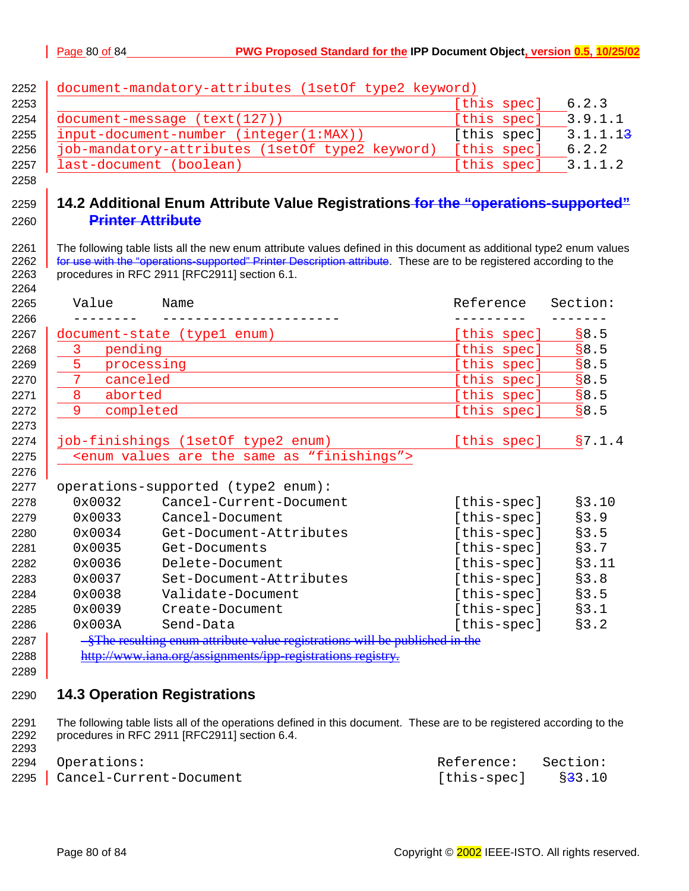```
document-mandatory-attributes (1setOf type2 keyword)
                                                 [this spec]   6.2.3
document-message (text(127))                     [this spec]   3.9.1.1
input-document-number (integer(1:MAX))           [this spec]   3.1.1.13
job-mandatory-attributes (1setOf type2 keyword)  [this spec]   6.2.2
last-document (boolean)                          [this spec]   3.1.1.2
```

## 14.2 Additional Enum Attribute Value Registrations for the "operations-supported" Printer Attribute

The following table lists all the new enum attribute values defined in this document as additional type2 enum values for use with the "operations-supported" Printer Description attribute. These are to be registered according to the procedures in RFC 2911 [RFC2911] section 6.1.

```
  Value      Name                                Reference   Section:
  --------   ----------------------              ---------   -------
document-state (type1 enum)                      [this spec]    §8.5
   3   pending                                   [this spec]    §8.5
   5   processing                                [this spec]    §8.5
   7   canceled                                  [this spec]    §8.5
   8   aborted                                   [this spec]    §8.5
   9   completed                                 [this spec]    §8.5

job-finishings (1setOf type2 enum)               [this spec]    §7.1.4
  <enum values are the same as "finishings">

operations-supported (type2 enum):
  0x0032     Cancel-Current-Document             [this-spec]    §3.10
  0x0033     Cancel-Document                     [this-spec]    §3.9
  0x0034     Get-Document-Attributes             [this-spec]    §3.5
  0x0035     Get-Documents                       [this-spec]    §3.7
  0x0036     Delete-Document                     [this-spec]    §3.11
  0x0037     Set-Document-Attributes             [this-spec]    §3.8
  0x0038     Validate-Document                   [this-spec]    §3.5
  0x0039     Create-Document                     [this-spec]    §3.1
  0x003A     Send-Data                           [this-spec]    §3.2
```

§The resulting enum attribute value registrations will be published in the http://www.iana.org/assignments/ipp-registrations registry.

## 14.3 Operation Registrations

The following table lists all of the operations defined in this document. These are to be registered according to the procedures in RFC 2911 [RFC2911] section 6.4.

```
Operations:                                    Reference:   Section:
Cancel-Current-Document                        [this-spec]    §33.10
```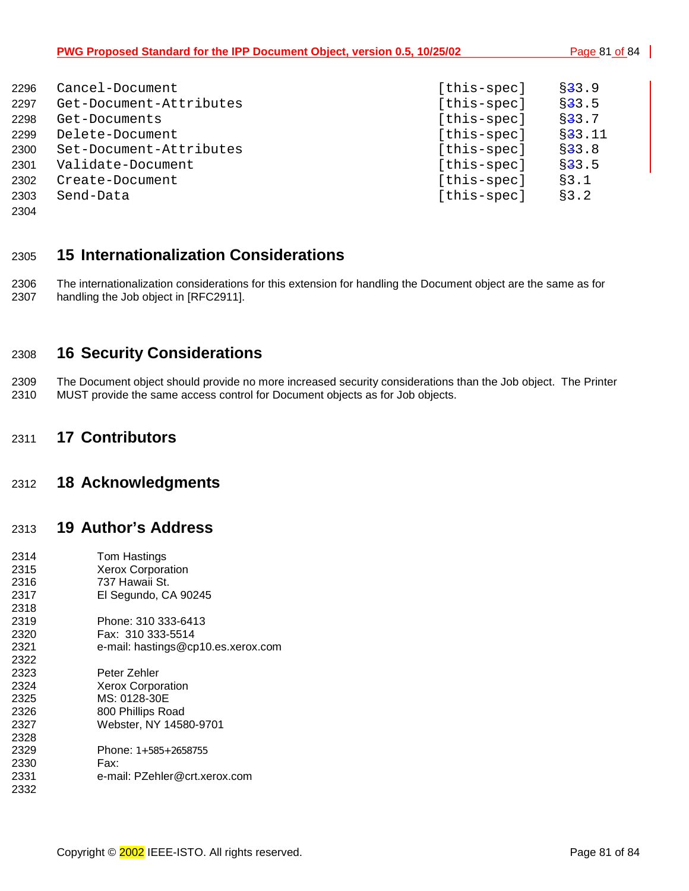```
Cancel-Document              [this-spec]    §33.9
Get-Document-Attributes      [this-spec]    §33.5
Get-Documents                [this-spec]    §33.7
Delete-Document              [this-spec]    §33.11
Set-Document-Attributes      [this-spec]    §33.8
Validate-Document            [this-spec]    §33.5
Create-Document              [this-spec]    §3.1
Send-Data                    [this-spec]    §3.2
```

# 15 Internationalization Considerations

The internationalization considerations for this extension for handling the Document object are the same as for handling the Job object in [RFC2911].

# 16 Security Considerations

The Document object should provide no more increased security considerations than the Job object. The Printer MUST provide the same access control for Document objects as for Job objects.

# 17 Contributors

# 18 Acknowledgments

# 19 Author's Address

Tom Hastings
Xerox Corporation
737 Hawaii St.
El Segundo, CA 90245

Phone: 310 333-6413
Fax: 310 333-5514
e-mail: hastings@cp10.es.xerox.com

Peter Zehler
Xerox Corporation
MS: 0128-30E
800 Phillips Road
Webster, NY 14580-9701

Phone: 1+585+2658755
Fax:
e-mail: PZehler@crt.xerox.com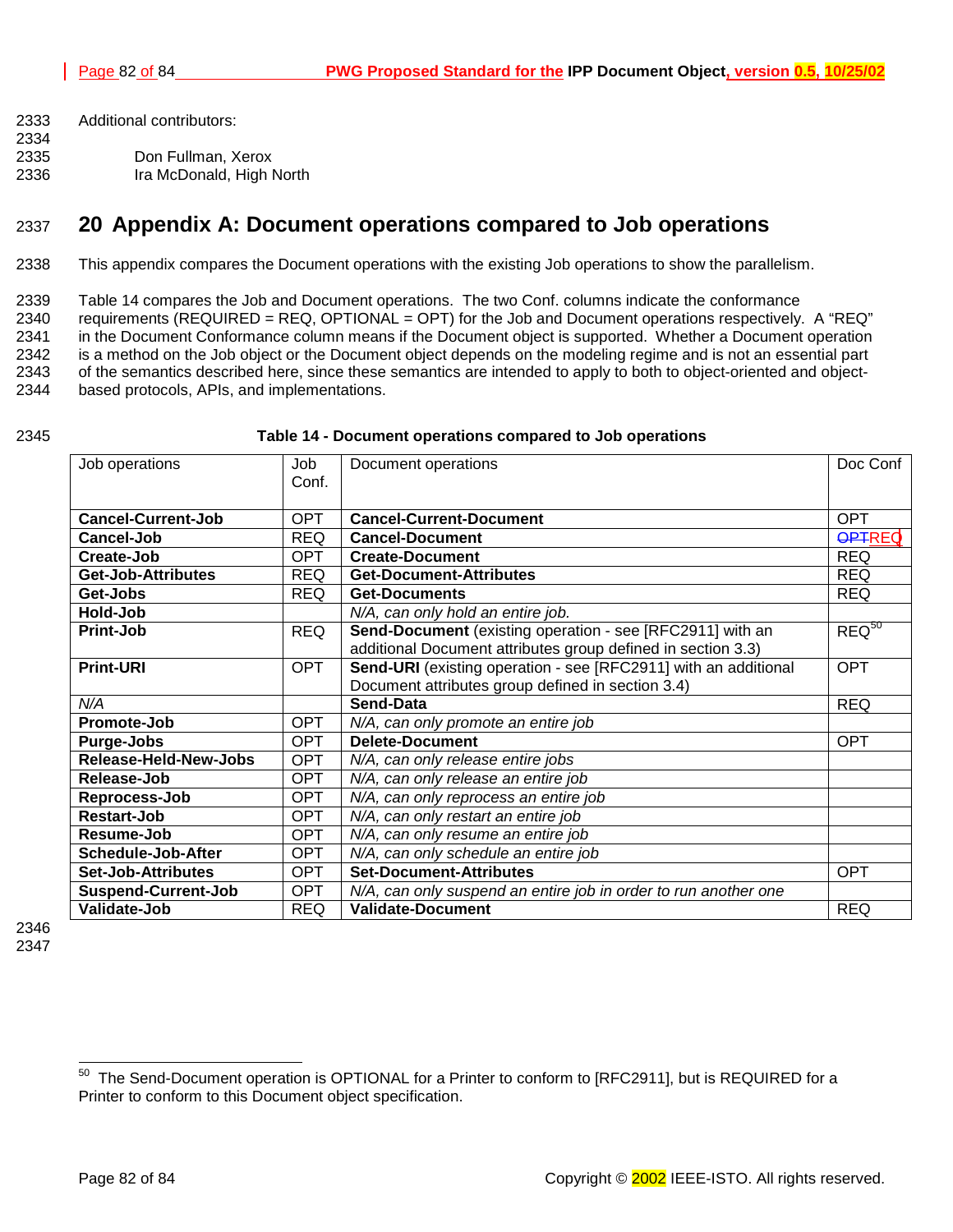Additional contributors:

Don Fullman, Xerox
Ira McDonald, High North

# 20 Appendix A: Document operations compared to Job operations

This appendix compares the Document operations with the existing Job operations to show the parallelism.

Table 14 compares the Job and Document operations. The two Conf. columns indicate the conformance requirements (REQUIRED = REQ, OPTIONAL = OPT) for the Job and Document operations respectively. A "REQ" in the Document Conformance column means if the Document object is supported. Whether a Document operation is a method on the Job object or the Document object depends on the modeling regime and is not an essential part of the semantics described here, since these semantics are intended to apply to both to object-oriented and object-based protocols, APIs, and implementations.

**Table 14 - Document operations compared to Job operations**

| Job operations | Job Conf. | Document operations | Doc Conf |
|---|---|---|---|
| **Cancel-Current-Job** | OPT | **Cancel-Current-Document** | OPT |
| **Cancel-Job** | REQ | **Cancel-Document** | ~~OPT~~REQ |
| **Create-Job** | OPT | **Create-Document** | REQ |
| **Get-Job-Attributes** | REQ | **Get-Document-Attributes** | REQ |
| **Get-Jobs** | REQ | **Get-Documents** | REQ |
| **Hold-Job** | | *N/A, can only hold an entire job.* | |
| **Print-Job** | REQ | **Send-Document** (existing operation - see [RFC2911] with an additional Document attributes group defined in section 3.3) | REQ[50] |
| **Print-URI** | OPT | **Send-URI** (existing operation - see [RFC2911] with an additional Document attributes group defined in section 3.4) | OPT |
| *N/A* | | **Send-Data** | REQ |
| **Promote-Job** | OPT | *N/A, can only promote an entire job* | |
| **Purge-Jobs** | OPT | **Delete-Document** | OPT |
| **Release-Held-New-Jobs** | OPT | *N/A, can only release entire jobs* | |
| **Release-Job** | OPT | *N/A, can only release an entire job* | |
| **Reprocess-Job** | OPT | *N/A, can only reprocess an entire job* | |
| **Restart-Job** | OPT | *N/A, can only restart an entire job* | |
| **Resume-Job** | OPT | *N/A, can only resume an entire job* | |
| **Schedule-Job-After** | OPT | *N/A, can only schedule an entire job* | |
| **Set-Job-Attributes** | OPT | **Set-Document-Attributes** | OPT |
| **Suspend-Current-Job** | OPT | *N/A, can only suspend an entire job in order to run another one* | |
| **Validate-Job** | REQ | **Validate-Document** | REQ |

[50] The Send-Document operation is OPTIONAL for a Printer to conform to [RFC2911], but is REQUIRED for a Printer to conform to this Document object specification.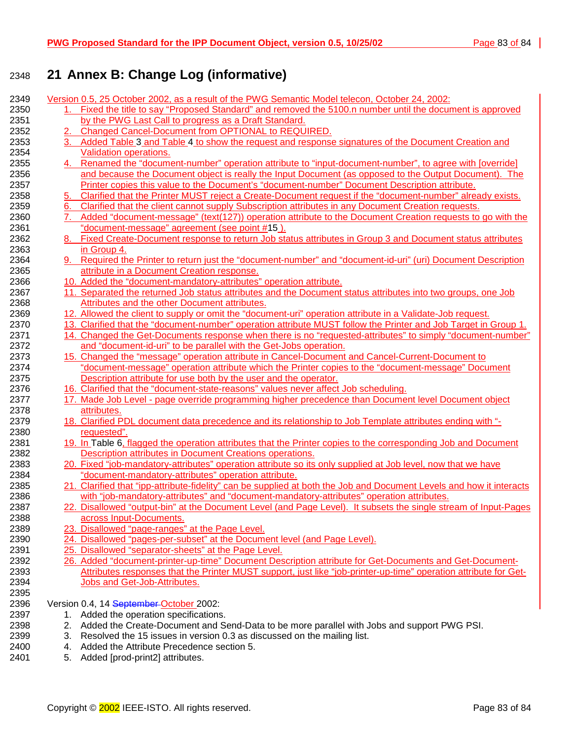# 21 Annex B: Change Log (informative)

Version 0.5, 25 October 2002, as a result of the PWG Semantic Model telecon, October 24, 2002:

1. Fixed the title to say “Proposed Standard” and removed the 5100.n number until the document is approved by the PWG Last Call to progress as a Draft Standard.
2. Changed Cancel-Document from OPTIONAL to REQUIRED.
3. Added Table 3 and Table 4 to show the request and response signatures of the Document Creation and Validation operations.
4. Renamed the “document-number” operation attribute to “input-document-number”, to agree with [override] and because the Document object is really the Input Document (as opposed to the Output Document). The Printer copies this value to the Document’s “document-number” Document Description attribute.
5. Clarified that the Printer MUST reject a Create-Document request if the “document-number” already exists.
6. Clarified that the client cannot supply Subscription attributes in any Document Creation requests.
7. Added “document-message” (text(127)) operation attribute to the Document Creation requests to go with the “document-message” agreement (see point #15 ).
8. Fixed Create-Document response to return Job status attributes in Group 3 and Document status attributes in Group 4.
9. Required the Printer to return just the “document-number” and “document-id-uri” (uri) Document Description attribute in a Document Creation response.
10. Added the “document-mandatory-attributes” operation attribute.
11. Separated the returned Job status attributes and the Document status attributes into two groups, one Job Attributes and the other Document attributes.
12. Allowed the client to supply or omit the “document-uri” operation attribute in a Validate-Job request.
13. Clarified that the “document-number” operation attribute MUST follow the Printer and Job Target in Group 1.
14. Changed the Get-Documents response when there is no “requested-attributes” to simply “document-number” and “document-id-uri” to be parallel with the Get-Jobs operation.
15. Changed the “message” operation attribute in Cancel-Document and Cancel-Current-Document to “document-message” operation attribute which the Printer copies to the “document-message” Document Description attribute for use both by the user and the operator.
16. Clarified that the “document-state-reasons” values never affect Job scheduling.
17. Made Job Level - page override programming higher precedence than Document level Document object attributes.
18. Clarified PDL document data precedence and its relationship to Job Template attributes ending with “-requested”.
19. In Table 6, flagged the operation attributes that the Printer copies to the corresponding Job and Document Description attributes in Document Creations operations.
20. Fixed “job-mandatory-attributes” operation attribute so its only supplied at Job level, now that we have “document-mandatory-attributes” operation attribute.
21. Clarified that “ipp-attribute-fidelity” can be supplied at both the Job and Document Levels and how it interacts with “job-mandatory-attributes” and “document-mandatory-attributes” operation attributes.
22. Disallowed “output-bin” at the Document Level (and Page Level). It subsets the single stream of Input-Pages across Input-Documents.
23. Disallowed “page-ranges” at the Page Level.
24. Disallowed “pages-per-subset” at the Document level (and Page Level).
25. Disallowed “separator-sheets” at the Page Level.
26. Added “document-printer-up-time” Document Description attribute for Get-Documents and Get-Document-Attributes responses that the Printer MUST support, just like “job-printer-up-time” operation attribute for Get-Jobs and Get-Job-Attributes.

Version 0.4, 14 ~~September~~ October 2002:

1. Added the operation specifications.
2. Added the Create-Document and Send-Data to be more parallel with Jobs and support PWG PSI.
3. Resolved the 15 issues in version 0.3 as discussed on the mailing list.
4. Added the Attribute Precedence section 5.
5. Added [prod-print2] attributes.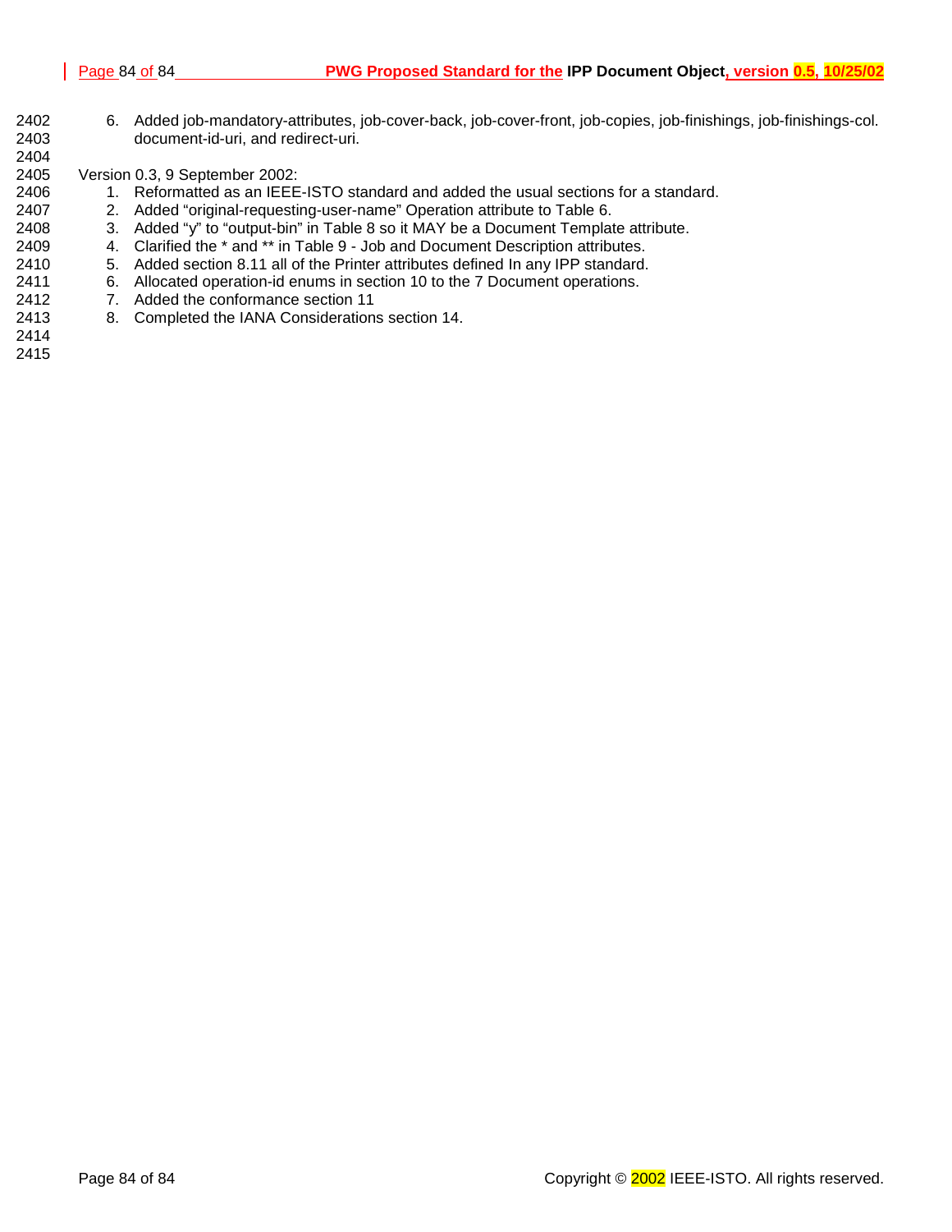6. Added job-mandatory-attributes, job-cover-back, job-cover-front, job-copies, job-finishings, job-finishings-col. document-id-uri, and redirect-uri.

Version 0.3, 9 September 2002:

1. Reformatted as an IEEE-ISTO standard and added the usual sections for a standard.
2. Added "original-requesting-user-name" Operation attribute to Table 6.
3. Added "y" to "output-bin" in Table 8 so it MAY be a Document Template attribute.
4. Clarified the * and ** in Table 9 - Job and Document Description attributes.
5. Added section 8.11 all of the Printer attributes defined In any IPP standard.
6. Allocated operation-id enums in section 10 to the 7 Document operations.
7. Added the conformance section 11
8. Completed the IANA Considerations section 14.